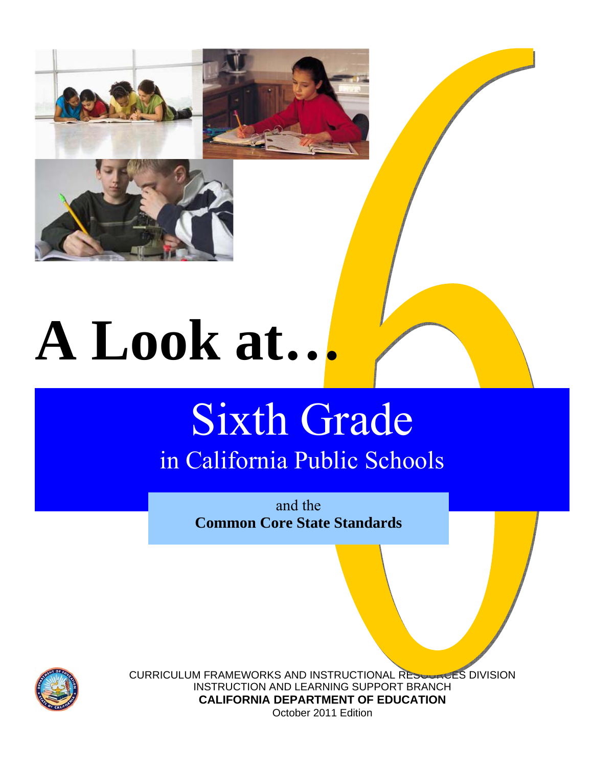# A Look at…

## Sixth Grade

### in California Public Schools

and the
**Common Core State Standards**

CURRICULUM FRAMEWORKS AND INSTRUCTIONAL RESOURCES DIVISION
INSTRUCTION AND LEARNING SUPPORT BRANCH
**CALIFORNIA DEPARTMENT OF EDUCATION**
October 2011 Edition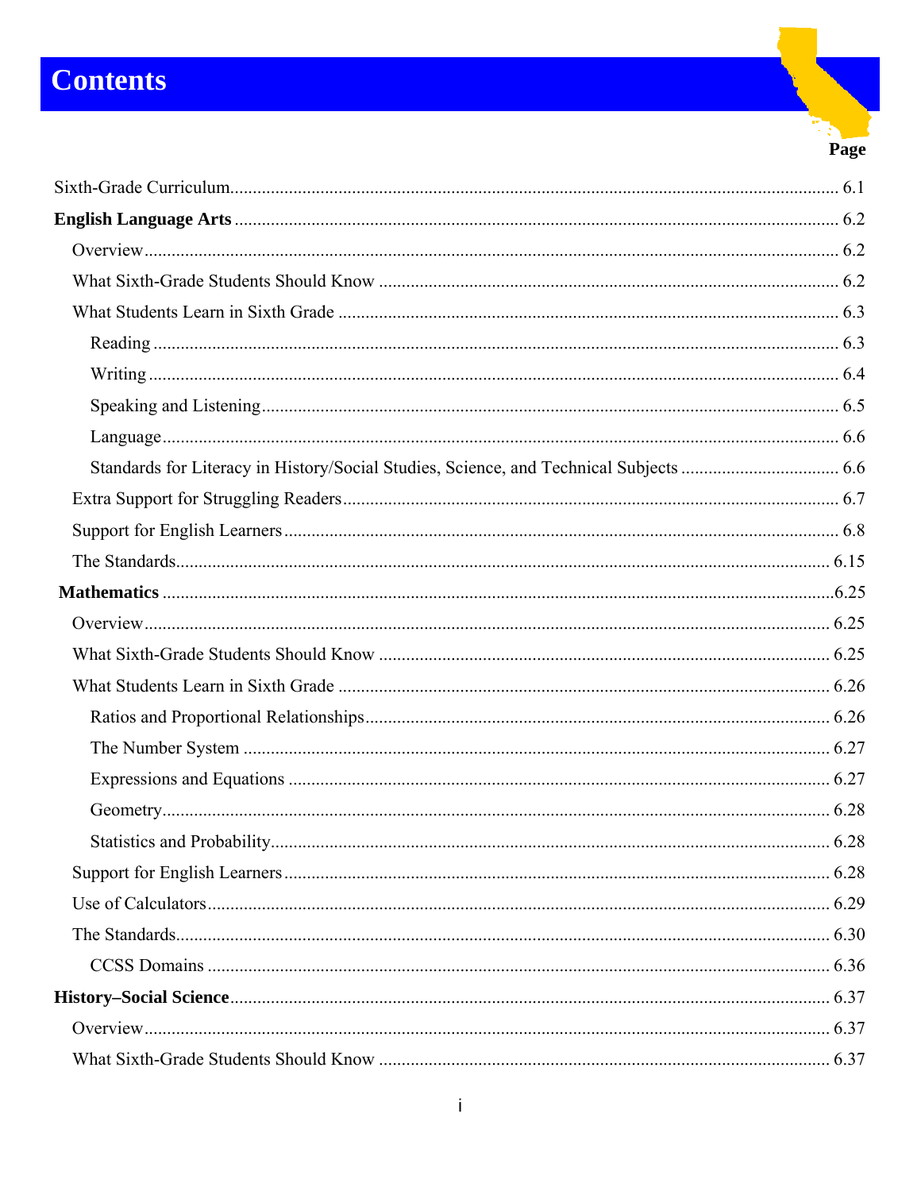# Contents

| | Page |
|---|---|
| Sixth-Grade Curriculum | 6.1 |
| **English Language Arts** | 6.2 |
| Overview | 6.2 |
| What Sixth-Grade Students Should Know | 6.2 |
| What Students Learn in Sixth Grade | 6.3 |
| Reading | 6.3 |
| Writing | 6.4 |
| Speaking and Listening | 6.5 |
| Language | 6.6 |
| Standards for Literacy in History/Social Studies, Science, and Technical Subjects | 6.6 |
| Extra Support for Struggling Readers | 6.7 |
| Support for English Learners | 6.8 |
| The Standards | 6.15 |
| **Mathematics** | 6.25 |
| Overview | 6.25 |
| What Sixth-Grade Students Should Know | 6.25 |
| What Students Learn in Sixth Grade | 6.26 |
| Ratios and Proportional Relationships | 6.26 |
| The Number System | 6.27 |
| Expressions and Equations | 6.27 |
| Geometry | 6.28 |
| Statistics and Probability | 6.28 |
| Support for English Learners | 6.28 |
| Use of Calculators | 6.29 |
| The Standards | 6.30 |
| CCSS Domains | 6.36 |
| **History–Social Science** | 6.37 |
| Overview | 6.37 |
| What Sixth-Grade Students Should Know | 6.37 |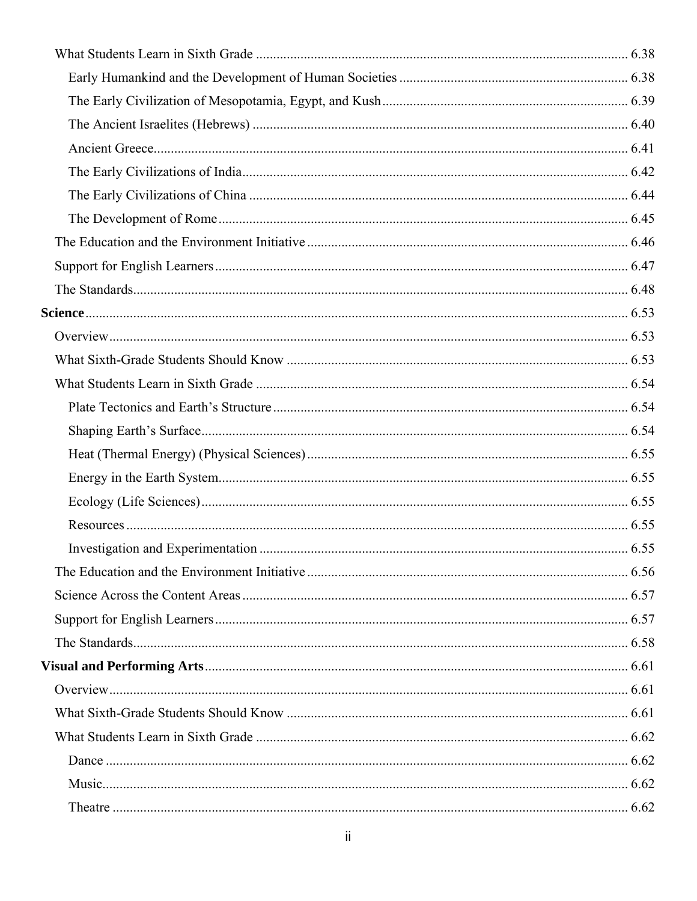- What Students Learn in Sixth Grade ............ 6.38
  - Early Humankind and the Development of Human Societies ............ 6.38
  - The Early Civilization of Mesopotamia, Egypt, and Kush ............ 6.39
  - The Ancient Israelites (Hebrews) ............ 6.40
  - Ancient Greece ............ 6.41
  - The Early Civilizations of India ............ 6.42
  - The Early Civilizations of China ............ 6.44
  - The Development of Rome ............ 6.45
- The Education and the Environment Initiative ............ 6.46
- Support for English Learners ............ 6.47
- The Standards ............ 6.48

**Science** ............ 6.53

- Overview ............ 6.53
- What Sixth-Grade Students Should Know ............ 6.53
- What Students Learn in Sixth Grade ............ 6.54
  - Plate Tectonics and Earth's Structure ............ 6.54
  - Shaping Earth's Surface ............ 6.54
  - Heat (Thermal Energy) (Physical Sciences) ............ 6.55
  - Energy in the Earth System ............ 6.55
  - Ecology (Life Sciences) ............ 6.55
  - Resources ............ 6.55
  - Investigation and Experimentation ............ 6.55
- The Education and the Environment Initiative ............ 6.56
- Science Across the Content Areas ............ 6.57
- Support for English Learners ............ 6.57
- The Standards ............ 6.58

**Visual and Performing Arts** ............ 6.61

- Overview ............ 6.61
- What Sixth-Grade Students Should Know ............ 6.61
- What Students Learn in Sixth Grade ............ 6.62
  - Dance ............ 6.62
  - Music ............ 6.62
  - Theatre ............ 6.62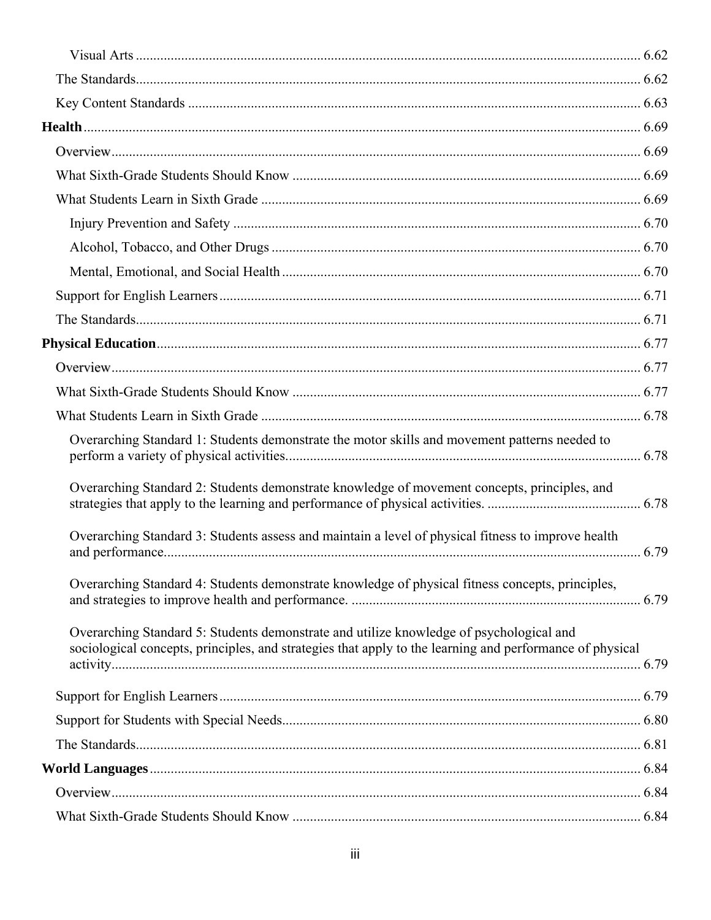- Visual Arts ........ 6.62
- The Standards ........ 6.62
- Key Content Standards ........ 6.63

**Health** ........ 6.69

- Overview ........ 6.69
- What Sixth-Grade Students Should Know ........ 6.69
- What Students Learn in Sixth Grade ........ 6.69
    - Injury Prevention and Safety ........ 6.70
    - Alcohol, Tobacco, and Other Drugs ........ 6.70
    - Mental, Emotional, and Social Health ........ 6.70
- Support for English Learners ........ 6.71
- The Standards ........ 6.71

**Physical Education** ........ 6.77

- Overview ........ 6.77
- What Sixth-Grade Students Should Know ........ 6.77
- What Students Learn in Sixth Grade ........ 6.78
    - Overarching Standard 1: Students demonstrate the motor skills and movement patterns needed to perform a variety of physical activities ........ 6.78
    - Overarching Standard 2: Students demonstrate knowledge of movement concepts, principles, and strategies that apply to the learning and performance of physical activities. ........ 6.78
    - Overarching Standard 3: Students assess and maintain a level of physical fitness to improve health and performance ........ 6.79
    - Overarching Standard 4: Students demonstrate knowledge of physical fitness concepts, principles, and strategies to improve health and performance. ........ 6.79
    - Overarching Standard 5: Students demonstrate and utilize knowledge of psychological and sociological concepts, principles, and strategies that apply to the learning and performance of physical activity ........ 6.79
- Support for English Learners ........ 6.79
- Support for Students with Special Needs ........ 6.80
- The Standards ........ 6.81

**World Languages** ........ 6.84

- Overview ........ 6.84
- What Sixth-Grade Students Should Know ........ 6.84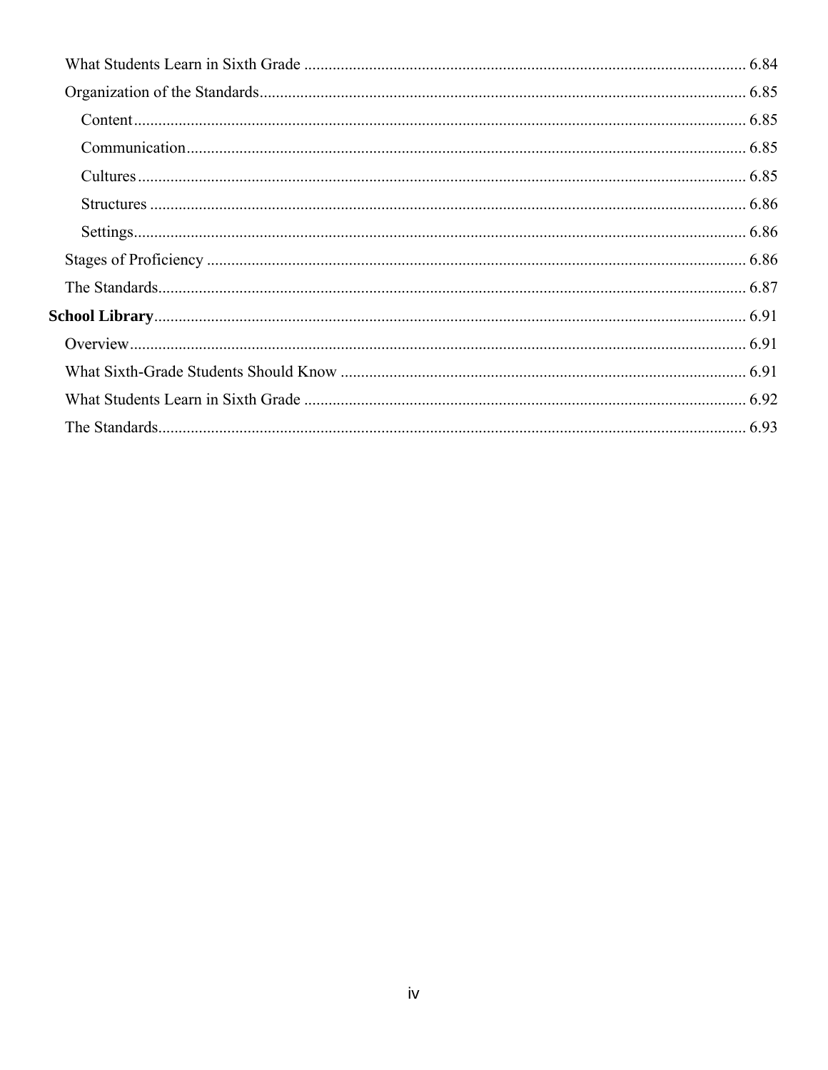What Students Learn in Sixth Grade ........................................................................................................... 6.84

Organization of the Standards...................................................................................................................... 6.85

Content ....................................................................................................................................................... 6.85

Communication ......................................................................................................................................... 6.85

Cultures ...................................................................................................................................................... 6.85

Structures ................................................................................................................................................... 6.86

Settings ........................................................................................................................................................ 6.86

Stages of Proficiency ..................................................................................................................................... 6.86

The Standards ................................................................................................................................................ 6.87

**School Library** ................................................................................................................................................ 6.91

Overview ......................................................................................................................................................... 6.91

What Sixth-Grade Students Should Know .................................................................................................. 6.91

What Students Learn in Sixth Grade ........................................................................................................... 6.92

The Standards ................................................................................................................................................ 6.93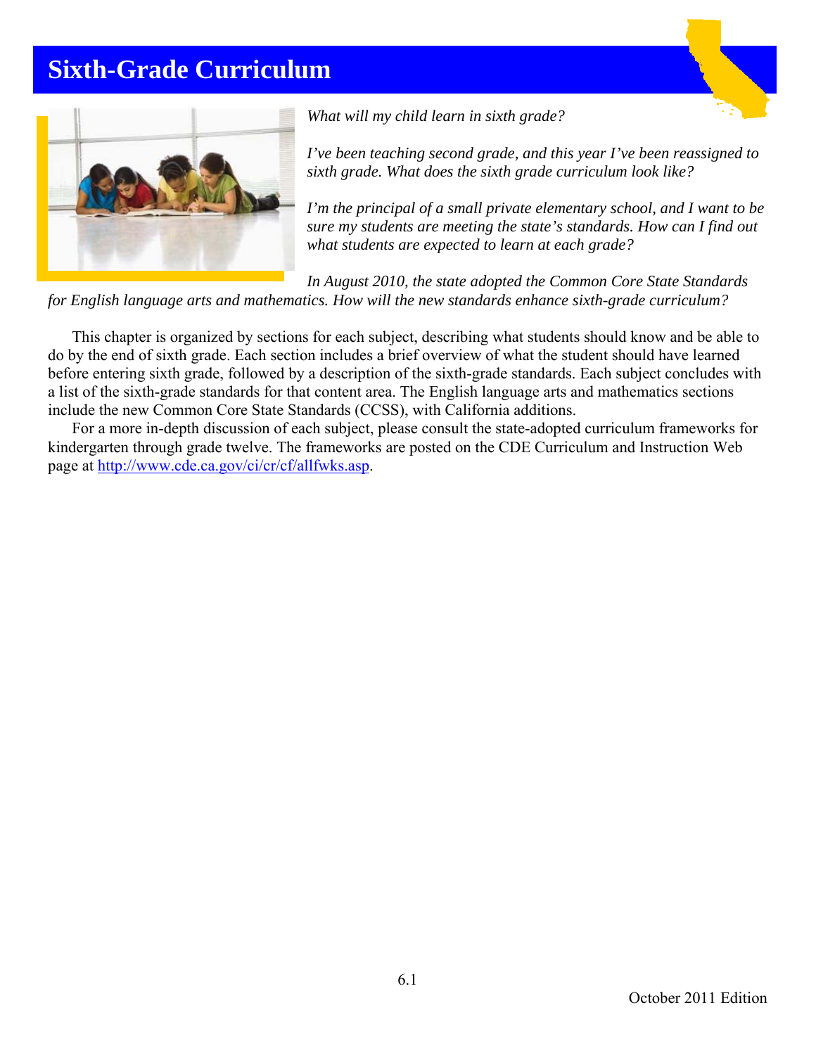# Sixth-Grade Curriculum

*What will my child learn in sixth grade?*

*I've been teaching second grade, and this year I've been reassigned to sixth grade. What does the sixth grade curriculum look like?*

*I'm the principal of a small private elementary school, and I want to be sure my students are meeting the state's standards. How can I find out what students are expected to learn at each grade?*

*In August 2010, the state adopted the Common Core State Standards for English language arts and mathematics. How will the new standards enhance sixth-grade curriculum?*

This chapter is organized by sections for each subject, describing what students should know and be able to do by the end of sixth grade. Each section includes a brief overview of what the student should have learned before entering sixth grade, followed by a description of the sixth-grade standards. Each subject concludes with a list of the sixth-grade standards for that content area. The English language arts and mathematics sections include the new Common Core State Standards (CCSS), with California additions.

For a more in-depth discussion of each subject, please consult the state-adopted curriculum frameworks for kindergarten through grade twelve. The frameworks are posted on the CDE Curriculum and Instruction Web page at http://www.cde.ca.gov/ci/cr/cf/allfwks.asp.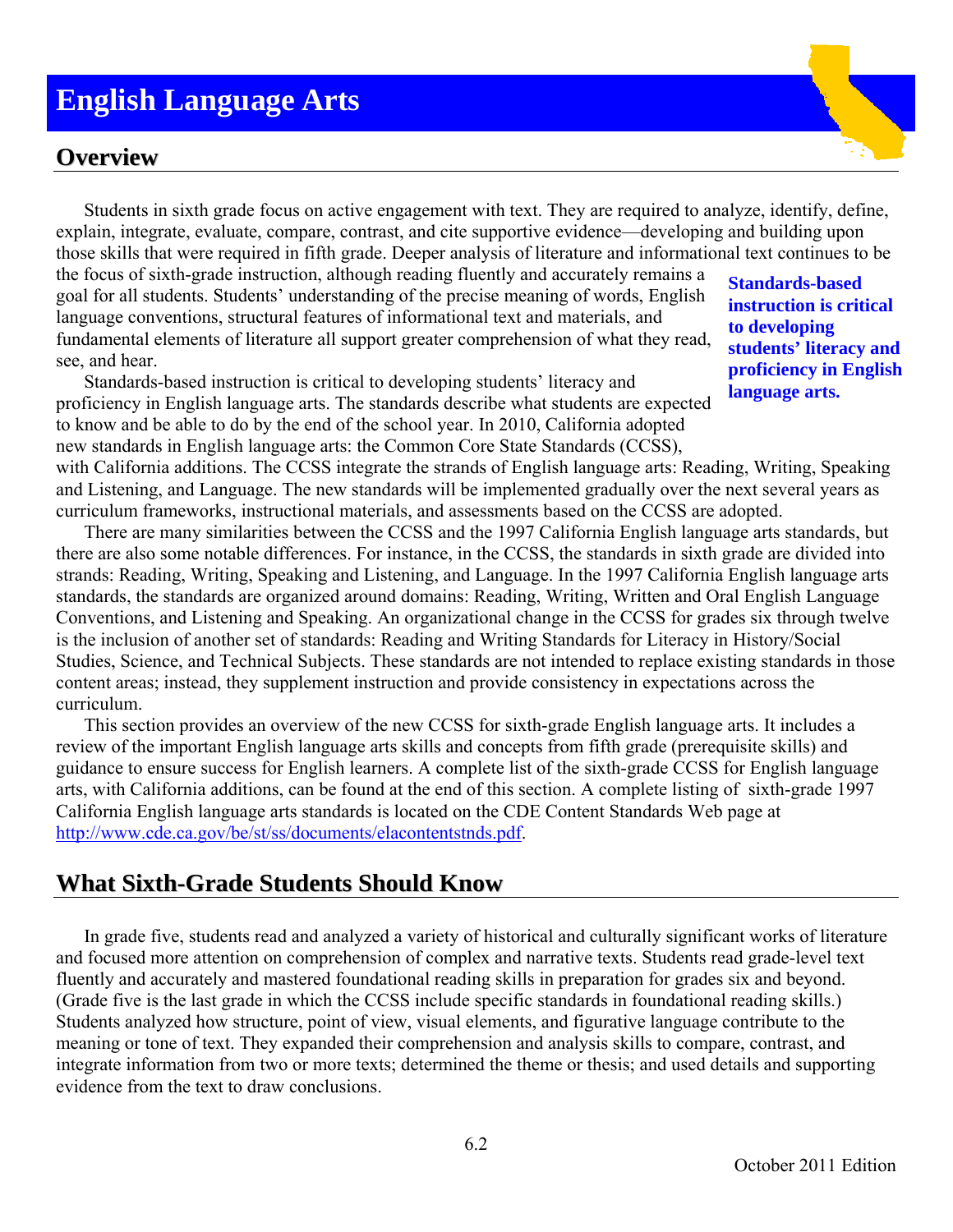# English Language Arts

## Overview

Students in sixth grade focus on active engagement with text. They are required to analyze, identify, define, explain, integrate, evaluate, compare, contrast, and cite supportive evidence—developing and building upon those skills that were required in fifth grade. Deeper analysis of literature and informational text continues to be the focus of sixth-grade instruction, although reading fluently and accurately remains a goal for all students. Students' understanding of the precise meaning of words, English language conventions, structural features of informational text and materials, and fundamental elements of literature all support greater comprehension of what they read, see, and hear.

**Standards-based instruction is critical to developing students' literacy and proficiency in English language arts.**

Standards-based instruction is critical to developing students' literacy and proficiency in English language arts. The standards describe what students are expected to know and be able to do by the end of the school year. In 2010, California adopted new standards in English language arts: the Common Core State Standards (CCSS), with California additions. The CCSS integrate the strands of English language arts: Reading, Writing, Speaking and Listening, and Language. The new standards will be implemented gradually over the next several years as curriculum frameworks, instructional materials, and assessments based on the CCSS are adopted.

There are many similarities between the CCSS and the 1997 California English language arts standards, but there are also some notable differences. For instance, in the CCSS, the standards in sixth grade are divided into strands: Reading, Writing, Speaking and Listening, and Language. In the 1997 California English language arts standards, the standards are organized around domains: Reading, Writing, Written and Oral English Language Conventions, and Listening and Speaking. An organizational change in the CCSS for grades six through twelve is the inclusion of another set of standards: Reading and Writing Standards for Literacy in History/Social Studies, Science, and Technical Subjects. These standards are not intended to replace existing standards in those content areas; instead, they supplement instruction and provide consistency in expectations across the curriculum.

This section provides an overview of the new CCSS for sixth-grade English language arts. It includes a review of the important English language arts skills and concepts from fifth grade (prerequisite skills) and guidance to ensure success for English learners. A complete list of the sixth-grade CCSS for English language arts, with California additions, can be found at the end of this section. A complete listing of sixth-grade 1997 California English language arts standards is located on the CDE Content Standards Web page at http://www.cde.ca.gov/be/st/ss/documents/elacontentstnds.pdf.

## What Sixth-Grade Students Should Know

In grade five, students read and analyzed a variety of historical and culturally significant works of literature and focused more attention on comprehension of complex and narrative texts. Students read grade-level text fluently and accurately and mastered foundational reading skills in preparation for grades six and beyond. (Grade five is the last grade in which the CCSS include specific standards in foundational reading skills.) Students analyzed how structure, point of view, visual elements, and figurative language contribute to the meaning or tone of text. They expanded their comprehension and analysis skills to compare, contrast, and integrate information from two or more texts; determined the theme or thesis; and used details and supporting evidence from the text to draw conclusions.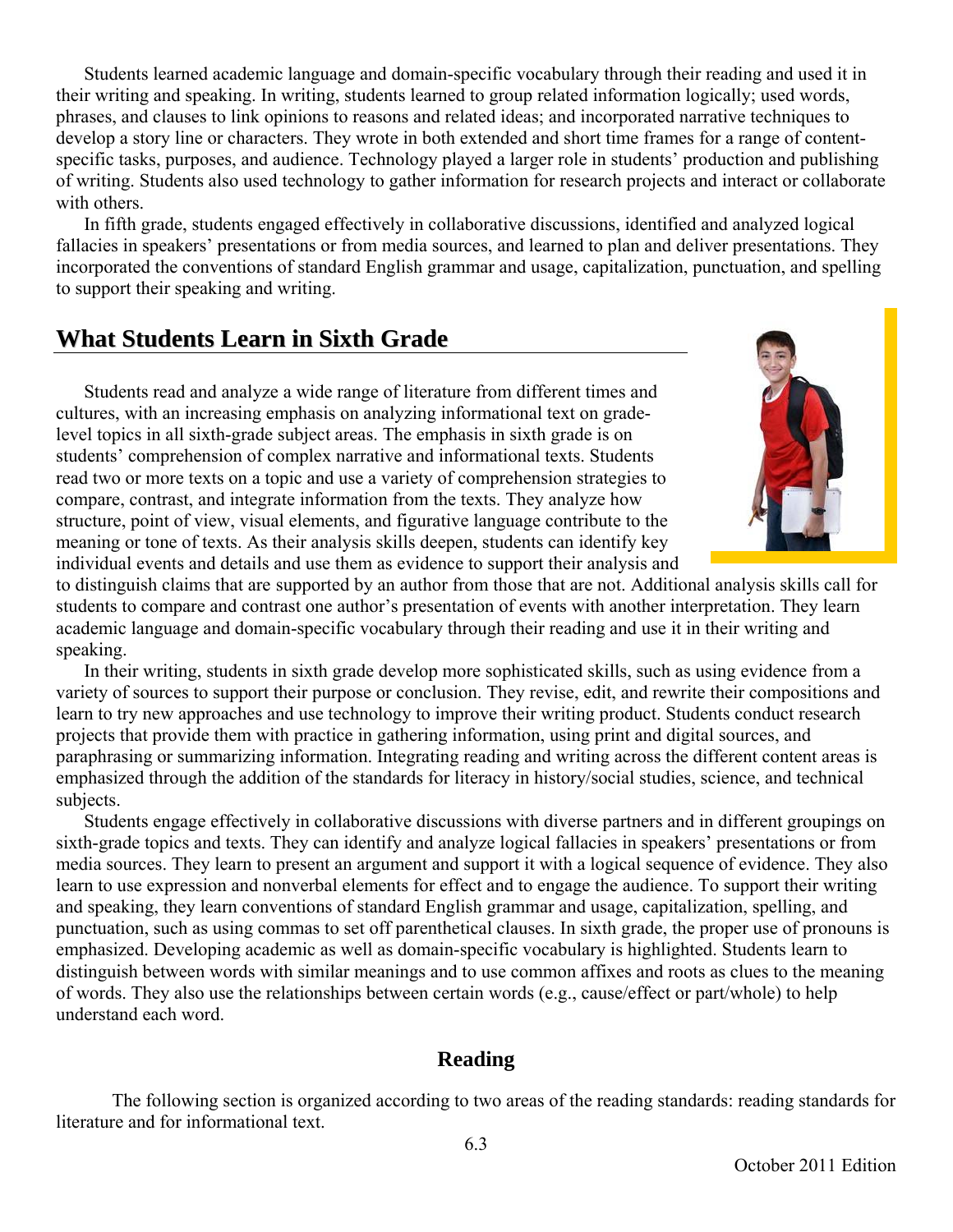Students learned academic language and domain-specific vocabulary through their reading and used it in their writing and speaking. In writing, students learned to group related information logically; used words, phrases, and clauses to link opinions to reasons and related ideas; and incorporated narrative techniques to develop a story line or characters. They wrote in both extended and short time frames for a range of content-specific tasks, purposes, and audience. Technology played a larger role in students' production and publishing of writing. Students also used technology to gather information for research projects and interact or collaborate with others.

In fifth grade, students engaged effectively in collaborative discussions, identified and analyzed logical fallacies in speakers' presentations or from media sources, and learned to plan and deliver presentations. They incorporated the conventions of standard English grammar and usage, capitalization, punctuation, and spelling to support their speaking and writing.

## What Students Learn in Sixth Grade

Students read and analyze a wide range of literature from different times and cultures, with an increasing emphasis on analyzing informational text on grade-level topics in all sixth-grade subject areas. The emphasis in sixth grade is on students' comprehension of complex narrative and informational texts. Students read two or more texts on a topic and use a variety of comprehension strategies to compare, contrast, and integrate information from the texts. They analyze how structure, point of view, visual elements, and figurative language contribute to the meaning or tone of texts. As their analysis skills deepen, students can identify key individual events and details and use them as evidence to support their analysis and to distinguish claims that are supported by an author from those that are not. Additional analysis skills call for students to compare and contrast one author's presentation of events with another interpretation. They learn academic language and domain-specific vocabulary through their reading and use it in their writing and speaking.

In their writing, students in sixth grade develop more sophisticated skills, such as using evidence from a variety of sources to support their purpose or conclusion. They revise, edit, and rewrite their compositions and learn to try new approaches and use technology to improve their writing product. Students conduct research projects that provide them with practice in gathering information, using print and digital sources, and paraphrasing or summarizing information. Integrating reading and writing across the different content areas is emphasized through the addition of the standards for literacy in history/social studies, science, and technical subjects.

Students engage effectively in collaborative discussions with diverse partners and in different groupings on sixth-grade topics and texts. They can identify and analyze logical fallacies in speakers' presentations or from media sources. They learn to present an argument and support it with a logical sequence of evidence. They also learn to use expression and nonverbal elements for effect and to engage the audience. To support their writing and speaking, they learn conventions of standard English grammar and usage, capitalization, spelling, and punctuation, such as using commas to set off parenthetical clauses. In sixth grade, the proper use of pronouns is emphasized. Developing academic as well as domain-specific vocabulary is highlighted. Students learn to distinguish between words with similar meanings and to use common affixes and roots as clues to the meaning of words. They also use the relationships between certain words (e.g., cause/effect or part/whole) to help understand each word.

### Reading

The following section is organized according to two areas of the reading standards: reading standards for literature and for informational text.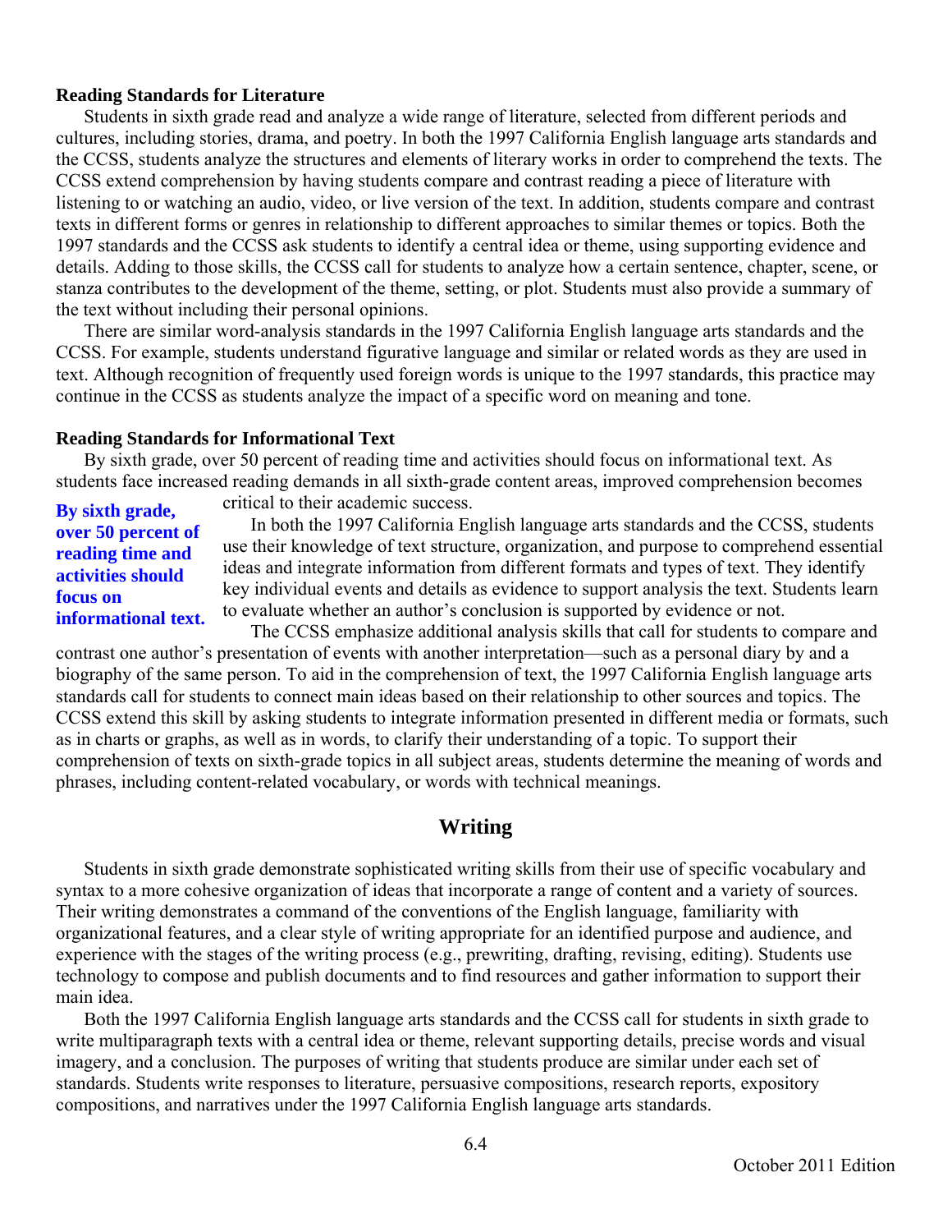### Reading Standards for Literature

Students in sixth grade read and analyze a wide range of literature, selected from different periods and cultures, including stories, drama, and poetry. In both the 1997 California English language arts standards and the CCSS, students analyze the structures and elements of literary works in order to comprehend the texts. The CCSS extend comprehension by having students compare and contrast reading a piece of literature with listening to or watching an audio, video, or live version of the text. In addition, students compare and contrast texts in different forms or genres in relationship to different approaches to similar themes or topics. Both the 1997 standards and the CCSS ask students to identify a central idea or theme, using supporting evidence and details. Adding to those skills, the CCSS call for students to analyze how a certain sentence, chapter, scene, or stanza contributes to the development of the theme, setting, or plot. Students must also provide a summary of the text without including their personal opinions.

There are similar word-analysis standards in the 1997 California English language arts standards and the CCSS. For example, students understand figurative language and similar or related words as they are used in text. Although recognition of frequently used foreign words is unique to the 1997 standards, this practice may continue in the CCSS as students analyze the impact of a specific word on meaning and tone.

### Reading Standards for Informational Text

By sixth grade, over 50 percent of reading time and activities should focus on informational text. As students face increased reading demands in all sixth-grade content areas, improved comprehension becomes critical to their academic success.

**By sixth grade, over 50 percent of reading time and activities should focus on informational text.**

In both the 1997 California English language arts standards and the CCSS, students use their knowledge of text structure, organization, and purpose to comprehend essential ideas and integrate information from different formats and types of text. They identify key individual events and details as evidence to support analysis the text. Students learn to evaluate whether an author's conclusion is supported by evidence or not.

The CCSS emphasize additional analysis skills that call for students to compare and contrast one author's presentation of events with another interpretation—such as a personal diary by and a biography of the same person. To aid in the comprehension of text, the 1997 California English language arts standards call for students to connect main ideas based on their relationship to other sources and topics. The CCSS extend this skill by asking students to integrate information presented in different media or formats, such as in charts or graphs, as well as in words, to clarify their understanding of a topic. To support their comprehension of texts on sixth-grade topics in all subject areas, students determine the meaning of words and phrases, including content-related vocabulary, or words with technical meanings.

## Writing

Students in sixth grade demonstrate sophisticated writing skills from their use of specific vocabulary and syntax to a more cohesive organization of ideas that incorporate a range of content and a variety of sources. Their writing demonstrates a command of the conventions of the English language, familiarity with organizational features, and a clear style of writing appropriate for an identified purpose and audience, and experience with the stages of the writing process (e.g., prewriting, drafting, revising, editing). Students use technology to compose and publish documents and to find resources and gather information to support their main idea.

Both the 1997 California English language arts standards and the CCSS call for students in sixth grade to write multiparagraph texts with a central idea or theme, relevant supporting details, precise words and visual imagery, and a conclusion. The purposes of writing that students produce are similar under each set of standards. Students write responses to literature, persuasive compositions, research reports, expository compositions, and narratives under the 1997 California English language arts standards.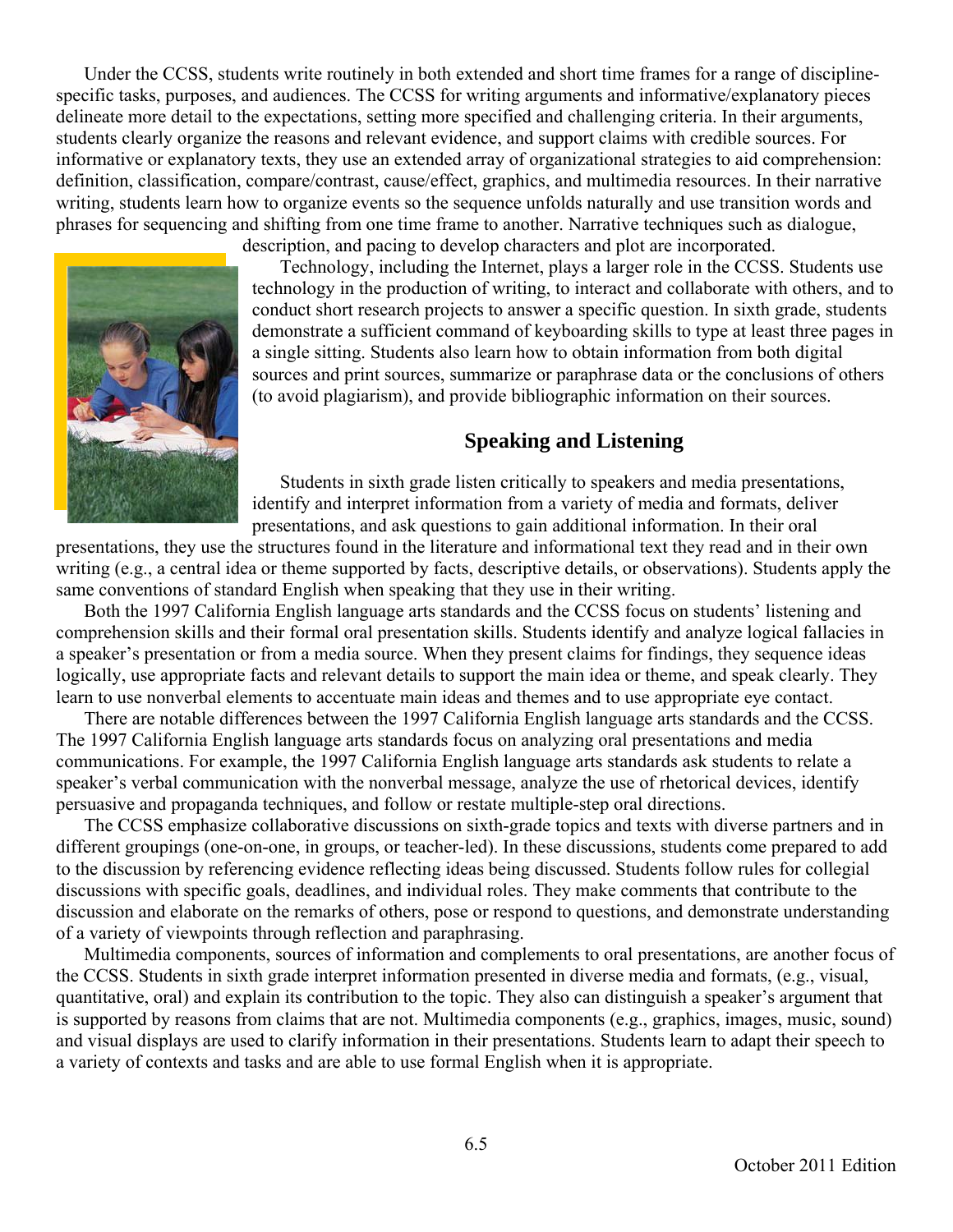Under the CCSS, students write routinely in both extended and short time frames for a range of discipline-specific tasks, purposes, and audiences. The CCSS for writing arguments and informative/explanatory pieces delineate more detail to the expectations, setting more specified and challenging criteria. In their arguments, students clearly organize the reasons and relevant evidence, and support claims with credible sources. For informative or explanatory texts, they use an extended array of organizational strategies to aid comprehension: definition, classification, compare/contrast, cause/effect, graphics, and multimedia resources. In their narrative writing, students learn how to organize events so the sequence unfolds naturally and use transition words and phrases for sequencing and shifting from one time frame to another. Narrative techniques such as dialogue, description, and pacing to develop characters and plot are incorporated.

Technology, including the Internet, plays a larger role in the CCSS. Students use technology in the production of writing, to interact and collaborate with others, and to conduct short research projects to answer a specific question. In sixth grade, students demonstrate a sufficient command of keyboarding skills to type at least three pages in a single sitting. Students also learn how to obtain information from both digital sources and print sources, summarize or paraphrase data or the conclusions of others (to avoid plagiarism), and provide bibliographic information on their sources.

### Speaking and Listening

Students in sixth grade listen critically to speakers and media presentations, identify and interpret information from a variety of media and formats, deliver presentations, and ask questions to gain additional information. In their oral presentations, they use the structures found in the literature and informational text they read and in their own writing (e.g., a central idea or theme supported by facts, descriptive details, or observations). Students apply the same conventions of standard English when speaking that they use in their writing.

Both the 1997 California English language arts standards and the CCSS focus on students' listening and comprehension skills and their formal oral presentation skills. Students identify and analyze logical fallacies in a speaker's presentation or from a media source. When they present claims for findings, they sequence ideas logically, use appropriate facts and relevant details to support the main idea or theme, and speak clearly. They learn to use nonverbal elements to accentuate main ideas and themes and to use appropriate eye contact.

There are notable differences between the 1997 California English language arts standards and the CCSS. The 1997 California English language arts standards focus on analyzing oral presentations and media communications. For example, the 1997 California English language arts standards ask students to relate a speaker's verbal communication with the nonverbal message, analyze the use of rhetorical devices, identify persuasive and propaganda techniques, and follow or restate multiple-step oral directions.

The CCSS emphasize collaborative discussions on sixth-grade topics and texts with diverse partners and in different groupings (one-on-one, in groups, or teacher-led). In these discussions, students come prepared to add to the discussion by referencing evidence reflecting ideas being discussed. Students follow rules for collegial discussions with specific goals, deadlines, and individual roles. They make comments that contribute to the discussion and elaborate on the remarks of others, pose or respond to questions, and demonstrate understanding of a variety of viewpoints through reflection and paraphrasing.

Multimedia components, sources of information and complements to oral presentations, are another focus of the CCSS. Students in sixth grade interpret information presented in diverse media and formats, (e.g., visual, quantitative, oral) and explain its contribution to the topic. They also can distinguish a speaker's argument that is supported by reasons from claims that are not. Multimedia components (e.g., graphics, images, music, sound) and visual displays are used to clarify information in their presentations. Students learn to adapt their speech to a variety of contexts and tasks and are able to use formal English when it is appropriate.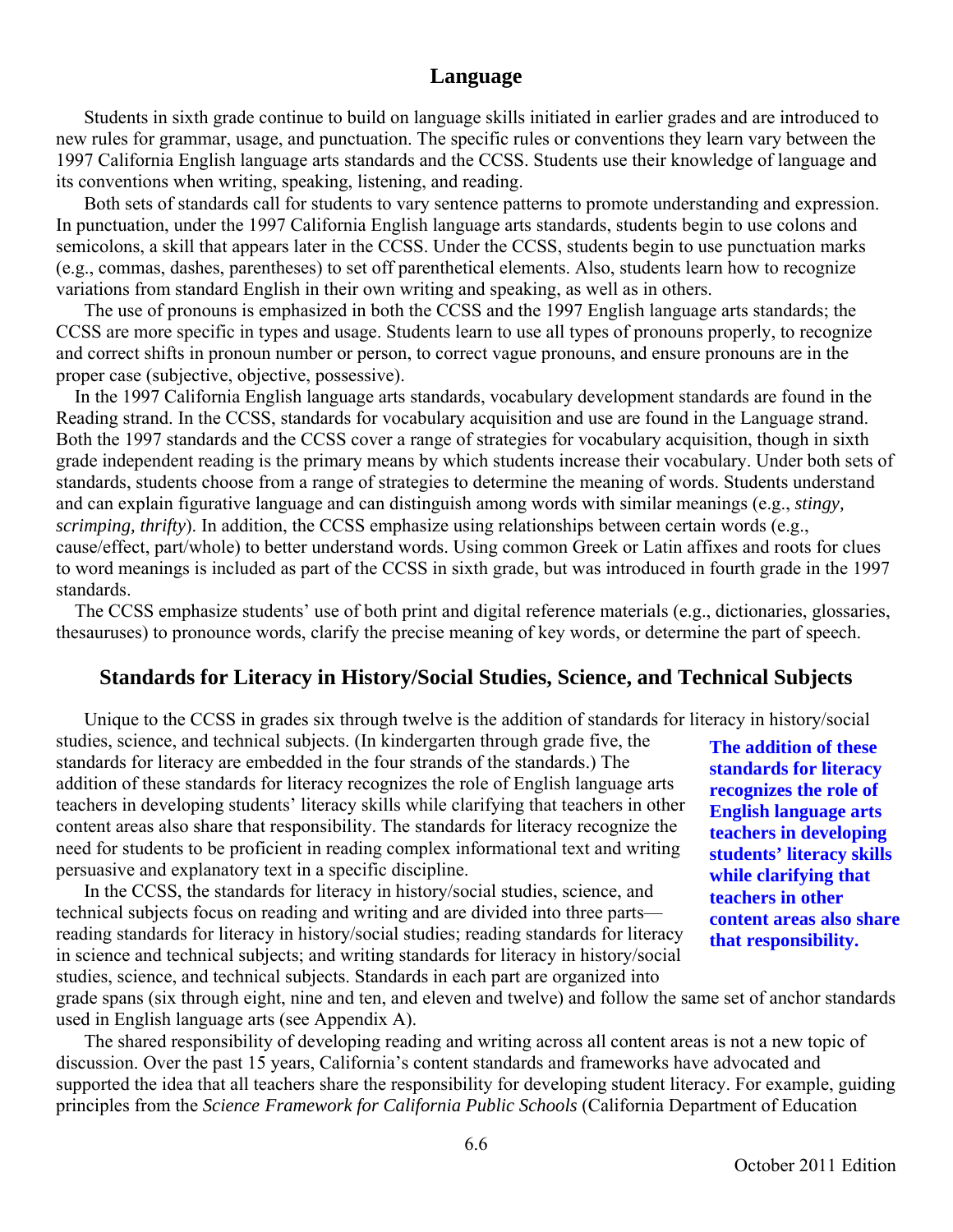## Language

Students in sixth grade continue to build on language skills initiated in earlier grades and are introduced to new rules for grammar, usage, and punctuation. The specific rules or conventions they learn vary between the 1997 California English language arts standards and the CCSS. Students use their knowledge of language and its conventions when writing, speaking, listening, and reading.

Both sets of standards call for students to vary sentence patterns to promote understanding and expression. In punctuation, under the 1997 California English language arts standards, students begin to use colons and semicolons, a skill that appears later in the CCSS. Under the CCSS, students begin to use punctuation marks (e.g., commas, dashes, parentheses) to set off parenthetical elements. Also, students learn how to recognize variations from standard English in their own writing and speaking, as well as in others.

The use of pronouns is emphasized in both the CCSS and the 1997 English language arts standards; the CCSS are more specific in types and usage. Students learn to use all types of pronouns properly, to recognize and correct shifts in pronoun number or person, to correct vague pronouns, and ensure pronouns are in the proper case (subjective, objective, possessive).

In the 1997 California English language arts standards, vocabulary development standards are found in the Reading strand. In the CCSS, standards for vocabulary acquisition and use are found in the Language strand. Both the 1997 standards and the CCSS cover a range of strategies for vocabulary acquisition, though in sixth grade independent reading is the primary means by which students increase their vocabulary. Under both sets of standards, students choose from a range of strategies to determine the meaning of words. Students understand and can explain figurative language and can distinguish among words with similar meanings (e.g., *stingy, scrimping, thrifty*). In addition, the CCSS emphasize using relationships between certain words (e.g., cause/effect, part/whole) to better understand words. Using common Greek or Latin affixes and roots for clues to word meanings is included as part of the CCSS in sixth grade, but was introduced in fourth grade in the 1997 standards.

The CCSS emphasize students' use of both print and digital reference materials (e.g., dictionaries, glossaries, thesauruses) to pronounce words, clarify the precise meaning of key words, or determine the part of speech.

## Standards for Literacy in History/Social Studies, Science, and Technical Subjects

Unique to the CCSS in grades six through twelve is the addition of standards for literacy in history/social studies, science, and technical subjects. (In kindergarten through grade five, the standards for literacy are embedded in the four strands of the standards.) The addition of these standards for literacy recognizes the role of English language arts teachers in developing students' literacy skills while clarifying that teachers in other content areas also share that responsibility. The standards for literacy recognize the need for students to be proficient in reading complex informational text and writing persuasive and explanatory text in a specific discipline.

**The addition of these standards for literacy recognizes the role of English language arts teachers in developing students' literacy skills while clarifying that teachers in other content areas also share that responsibility.**

In the CCSS, the standards for literacy in history/social studies, science, and technical subjects focus on reading and writing and are divided into three parts—reading standards for literacy in history/social studies; reading standards for literacy in science and technical subjects; and writing standards for literacy in history/social studies, science, and technical subjects. Standards in each part are organized into grade spans (six through eight, nine and ten, and eleven and twelve) and follow the same set of anchor standards used in English language arts (see Appendix A).

The shared responsibility of developing reading and writing across all content areas is not a new topic of discussion. Over the past 15 years, California's content standards and frameworks have advocated and supported the idea that all teachers share the responsibility for developing student literacy. For example, guiding principles from the *Science Framework for California Public Schools* (California Department of Education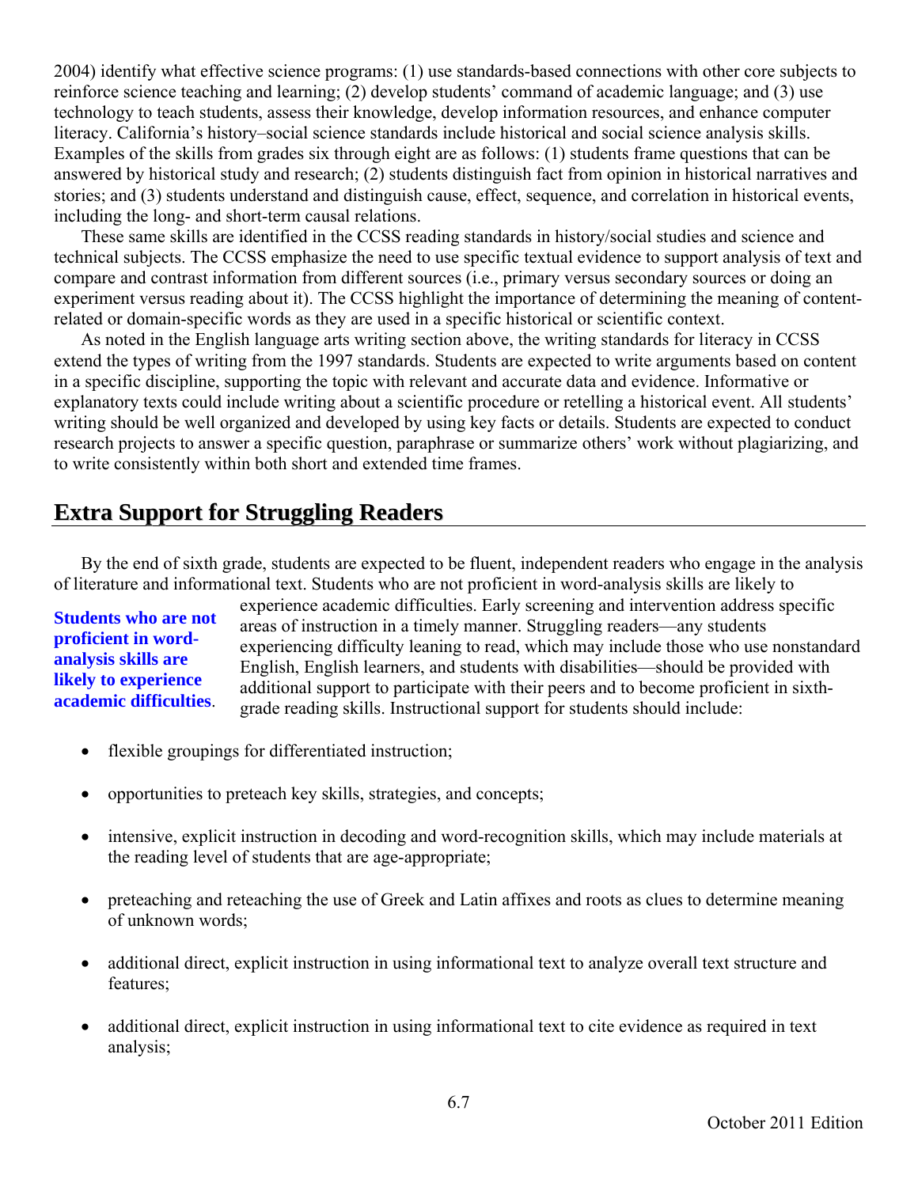2004) identify what effective science programs: (1) use standards-based connections with other core subjects to reinforce science teaching and learning; (2) develop students' command of academic language; and (3) use technology to teach students, assess their knowledge, develop information resources, and enhance computer literacy. California's history–social science standards include historical and social science analysis skills. Examples of the skills from grades six through eight are as follows: (1) students frame questions that can be answered by historical study and research; (2) students distinguish fact from opinion in historical narratives and stories; and (3) students understand and distinguish cause, effect, sequence, and correlation in historical events, including the long- and short-term causal relations.

These same skills are identified in the CCSS reading standards in history/social studies and science and technical subjects. The CCSS emphasize the need to use specific textual evidence to support analysis of text and compare and contrast information from different sources (i.e., primary versus secondary sources or doing an experiment versus reading about it). The CCSS highlight the importance of determining the meaning of content-related or domain-specific words as they are used in a specific historical or scientific context.

As noted in the English language arts writing section above, the writing standards for literacy in CCSS extend the types of writing from the 1997 standards. Students are expected to write arguments based on content in a specific discipline, supporting the topic with relevant and accurate data and evidence. Informative or explanatory texts could include writing about a scientific procedure or retelling a historical event. All students' writing should be well organized and developed by using key facts or details. Students are expected to conduct research projects to answer a specific question, paraphrase or summarize others' work without plagiarizing, and to write consistently within both short and extended time frames.

## Extra Support for Struggling Readers

By the end of sixth grade, students are expected to be fluent, independent readers who engage in the analysis of literature and informational text. Students who are not proficient in word-analysis skills are likely to experience academic difficulties. Early screening and intervention address specific areas of instruction in a timely manner. Struggling readers—any students experiencing difficulty leaning to read, which may include those who use nonstandard English, English learners, and students with disabilities—should be provided with additional support to participate with their peers and to become proficient in sixth-grade reading skills. Instructional support for students should include:

**Students who are not proficient in word-analysis skills are likely to experience academic difficulties**.

- flexible groupings for differentiated instruction;
- opportunities to preteach key skills, strategies, and concepts;
- intensive, explicit instruction in decoding and word-recognition skills, which may include materials at the reading level of students that are age-appropriate;
- preteaching and reteaching the use of Greek and Latin affixes and roots as clues to determine meaning of unknown words;
- additional direct, explicit instruction in using informational text to analyze overall text structure and features;
- additional direct, explicit instruction in using informational text to cite evidence as required in text analysis;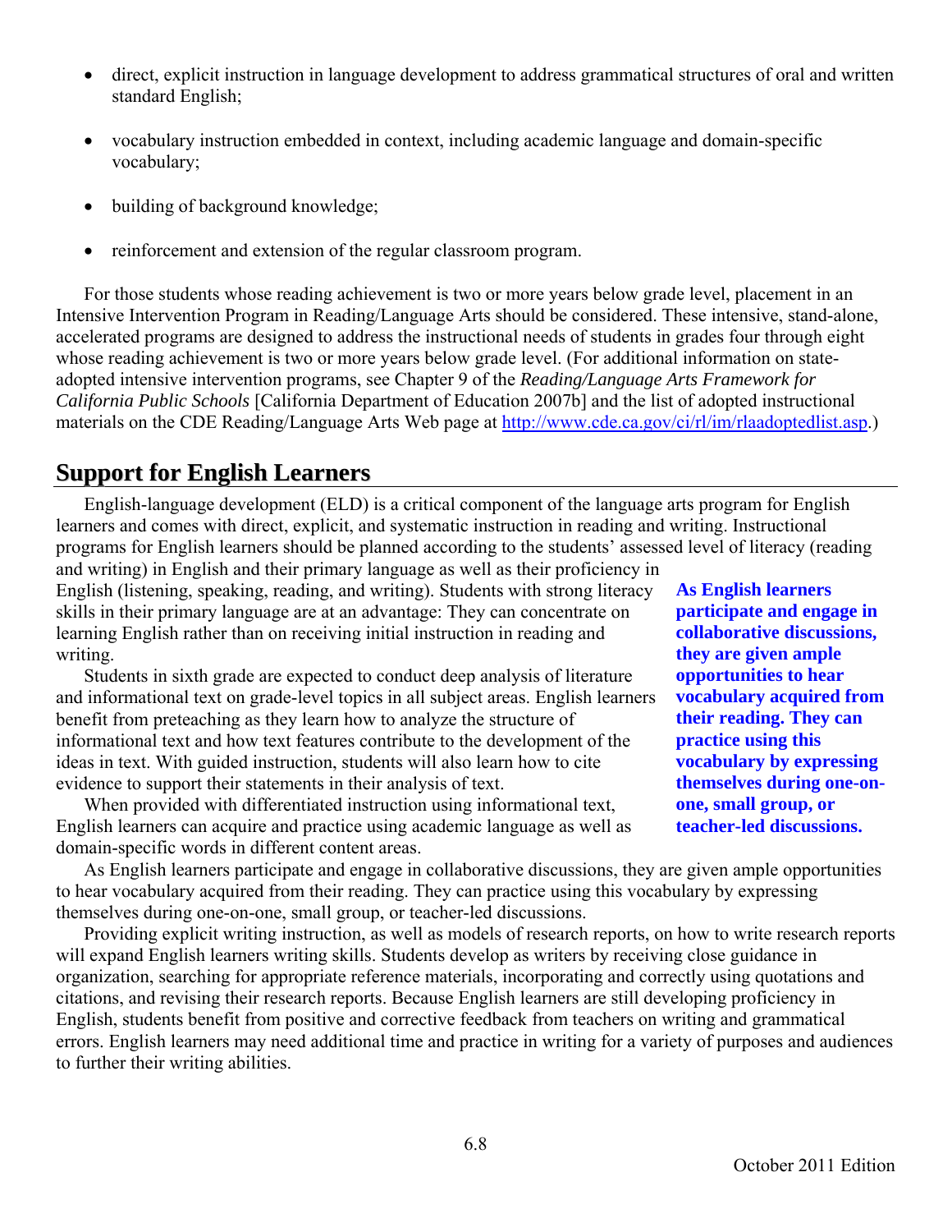- direct, explicit instruction in language development to address grammatical structures of oral and written standard English;
- vocabulary instruction embedded in context, including academic language and domain-specific vocabulary;
- building of background knowledge;
- reinforcement and extension of the regular classroom program.

For those students whose reading achievement is two or more years below grade level, placement in an Intensive Intervention Program in Reading/Language Arts should be considered. These intensive, stand-alone, accelerated programs are designed to address the instructional needs of students in grades four through eight whose reading achievement is two or more years below grade level. (For additional information on state-adopted intensive intervention programs, see Chapter 9 of the *Reading/Language Arts Framework for California Public Schools* [California Department of Education 2007b] and the list of adopted instructional materials on the CDE Reading/Language Arts Web page at http://www.cde.ca.gov/ci/rl/im/rlaadoptedlist.asp.)

## Support for English Learners

English-language development (ELD) is a critical component of the language arts program for English learners and comes with direct, explicit, and systematic instruction in reading and writing. Instructional programs for English learners should be planned according to the students' assessed level of literacy (reading and writing) in English and their primary language as well as their proficiency in English (listening, speaking, reading, and writing). Students with strong literacy skills in their primary language are at an advantage: They can concentrate on learning English rather than on receiving initial instruction in reading and writing.

Students in sixth grade are expected to conduct deep analysis of literature and informational text on grade-level topics in all subject areas. English learners benefit from preteaching as they learn how to analyze the structure of informational text and how text features contribute to the development of the ideas in text. With guided instruction, students will also learn how to cite evidence to support their statements in their analysis of text.

When provided with differentiated instruction using informational text, English learners can acquire and practice using academic language as well as domain-specific words in different content areas.

**As English learners participate and engage in collaborative discussions, they are given ample opportunities to hear vocabulary acquired from their reading. They can practice using this vocabulary by expressing themselves during one-on-one, small group, or teacher-led discussions.**

As English learners participate and engage in collaborative discussions, they are given ample opportunities to hear vocabulary acquired from their reading. They can practice using this vocabulary by expressing themselves during one-on-one, small group, or teacher-led discussions.

Providing explicit writing instruction, as well as models of research reports, on how to write research reports will expand English learners writing skills. Students develop as writers by receiving close guidance in organization, searching for appropriate reference materials, incorporating and correctly using quotations and citations, and revising their research reports. Because English learners are still developing proficiency in English, students benefit from positive and corrective feedback from teachers on writing and grammatical errors. English learners may need additional time and practice in writing for a variety of purposes and audiences to further their writing abilities.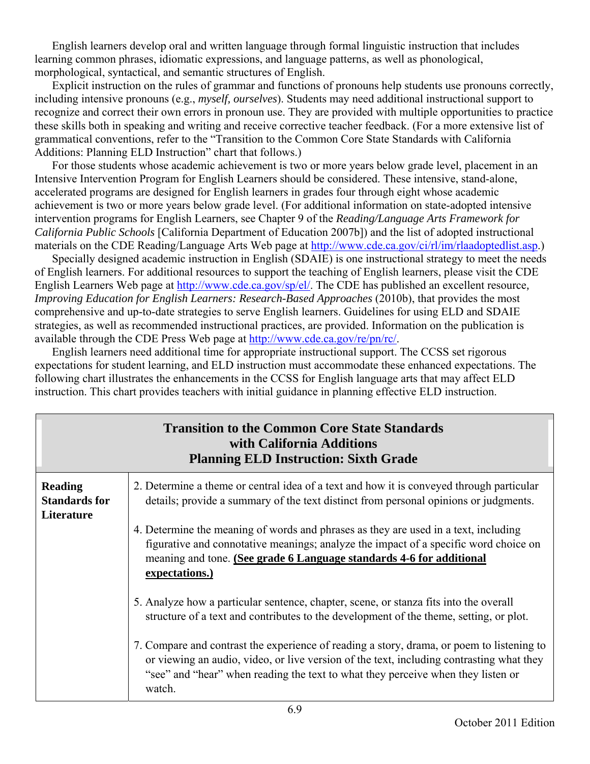English learners develop oral and written language through formal linguistic instruction that includes learning common phrases, idiomatic expressions, and language patterns, as well as phonological, morphological, syntactical, and semantic structures of English.

Explicit instruction on the rules of grammar and functions of pronouns help students use pronouns correctly, including intensive pronouns (e.g., *myself, ourselves*). Students may need additional instructional support to recognize and correct their own errors in pronoun use. They are provided with multiple opportunities to practice these skills both in speaking and writing and receive corrective teacher feedback. (For a more extensive list of grammatical conventions, refer to the "Transition to the Common Core State Standards with California Additions: Planning ELD Instruction" chart that follows.)

For those students whose academic achievement is two or more years below grade level, placement in an Intensive Intervention Program for English Learners should be considered. These intensive, stand-alone, accelerated programs are designed for English learners in grades four through eight whose academic achievement is two or more years below grade level. (For additional information on state-adopted intensive intervention programs for English Learners, see Chapter 9 of the *Reading/Language Arts Framework for California Public Schools* [California Department of Education 2007b]) and the list of adopted instructional materials on the CDE Reading/Language Arts Web page at http://www.cde.ca.gov/ci/rl/im/rlaadoptedlist.asp.)

Specially designed academic instruction in English (SDAIE) is one instructional strategy to meet the needs of English learners. For additional resources to support the teaching of English learners, please visit the CDE English Learners Web page at http://www.cde.ca.gov/sp/el/. The CDE has published an excellent resource, *Improving Education for English Learners: Research-Based Approaches* (2010b), that provides the most comprehensive and up-to-date strategies to serve English learners. Guidelines for using ELD and SDAIE strategies, as well as recommended instructional practices, are provided. Information on the publication is available through the CDE Press Web page at http://www.cde.ca.gov/re/pn/rc/.

English learners need additional time for appropriate instructional support. The CCSS set rigorous expectations for student learning, and ELD instruction must accommodate these enhanced expectations. The following chart illustrates the enhancements in the CCSS for English language arts that may affect ELD instruction. This chart provides teachers with initial guidance in planning effective ELD instruction.

| **Transition to the Common Core State Standards with California Additions Planning ELD Instruction: Sixth Grade** | |
|---|---|
| **Reading Standards for Literature** | 2. Determine a theme or central idea of a text and how it is conveyed through particular details; provide a summary of the text distinct from personal opinions or judgments.<br><br>4. Determine the meaning of words and phrases as they are used in a text, including figurative and connotative meanings; analyze the impact of a specific word choice on meaning and tone. **(See grade 6 Language standards 4-6 for additional expectations.)**<br><br>5. Analyze how a particular sentence, chapter, scene, or stanza fits into the overall structure of a text and contributes to the development of the theme, setting, or plot.<br><br>7. Compare and contrast the experience of reading a story, drama, or poem to listening to or viewing an audio, video, or live version of the text, including contrasting what they "see" and "hear" when reading the text to what they perceive when they listen or watch. |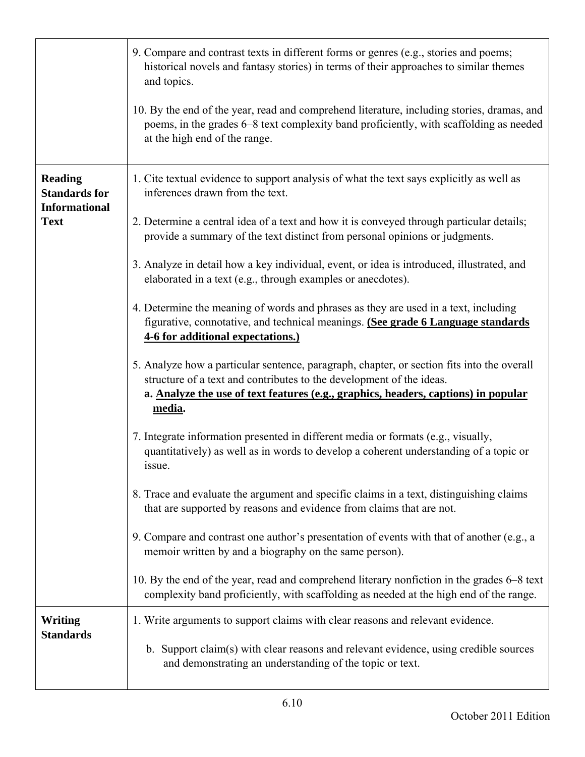| | |
|---|---|
| | 9. Compare and contrast texts in different forms or genres (e.g., stories and poems; historical novels and fantasy stories) in terms of their approaches to similar themes and topics.<br><br>10. By the end of the year, read and comprehend literature, including stories, dramas, and poems, in the grades 6–8 text complexity band proficiently, with scaffolding as needed at the high end of the range. |
| **Reading Standards for Informational Text** | 1. Cite textual evidence to support analysis of what the text says explicitly as well as inferences drawn from the text.<br><br>2. Determine a central idea of a text and how it is conveyed through particular details; provide a summary of the text distinct from personal opinions or judgments.<br><br>3. Analyze in detail how a key individual, event, or idea is introduced, illustrated, and elaborated in a text (e.g., through examples or anecdotes).<br><br>4. Determine the meaning of words and phrases as they are used in a text, including figurative, connotative, and technical meanings. **<u>(See grade 6 Language standards 4-6 for additional expectations.)</u>**<br><br>5. Analyze how a particular sentence, paragraph, chapter, or section fits into the overall structure of a text and contributes to the development of the ideas.<br>**a. <u>Analyze the use of text features (e.g., graphics, headers, captions) in popular media</u>.**<br><br>7. Integrate information presented in different media or formats (e.g., visually, quantitatively) as well as in words to develop a coherent understanding of a topic or issue.<br><br>8. Trace and evaluate the argument and specific claims in a text, distinguishing claims that are supported by reasons and evidence from claims that are not.<br><br>9. Compare and contrast one author's presentation of events with that of another (e.g., a memoir written by and a biography on the same person).<br><br>10. By the end of the year, read and comprehend literary nonfiction in the grades 6–8 text complexity band proficiently, with scaffolding as needed at the high end of the range. |
| **Writing Standards** | 1. Write arguments to support claims with clear reasons and relevant evidence.<br><br>b. Support claim(s) with clear reasons and relevant evidence, using credible sources and demonstrating an understanding of the topic or text. |

October 2011 Edition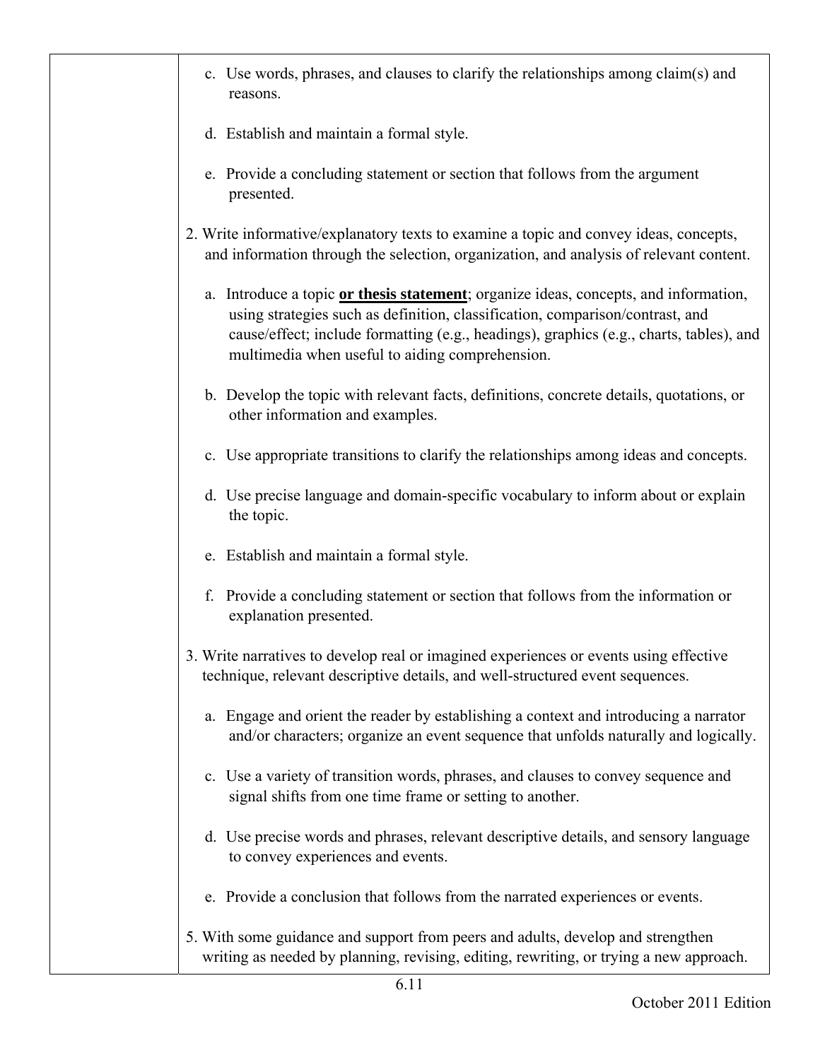| | |
|---|---|
| | c. Use words, phrases, and clauses to clarify the relationships among claim(s) and reasons.<br><br>d. Establish and maintain a formal style.<br><br>e. Provide a concluding statement or section that follows from the argument presented.<br><br>2. Write informative/explanatory texts to examine a topic and convey ideas, concepts, and information through the selection, organization, and analysis of relevant content.<br><br>a. Introduce a topic **<u>or thesis statement</u>**; organize ideas, concepts, and information, using strategies such as definition, classification, comparison/contrast, and cause/effect; include formatting (e.g., headings), graphics (e.g., charts, tables), and multimedia when useful to aiding comprehension.<br><br>b. Develop the topic with relevant facts, definitions, concrete details, quotations, or other information and examples.<br><br>c. Use appropriate transitions to clarify the relationships among ideas and concepts.<br><br>d. Use precise language and domain-specific vocabulary to inform about or explain the topic.<br><br>e. Establish and maintain a formal style.<br><br>f. Provide a concluding statement or section that follows from the information or explanation presented.<br><br>3. Write narratives to develop real or imagined experiences or events using effective technique, relevant descriptive details, and well-structured event sequences.<br><br>a. Engage and orient the reader by establishing a context and introducing a narrator and/or characters; organize an event sequence that unfolds naturally and logically.<br><br>c. Use a variety of transition words, phrases, and clauses to convey sequence and signal shifts from one time frame or setting to another.<br><br>d. Use precise words and phrases, relevant descriptive details, and sensory language to convey experiences and events.<br><br>e. Provide a conclusion that follows from the narrated experiences or events.<br><br>5. With some guidance and support from peers and adults, develop and strengthen writing as needed by planning, revising, editing, rewriting, or trying a new approach. |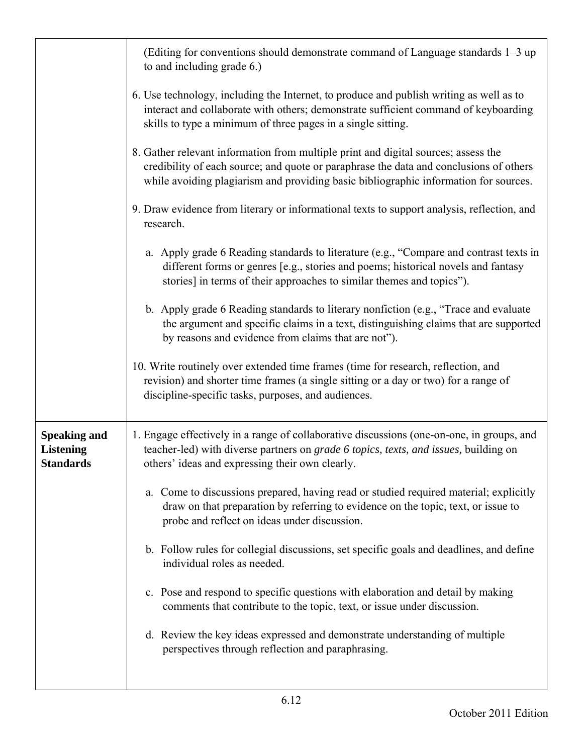| | |
|---|---|
| | (Editing for conventions should demonstrate command of Language standards 1–3 up to and including grade 6.)<br><br>6. Use technology, including the Internet, to produce and publish writing as well as to interact and collaborate with others; demonstrate sufficient command of keyboarding skills to type a minimum of three pages in a single sitting.<br><br>8. Gather relevant information from multiple print and digital sources; assess the credibility of each source; and quote or paraphrase the data and conclusions of others while avoiding plagiarism and providing basic bibliographic information for sources.<br><br>9. Draw evidence from literary or informational texts to support analysis, reflection, and research.<br><br>a. Apply grade 6 Reading standards to literature (e.g., "Compare and contrast texts in different forms or genres [e.g., stories and poems; historical novels and fantasy stories] in terms of their approaches to similar themes and topics").<br><br>b. Apply grade 6 Reading standards to literary nonfiction (e.g., "Trace and evaluate the argument and specific claims in a text, distinguishing claims that are supported by reasons and evidence from claims that are not").<br><br>10. Write routinely over extended time frames (time for research, reflection, and revision) and shorter time frames (a single sitting or a day or two) for a range of discipline-specific tasks, purposes, and audiences. |
| **Speaking and Listening Standards** | 1. Engage effectively in a range of collaborative discussions (one-on-one, in groups, and teacher-led) with diverse partners on *grade 6 topics, texts, and issues,* building on others' ideas and expressing their own clearly.<br><br>a. Come to discussions prepared, having read or studied required material; explicitly draw on that preparation by referring to evidence on the topic, text, or issue to probe and reflect on ideas under discussion.<br><br>b. Follow rules for collegial discussions, set specific goals and deadlines, and define individual roles as needed.<br><br>c. Pose and respond to specific questions with elaboration and detail by making comments that contribute to the topic, text, or issue under discussion.<br><br>d. Review the key ideas expressed and demonstrate understanding of multiple perspectives through reflection and paraphrasing. |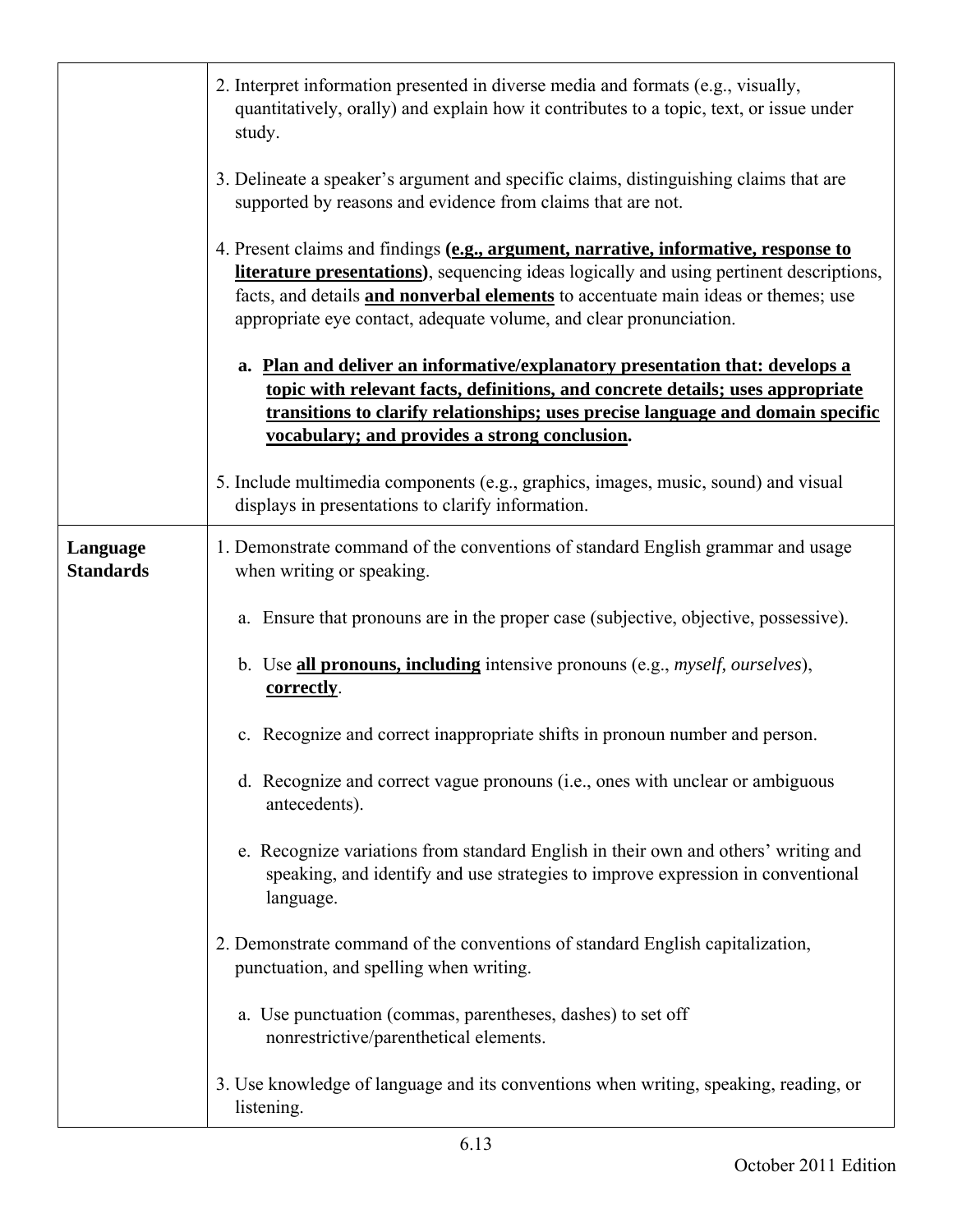| | |
|---|---|
| | 2. Interpret information presented in diverse media and formats (e.g., visually, quantitatively, orally) and explain how it contributes to a topic, text, or issue under study.<br><br>3. Delineate a speaker's argument and specific claims, distinguishing claims that are supported by reasons and evidence from claims that are not.<br><br>4. Present claims and findings **<u>(e.g., argument, narrative, informative, response to literature presentations)</u>**, sequencing ideas logically and using pertinent descriptions, facts, and details **<u>and nonverbal elements</u>** to accentuate main ideas or themes; use appropriate eye contact, adequate volume, and clear pronunciation.<br><br>**a. <u>Plan and deliver an informative/explanatory presentation that: develops a topic with relevant facts, definitions, and concrete details; uses appropriate transitions to clarify relationships; uses precise language and domain specific vocabulary; and provides a strong conclusion</u>.**<br><br>5. Include multimedia components (e.g., graphics, images, music, sound) and visual displays in presentations to clarify information. |
| **Language Standards** | 1. Demonstrate command of the conventions of standard English grammar and usage when writing or speaking.<br><br>a. Ensure that pronouns are in the proper case (subjective, objective, possessive).<br><br>b. Use **<u>all pronouns, including</u>** intensive pronouns (e.g., *myself, ourselves*), **<u>correctly</u>**.<br><br>c. Recognize and correct inappropriate shifts in pronoun number and person.<br><br>d. Recognize and correct vague pronouns (i.e., ones with unclear or ambiguous antecedents).<br><br>e. Recognize variations from standard English in their own and others' writing and speaking, and identify and use strategies to improve expression in conventional language.<br><br>2. Demonstrate command of the conventions of standard English capitalization, punctuation, and spelling when writing.<br><br>a. Use punctuation (commas, parentheses, dashes) to set off nonrestrictive/parenthetical elements.<br><br>3. Use knowledge of language and its conventions when writing, speaking, reading, or listening. |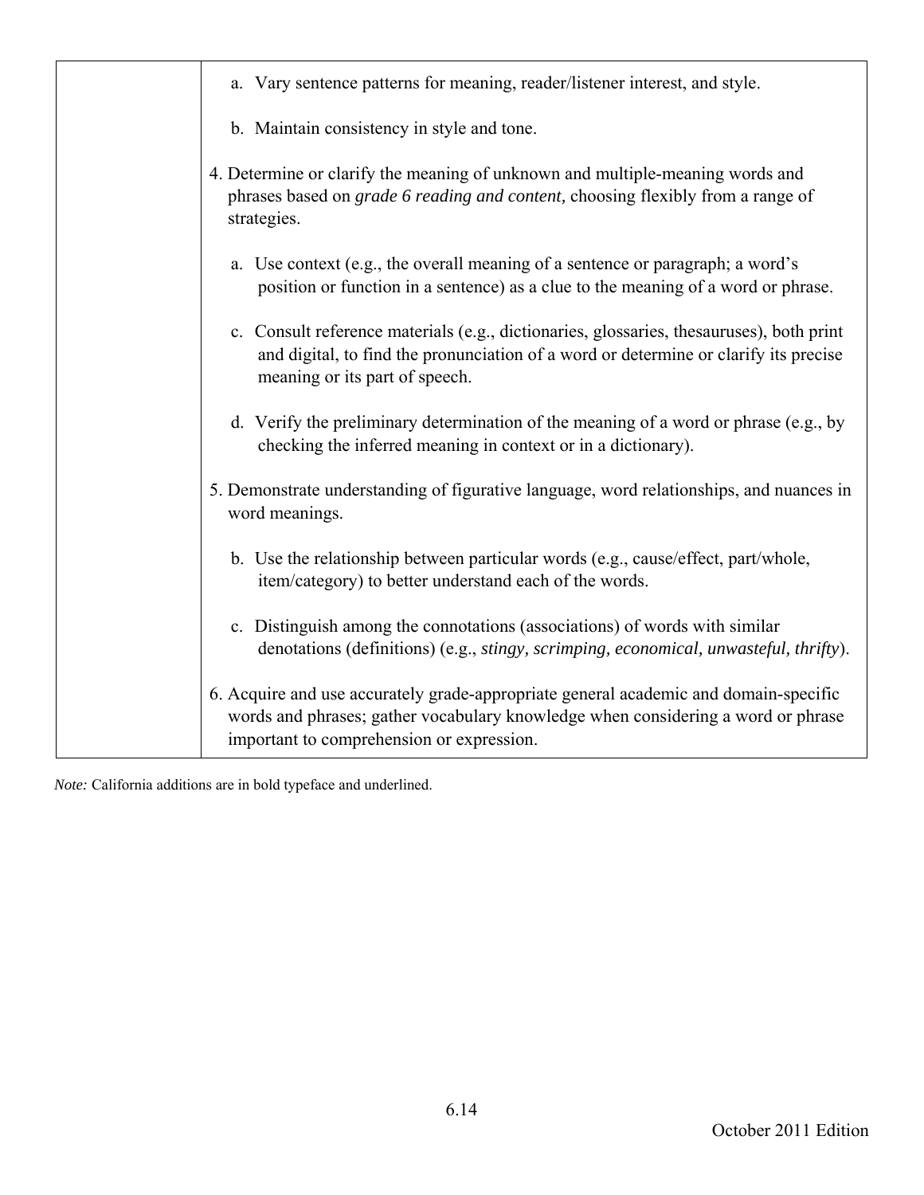|  | a. Vary sentence patterns for meaning, reader/listener interest, and style.<br><br>b. Maintain consistency in style and tone.<br><br>4. Determine or clarify the meaning of unknown and multiple-meaning words and phrases based on *grade 6 reading and content,* choosing flexibly from a range of strategies.<br><br>a. Use context (e.g., the overall meaning of a sentence or paragraph; a word's position or function in a sentence) as a clue to the meaning of a word or phrase.<br><br>c. Consult reference materials (e.g., dictionaries, glossaries, thesauruses), both print and digital, to find the pronunciation of a word or determine or clarify its precise meaning or its part of speech.<br><br>d. Verify the preliminary determination of the meaning of a word or phrase (e.g., by checking the inferred meaning in context or in a dictionary).<br><br>5. Demonstrate understanding of figurative language, word relationships, and nuances in word meanings.<br><br>b. Use the relationship between particular words (e.g., cause/effect, part/whole, item/category) to better understand each of the words.<br><br>c. Distinguish among the connotations (associations) of words with similar denotations (definitions) (e.g., *stingy, scrimping, economical, unwasteful, thrifty*).<br><br>6. Acquire and use accurately grade-appropriate general academic and domain-specific words and phrases; gather vocabulary knowledge when considering a word or phrase important to comprehension or expression. |
|---|---|

*Note:* California additions are in bold typeface and underlined.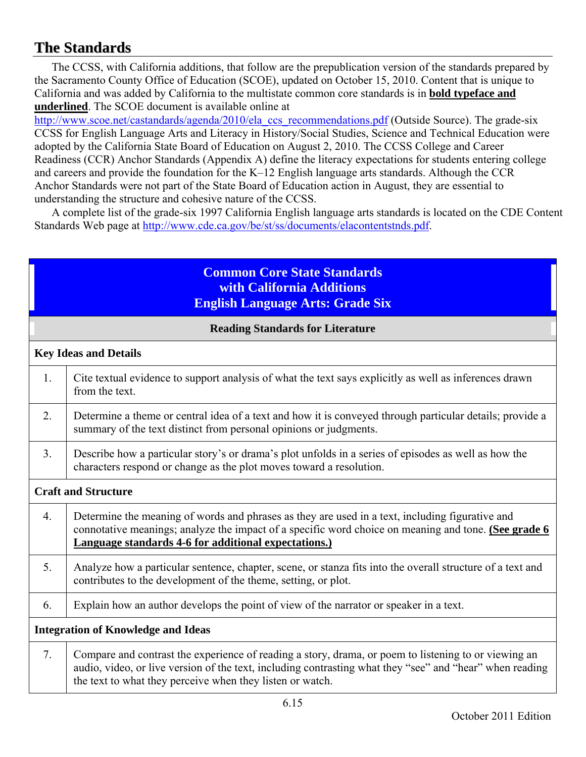## The Standards

The CCSS, with California additions, that follow are the prepublication version of the standards prepared by the Sacramento County Office of Education (SCOE), updated on October 15, 2010. Content that is unique to California and was added by California to the multistate common core standards is in **<u>bold typeface and underlined</u>**. The SCOE document is available online at http://www.scoe.net/castandards/agenda/2010/ela_ccs_recommendations.pdf (Outside Source). The grade-six CCSS for English Language Arts and Literacy in History/Social Studies, Science and Technical Education were adopted by the California State Board of Education on August 2, 2010. The CCSS College and Career Readiness (CCR) Anchor Standards (Appendix A) define the literacy expectations for students entering college and careers and provide the foundation for the K–12 English language arts standards. Although the CCR Anchor Standards were not part of the State Board of Education action in August, they are essential to understanding the structure and cohesive nature of the CCSS.

A complete list of the grade-six 1997 California English language arts standards is located on the CDE Content Standards Web page at http://www.cde.ca.gov/be/st/ss/documents/elacontentstnds.pdf.

| Common Core State Standards with California Additions English Language Arts: Grade Six | |
|---|---|
| **Reading Standards for Literature** | |
| **Key Ideas and Details** | |
| 1. | Cite textual evidence to support analysis of what the text says explicitly as well as inferences drawn from the text. |
| 2. | Determine a theme or central idea of a text and how it is conveyed through particular details; provide a summary of the text distinct from personal opinions or judgments. |
| 3. | Describe how a particular story's or drama's plot unfolds in a series of episodes as well as how the characters respond or change as the plot moves toward a resolution. |
| **Craft and Structure** | |
| 4. | Determine the meaning of words and phrases as they are used in a text, including figurative and connotative meanings; analyze the impact of a specific word choice on meaning and tone. **<u>(See grade 6 Language standards 4-6 for additional expectations.)</u>** |
| 5. | Analyze how a particular sentence, chapter, scene, or stanza fits into the overall structure of a text and contributes to the development of the theme, setting, or plot. |
| 6. | Explain how an author develops the point of view of the narrator or speaker in a text. |
| **Integration of Knowledge and Ideas** | |
| 7. | Compare and contrast the experience of reading a story, drama, or poem to listening to or viewing an audio, video, or live version of the text, including contrasting what they "see" and "hear" when reading the text to what they perceive when they listen or watch. |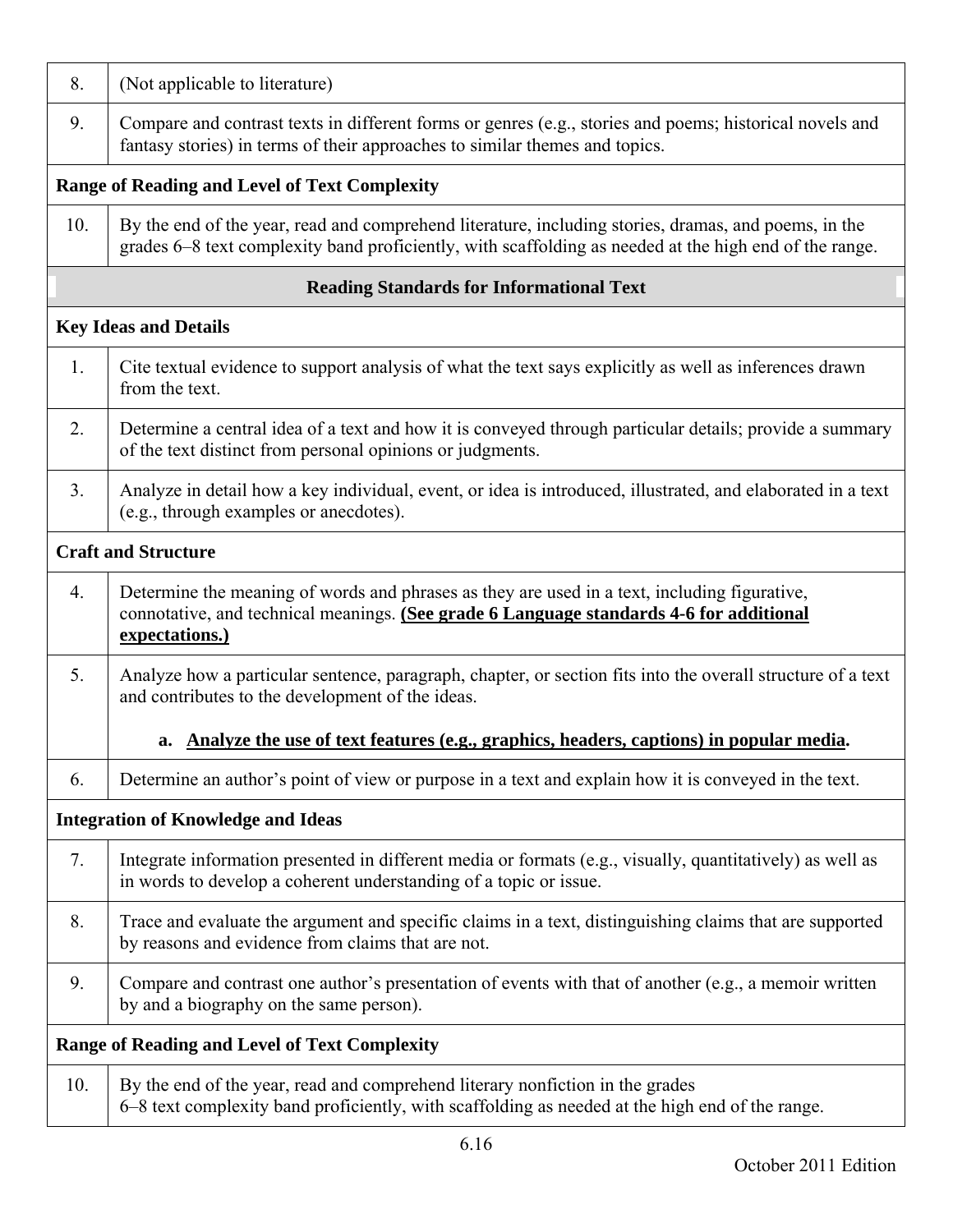| | |
|---|---|
| 8. | (Not applicable to literature) |
| 9. | Compare and contrast texts in different forms or genres (e.g., stories and poems; historical novels and fantasy stories) in terms of their approaches to similar themes and topics. |
| **Range of Reading and Level of Text Complexity** | |
| 10. | By the end of the year, read and comprehend literature, including stories, dramas, and poems, in the grades 6–8 text complexity band proficiently, with scaffolding as needed at the high end of the range. |
| **Reading Standards for Informational Text** | |
| **Key Ideas and Details** | |
| 1. | Cite textual evidence to support analysis of what the text says explicitly as well as inferences drawn from the text. |
| 2. | Determine a central idea of a text and how it is conveyed through particular details; provide a summary of the text distinct from personal opinions or judgments. |
| 3. | Analyze in detail how a key individual, event, or idea is introduced, illustrated, and elaborated in a text (e.g., through examples or anecdotes). |
| **Craft and Structure** | |
| 4. | Determine the meaning of words and phrases as they are used in a text, including figurative, connotative, and technical meanings. **<u>(See grade 6 Language standards 4-6 for additional expectations.)</u>** |
| 5. | Analyze how a particular sentence, paragraph, chapter, or section fits into the overall structure of a text and contributes to the development of the ideas.<br><br>**a. <u>Analyze the use of text features (e.g., graphics, headers, captions) in popular media</u>.** |
| 6. | Determine an author's point of view or purpose in a text and explain how it is conveyed in the text. |
| **Integration of Knowledge and Ideas** | |
| 7. | Integrate information presented in different media or formats (e.g., visually, quantitatively) as well as in words to develop a coherent understanding of a topic or issue. |
| 8. | Trace and evaluate the argument and specific claims in a text, distinguishing claims that are supported by reasons and evidence from claims that are not. |
| 9. | Compare and contrast one author's presentation of events with that of another (e.g., a memoir written by and a biography on the same person). |
| **Range of Reading and Level of Text Complexity** | |
| 10. | By the end of the year, read and comprehend literary nonfiction in the grades 6–8 text complexity band proficiently, with scaffolding as needed at the high end of the range. |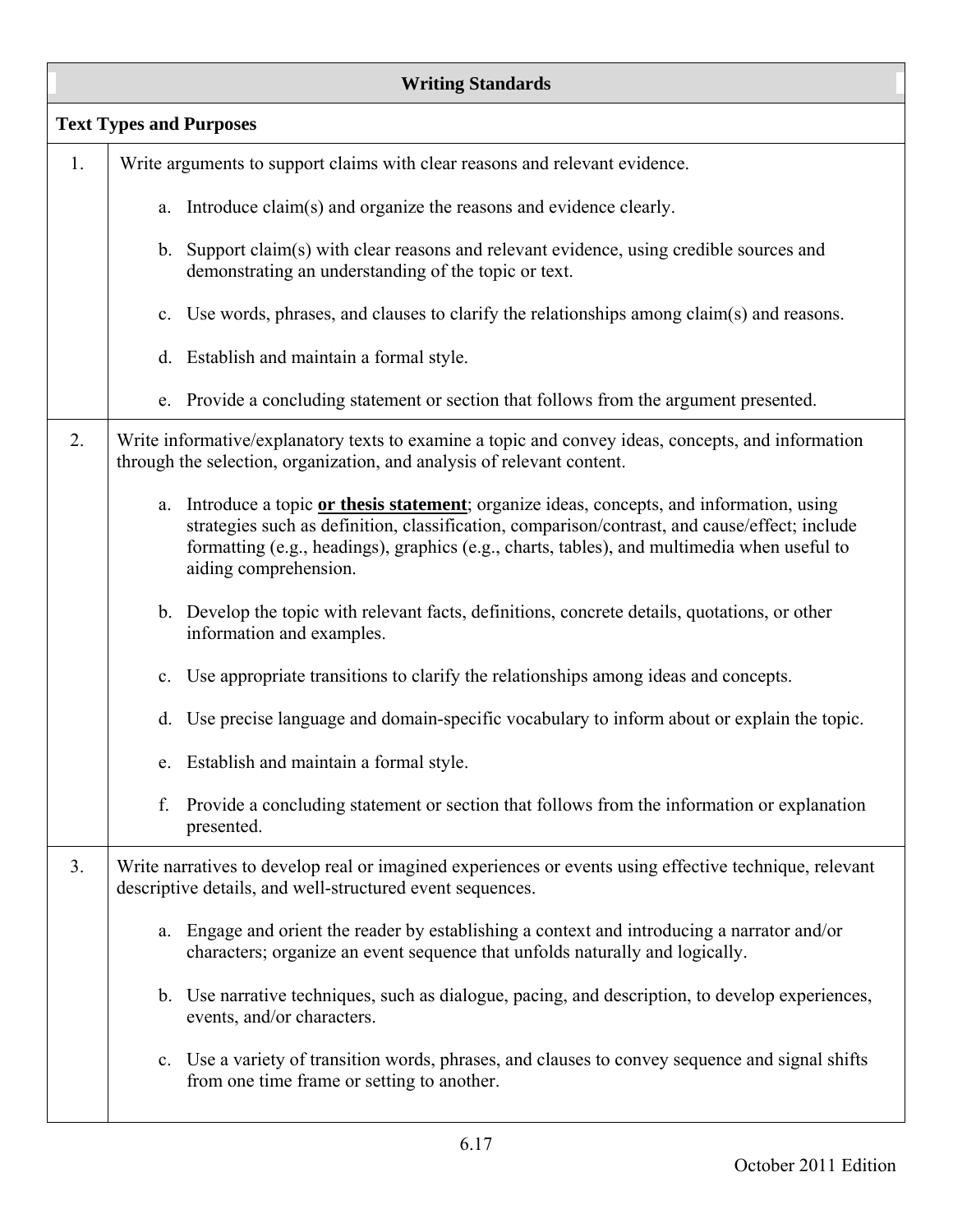| Writing Standards | |
|---|---|
| **Text Types and Purposes** | |
| 1. | Write arguments to support claims with clear reasons and relevant evidence.<br><br>a. Introduce claim(s) and organize the reasons and evidence clearly.<br><br>b. Support claim(s) with clear reasons and relevant evidence, using credible sources and demonstrating an understanding of the topic or text.<br><br>c. Use words, phrases, and clauses to clarify the relationships among claim(s) and reasons.<br><br>d. Establish and maintain a formal style.<br><br>e. Provide a concluding statement or section that follows from the argument presented. |
| 2. | Write informative/explanatory texts to examine a topic and convey ideas, concepts, and information through the selection, organization, and analysis of relevant content.<br><br>a. Introduce a topic **or thesis statement**; organize ideas, concepts, and information, using strategies such as definition, classification, comparison/contrast, and cause/effect; include formatting (e.g., headings), graphics (e.g., charts, tables), and multimedia when useful to aiding comprehension.<br><br>b. Develop the topic with relevant facts, definitions, concrete details, quotations, or other information and examples.<br><br>c. Use appropriate transitions to clarify the relationships among ideas and concepts.<br><br>d. Use precise language and domain-specific vocabulary to inform about or explain the topic.<br><br>e. Establish and maintain a formal style.<br><br>f. Provide a concluding statement or section that follows from the information or explanation presented. |
| 3. | Write narratives to develop real or imagined experiences or events using effective technique, relevant descriptive details, and well-structured event sequences.<br><br>a. Engage and orient the reader by establishing a context and introducing a narrator and/or characters; organize an event sequence that unfolds naturally and logically.<br><br>b. Use narrative techniques, such as dialogue, pacing, and description, to develop experiences, events, and/or characters.<br><br>c. Use a variety of transition words, phrases, and clauses to convey sequence and signal shifts from one time frame or setting to another. |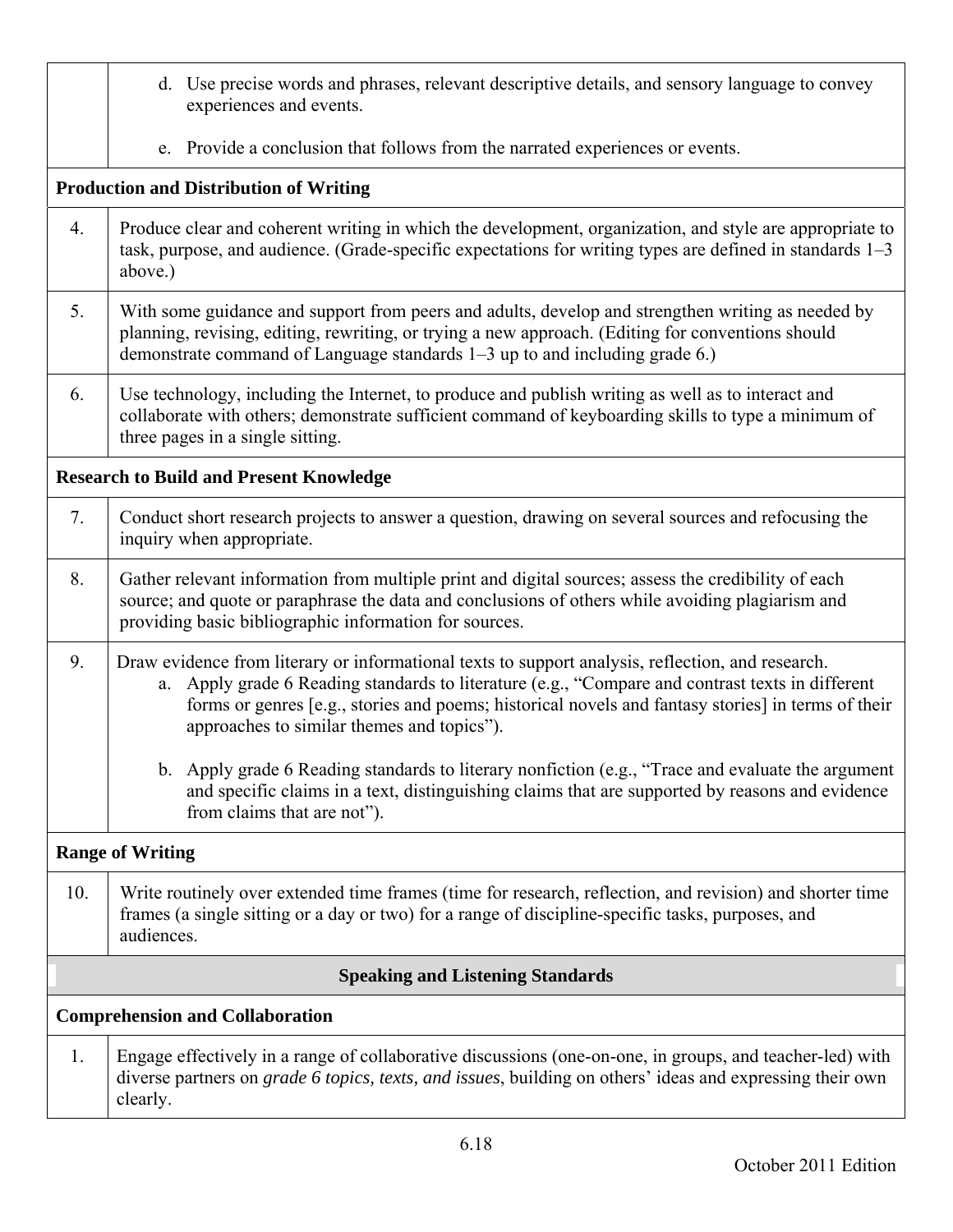| | |
|---|---|
| | d. Use precise words and phrases, relevant descriptive details, and sensory language to convey experiences and events.<br><br>e. Provide a conclusion that follows from the narrated experiences or events. |
| **Production and Distribution of Writing** | |
| 4. | Produce clear and coherent writing in which the development, organization, and style are appropriate to task, purpose, and audience. (Grade-specific expectations for writing types are defined in standards 1–3 above.) |
| 5. | With some guidance and support from peers and adults, develop and strengthen writing as needed by planning, revising, editing, rewriting, or trying a new approach. (Editing for conventions should demonstrate command of Language standards 1–3 up to and including grade 6.) |
| 6. | Use technology, including the Internet, to produce and publish writing as well as to interact and collaborate with others; demonstrate sufficient command of keyboarding skills to type a minimum of three pages in a single sitting. |
| **Research to Build and Present Knowledge** | |
| 7. | Conduct short research projects to answer a question, drawing on several sources and refocusing the inquiry when appropriate. |
| 8. | Gather relevant information from multiple print and digital sources; assess the credibility of each source; and quote or paraphrase the data and conclusions of others while avoiding plagiarism and providing basic bibliographic information for sources. |
| 9. | Draw evidence from literary or informational texts to support analysis, reflection, and research.<br>a. Apply grade 6 Reading standards to literature (e.g., "Compare and contrast texts in different forms or genres [e.g., stories and poems; historical novels and fantasy stories] in terms of their approaches to similar themes and topics").<br><br>b. Apply grade 6 Reading standards to literary nonfiction (e.g., "Trace and evaluate the argument and specific claims in a text, distinguishing claims that are supported by reasons and evidence from claims that are not"). |
| **Range of Writing** | |
| 10. | Write routinely over extended time frames (time for research, reflection, and revision) and shorter time frames (a single sitting or a day or two) for a range of discipline-specific tasks, purposes, and audiences. |
| **Speaking and Listening Standards** | |
| **Comprehension and Collaboration** | |
| 1. | Engage effectively in a range of collaborative discussions (one-on-one, in groups, and teacher-led) with diverse partners on *grade 6 topics, texts, and issues*, building on others' ideas and expressing their own clearly. |

October 2011 Edition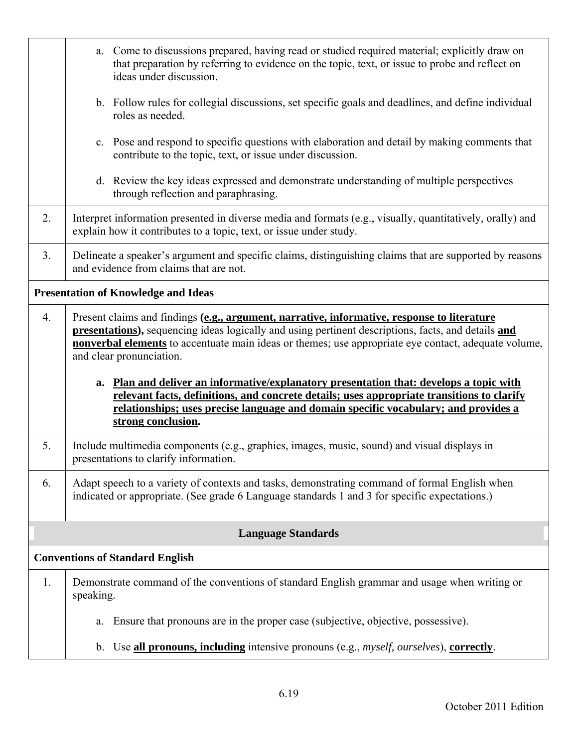| | |
|---|---|
| | a. Come to discussions prepared, having read or studied required material; explicitly draw on that preparation by referring to evidence on the topic, text, or issue to probe and reflect on ideas under discussion.<br><br>b. Follow rules for collegial discussions, set specific goals and deadlines, and define individual roles as needed.<br><br>c. Pose and respond to specific questions with elaboration and detail by making comments that contribute to the topic, text, or issue under discussion.<br><br>d. Review the key ideas expressed and demonstrate understanding of multiple perspectives through reflection and paraphrasing. |
| 2. | Interpret information presented in diverse media and formats (e.g., visually, quantitatively, orally) and explain how it contributes to a topic, text, or issue under study. |
| 3. | Delineate a speaker's argument and specific claims, distinguishing claims that are supported by reasons and evidence from claims that are not. |
| **Presentation of Knowledge and Ideas** | |
| 4. | Present claims and findings **<u>(e.g., argument, narrative, informative, response to literature presentations),</u>** sequencing ideas logically and using pertinent descriptions, facts, and details **<u>and nonverbal elements</u>** to accentuate main ideas or themes; use appropriate eye contact, adequate volume, and clear pronunciation.<br><br>**a. <u>Plan and deliver an informative/explanatory presentation that: develops a topic with relevant facts, definitions, and concrete details; uses appropriate transitions to clarify relationships; uses precise language and domain specific vocabulary; and provides a strong conclusion</u>.** |
| 5. | Include multimedia components (e.g., graphics, images, music, sound) and visual displays in presentations to clarify information. |
| 6. | Adapt speech to a variety of contexts and tasks, demonstrating command of formal English when indicated or appropriate. (See grade 6 Language standards 1 and 3 for specific expectations.) |
| **Language Standards** | |
| **Conventions of Standard English** | |
| 1. | Demonstrate command of the conventions of standard English grammar and usage when writing or speaking.<br><br>a. Ensure that pronouns are in the proper case (subjective, objective, possessive).<br><br>b. Use **<u>all pronouns, including</u>** intensive pronouns (e.g., *myself, ourselves*), **<u>correctly</u>**. |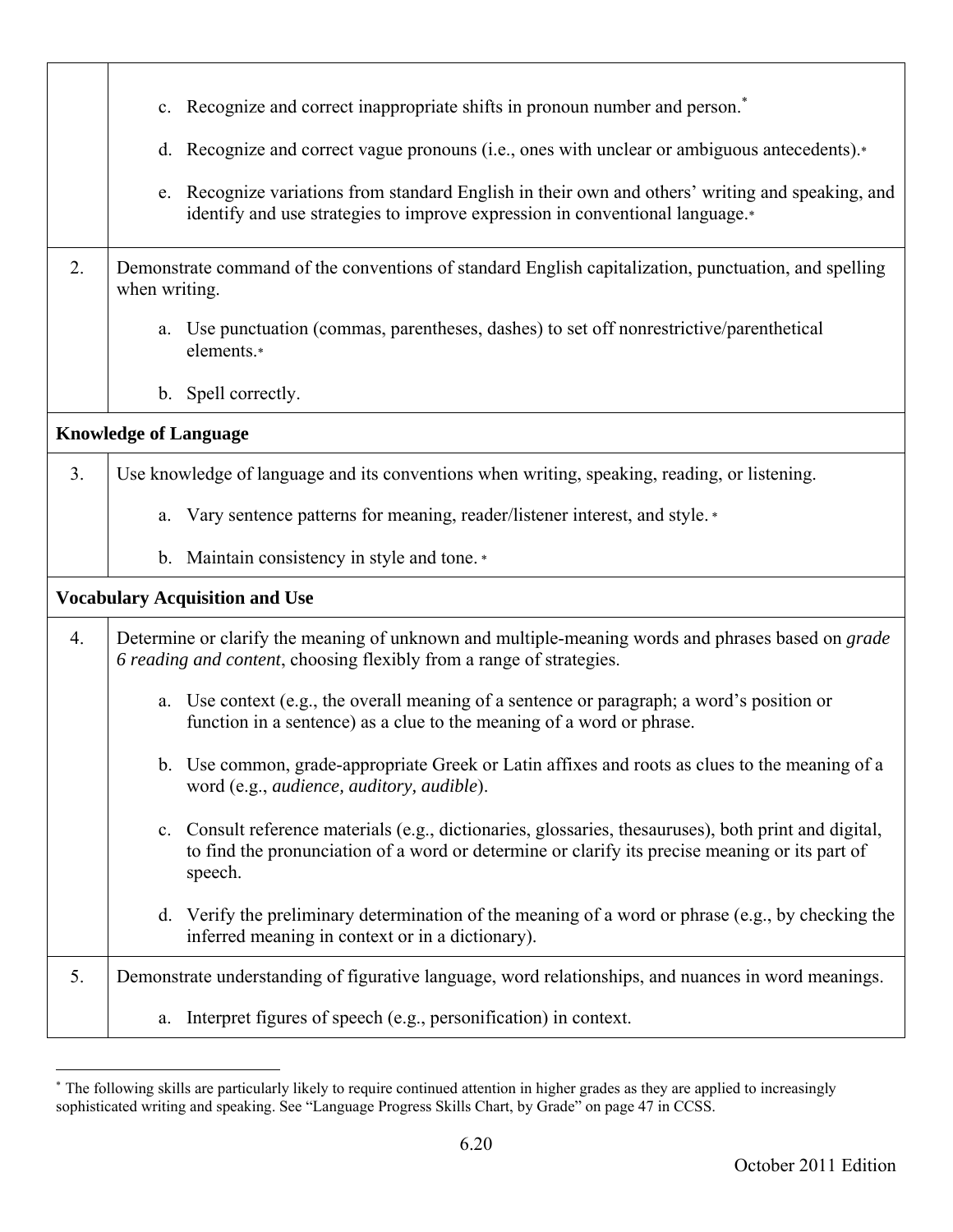|  |  |
| --- | --- |
|  | c. Recognize and correct inappropriate shifts in pronoun number and person.* <br><br> d. Recognize and correct vague pronouns (i.e., ones with unclear or ambiguous antecedents).* <br><br> e. Recognize variations from standard English in their own and others' writing and speaking, and identify and use strategies to improve expression in conventional language.* |
| 2. | Demonstrate command of the conventions of standard English capitalization, punctuation, and spelling when writing. <br><br> a. Use punctuation (commas, parentheses, dashes) to set off nonrestrictive/parenthetical elements.* <br><br> b. Spell correctly. |
| **Knowledge of Language** | |
| 3. | Use knowledge of language and its conventions when writing, speaking, reading, or listening. <br><br> a. Vary sentence patterns for meaning, reader/listener interest, and style. * <br><br> b. Maintain consistency in style and tone. * |
| **Vocabulary Acquisition and Use** | |
| 4. | Determine or clarify the meaning of unknown and multiple-meaning words and phrases based on *grade 6 reading and content*, choosing flexibly from a range of strategies. <br><br> a. Use context (e.g., the overall meaning of a sentence or paragraph; a word's position or function in a sentence) as a clue to the meaning of a word or phrase. <br><br> b. Use common, grade-appropriate Greek or Latin affixes and roots as clues to the meaning of a word (e.g., *audience, auditory, audible*). <br><br> c. Consult reference materials (e.g., dictionaries, glossaries, thesauruses), both print and digital, to find the pronunciation of a word or determine or clarify its precise meaning or its part of speech. <br><br> d. Verify the preliminary determination of the meaning of a word or phrase (e.g., by checking the inferred meaning in context or in a dictionary). |
| 5. | Demonstrate understanding of figurative language, word relationships, and nuances in word meanings. <br><br> a. Interpret figures of speech (e.g., personification) in context. |

* The following skills are particularly likely to require continued attention in higher grades as they are applied to increasingly sophisticated writing and speaking. See "Language Progress Skills Chart, by Grade" on page 47 in CCSS.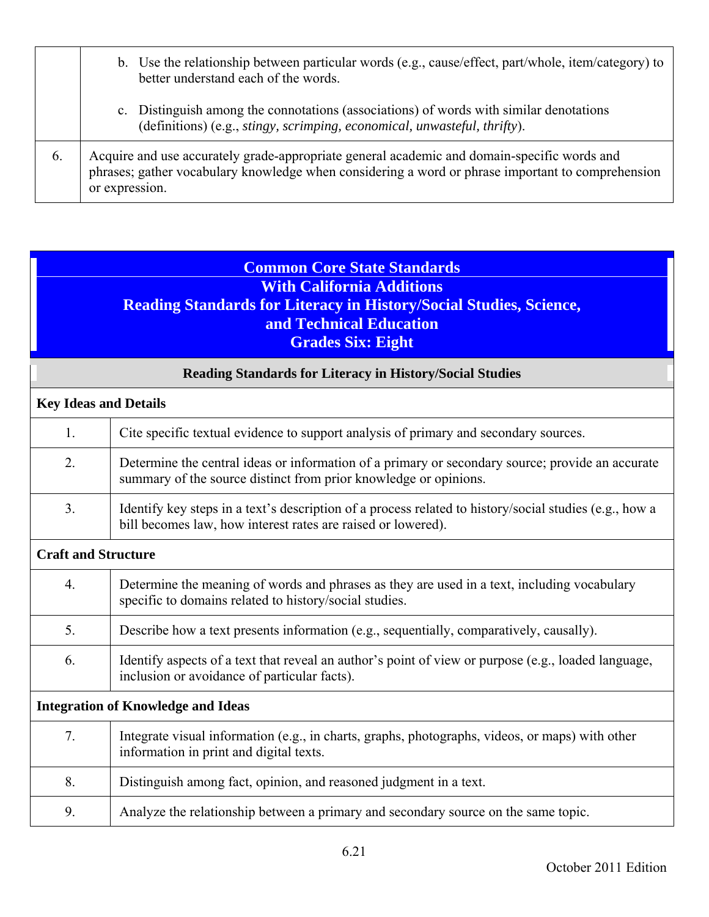|  |  |
|---|---|
|  | b. Use the relationship between particular words (e.g., cause/effect, part/whole, item/category) to better understand each of the words.<br><br>c. Distinguish among the connotations (associations) of words with similar denotations (definitions) (e.g., *stingy, scrimping, economical, unwasteful, thrifty*). |
| 6. | Acquire and use accurately grade-appropriate general academic and domain-specific words and phrases; gather vocabulary knowledge when considering a word or phrase important to comprehension or expression. |

## Common Core State Standards With California Additions Reading Standards for Literacy in History/Social Studies, Science, and Technical Education Grades Six: Eight

### Reading Standards for Literacy in History/Social Studies

| | |
|---|---|
| **Key Ideas and Details** | |
| 1. | Cite specific textual evidence to support analysis of primary and secondary sources. |
| 2. | Determine the central ideas or information of a primary or secondary source; provide an accurate summary of the source distinct from prior knowledge or opinions. |
| 3. | Identify key steps in a text's description of a process related to history/social studies (e.g., how a bill becomes law, how interest rates are raised or lowered). |
| **Craft and Structure** | |
| 4. | Determine the meaning of words and phrases as they are used in a text, including vocabulary specific to domains related to history/social studies. |
| 5. | Describe how a text presents information (e.g., sequentially, comparatively, causally). |
| 6. | Identify aspects of a text that reveal an author's point of view or purpose (e.g., loaded language, inclusion or avoidance of particular facts). |
| **Integration of Knowledge and Ideas** | |
| 7. | Integrate visual information (e.g., in charts, graphs, photographs, videos, or maps) with other information in print and digital texts. |
| 8. | Distinguish among fact, opinion, and reasoned judgment in a text. |
| 9. | Analyze the relationship between a primary and secondary source on the same topic. |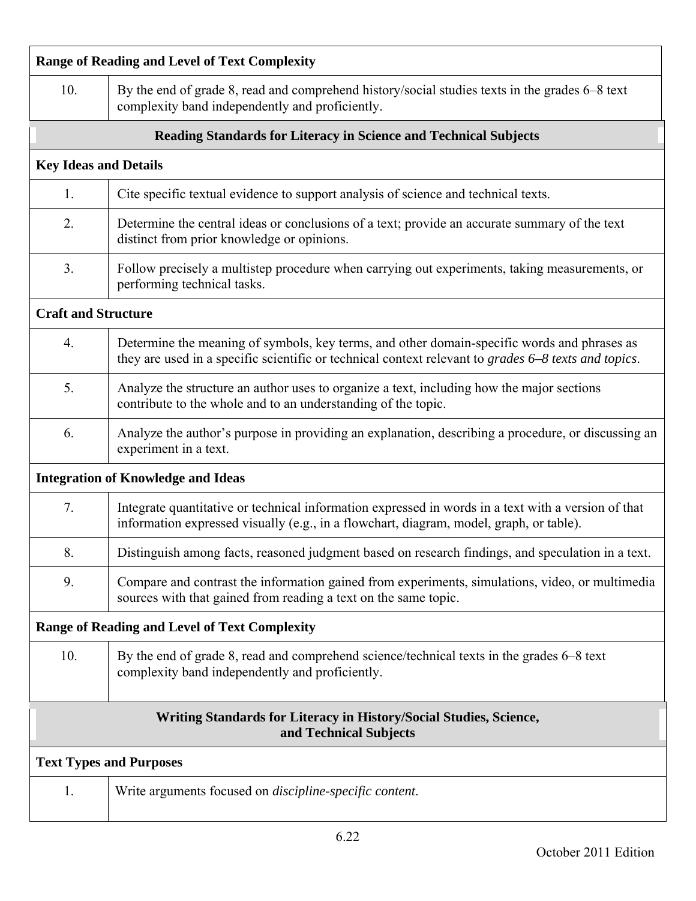| Range of Reading and Level of Text Complexity | |
|---|---|
| 10. | By the end of grade 8, read and comprehend history/social studies texts in the grades 6–8 text complexity band independently and proficiently. |

## Reading Standards for Literacy in Science and Technical Subjects

| Key Ideas and Details | |
|---|---|
| 1. | Cite specific textual evidence to support analysis of science and technical texts. |
| 2. | Determine the central ideas or conclusions of a text; provide an accurate summary of the text distinct from prior knowledge or opinions. |
| 3. | Follow precisely a multistep procedure when carrying out experiments, taking measurements, or performing technical tasks. |
| **Craft and Structure** | |
| 4. | Determine the meaning of symbols, key terms, and other domain-specific words and phrases as they are used in a specific scientific or technical context relevant to *grades 6–8 texts and topics*. |
| 5. | Analyze the structure an author uses to organize a text, including how the major sections contribute to the whole and to an understanding of the topic. |
| 6. | Analyze the author's purpose in providing an explanation, describing a procedure, or discussing an experiment in a text. |
| **Integration of Knowledge and Ideas** | |
| 7. | Integrate quantitative or technical information expressed in words in a text with a version of that information expressed visually (e.g., in a flowchart, diagram, model, graph, or table). |
| 8. | Distinguish among facts, reasoned judgment based on research findings, and speculation in a text. |
| 9. | Compare and contrast the information gained from experiments, simulations, video, or multimedia sources with that gained from reading a text on the same topic. |
| **Range of Reading and Level of Text Complexity** | |
| 10. | By the end of grade 8, read and comprehend science/technical texts in the grades 6–8 text complexity band independently and proficiently. |

## Writing Standards for Literacy in History/Social Studies, Science, and Technical Subjects

| Text Types and Purposes | |
|---|---|
| 1. | Write arguments focused on *discipline-specific content*. |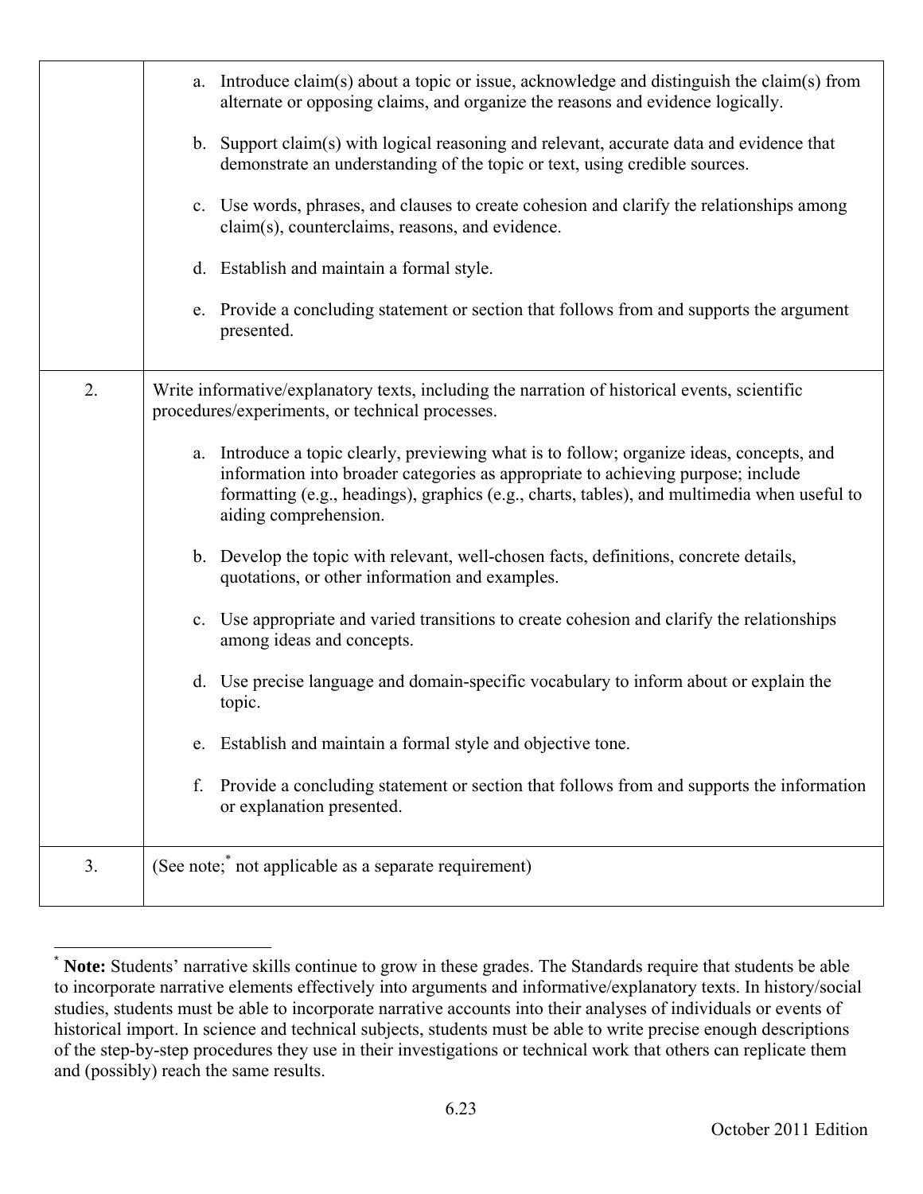| | |
|---|---|
| | a. Introduce claim(s) about a topic or issue, acknowledge and distinguish the claim(s) from alternate or opposing claims, and organize the reasons and evidence logically.<br><br>b. Support claim(s) with logical reasoning and relevant, accurate data and evidence that demonstrate an understanding of the topic or text, using credible sources.<br><br>c. Use words, phrases, and clauses to create cohesion and clarify the relationships among claim(s), counterclaims, reasons, and evidence.<br><br>d. Establish and maintain a formal style.<br><br>e. Provide a concluding statement or section that follows from and supports the argument presented. |
| 2. | Write informative/explanatory texts, including the narration of historical events, scientific procedures/experiments, or technical processes.<br><br>a. Introduce a topic clearly, previewing what is to follow; organize ideas, concepts, and information into broader categories as appropriate to achieving purpose; include formatting (e.g., headings), graphics (e.g., charts, tables), and multimedia when useful to aiding comprehension.<br><br>b. Develop the topic with relevant, well-chosen facts, definitions, concrete details, quotations, or other information and examples.<br><br>c. Use appropriate and varied transitions to create cohesion and clarify the relationships among ideas and concepts.<br><br>d. Use precise language and domain-specific vocabulary to inform about or explain the topic.<br><br>e. Establish and maintain a formal style and objective tone.<br><br>f. Provide a concluding statement or section that follows from and supports the information or explanation presented. |
| 3. | (See note;[*] not applicable as a separate requirement) |

[*] **Note:** Students' narrative skills continue to grow in these grades. The Standards require that students be able to incorporate narrative elements effectively into arguments and informative/explanatory texts. In history/social studies, students must be able to incorporate narrative accounts into their analyses of individuals or events of historical import. In science and technical subjects, students must be able to write precise enough descriptions of the step-by-step procedures they use in their investigations or technical work that others can replicate them and (possibly) reach the same results.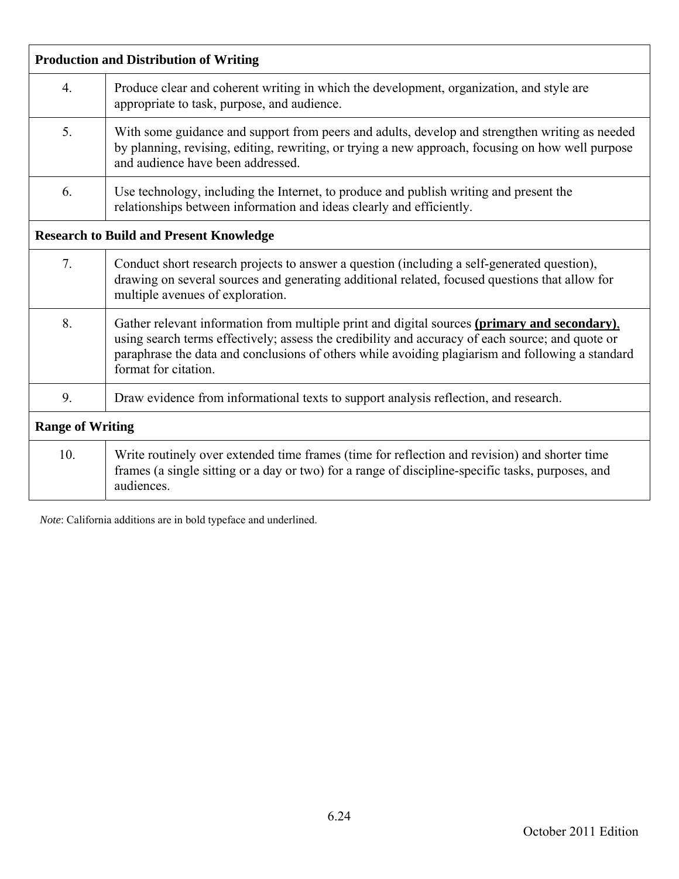| **Production and Distribution of Writing** | |
|---|---|
| 4. | Produce clear and coherent writing in which the development, organization, and style are appropriate to task, purpose, and audience. |
| 5. | With some guidance and support from peers and adults, develop and strengthen writing as needed by planning, revising, editing, rewriting, or trying a new approach, focusing on how well purpose and audience have been addressed. |
| 6. | Use technology, including the Internet, to produce and publish writing and present the relationships between information and ideas clearly and efficiently. |
| **Research to Build and Present Knowledge** | |
| 7. | Conduct short research projects to answer a question (including a self-generated question), drawing on several sources and generating additional related, focused questions that allow for multiple avenues of exploration. |
| 8. | Gather relevant information from multiple print and digital sources <u>**(primary and secondary),**</u> using search terms effectively; assess the credibility and accuracy of each source; and quote or paraphrase the data and conclusions of others while avoiding plagiarism and following a standard format for citation. |
| 9. | Draw evidence from informational texts to support analysis reflection, and research. |
| **Range of Writing** | |
| 10. | Write routinely over extended time frames (time for reflection and revision) and shorter time frames (a single sitting or a day or two) for a range of discipline-specific tasks, purposes, and audiences. |

*Note*: California additions are in bold typeface and underlined.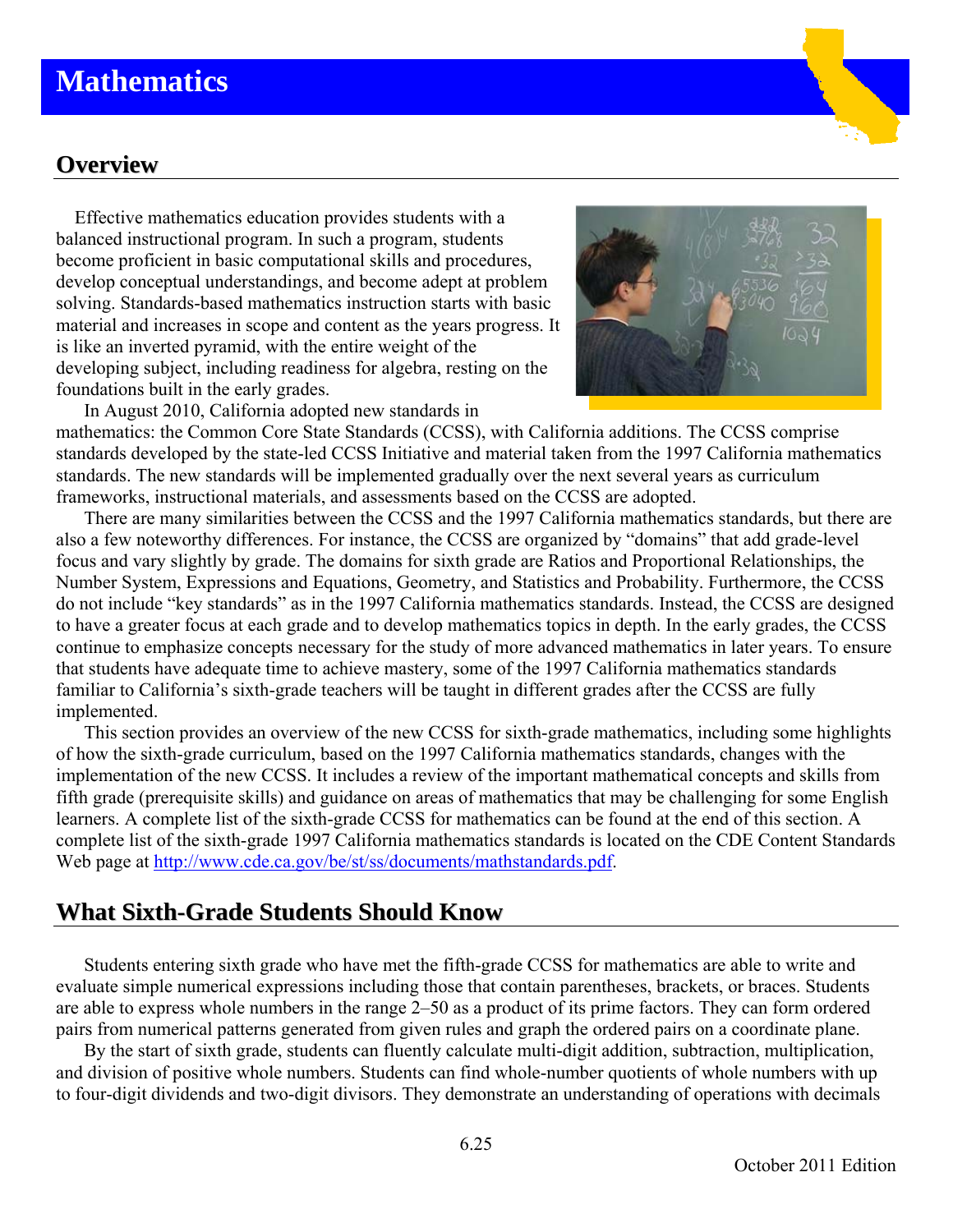# Mathematics

## Overview

Effective mathematics education provides students with a balanced instructional program. In such a program, students become proficient in basic computational skills and procedures, develop conceptual understandings, and become adept at problem solving. Standards-based mathematics instruction starts with basic material and increases in scope and content as the years progress. It is like an inverted pyramid, with the entire weight of the developing subject, including readiness for algebra, resting on the foundations built in the early grades.

In August 2010, California adopted new standards in mathematics: the Common Core State Standards (CCSS), with California additions. The CCSS comprise standards developed by the state-led CCSS Initiative and material taken from the 1997 California mathematics standards. The new standards will be implemented gradually over the next several years as curriculum frameworks, instructional materials, and assessments based on the CCSS are adopted.

There are many similarities between the CCSS and the 1997 California mathematics standards, but there are also a few noteworthy differences. For instance, the CCSS are organized by "domains" that add grade-level focus and vary slightly by grade. The domains for sixth grade are Ratios and Proportional Relationships, the Number System, Expressions and Equations, Geometry, and Statistics and Probability. Furthermore, the CCSS do not include "key standards" as in the 1997 California mathematics standards. Instead, the CCSS are designed to have a greater focus at each grade and to develop mathematics topics in depth. In the early grades, the CCSS continue to emphasize concepts necessary for the study of more advanced mathematics in later years. To ensure that students have adequate time to achieve mastery, some of the 1997 California mathematics standards familiar to California's sixth-grade teachers will be taught in different grades after the CCSS are fully implemented.

This section provides an overview of the new CCSS for sixth-grade mathematics, including some highlights of how the sixth-grade curriculum, based on the 1997 California mathematics standards, changes with the implementation of the new CCSS. It includes a review of the important mathematical concepts and skills from fifth grade (prerequisite skills) and guidance on areas of mathematics that may be challenging for some English learners. A complete list of the sixth-grade CCSS for mathematics can be found at the end of this section. A complete list of the sixth-grade 1997 California mathematics standards is located on the CDE Content Standards Web page at http://www.cde.ca.gov/be/st/ss/documents/mathstandards.pdf.

## What Sixth-Grade Students Should Know

Students entering sixth grade who have met the fifth-grade CCSS for mathematics are able to write and evaluate simple numerical expressions including those that contain parentheses, brackets, or braces. Students are able to express whole numbers in the range 2–50 as a product of its prime factors. They can form ordered pairs from numerical patterns generated from given rules and graph the ordered pairs on a coordinate plane.

By the start of sixth grade, students can fluently calculate multi-digit addition, subtraction, multiplication, and division of positive whole numbers. Students can find whole-number quotients of whole numbers with up to four-digit dividends and two-digit divisors. They demonstrate an understanding of operations with decimals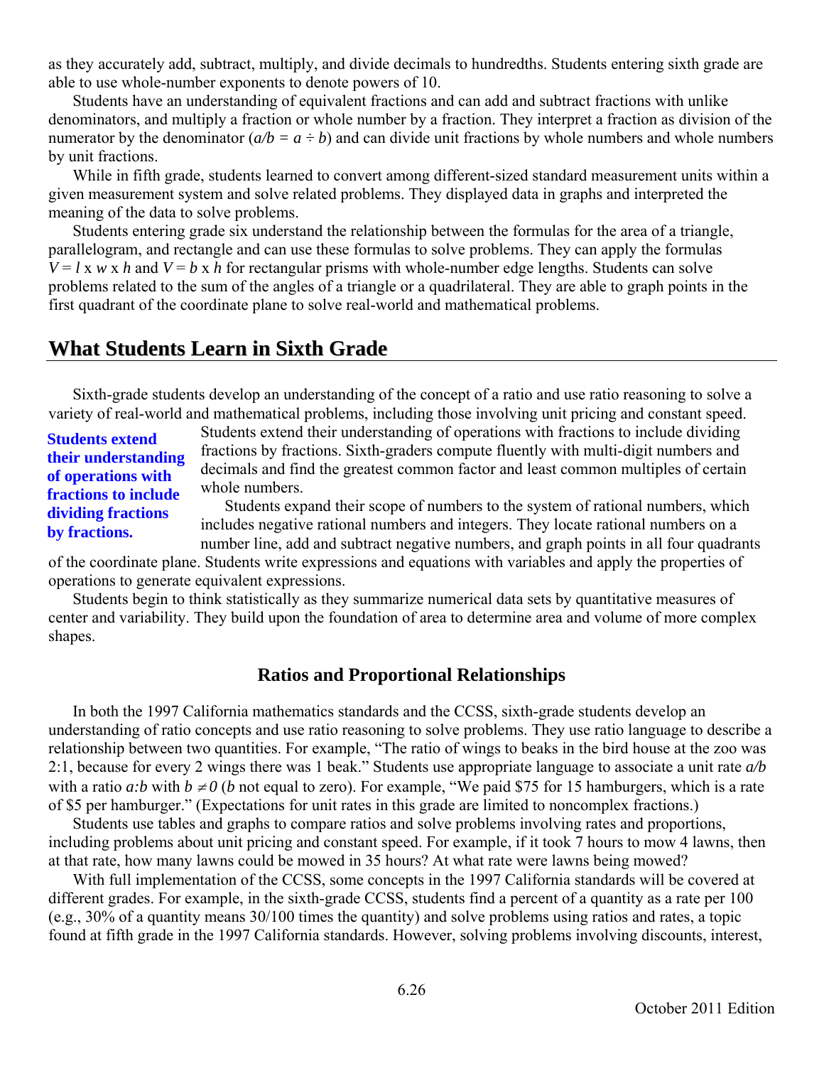as they accurately add, subtract, multiply, and divide decimals to hundredths. Students entering sixth grade are able to use whole-number exponents to denote powers of 10.

Students have an understanding of equivalent fractions and can add and subtract fractions with unlike denominators, and multiply a fraction or whole number by a fraction. They interpret a fraction as division of the numerator by the denominator ($a/b = a \div b$) and can divide unit fractions by whole numbers and whole numbers by unit fractions.

While in fifth grade, students learned to convert among different-sized standard measurement units within a given measurement system and solve related problems. They displayed data in graphs and interpreted the meaning of the data to solve problems.

Students entering grade six understand the relationship between the formulas for the area of a triangle, parallelogram, and rectangle and can use these formulas to solve problems. They can apply the formulas $V = l \times w \times h$ and $V = b \times h$ for rectangular prisms with whole-number edge lengths. Students can solve problems related to the sum of the angles of a triangle or a quadrilateral. They are able to graph points in the first quadrant of the coordinate plane to solve real-world and mathematical problems.

## What Students Learn in Sixth Grade

Sixth-grade students develop an understanding of the concept of a ratio and use ratio reasoning to solve a variety of real-world and mathematical problems, including those involving unit pricing and constant speed. Students extend their understanding of operations with fractions to include dividing fractions by fractions. Sixth-graders compute fluently with multi-digit numbers and decimals and find the greatest common factor and least common multiples of certain whole numbers.

**Students extend their understanding of operations with fractions to include dividing fractions by fractions.**

Students expand their scope of numbers to the system of rational numbers, which includes negative rational numbers and integers. They locate rational numbers on a number line, add and subtract negative numbers, and graph points in all four quadrants of the coordinate plane. Students write expressions and equations with variables and apply the properties of operations to generate equivalent expressions.

Students begin to think statistically as they summarize numerical data sets by quantitative measures of center and variability. They build upon the foundation of area to determine area and volume of more complex shapes.

### Ratios and Proportional Relationships

In both the 1997 California mathematics standards and the CCSS, sixth-grade students develop an understanding of ratio concepts and use ratio reasoning to solve problems. They use ratio language to describe a relationship between two quantities. For example, "The ratio of wings to beaks in the bird house at the zoo was 2:1, because for every 2 wings there was 1 beak." Students use appropriate language to associate a unit rate $a/b$ with a ratio $a{:}b$ with $b \neq 0$ ($b$ not equal to zero). For example, "We paid $75 for 15 hamburgers, which is a rate of $5 per hamburger." (Expectations for unit rates in this grade are limited to noncomplex fractions.)

Students use tables and graphs to compare ratios and solve problems involving rates and proportions, including problems about unit pricing and constant speed. For example, if it took 7 hours to mow 4 lawns, then at that rate, how many lawns could be mowed in 35 hours? At what rate were lawns being mowed?

With full implementation of the CCSS, some concepts in the 1997 California standards will be covered at different grades. For example, in the sixth-grade CCSS, students find a percent of a quantity as a rate per 100 (e.g., 30% of a quantity means 30/100 times the quantity) and solve problems using ratios and rates, a topic found at fifth grade in the 1997 California standards. However, solving problems involving discounts, interest,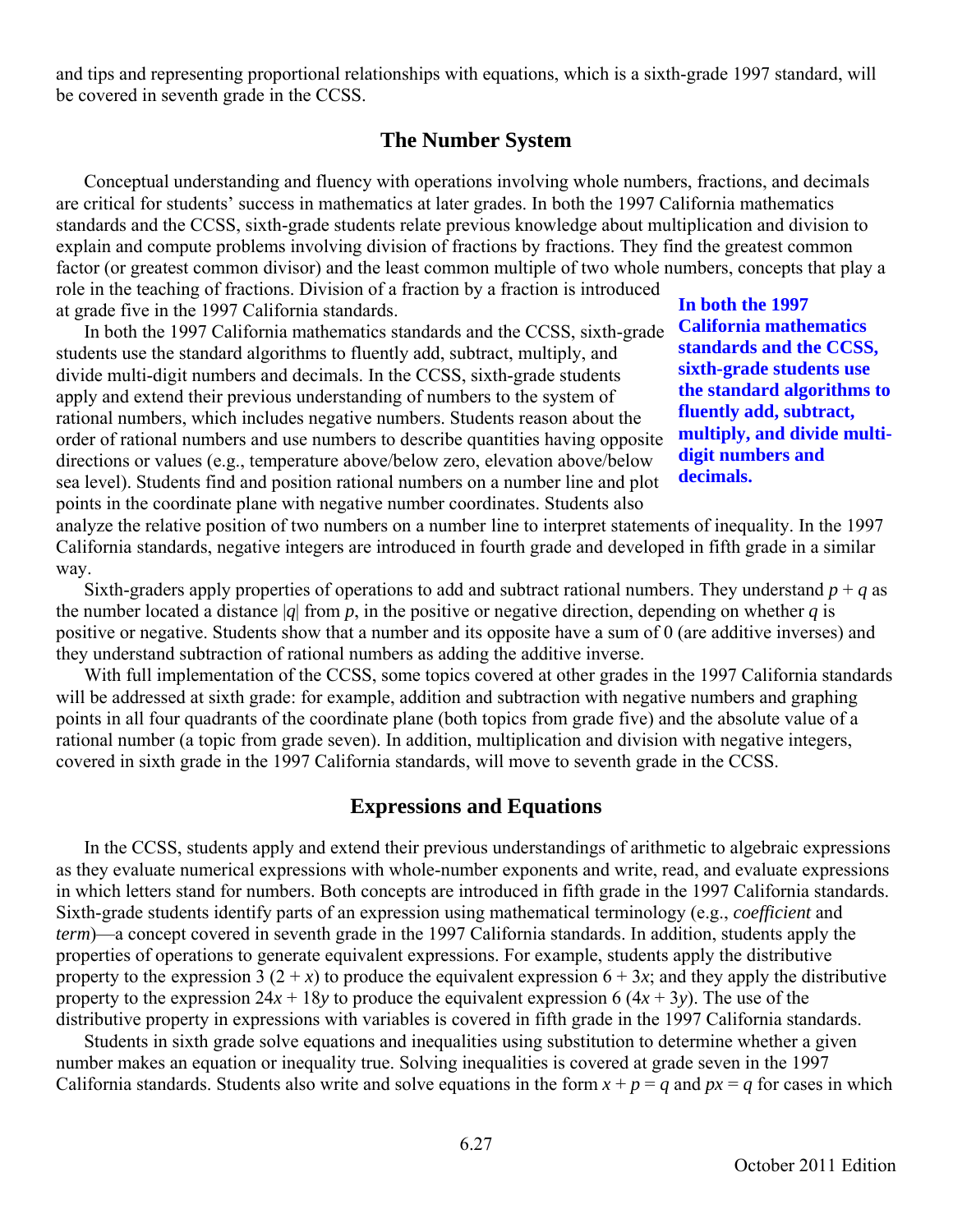and tips and representing proportional relationships with equations, which is a sixth-grade 1997 standard, will be covered in seventh grade in the CCSS.

## The Number System

Conceptual understanding and fluency with operations involving whole numbers, fractions, and decimals are critical for students' success in mathematics at later grades. In both the 1997 California mathematics standards and the CCSS, sixth-grade students relate previous knowledge about multiplication and division to explain and compute problems involving division of fractions by fractions. They find the greatest common factor (or greatest common divisor) and the least common multiple of two whole numbers, concepts that play a role in the teaching of fractions. Division of a fraction by a fraction is introduced at grade five in the 1997 California standards.

In both the 1997 California mathematics standards and the CCSS, sixth-grade students use the standard algorithms to fluently add, subtract, multiply, and divide multi-digit numbers and decimals. In the CCSS, sixth-grade students apply and extend their previous understanding of numbers to the system of rational numbers, which includes negative numbers. Students reason about the order of rational numbers and use numbers to describe quantities having opposite directions or values (e.g., temperature above/below zero, elevation above/below sea level). Students find and position rational numbers on a number line and plot points in the coordinate plane with negative number coordinates. Students also analyze the relative position of two numbers on a number line to interpret statements of inequality. In the 1997 California standards, negative integers are introduced in fourth grade and developed in fifth grade in a similar way.

**In both the 1997 California mathematics standards and the CCSS, sixth-grade students use the standard algorithms to fluently add, subtract, multiply, and divide multi-digit numbers and decimals.**

Sixth-graders apply properties of operations to add and subtract rational numbers. They understand $p + q$ as the number located a distance $|q|$ from $p$, in the positive or negative direction, depending on whether $q$ is positive or negative. Students show that a number and its opposite have a sum of 0 (are additive inverses) and they understand subtraction of rational numbers as adding the additive inverse.

With full implementation of the CCSS, some topics covered at other grades in the 1997 California standards will be addressed at sixth grade: for example, addition and subtraction with negative numbers and graphing points in all four quadrants of the coordinate plane (both topics from grade five) and the absolute value of a rational number (a topic from grade seven). In addition, multiplication and division with negative integers, covered in sixth grade in the 1997 California standards, will move to seventh grade in the CCSS.

## Expressions and Equations

In the CCSS, students apply and extend their previous understandings of arithmetic to algebraic expressions as they evaluate numerical expressions with whole-number exponents and write, read, and evaluate expressions in which letters stand for numbers. Both concepts are introduced in fifth grade in the 1997 California standards. Sixth-grade students identify parts of an expression using mathematical terminology (e.g., *coefficient* and *term*)—a concept covered in seventh grade in the 1997 California standards. In addition, students apply the properties of operations to generate equivalent expressions. For example, students apply the distributive property to the expression $3\,(2 + x)$ to produce the equivalent expression $6 + 3x$; and they apply the distributive property to the expression $24x + 18y$ to produce the equivalent expression $6\,(4x + 3y)$. The use of the distributive property in expressions with variables is covered in fifth grade in the 1997 California standards.

Students in sixth grade solve equations and inequalities using substitution to determine whether a given number makes an equation or inequality true. Solving inequalities is covered at grade seven in the 1997 California standards. Students also write and solve equations in the form $x + p = q$ and $px = q$ for cases in which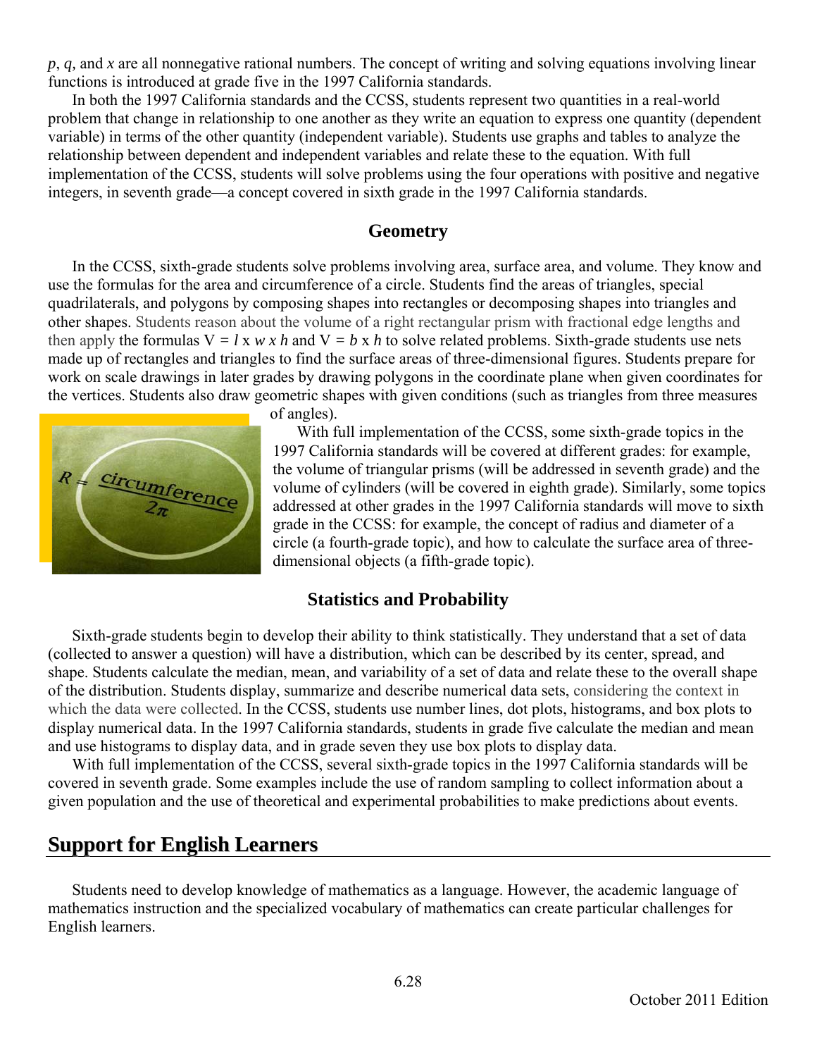$p$, $q$, and $x$ are all nonnegative rational numbers. The concept of writing and solving equations involving linear functions is introduced at grade five in the 1997 California standards.

In both the 1997 California standards and the CCSS, students represent two quantities in a real-world problem that change in relationship to one another as they write an equation to express one quantity (dependent variable) in terms of the other quantity (independent variable). Students use graphs and tables to analyze the relationship between dependent and independent variables and relate these to the equation. With full implementation of the CCSS, students will solve problems using the four operations with positive and negative integers, in seventh grade—a concept covered in sixth grade in the 1997 California standards.

### Geometry

In the CCSS, sixth-grade students solve problems involving area, surface area, and volume. They know and use the formulas for the area and circumference of a circle. Students find the areas of triangles, special quadrilaterals, and polygons by composing shapes into rectangles or decomposing shapes into triangles and other shapes. Students reason about the volume of a right rectangular prism with fractional edge lengths and then apply the formulas $V = l \times w \times h$ and $V = b \times h$ to solve related problems. Sixth-grade students use nets made up of rectangles and triangles to find the surface areas of three-dimensional figures. Students prepare for work on scale drawings in later grades by drawing polygons in the coordinate plane when given coordinates for the vertices. Students also draw geometric shapes with given conditions (such as triangles from three measures of angles).

With full implementation of the CCSS, some sixth-grade topics in the 1997 California standards will be covered at different grades: for example, the volume of triangular prisms (will be addressed in seventh grade) and the volume of cylinders (will be covered in eighth grade). Similarly, some topics addressed at other grades in the 1997 California standards will move to sixth grade in the CCSS: for example, the concept of radius and diameter of a circle (a fourth-grade topic), and how to calculate the surface area of three-dimensional objects (a fifth-grade topic).

### Statistics and Probability

Sixth-grade students begin to develop their ability to think statistically. They understand that a set of data (collected to answer a question) will have a distribution, which can be described by its center, spread, and shape. Students calculate the median, mean, and variability of a set of data and relate these to the overall shape of the distribution. Students display, summarize and describe numerical data sets, considering the context in which the data were collected. In the CCSS, students use number lines, dot plots, histograms, and box plots to display numerical data. In the 1997 California standards, students in grade five calculate the median and mean and use histograms to display data, and in grade seven they use box plots to display data.

With full implementation of the CCSS, several sixth-grade topics in the 1997 California standards will be covered in seventh grade. Some examples include the use of random sampling to collect information about a given population and the use of theoretical and experimental probabilities to make predictions about events.

## Support for English Learners

Students need to develop knowledge of mathematics as a language. However, the academic language of mathematics instruction and the specialized vocabulary of mathematics can create particular challenges for English learners.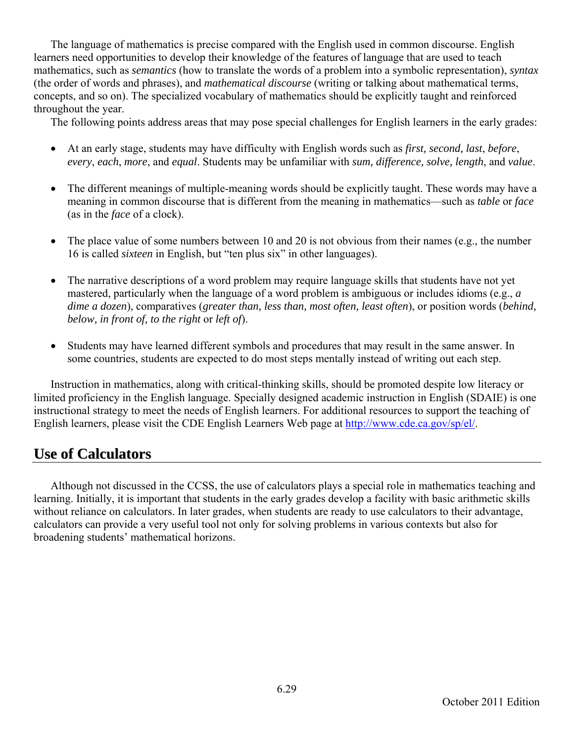The language of mathematics is precise compared with the English used in common discourse. English learners need opportunities to develop their knowledge of the features of language that are used to teach mathematics, such as *semantics* (how to translate the words of a problem into a symbolic representation), *syntax* (the order of words and phrases), and *mathematical discourse* (writing or talking about mathematical terms, concepts, and so on). The specialized vocabulary of mathematics should be explicitly taught and reinforced throughout the year.

The following points address areas that may pose special challenges for English learners in the early grades:

- At an early stage, students may have difficulty with English words such as *first, second, last*, *before*, *every*, *each*, *more*, and *equal*. Students may be unfamiliar with *sum, difference, solve, length*, and *value*.
- The different meanings of multiple-meaning words should be explicitly taught. These words may have a meaning in common discourse that is different from the meaning in mathematics—such as *table* or *face* (as in the *face* of a clock).
- The place value of some numbers between 10 and 20 is not obvious from their names (e.g., the number 16 is called *sixteen* in English, but "ten plus six" in other languages).
- The narrative descriptions of a word problem may require language skills that students have not yet mastered, particularly when the language of a word problem is ambiguous or includes idioms (e.g., *a dime a dozen*), comparatives (*greater than, less than, most often, least often*), or position words (*behind, below, in front of, to the right* or *left of*).
- Students may have learned different symbols and procedures that may result in the same answer. In some countries, students are expected to do most steps mentally instead of writing out each step.

Instruction in mathematics, along with critical-thinking skills, should be promoted despite low literacy or limited proficiency in the English language. Specially designed academic instruction in English (SDAIE) is one instructional strategy to meet the needs of English learners. For additional resources to support the teaching of English learners, please visit the CDE English Learners Web page at [http://www.cde.ca.gov/sp/el/](http://www.cde.ca.gov/sp/el/).

## Use of Calculators

Although not discussed in the CCSS, the use of calculators plays a special role in mathematics teaching and learning. Initially, it is important that students in the early grades develop a facility with basic arithmetic skills without reliance on calculators. In later grades, when students are ready to use calculators to their advantage, calculators can provide a very useful tool not only for solving problems in various contexts but also for broadening students' mathematical horizons.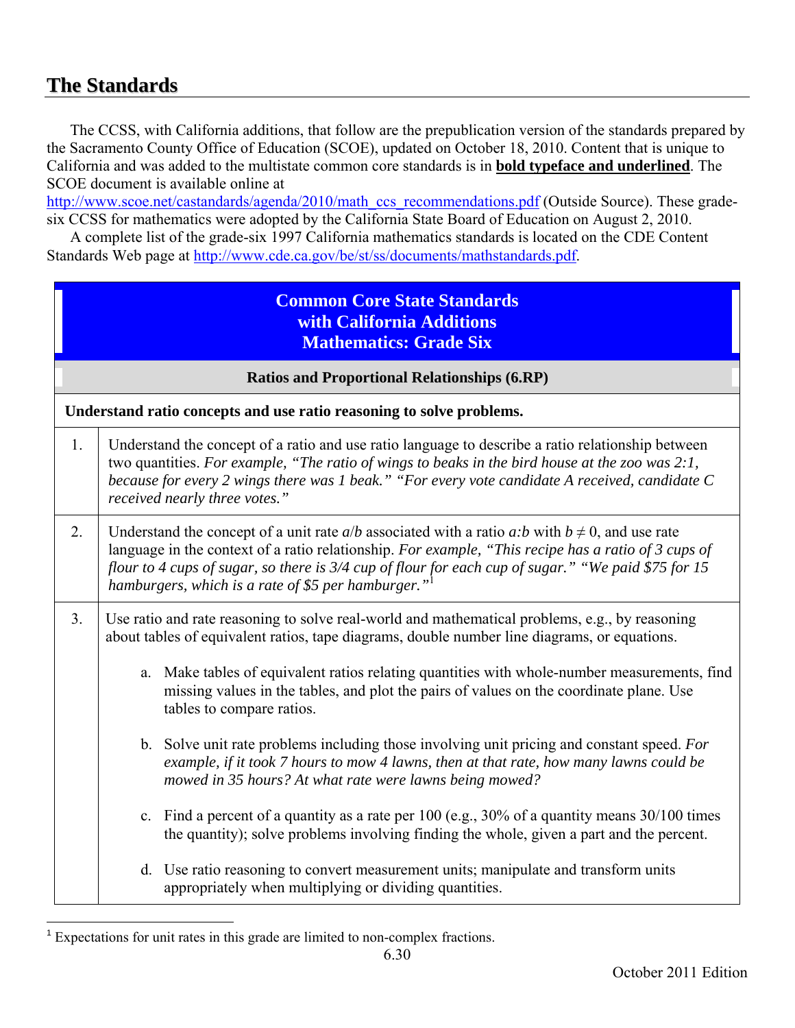## The Standards

The CCSS, with California additions, that follow are the prepublication version of the standards prepared by the Sacramento County Office of Education (SCOE), updated on October 18, 2010. Content that is unique to California and was added to the multistate common core standards is in **<u>bold typeface and underlined</u>**. The SCOE document is available online at http://www.scoe.net/castandards/agenda/2010/math_ccs_recommendations.pdf (Outside Source). These grade-six CCSS for mathematics were adopted by the California State Board of Education on August 2, 2010.

A complete list of the grade-six 1997 California mathematics standards is located on the CDE Content Standards Web page at http://www.cde.ca.gov/be/st/ss/documents/mathstandards.pdf.

### Common Core State Standards with California Additions Mathematics: Grade Six

#### Ratios and Proportional Relationships (6.RP)

**Understand ratio concepts and use ratio reasoning to solve problems.**

1. Understand the concept of a ratio and use ratio language to describe a ratio relationship between two quantities. *For example, "The ratio of wings to beaks in the bird house at the zoo was 2:1, because for every 2 wings there was 1 beak." "For every vote candidate A received, candidate C received nearly three votes."*

2. Understand the concept of a unit rate $a/b$ associated with a ratio $a:b$ with $b \neq 0$, and use rate language in the context of a ratio relationship. *For example, "This recipe has a ratio of 3 cups of flour to 4 cups of sugar, so there is 3/4 cup of flour for each cup of sugar." "We paid \$75 for 15 hamburgers, which is a rate of \$5 per hamburger."*[1]

3. Use ratio and rate reasoning to solve real-world and mathematical problems, e.g., by reasoning about tables of equivalent ratios, tape diagrams, double number line diagrams, or equations.

   a. Make tables of equivalent ratios relating quantities with whole-number measurements, find missing values in the tables, and plot the pairs of values on the coordinate plane. Use tables to compare ratios.

   b. Solve unit rate problems including those involving unit pricing and constant speed. *For example, if it took 7 hours to mow 4 lawns, then at that rate, how many lawns could be mowed in 35 hours? At what rate were lawns being mowed?*

   c. Find a percent of a quantity as a rate per 100 (e.g., 30% of a quantity means 30/100 times the quantity); solve problems involving finding the whole, given a part and the percent.

   d. Use ratio reasoning to convert measurement units; manipulate and transform units appropriately when multiplying or dividing quantities.

[1] Expectations for unit rates in this grade are limited to non-complex fractions.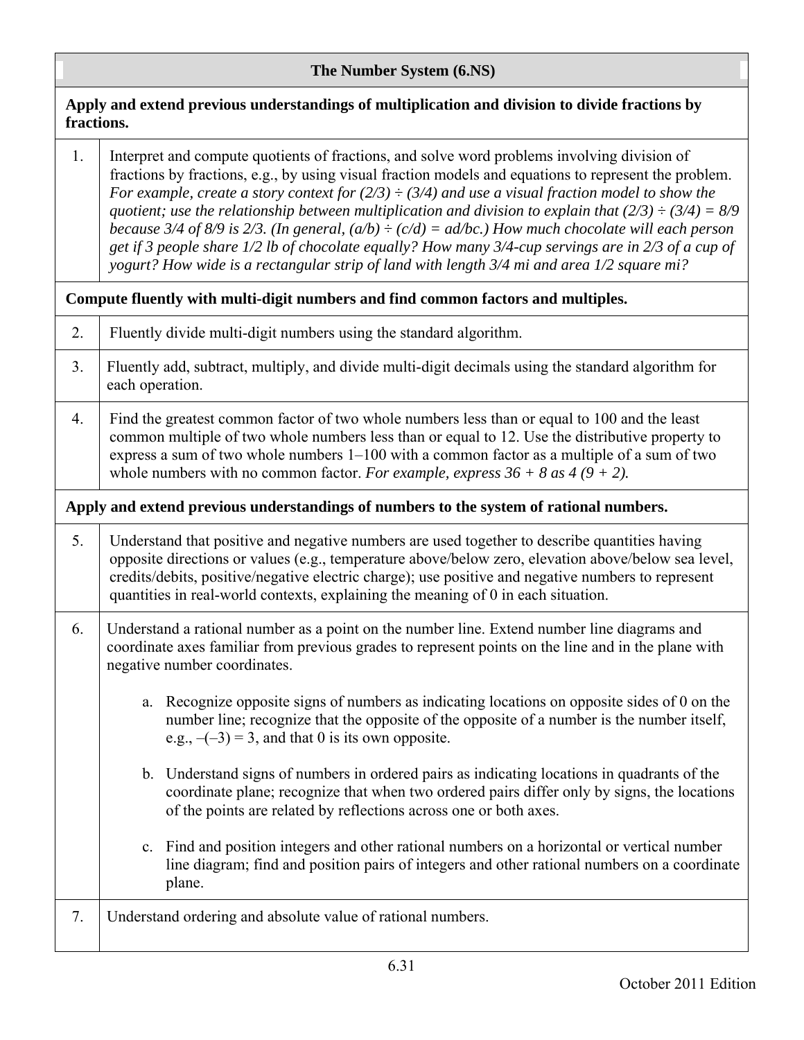## The Number System (6.NS)

**Apply and extend previous understandings of multiplication and division to divide fractions by fractions.**

1. Interpret and compute quotients of fractions, and solve word problems involving division of fractions by fractions, e.g., by using visual fraction models and equations to represent the problem. *For example, create a story context for $(2/3) \div (3/4)$ and use a visual fraction model to show the quotient; use the relationship between multiplication and division to explain that $(2/3) \div (3/4) = 8/9$ because 3/4 of 8/9 is 2/3. (In general, $(a/b) \div (c/d) = ad/bc$.) How much chocolate will each person get if 3 people share 1/2 lb of chocolate equally? How many 3/4-cup servings are in 2/3 of a cup of yogurt? How wide is a rectangular strip of land with length 3/4 mi and area 1/2 square mi?*

**Compute fluently with multi-digit numbers and find common factors and multiples.**

2. Fluently divide multi-digit numbers using the standard algorithm.

3. Fluently add, subtract, multiply, and divide multi-digit decimals using the standard algorithm for each operation.

4. Find the greatest common factor of two whole numbers less than or equal to 100 and the least common multiple of two whole numbers less than or equal to 12. Use the distributive property to express a sum of two whole numbers 1–100 with a common factor as a multiple of a sum of two whole numbers with no common factor. *For example, express $36 + 8$ as $4 (9 + 2)$.*

**Apply and extend previous understandings of numbers to the system of rational numbers.**

5. Understand that positive and negative numbers are used together to describe quantities having opposite directions or values (e.g., temperature above/below zero, elevation above/below sea level, credits/debits, positive/negative electric charge); use positive and negative numbers to represent quantities in real-world contexts, explaining the meaning of 0 in each situation.

6. Understand a rational number as a point on the number line. Extend number line diagrams and coordinate axes familiar from previous grades to represent points on the line and in the plane with negative number coordinates.

   a. Recognize opposite signs of numbers as indicating locations on opposite sides of 0 on the number line; recognize that the opposite of the opposite of a number is the number itself, e.g., $-(-3) = 3$, and that 0 is its own opposite.

   b. Understand signs of numbers in ordered pairs as indicating locations in quadrants of the coordinate plane; recognize that when two ordered pairs differ only by signs, the locations of the points are related by reflections across one or both axes.

   c. Find and position integers and other rational numbers on a horizontal or vertical number line diagram; find and position pairs of integers and other rational numbers on a coordinate plane.

7. Understand ordering and absolute value of rational numbers.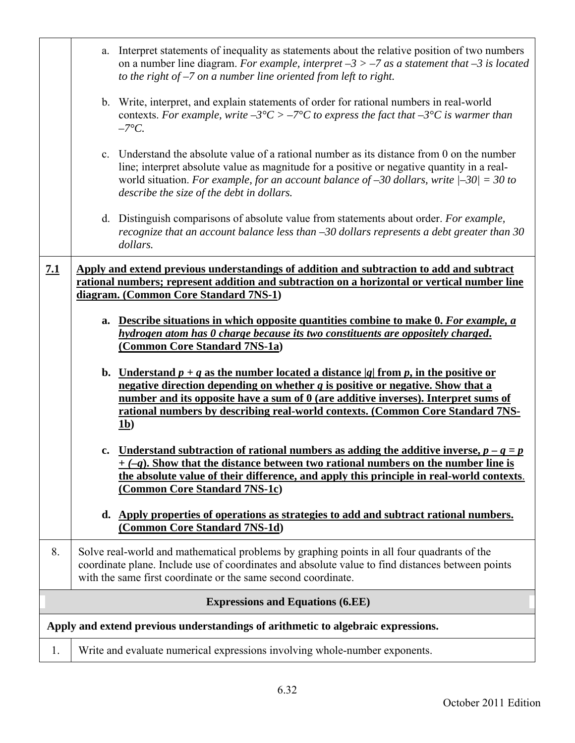| | |
|---|---|
| | a. Interpret statements of inequality as statements about the relative position of two numbers on a number line diagram. *For example, interpret –3 > –7 as a statement that –3 is located to the right of –7 on a number line oriented from left to right.*<br><br>b. Write, interpret, and explain statements of order for rational numbers in real-world contexts. *For example, write –3°C > –7°C to express the fact that –3°C is warmer than –7°C.*<br><br>c. Understand the absolute value of a rational number as its distance from 0 on the number line; interpret absolute value as magnitude for a positive or negative quantity in a real-world situation. *For example, for an account balance of –30 dollars, write \|–30\| = 30 to describe the size of the debt in dollars.*<br><br>d. Distinguish comparisons of absolute value from statements about order. *For example, recognize that an account balance less than –30 dollars represents a debt greater than 30 dollars.* |
| **7.1** | **Apply and extend previous understandings of addition and subtraction to add and subtract rational numbers; represent addition and subtraction on a horizontal or vertical number line diagram. (Common Core Standard 7NS-1)**<br><br>**a. Describe situations in which opposite quantities combine to make 0. *For example, a hydrogen atom has 0 charge because its two constituents are oppositely charged*. (Common Core Standard 7NS-1a)**<br><br>**b. Understand $p + q$ as the number located a distance $\|q\|$ from $p$, in the positive or negative direction depending on whether $q$ is positive or negative. Show that a number and its opposite have a sum of 0 (are additive inverses). Interpret sums of rational numbers by describing real-world contexts. (Common Core Standard 7NS-1b)**<br><br>**c. Understand subtraction of rational numbers as adding the additive inverse, $p – q = p + (–q)$. Show that the distance between two rational numbers on the number line is the absolute value of their difference, and apply this principle in real-world contexts. (Common Core Standard 7NS-1c)**<br><br>**d. Apply properties of operations as strategies to add and subtract rational numbers. (Common Core Standard 7NS-1d)** |
| 8. | Solve real-world and mathematical problems by graphing points in all four quadrants of the coordinate plane. Include use of coordinates and absolute value to find distances between points with the same first coordinate or the same second coordinate. |
| | **Expressions and Equations (6.EE)** |
| | **Apply and extend previous understandings of arithmetic to algebraic expressions.** |
| 1. | Write and evaluate numerical expressions involving whole-number exponents. |

October 2011 Edition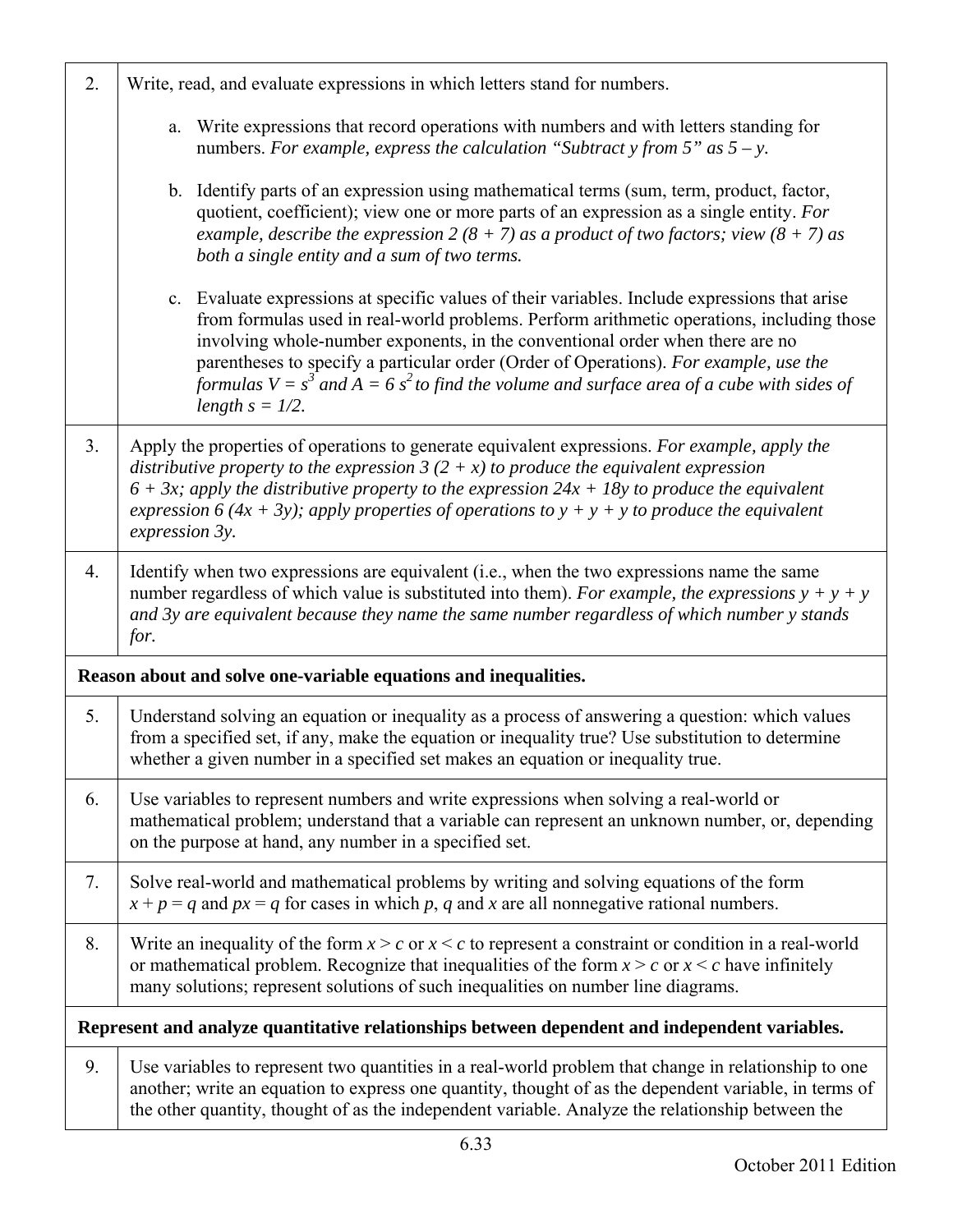| | |
|---|---|
| 2. | Write, read, and evaluate expressions in which letters stand for numbers.<br><br>a. Write expressions that record operations with numbers and with letters standing for numbers. *For example, express the calculation "Subtract $y$ from 5" as $5 - y$.*<br><br>b. Identify parts of an expression using mathematical terms (sum, term, product, factor, quotient, coefficient); view one or more parts of an expression as a single entity. *For example, describe the expression $2 (8 + 7)$ as a product of two factors; view $(8 + 7)$ as both a single entity and a sum of two terms.*<br><br>c. Evaluate expressions at specific values of their variables. Include expressions that arise from formulas used in real-world problems. Perform arithmetic operations, including those involving whole-number exponents, in the conventional order when there are no parentheses to specify a particular order (Order of Operations). *For example, use the formulas $V = s^3$ and $A = 6 s^2$ to find the volume and surface area of a cube with sides of length $s = 1/2$.* |
| 3. | Apply the properties of operations to generate equivalent expressions. *For example, apply the distributive property to the expression $3 (2 + x)$ to produce the equivalent expression $6 + 3x$; apply the distributive property to the expression $24x + 18y$ to produce the equivalent expression $6 (4x + 3y)$; apply properties of operations to $y + y + y$ to produce the equivalent expression $3y$.* |
| 4. | Identify when two expressions are equivalent (i.e., when the two expressions name the same number regardless of which value is substituted into them). *For example, the expressions $y + y + y$ and $3y$ are equivalent because they name the same number regardless of which number $y$ stands for.* |
| **Reason about and solve one-variable equations and inequalities.** | |
| 5. | Understand solving an equation or inequality as a process of answering a question: which values from a specified set, if any, make the equation or inequality true? Use substitution to determine whether a given number in a specified set makes an equation or inequality true. |
| 6. | Use variables to represent numbers and write expressions when solving a real-world or mathematical problem; understand that a variable can represent an unknown number, or, depending on the purpose at hand, any number in a specified set. |
| 7. | Solve real-world and mathematical problems by writing and solving equations of the form $x + p = q$ and $px = q$ for cases in which $p$, $q$ and $x$ are all nonnegative rational numbers. |
| 8. | Write an inequality of the form $x > c$ or $x < c$ to represent a constraint or condition in a real-world or mathematical problem. Recognize that inequalities of the form $x > c$ or $x < c$ have infinitely many solutions; represent solutions of such inequalities on number line diagrams. |
| **Represent and analyze quantitative relationships between dependent and independent variables.** | |
| 9. | Use variables to represent two quantities in a real-world problem that change in relationship to one another; write an equation to express one quantity, thought of as the dependent variable, in terms of the other quantity, thought of as the independent variable. Analyze the relationship between the |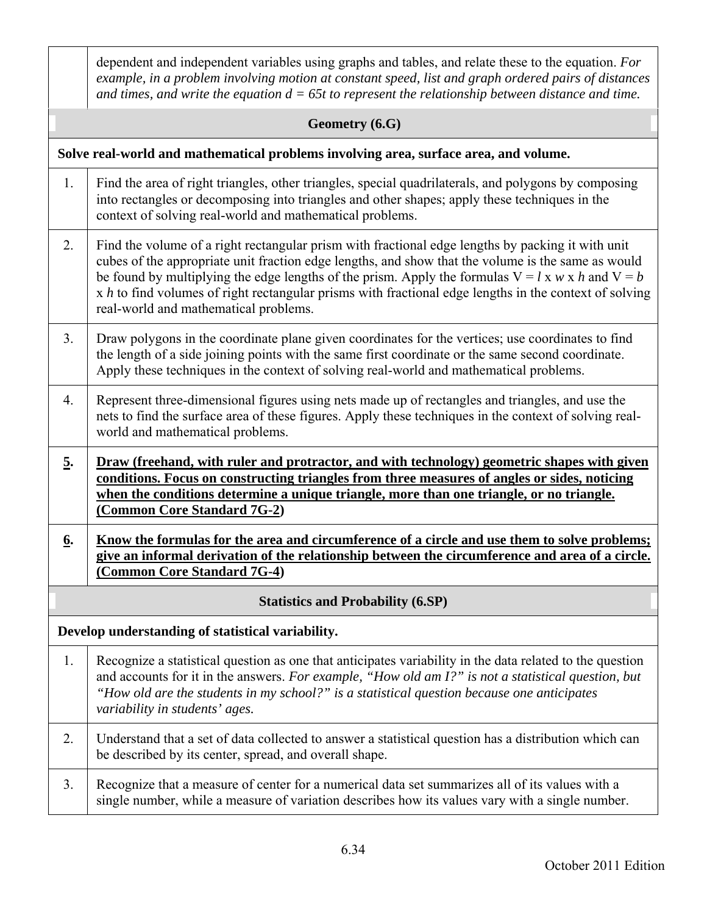| | |
|---|---|
| | dependent and independent variables using graphs and tables, and relate these to the equation. *For example, in a problem involving motion at constant speed, list and graph ordered pairs of distances and times, and write the equation $d = 65t$ to represent the relationship between distance and time.* |
| **Geometry (6.G)** | |
| **Solve real-world and mathematical problems involving area, surface area, and volume.** | |
| 1. | Find the area of right triangles, other triangles, special quadrilaterals, and polygons by composing into rectangles or decomposing into triangles and other shapes; apply these techniques in the context of solving real-world and mathematical problems. |
| 2. | Find the volume of a right rectangular prism with fractional edge lengths by packing it with unit cubes of the appropriate unit fraction edge lengths, and show that the volume is the same as would be found by multiplying the edge lengths of the prism. Apply the formulas $V = l \times w \times h$ and $V = b \times h$ to find volumes of right rectangular prisms with fractional edge lengths in the context of solving real-world and mathematical problems. |
| 3. | Draw polygons in the coordinate plane given coordinates for the vertices; use coordinates to find the length of a side joining points with the same first coordinate or the same second coordinate. Apply these techniques in the context of solving real-world and mathematical problems. |
| 4. | Represent three-dimensional figures using nets made up of rectangles and triangles, and use the nets to find the surface area of these figures. Apply these techniques in the context of solving real-world and mathematical problems. |
| **<u>5</u>.** | **<u>Draw (freehand, with ruler and protractor, and with technology) geometric shapes with given conditions. Focus on constructing triangles from three measures of angles or sides, noticing when the conditions determine a unique triangle, more than one triangle, or no triangle. (Common Core Standard 7G-2</u>)** |
| **<u>6</u>.** | **<u>Know the formulas for the area and circumference of a circle and use them to solve problems; give an informal derivation of the relationship between the circumference and area of a circle. (Common Core Standard 7G-4</u>)** |
| **Statistics and Probability (6.SP)** | |
| **Develop understanding of statistical variability.** | |
| 1. | Recognize a statistical question as one that anticipates variability in the data related to the question and accounts for it in the answers. *For example, "How old am I?" is not a statistical question, but "How old are the students in my school?" is a statistical question because one anticipates variability in students' ages.* |
| 2. | Understand that a set of data collected to answer a statistical question has a distribution which can be described by its center, spread, and overall shape. |
| 3. | Recognize that a measure of center for a numerical data set summarizes all of its values with a single number, while a measure of variation describes how its values vary with a single number. |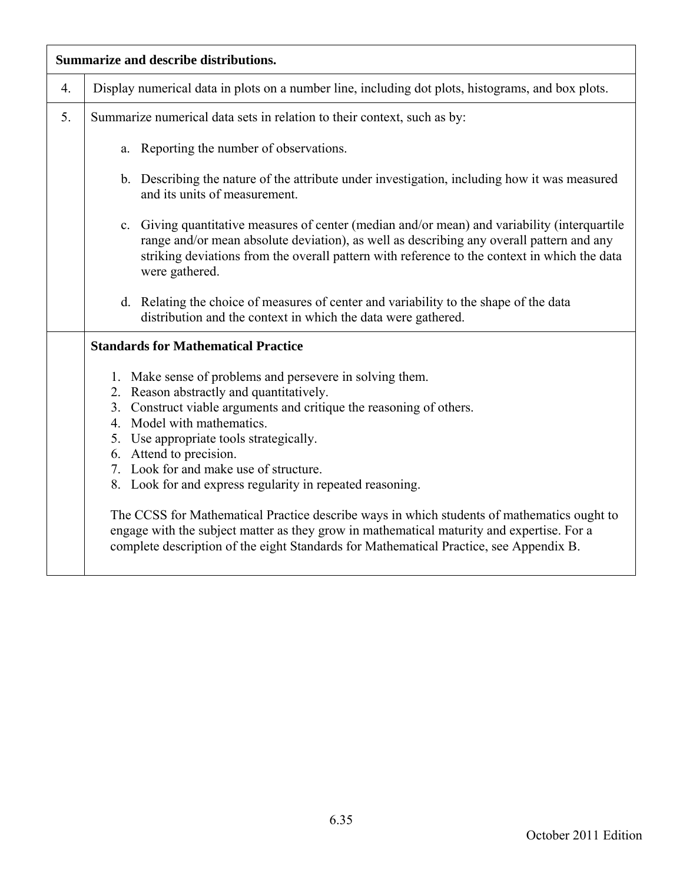| Summarize and describe distributions. | |
|---|---|
| 4. | Display numerical data in plots on a number line, including dot plots, histograms, and box plots. |
| 5. | Summarize numerical data sets in relation to their context, such as by:<br><br>a. Reporting the number of observations.<br><br>b. Describing the nature of the attribute under investigation, including how it was measured and its units of measurement.<br><br>c. Giving quantitative measures of center (median and/or mean) and variability (interquartile range and/or mean absolute deviation), as well as describing any overall pattern and any striking deviations from the overall pattern with reference to the context in which the data were gathered.<br><br>d. Relating the choice of measures of center and variability to the shape of the data distribution and the context in which the data were gathered. |
| | **Standards for Mathematical Practice**<br><br>1. Make sense of problems and persevere in solving them.<br>2. Reason abstractly and quantitatively.<br>3. Construct viable arguments and critique the reasoning of others.<br>4. Model with mathematics.<br>5. Use appropriate tools strategically.<br>6. Attend to precision.<br>7. Look for and make use of structure.<br>8. Look for and express regularity in repeated reasoning.<br><br>The CCSS for Mathematical Practice describe ways in which students of mathematics ought to engage with the subject matter as they grow in mathematical maturity and expertise. For a complete description of the eight Standards for Mathematical Practice, see Appendix B. |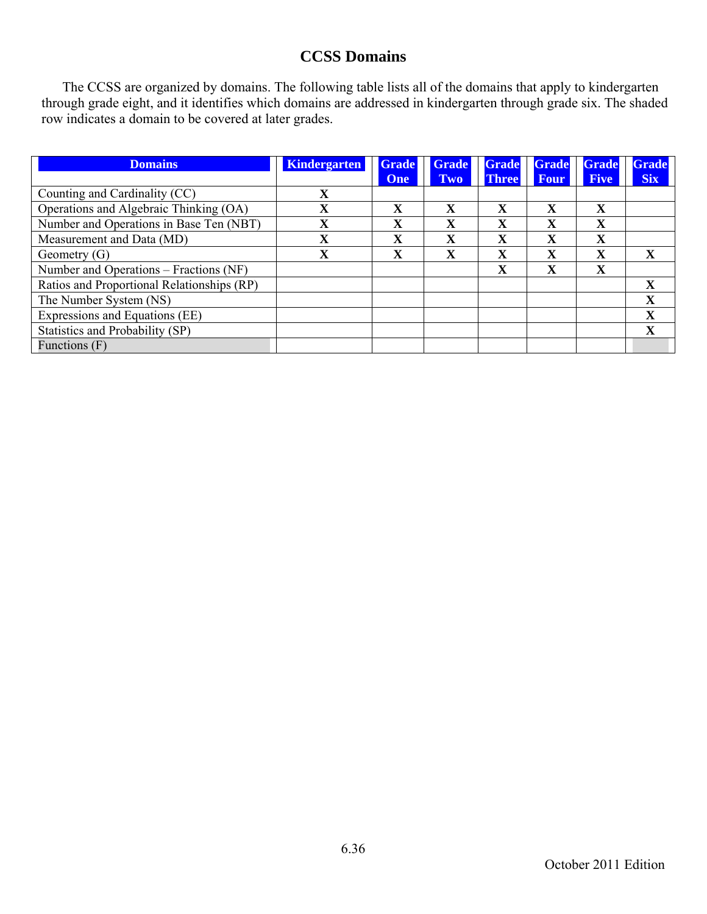## CCSS Domains

The CCSS are organized by domains. The following table lists all of the domains that apply to kindergarten through grade eight, and it identifies which domains are addressed in kindergarten through grade six. The shaded row indicates a domain to be covered at later grades.

| Domains | Kindergarten | Grade One | Grade Two | Grade Three | Grade Four | Grade Five | Grade Six |
|---|---|---|---|---|---|---|---|
| Counting and Cardinality (CC) | X | | | | | | |
| Operations and Algebraic Thinking (OA) | X | X | X | X | X | X | |
| Number and Operations in Base Ten (NBT) | X | X | X | X | X | X | |
| Measurement and Data (MD) | X | X | X | X | X | X | |
| Geometry (G) | X | X | X | X | X | X | X |
| Number and Operations – Fractions (NF) | | | | X | X | X | |
| Ratios and Proportional Relationships (RP) | | | | | | | X |
| The Number System (NS) | | | | | | | X |
| Expressions and Equations (EE) | | | | | | | X |
| Statistics and Probability (SP) | | | | | | | X |
| Functions (F) | | | | | | | |

October 2011 Edition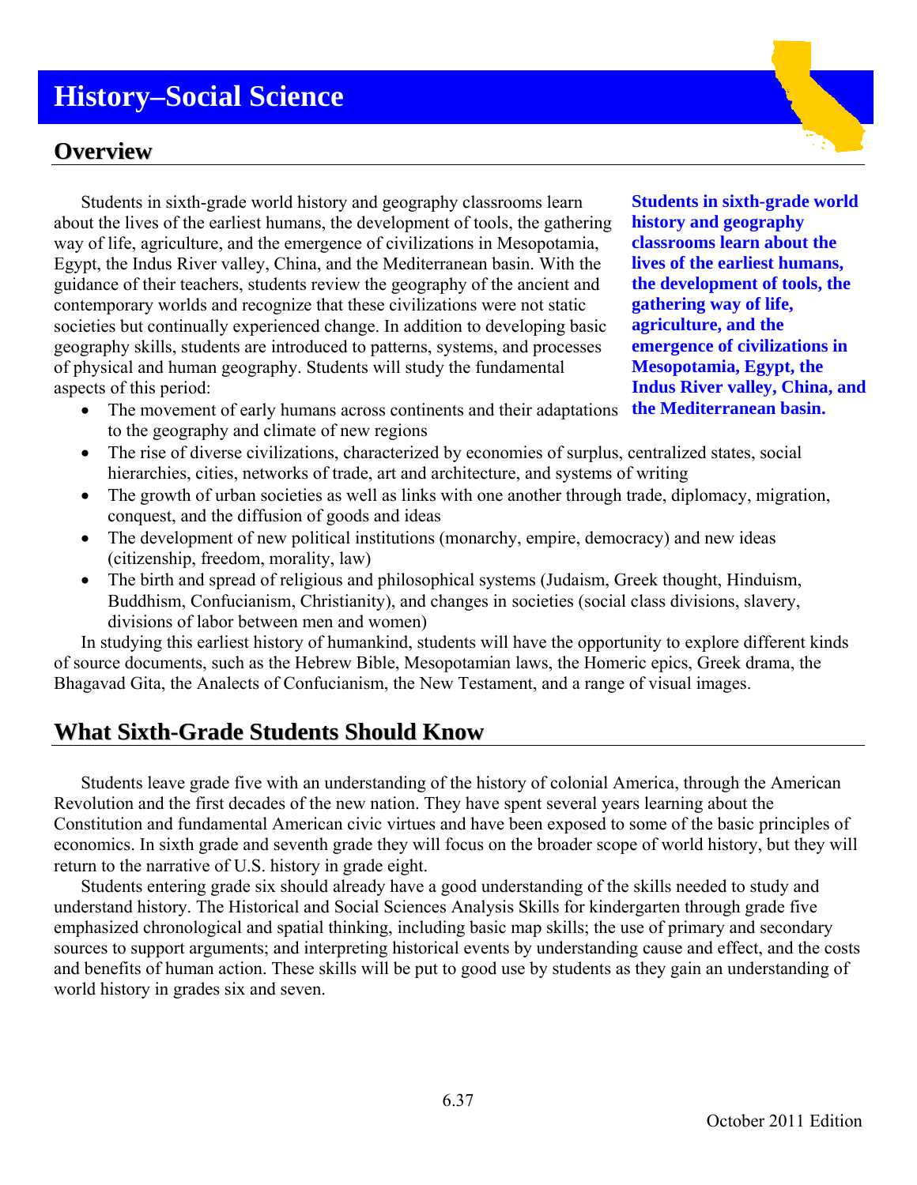# History–Social Science

## Overview

Students in sixth-grade world history and geography classrooms learn about the lives of the earliest humans, the development of tools, the gathering way of life, agriculture, and the emergence of civilizations in Mesopotamia, Egypt, the Indus River valley, China, and the Mediterranean basin. With the guidance of their teachers, students review the geography of the ancient and contemporary worlds and recognize that these civilizations were not static societies but continually experienced change. In addition to developing basic geography skills, students are introduced to patterns, systems, and processes of physical and human geography. Students will study the fundamental aspects of this period:

**Students in sixth-grade world history and geography classrooms learn about the lives of the earliest humans, the development of tools, the gathering way of life, agriculture, and the emergence of civilizations in Mesopotamia, Egypt, the Indus River valley, China, and the Mediterranean basin.**

- The movement of early humans across continents and their adaptations to the geography and climate of new regions
- The rise of diverse civilizations, characterized by economies of surplus, centralized states, social hierarchies, cities, networks of trade, art and architecture, and systems of writing
- The growth of urban societies as well as links with one another through trade, diplomacy, migration, conquest, and the diffusion of goods and ideas
- The development of new political institutions (monarchy, empire, democracy) and new ideas (citizenship, freedom, morality, law)
- The birth and spread of religious and philosophical systems (Judaism, Greek thought, Hinduism, Buddhism, Confucianism, Christianity), and changes in societies (social class divisions, slavery, divisions of labor between men and women)

In studying this earliest history of humankind, students will have the opportunity to explore different kinds of source documents, such as the Hebrew Bible, Mesopotamian laws, the Homeric epics, Greek drama, the Bhagavad Gita, the Analects of Confucianism, the New Testament, and a range of visual images.

## What Sixth-Grade Students Should Know

Students leave grade five with an understanding of the history of colonial America, through the American Revolution and the first decades of the new nation. They have spent several years learning about the Constitution and fundamental American civic virtues and have been exposed to some of the basic principles of economics. In sixth grade and seventh grade they will focus on the broader scope of world history, but they will return to the narrative of U.S. history in grade eight.

Students entering grade six should already have a good understanding of the skills needed to study and understand history. The Historical and Social Sciences Analysis Skills for kindergarten through grade five emphasized chronological and spatial thinking, including basic map skills; the use of primary and secondary sources to support arguments; and interpreting historical events by understanding cause and effect, and the costs and benefits of human action. These skills will be put to good use by students as they gain an understanding of world history in grades six and seven.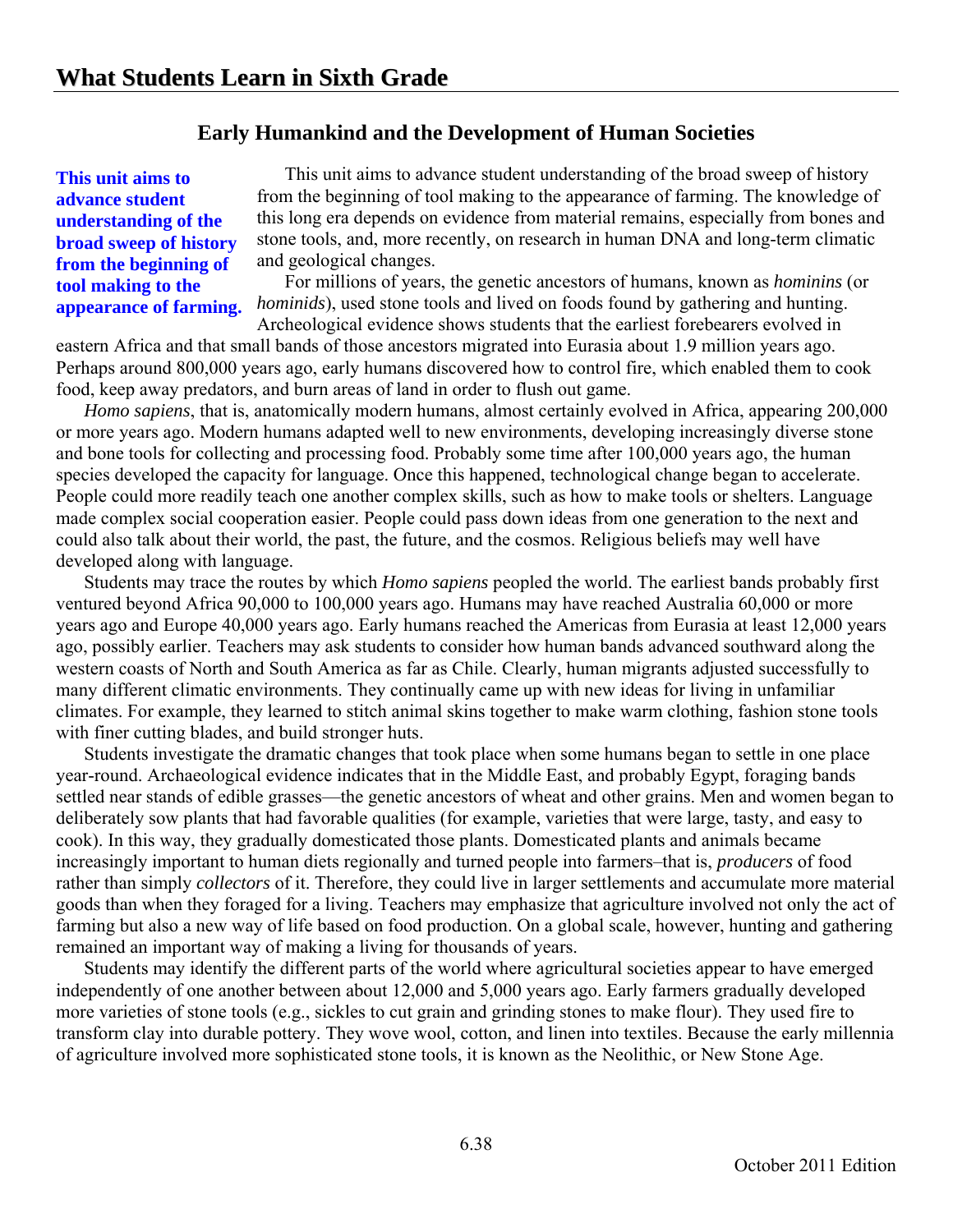# What Students Learn in Sixth Grade

## Early Humankind and the Development of Human Societies

**This unit aims to advance student understanding of the broad sweep of history from the beginning of tool making to the appearance of farming.**

This unit aims to advance student understanding of the broad sweep of history from the beginning of tool making to the appearance of farming. The knowledge of this long era depends on evidence from material remains, especially from bones and stone tools, and, more recently, on research in human DNA and long-term climatic and geological changes.

For millions of years, the genetic ancestors of humans, known as *hominins* (or *hominids*), used stone tools and lived on foods found by gathering and hunting. Archeological evidence shows students that the earliest forebearers evolved in eastern Africa and that small bands of those ancestors migrated into Eurasia about 1.9 million years ago. Perhaps around 800,000 years ago, early humans discovered how to control fire, which enabled them to cook food, keep away predators, and burn areas of land in order to flush out game.

*Homo sapiens*, that is, anatomically modern humans, almost certainly evolved in Africa, appearing 200,000 or more years ago. Modern humans adapted well to new environments, developing increasingly diverse stone and bone tools for collecting and processing food. Probably some time after 100,000 years ago, the human species developed the capacity for language. Once this happened, technological change began to accelerate. People could more readily teach one another complex skills, such as how to make tools or shelters. Language made complex social cooperation easier. People could pass down ideas from one generation to the next and could also talk about their world, the past, the future, and the cosmos. Religious beliefs may well have developed along with language.

Students may trace the routes by which *Homo sapiens* peopled the world. The earliest bands probably first ventured beyond Africa 90,000 to 100,000 years ago. Humans may have reached Australia 60,000 or more years ago and Europe 40,000 years ago. Early humans reached the Americas from Eurasia at least 12,000 years ago, possibly earlier. Teachers may ask students to consider how human bands advanced southward along the western coasts of North and South America as far as Chile. Clearly, human migrants adjusted successfully to many different climatic environments. They continually came up with new ideas for living in unfamiliar climates. For example, they learned to stitch animal skins together to make warm clothing, fashion stone tools with finer cutting blades, and build stronger huts.

Students investigate the dramatic changes that took place when some humans began to settle in one place year-round. Archaeological evidence indicates that in the Middle East, and probably Egypt, foraging bands settled near stands of edible grasses—the genetic ancestors of wheat and other grains. Men and women began to deliberately sow plants that had favorable qualities (for example, varieties that were large, tasty, and easy to cook). In this way, they gradually domesticated those plants. Domesticated plants and animals became increasingly important to human diets regionally and turned people into farmers–that is, *producers* of food rather than simply *collectors* of it. Therefore, they could live in larger settlements and accumulate more material goods than when they foraged for a living. Teachers may emphasize that agriculture involved not only the act of farming but also a new way of life based on food production. On a global scale, however, hunting and gathering remained an important way of making a living for thousands of years.

Students may identify the different parts of the world where agricultural societies appear to have emerged independently of one another between about 12,000 and 5,000 years ago. Early farmers gradually developed more varieties of stone tools (e.g., sickles to cut grain and grinding stones to make flour). They used fire to transform clay into durable pottery. They wove wool, cotton, and linen into textiles. Because the early millennia of agriculture involved more sophisticated stone tools, it is known as the Neolithic, or New Stone Age.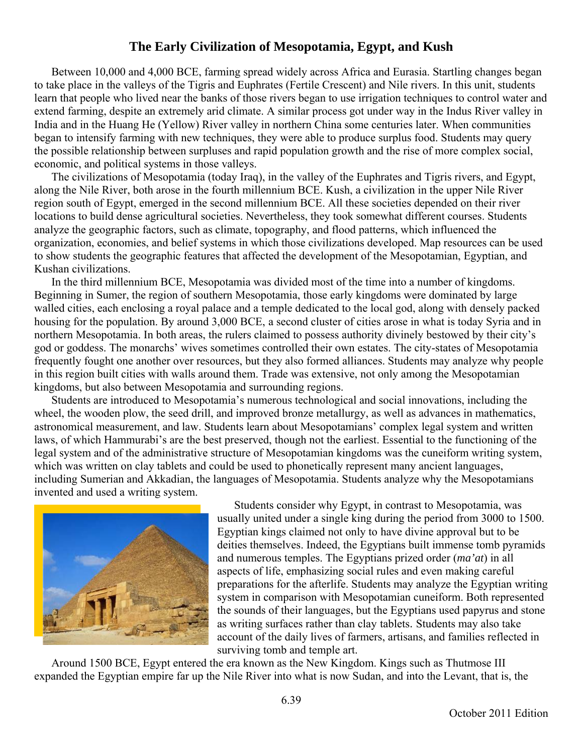## The Early Civilization of Mesopotamia, Egypt, and Kush

Between 10,000 and 4,000 BCE, farming spread widely across Africa and Eurasia. Startling changes began to take place in the valleys of the Tigris and Euphrates (Fertile Crescent) and Nile rivers. In this unit, students learn that people who lived near the banks of those rivers began to use irrigation techniques to control water and extend farming, despite an extremely arid climate. A similar process got under way in the Indus River valley in India and in the Huang He (Yellow) River valley in northern China some centuries later. When communities began to intensify farming with new techniques, they were able to produce surplus food. Students may query the possible relationship between surpluses and rapid population growth and the rise of more complex social, economic, and political systems in those valleys.

The civilizations of Mesopotamia (today Iraq), in the valley of the Euphrates and Tigris rivers, and Egypt, along the Nile River, both arose in the fourth millennium BCE. Kush, a civilization in the upper Nile River region south of Egypt, emerged in the second millennium BCE. All these societies depended on their river locations to build dense agricultural societies. Nevertheless, they took somewhat different courses. Students analyze the geographic factors, such as climate, topography, and flood patterns, which influenced the organization, economies, and belief systems in which those civilizations developed. Map resources can be used to show students the geographic features that affected the development of the Mesopotamian, Egyptian, and Kushan civilizations.

In the third millennium BCE, Mesopotamia was divided most of the time into a number of kingdoms. Beginning in Sumer, the region of southern Mesopotamia, those early kingdoms were dominated by large walled cities, each enclosing a royal palace and a temple dedicated to the local god, along with densely packed housing for the population. By around 3,000 BCE, a second cluster of cities arose in what is today Syria and in northern Mesopotamia. In both areas, the rulers claimed to possess authority divinely bestowed by their city's god or goddess. The monarchs' wives sometimes controlled their own estates. The city-states of Mesopotamia frequently fought one another over resources, but they also formed alliances. Students may analyze why people in this region built cities with walls around them. Trade was extensive, not only among the Mesopotamian kingdoms, but also between Mesopotamia and surrounding regions.

Students are introduced to Mesopotamia's numerous technological and social innovations, including the wheel, the wooden plow, the seed drill, and improved bronze metallurgy, as well as advances in mathematics, astronomical measurement, and law. Students learn about Mesopotamians' complex legal system and written laws, of which Hammurabi's are the best preserved, though not the earliest. Essential to the functioning of the legal system and of the administrative structure of Mesopotamian kingdoms was the cuneiform writing system, which was written on clay tablets and could be used to phonetically represent many ancient languages, including Sumerian and Akkadian, the languages of Mesopotamia. Students analyze why the Mesopotamians invented and used a writing system.

Students consider why Egypt, in contrast to Mesopotamia, was usually united under a single king during the period from 3000 to 1500. Egyptian kings claimed not only to have divine approval but to be deities themselves. Indeed, the Egyptians built immense tomb pyramids and numerous temples. The Egyptians prized order (*ma'at*) in all aspects of life, emphasizing social rules and even making careful preparations for the afterlife. Students may analyze the Egyptian writing system in comparison with Mesopotamian cuneiform. Both represented the sounds of their languages, but the Egyptians used papyrus and stone as writing surfaces rather than clay tablets. Students may also take account of the daily lives of farmers, artisans, and families reflected in surviving tomb and temple art.

Around 1500 BCE, Egypt entered the era known as the New Kingdom. Kings such as Thutmose III expanded the Egyptian empire far up the Nile River into what is now Sudan, and into the Levant, that is, the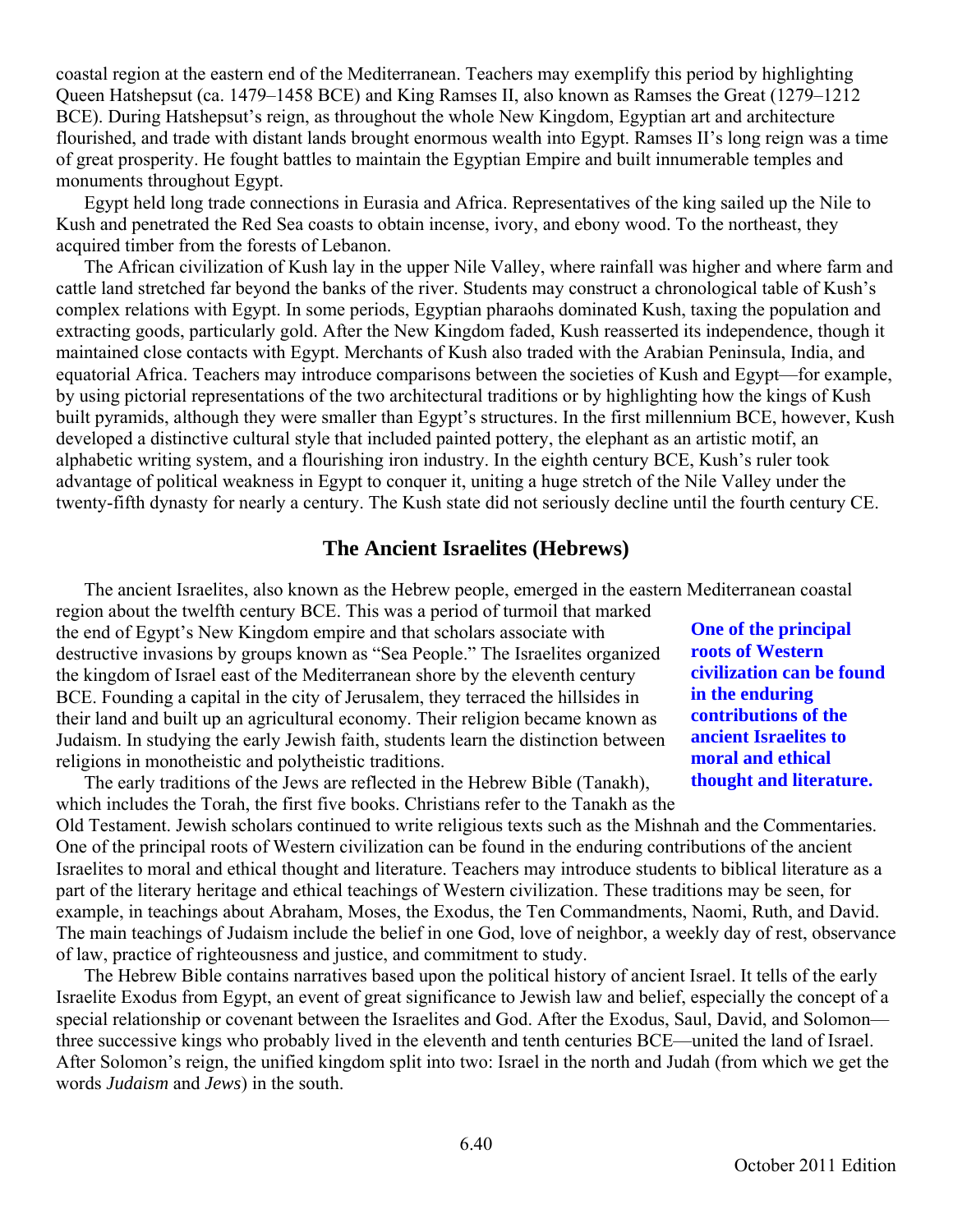coastal region at the eastern end of the Mediterranean. Teachers may exemplify this period by highlighting Queen Hatshepsut (ca. 1479–1458 BCE) and King Ramses II, also known as Ramses the Great (1279–1212 BCE). During Hatshepsut's reign, as throughout the whole New Kingdom, Egyptian art and architecture flourished, and trade with distant lands brought enormous wealth into Egypt. Ramses II's long reign was a time of great prosperity. He fought battles to maintain the Egyptian Empire and built innumerable temples and monuments throughout Egypt.

Egypt held long trade connections in Eurasia and Africa. Representatives of the king sailed up the Nile to Kush and penetrated the Red Sea coasts to obtain incense, ivory, and ebony wood. To the northeast, they acquired timber from the forests of Lebanon.

The African civilization of Kush lay in the upper Nile Valley, where rainfall was higher and where farm and cattle land stretched far beyond the banks of the river. Students may construct a chronological table of Kush's complex relations with Egypt. In some periods, Egyptian pharaohs dominated Kush, taxing the population and extracting goods, particularly gold. After the New Kingdom faded, Kush reasserted its independence, though it maintained close contacts with Egypt. Merchants of Kush also traded with the Arabian Peninsula, India, and equatorial Africa. Teachers may introduce comparisons between the societies of Kush and Egypt—for example, by using pictorial representations of the two architectural traditions or by highlighting how the kings of Kush built pyramids, although they were smaller than Egypt's structures. In the first millennium BCE, however, Kush developed a distinctive cultural style that included painted pottery, the elephant as an artistic motif, an alphabetic writing system, and a flourishing iron industry. In the eighth century BCE, Kush's ruler took advantage of political weakness in Egypt to conquer it, uniting a huge stretch of the Nile Valley under the twenty-fifth dynasty for nearly a century. The Kush state did not seriously decline until the fourth century CE.

## The Ancient Israelites (Hebrews)

The ancient Israelites, also known as the Hebrew people, emerged in the eastern Mediterranean coastal region about the twelfth century BCE. This was a period of turmoil that marked the end of Egypt's New Kingdom empire and that scholars associate with destructive invasions by groups known as "Sea People." The Israelites organized the kingdom of Israel east of the Mediterranean shore by the eleventh century BCE. Founding a capital in the city of Jerusalem, they terraced the hillsides in their land and built up an agricultural economy. Their religion became known as Judaism. In studying the early Jewish faith, students learn the distinction between religions in monotheistic and polytheistic traditions.

**One of the principal roots of Western civilization can be found in the enduring contributions of the ancient Israelites to moral and ethical thought and literature.**

The early traditions of the Jews are reflected in the Hebrew Bible (Tanakh), which includes the Torah, the first five books. Christians refer to the Tanakh as the Old Testament. Jewish scholars continued to write religious texts such as the Mishnah and the Commentaries. One of the principal roots of Western civilization can be found in the enduring contributions of the ancient Israelites to moral and ethical thought and literature. Teachers may introduce students to biblical literature as a part of the literary heritage and ethical teachings of Western civilization. These traditions may be seen, for example, in teachings about Abraham, Moses, the Exodus, the Ten Commandments, Naomi, Ruth, and David. The main teachings of Judaism include the belief in one God, love of neighbor, a weekly day of rest, observance of law, practice of righteousness and justice, and commitment to study.

The Hebrew Bible contains narratives based upon the political history of ancient Israel. It tells of the early Israelite Exodus from Egypt, an event of great significance to Jewish law and belief, especially the concept of a special relationship or covenant between the Israelites and God. After the Exodus, Saul, David, and Solomon—three successive kings who probably lived in the eleventh and tenth centuries BCE—united the land of Israel. After Solomon's reign, the unified kingdom split into two: Israel in the north and Judah (from which we get the words *Judaism* and *Jews*) in the south.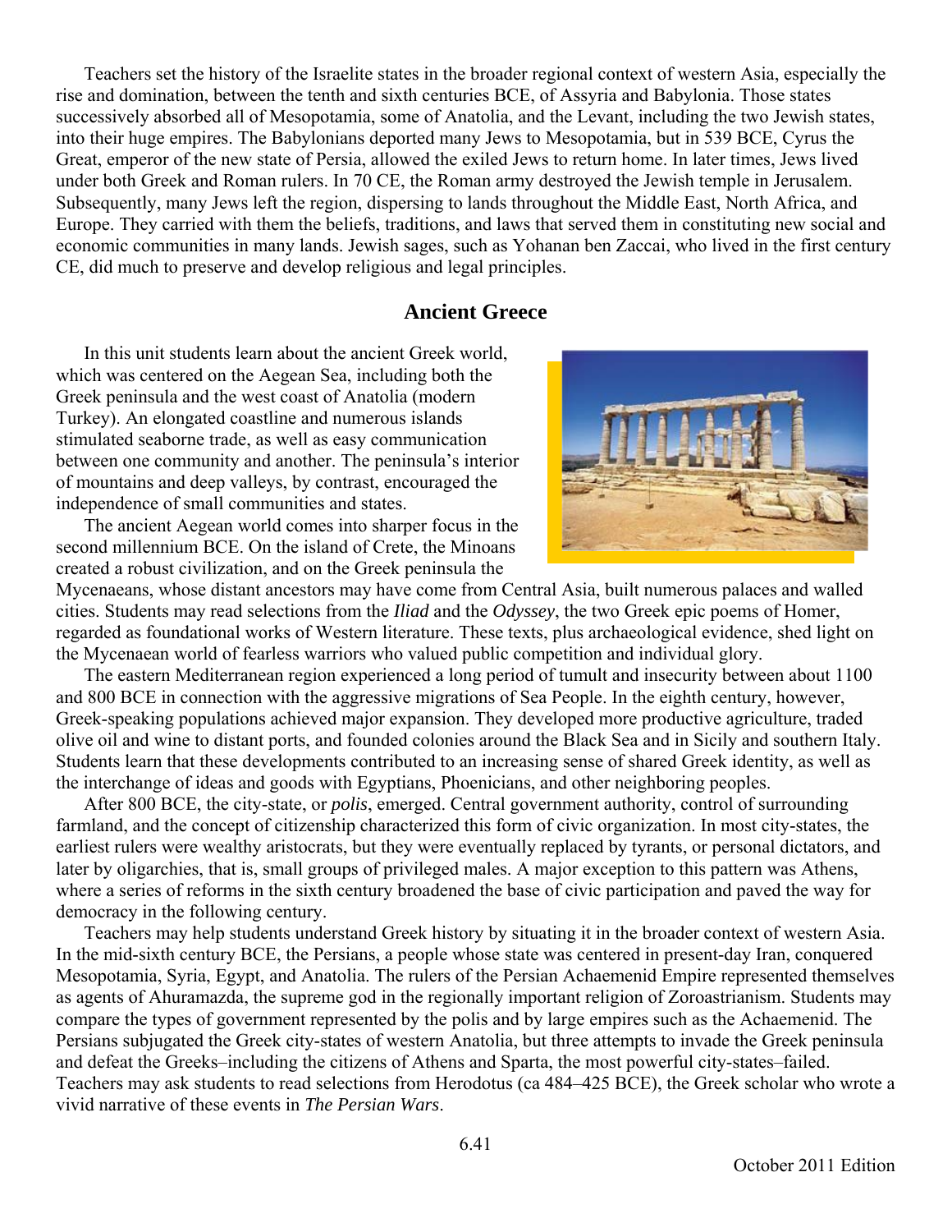Teachers set the history of the Israelite states in the broader regional context of western Asia, especially the rise and domination, between the tenth and sixth centuries BCE, of Assyria and Babylonia. Those states successively absorbed all of Mesopotamia, some of Anatolia, and the Levant, including the two Jewish states, into their huge empires. The Babylonians deported many Jews to Mesopotamia, but in 539 BCE, Cyrus the Great, emperor of the new state of Persia, allowed the exiled Jews to return home. In later times, Jews lived under both Greek and Roman rulers. In 70 CE, the Roman army destroyed the Jewish temple in Jerusalem. Subsequently, many Jews left the region, dispersing to lands throughout the Middle East, North Africa, and Europe. They carried with them the beliefs, traditions, and laws that served them in constituting new social and economic communities in many lands. Jewish sages, such as Yohanan ben Zaccai, who lived in the first century CE, did much to preserve and develop religious and legal principles.

## Ancient Greece

In this unit students learn about the ancient Greek world, which was centered on the Aegean Sea, including both the Greek peninsula and the west coast of Anatolia (modern Turkey). An elongated coastline and numerous islands stimulated seaborne trade, as well as easy communication between one community and another. The peninsula's interior of mountains and deep valleys, by contrast, encouraged the independence of small communities and states.

The ancient Aegean world comes into sharper focus in the second millennium BCE. On the island of Crete, the Minoans created a robust civilization, and on the Greek peninsula the Mycenaeans, whose distant ancestors may have come from Central Asia, built numerous palaces and walled cities. Students may read selections from the *Iliad* and the *Odyssey*, the two Greek epic poems of Homer, regarded as foundational works of Western literature. These texts, plus archaeological evidence, shed light on the Mycenaean world of fearless warriors who valued public competition and individual glory.

The eastern Mediterranean region experienced a long period of tumult and insecurity between about 1100 and 800 BCE in connection with the aggressive migrations of Sea People. In the eighth century, however, Greek-speaking populations achieved major expansion. They developed more productive agriculture, traded olive oil and wine to distant ports, and founded colonies around the Black Sea and in Sicily and southern Italy. Students learn that these developments contributed to an increasing sense of shared Greek identity, as well as the interchange of ideas and goods with Egyptians, Phoenicians, and other neighboring peoples.

After 800 BCE, the city-state, or *polis*, emerged. Central government authority, control of surrounding farmland, and the concept of citizenship characterized this form of civic organization. In most city-states, the earliest rulers were wealthy aristocrats, but they were eventually replaced by tyrants, or personal dictators, and later by oligarchies, that is, small groups of privileged males. A major exception to this pattern was Athens, where a series of reforms in the sixth century broadened the base of civic participation and paved the way for democracy in the following century.

Teachers may help students understand Greek history by situating it in the broader context of western Asia. In the mid-sixth century BCE, the Persians, a people whose state was centered in present-day Iran, conquered Mesopotamia, Syria, Egypt, and Anatolia. The rulers of the Persian Achaemenid Empire represented themselves as agents of Ahuramazda, the supreme god in the regionally important religion of Zoroastrianism. Students may compare the types of government represented by the polis and by large empires such as the Achaemenid. The Persians subjugated the Greek city-states of western Anatolia, but three attempts to invade the Greek peninsula and defeat the Greeks–including the citizens of Athens and Sparta, the most powerful city-states–failed. Teachers may ask students to read selections from Herodotus (ca 484–425 BCE), the Greek scholar who wrote a vivid narrative of these events in *The Persian Wars*.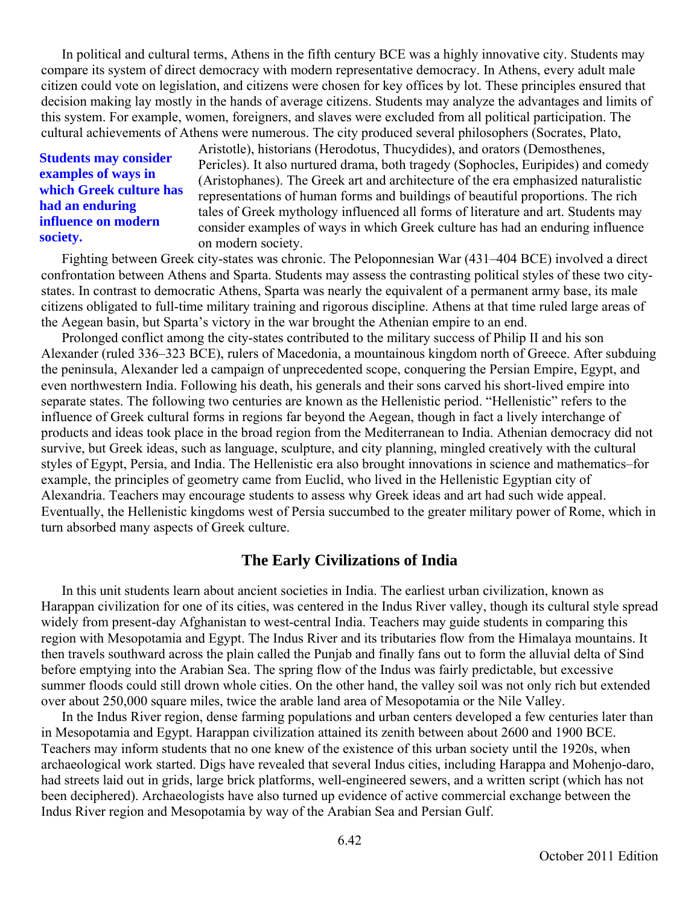In political and cultural terms, Athens in the fifth century BCE was a highly innovative city. Students may compare its system of direct democracy with modern representative democracy. In Athens, every adult male citizen could vote on legislation, and citizens were chosen for key offices by lot. These principles ensured that decision making lay mostly in the hands of average citizens. Students may analyze the advantages and limits of this system. For example, women, foreigners, and slaves were excluded from all political participation. The cultural achievements of Athens were numerous. The city produced several philosophers (Socrates, Plato, Aristotle), historians (Herodotus, Thucydides), and orators (Demosthenes, Pericles). It also nurtured drama, both tragedy (Sophocles, Euripides) and comedy (Aristophanes). The Greek art and architecture of the era emphasized naturalistic representations of human forms and buildings of beautiful proportions. The rich tales of Greek mythology influenced all forms of literature and art. Students may consider examples of ways in which Greek culture has had an enduring influence on modern society.

**Students may consider examples of ways in which Greek culture has had an enduring influence on modern society.**

Fighting between Greek city-states was chronic. The Peloponnesian War (431–404 BCE) involved a direct confrontation between Athens and Sparta. Students may assess the contrasting political styles of these two city-states. In contrast to democratic Athens, Sparta was nearly the equivalent of a permanent army base, its male citizens obligated to full-time military training and rigorous discipline. Athens at that time ruled large areas of the Aegean basin, but Sparta's victory in the war brought the Athenian empire to an end.

Prolonged conflict among the city-states contributed to the military success of Philip II and his son Alexander (ruled 336–323 BCE), rulers of Macedonia, a mountainous kingdom north of Greece. After subduing the peninsula, Alexander led a campaign of unprecedented scope, conquering the Persian Empire, Egypt, and even northwestern India. Following his death, his generals and their sons carved his short-lived empire into separate states. The following two centuries are known as the Hellenistic period. "Hellenistic" refers to the influence of Greek cultural forms in regions far beyond the Aegean, though in fact a lively interchange of products and ideas took place in the broad region from the Mediterranean to India. Athenian democracy did not survive, but Greek ideas, such as language, sculpture, and city planning, mingled creatively with the cultural styles of Egypt, Persia, and India. The Hellenistic era also brought innovations in science and mathematics–for example, the principles of geometry came from Euclid, who lived in the Hellenistic Egyptian city of Alexandria. Teachers may encourage students to assess why Greek ideas and art had such wide appeal. Eventually, the Hellenistic kingdoms west of Persia succumbed to the greater military power of Rome, which in turn absorbed many aspects of Greek culture.

## The Early Civilizations of India

In this unit students learn about ancient societies in India. The earliest urban civilization, known as Harappan civilization for one of its cities, was centered in the Indus River valley, though its cultural style spread widely from present-day Afghanistan to west-central India. Teachers may guide students in comparing this region with Mesopotamia and Egypt. The Indus River and its tributaries flow from the Himalaya mountains. It then travels southward across the plain called the Punjab and finally fans out to form the alluvial delta of Sind before emptying into the Arabian Sea. The spring flow of the Indus was fairly predictable, but excessive summer floods could still drown whole cities. On the other hand, the valley soil was not only rich but extended over about 250,000 square miles, twice the arable land area of Mesopotamia or the Nile Valley.

In the Indus River region, dense farming populations and urban centers developed a few centuries later than in Mesopotamia and Egypt. Harappan civilization attained its zenith between about 2600 and 1900 BCE. Teachers may inform students that no one knew of the existence of this urban society until the 1920s, when archaeological work started. Digs have revealed that several Indus cities, including Harappa and Mohenjo-daro, had streets laid out in grids, large brick platforms, well-engineered sewers, and a written script (which has not been deciphered). Archaeologists have also turned up evidence of active commercial exchange between the Indus River region and Mesopotamia by way of the Arabian Sea and Persian Gulf.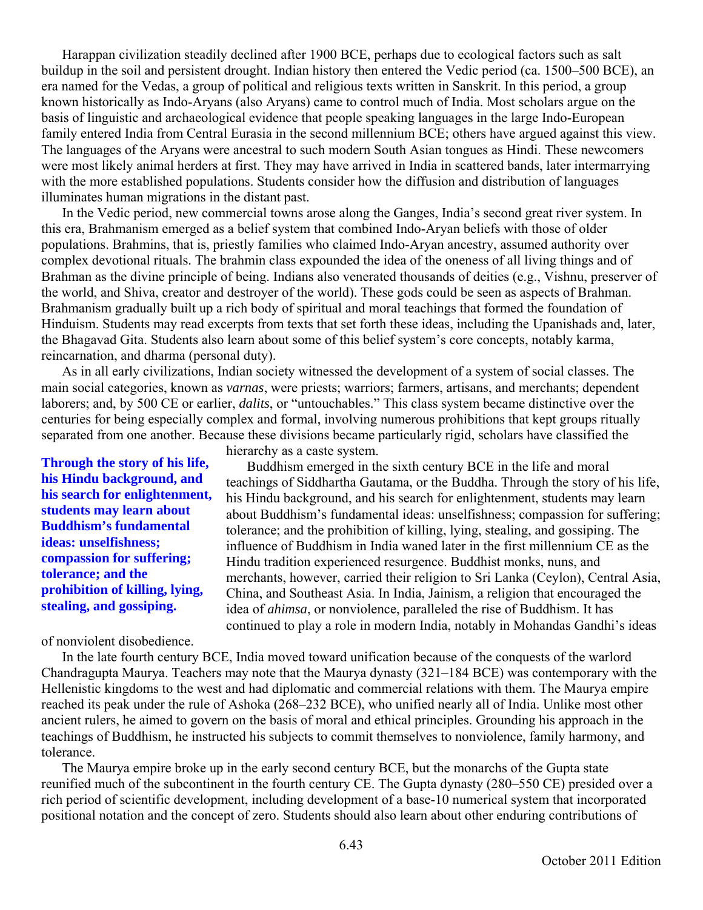Harappan civilization steadily declined after 1900 BCE, perhaps due to ecological factors such as salt buildup in the soil and persistent drought. Indian history then entered the Vedic period (ca. 1500–500 BCE), an era named for the Vedas, a group of political and religious texts written in Sanskrit. In this period, a group known historically as Indo-Aryans (also Aryans) came to control much of India. Most scholars argue on the basis of linguistic and archaeological evidence that people speaking languages in the large Indo-European family entered India from Central Eurasia in the second millennium BCE; others have argued against this view. The languages of the Aryans were ancestral to such modern South Asian tongues as Hindi. These newcomers were most likely animal herders at first. They may have arrived in India in scattered bands, later intermarrying with the more established populations. Students consider how the diffusion and distribution of languages illuminates human migrations in the distant past.

In the Vedic period, new commercial towns arose along the Ganges, India's second great river system. In this era, Brahmanism emerged as a belief system that combined Indo-Aryan beliefs with those of older populations. Brahmins, that is, priestly families who claimed Indo-Aryan ancestry, assumed authority over complex devotional rituals. The brahmin class expounded the idea of the oneness of all living things and of Brahman as the divine principle of being. Indians also venerated thousands of deities (e.g., Vishnu, preserver of the world, and Shiva, creator and destroyer of the world). These gods could be seen as aspects of Brahman. Brahmanism gradually built up a rich body of spiritual and moral teachings that formed the foundation of Hinduism. Students may read excerpts from texts that set forth these ideas, including the Upanishads and, later, the Bhagavad Gita. Students also learn about some of this belief system's core concepts, notably karma, reincarnation, and dharma (personal duty).

As in all early civilizations, Indian society witnessed the development of a system of social classes. The main social categories, known as *varnas*, were priests; warriors; farmers, artisans, and merchants; dependent laborers; and, by 500 CE or earlier, *dalits*, or "untouchables." This class system became distinctive over the centuries for being especially complex and formal, involving numerous prohibitions that kept groups ritually separated from one another. Because these divisions became particularly rigid, scholars have classified the hierarchy as a caste system.

**Through the story of his life, his Hindu background, and his search for enlightenment, students may learn about Buddhism's fundamental ideas: unselfishness; compassion for suffering; tolerance; and the prohibition of killing, lying, stealing, and gossiping.**

Buddhism emerged in the sixth century BCE in the life and moral teachings of Siddhartha Gautama, or the Buddha. Through the story of his life, his Hindu background, and his search for enlightenment, students may learn about Buddhism's fundamental ideas: unselfishness; compassion for suffering; tolerance; and the prohibition of killing, lying, stealing, and gossiping. The influence of Buddhism in India waned later in the first millennium CE as the Hindu tradition experienced resurgence. Buddhist monks, nuns, and merchants, however, carried their religion to Sri Lanka (Ceylon), Central Asia, China, and Southeast Asia. In India, Jainism, a religion that encouraged the idea of *ahimsa*, or nonviolence, paralleled the rise of Buddhism. It has continued to play a role in modern India, notably in Mohandas Gandhi's ideas of nonviolent disobedience.

In the late fourth century BCE, India moved toward unification because of the conquests of the warlord Chandragupta Maurya. Teachers may note that the Maurya dynasty (321–184 BCE) was contemporary with the Hellenistic kingdoms to the west and had diplomatic and commercial relations with them. The Maurya empire reached its peak under the rule of Ashoka (268–232 BCE), who unified nearly all of India. Unlike most other ancient rulers, he aimed to govern on the basis of moral and ethical principles. Grounding his approach in the teachings of Buddhism, he instructed his subjects to commit themselves to nonviolence, family harmony, and tolerance.

The Maurya empire broke up in the early second century BCE, but the monarchs of the Gupta state reunified much of the subcontinent in the fourth century CE. The Gupta dynasty (280–550 CE) presided over a rich period of scientific development, including development of a base-10 numerical system that incorporated positional notation and the concept of zero. Students should also learn about other enduring contributions of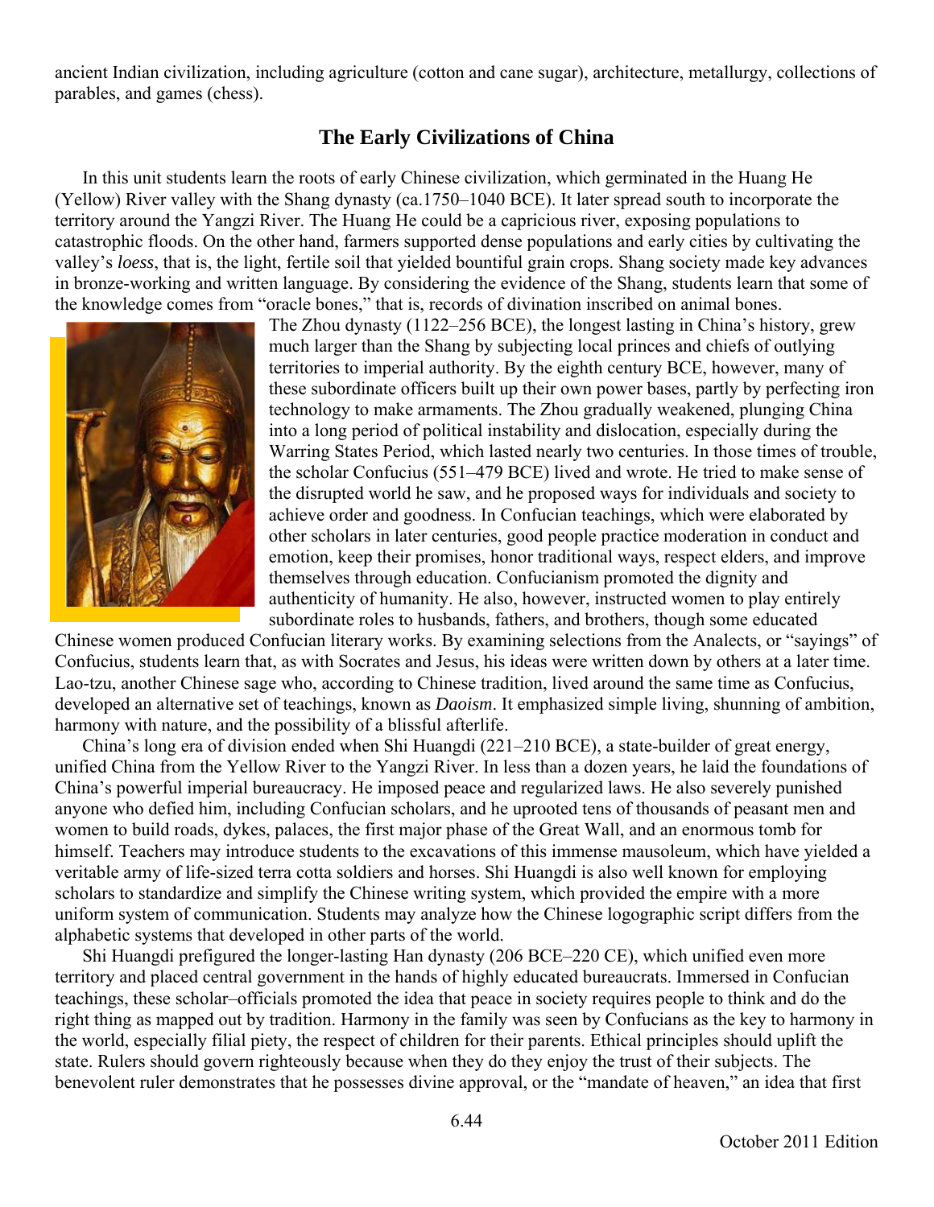ancient Indian civilization, including agriculture (cotton and cane sugar), architecture, metallurgy, collections of parables, and games (chess).

## The Early Civilizations of China

In this unit students learn the roots of early Chinese civilization, which germinated in the Huang He (Yellow) River valley with the Shang dynasty (ca.1750–1040 BCE). It later spread south to incorporate the territory around the Yangzi River. The Huang He could be a capricious river, exposing populations to catastrophic floods. On the other hand, farmers supported dense populations and early cities by cultivating the valley's *loess*, that is, the light, fertile soil that yielded bountiful grain crops. Shang society made key advances in bronze-working and written language. By considering the evidence of the Shang, students learn that some of the knowledge comes from "oracle bones," that is, records of divination inscribed on animal bones.

The Zhou dynasty (1122–256 BCE), the longest lasting in China's history, grew much larger than the Shang by subjecting local princes and chiefs of outlying territories to imperial authority. By the eighth century BCE, however, many of these subordinate officers built up their own power bases, partly by perfecting iron technology to make armaments. The Zhou gradually weakened, plunging China into a long period of political instability and dislocation, especially during the Warring States Period, which lasted nearly two centuries. In those times of trouble, the scholar Confucius (551–479 BCE) lived and wrote. He tried to make sense of the disrupted world he saw, and he proposed ways for individuals and society to achieve order and goodness. In Confucian teachings, which were elaborated by other scholars in later centuries, good people practice moderation in conduct and emotion, keep their promises, honor traditional ways, respect elders, and improve themselves through education. Confucianism promoted the dignity and authenticity of humanity. He also, however, instructed women to play entirely subordinate roles to husbands, fathers, and brothers, though some educated Chinese women produced Confucian literary works. By examining selections from the Analects, or "sayings" of Confucius, students learn that, as with Socrates and Jesus, his ideas were written down by others at a later time. Lao-tzu, another Chinese sage who, according to Chinese tradition, lived around the same time as Confucius, developed an alternative set of teachings, known as *Daoism*. It emphasized simple living, shunning of ambition, harmony with nature, and the possibility of a blissful afterlife.

China's long era of division ended when Shi Huangdi (221–210 BCE), a state-builder of great energy, unified China from the Yellow River to the Yangzi River. In less than a dozen years, he laid the foundations of China's powerful imperial bureaucracy. He imposed peace and regularized laws. He also severely punished anyone who defied him, including Confucian scholars, and he uprooted tens of thousands of peasant men and women to build roads, dykes, palaces, the first major phase of the Great Wall, and an enormous tomb for himself. Teachers may introduce students to the excavations of this immense mausoleum, which have yielded a veritable army of life-sized terra cotta soldiers and horses. Shi Huangdi is also well known for employing scholars to standardize and simplify the Chinese writing system, which provided the empire with a more uniform system of communication. Students may analyze how the Chinese logographic script differs from the alphabetic systems that developed in other parts of the world.

Shi Huangdi prefigured the longer-lasting Han dynasty (206 BCE–220 CE), which unified even more territory and placed central government in the hands of highly educated bureaucrats. Immersed in Confucian teachings, these scholar–officials promoted the idea that peace in society requires people to think and do the right thing as mapped out by tradition. Harmony in the family was seen by Confucians as the key to harmony in the world, especially filial piety, the respect of children for their parents. Ethical principles should uplift the state. Rulers should govern righteously because when they do they enjoy the trust of their subjects. The benevolent ruler demonstrates that he possesses divine approval, or the "mandate of heaven," an idea that first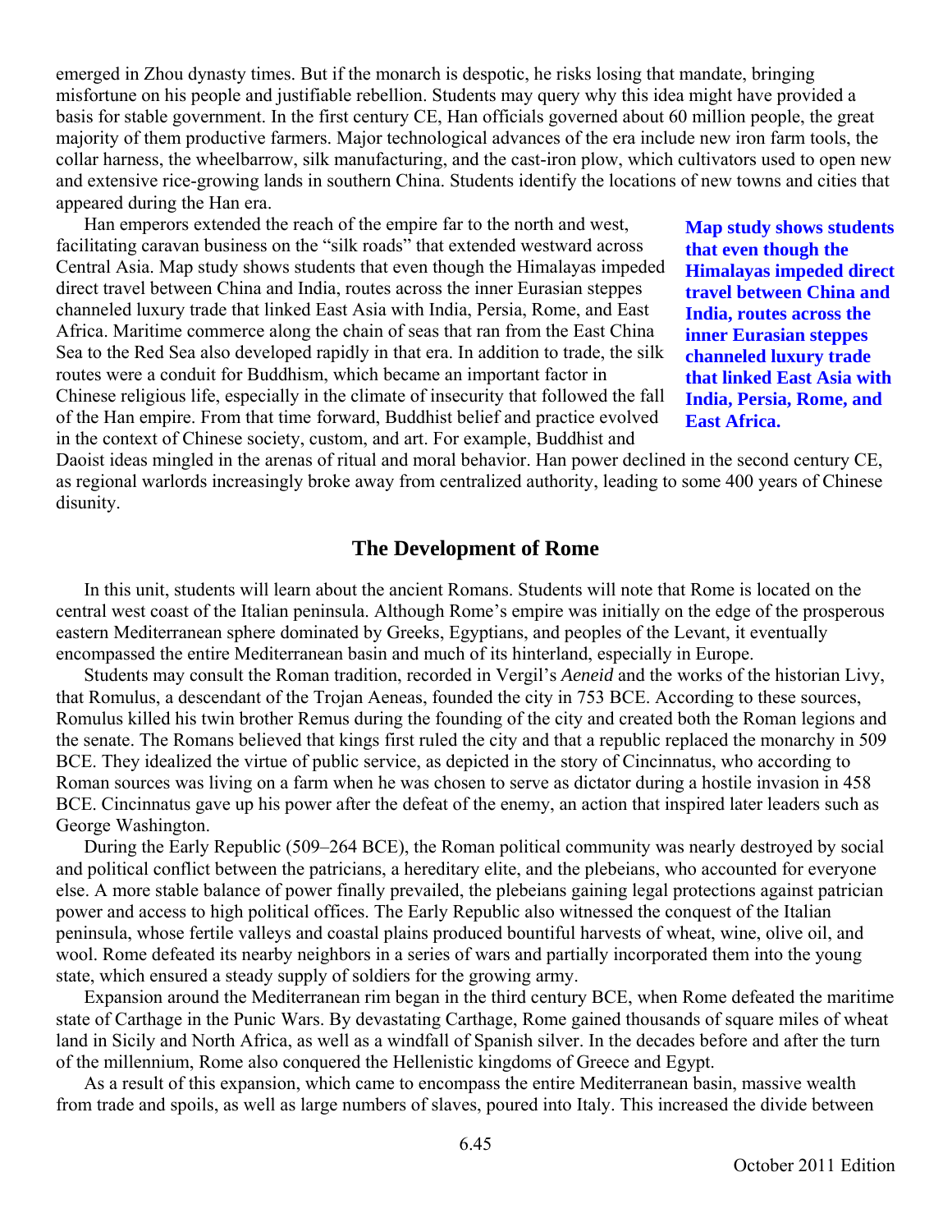emerged in Zhou dynasty times. But if the monarch is despotic, he risks losing that mandate, bringing misfortune on his people and justifiable rebellion. Students may query why this idea might have provided a basis for stable government. In the first century CE, Han officials governed about 60 million people, the great majority of them productive farmers. Major technological advances of the era include new iron farm tools, the collar harness, the wheelbarrow, silk manufacturing, and the cast-iron plow, which cultivators used to open new and extensive rice-growing lands in southern China. Students identify the locations of new towns and cities that appeared during the Han era.

Han emperors extended the reach of the empire far to the north and west, facilitating caravan business on the "silk roads" that extended westward across Central Asia. Map study shows students that even though the Himalayas impeded direct travel between China and India, routes across the inner Eurasian steppes channeled luxury trade that linked East Asia with India, Persia, Rome, and East Africa. Maritime commerce along the chain of seas that ran from the East China Sea to the Red Sea also developed rapidly in that era. In addition to trade, the silk routes were a conduit for Buddhism, which became an important factor in Chinese religious life, especially in the climate of insecurity that followed the fall of the Han empire. From that time forward, Buddhist belief and practice evolved in the context of Chinese society, custom, and art. For example, Buddhist and Daoist ideas mingled in the arenas of ritual and moral behavior. Han power declined in the second century CE, as regional warlords increasingly broke away from centralized authority, leading to some 400 years of Chinese disunity.

**Map study shows students that even though the Himalayas impeded direct travel between China and India, routes across the inner Eurasian steppes channeled luxury trade that linked East Asia with India, Persia, Rome, and East Africa.**

## The Development of Rome

In this unit, students will learn about the ancient Romans. Students will note that Rome is located on the central west coast of the Italian peninsula. Although Rome's empire was initially on the edge of the prosperous eastern Mediterranean sphere dominated by Greeks, Egyptians, and peoples of the Levant, it eventually encompassed the entire Mediterranean basin and much of its hinterland, especially in Europe.

Students may consult the Roman tradition, recorded in Vergil's *Aeneid* and the works of the historian Livy, that Romulus, a descendant of the Trojan Aeneas, founded the city in 753 BCE. According to these sources, Romulus killed his twin brother Remus during the founding of the city and created both the Roman legions and the senate. The Romans believed that kings first ruled the city and that a republic replaced the monarchy in 509 BCE. They idealized the virtue of public service, as depicted in the story of Cincinnatus, who according to Roman sources was living on a farm when he was chosen to serve as dictator during a hostile invasion in 458 BCE. Cincinnatus gave up his power after the defeat of the enemy, an action that inspired later leaders such as George Washington.

During the Early Republic (509–264 BCE), the Roman political community was nearly destroyed by social and political conflict between the patricians, a hereditary elite, and the plebeians, who accounted for everyone else. A more stable balance of power finally prevailed, the plebeians gaining legal protections against patrician power and access to high political offices. The Early Republic also witnessed the conquest of the Italian peninsula, whose fertile valleys and coastal plains produced bountiful harvests of wheat, wine, olive oil, and wool. Rome defeated its nearby neighbors in a series of wars and partially incorporated them into the young state, which ensured a steady supply of soldiers for the growing army.

Expansion around the Mediterranean rim began in the third century BCE, when Rome defeated the maritime state of Carthage in the Punic Wars. By devastating Carthage, Rome gained thousands of square miles of wheat land in Sicily and North Africa, as well as a windfall of Spanish silver. In the decades before and after the turn of the millennium, Rome also conquered the Hellenistic kingdoms of Greece and Egypt.

As a result of this expansion, which came to encompass the entire Mediterranean basin, massive wealth from trade and spoils, as well as large numbers of slaves, poured into Italy. This increased the divide between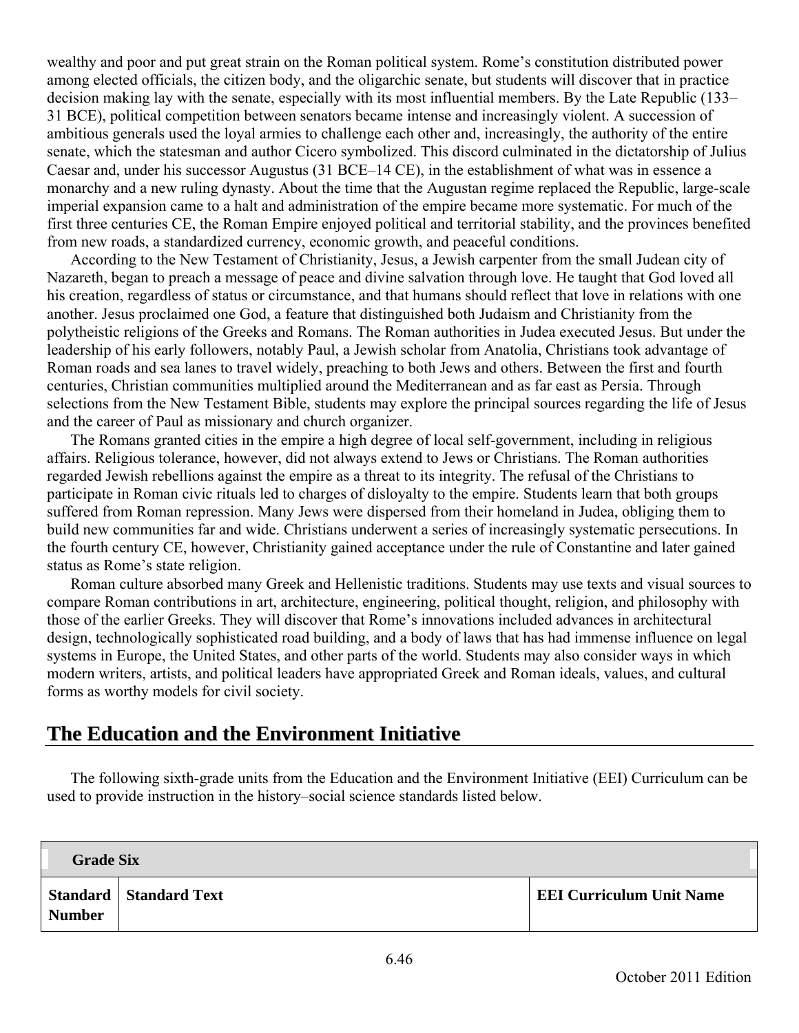wealthy and poor and put great strain on the Roman political system. Rome's constitution distributed power among elected officials, the citizen body, and the oligarchic senate, but students will discover that in practice decision making lay with the senate, especially with its most influential members. By the Late Republic (133–31 BCE), political competition between senators became intense and increasingly violent. A succession of ambitious generals used the loyal armies to challenge each other and, increasingly, the authority of the entire senate, which the statesman and author Cicero symbolized. This discord culminated in the dictatorship of Julius Caesar and, under his successor Augustus (31 BCE–14 CE), in the establishment of what was in essence a monarchy and a new ruling dynasty. About the time that the Augustan regime replaced the Republic, large-scale imperial expansion came to a halt and administration of the empire became more systematic. For much of the first three centuries CE, the Roman Empire enjoyed political and territorial stability, and the provinces benefited from new roads, a standardized currency, economic growth, and peaceful conditions.

According to the New Testament of Christianity, Jesus, a Jewish carpenter from the small Judean city of Nazareth, began to preach a message of peace and divine salvation through love. He taught that God loved all his creation, regardless of status or circumstance, and that humans should reflect that love in relations with one another. Jesus proclaimed one God, a feature that distinguished both Judaism and Christianity from the polytheistic religions of the Greeks and Romans. The Roman authorities in Judea executed Jesus. But under the leadership of his early followers, notably Paul, a Jewish scholar from Anatolia, Christians took advantage of Roman roads and sea lanes to travel widely, preaching to both Jews and others. Between the first and fourth centuries, Christian communities multiplied around the Mediterranean and as far east as Persia. Through selections from the New Testament Bible, students may explore the principal sources regarding the life of Jesus and the career of Paul as missionary and church organizer.

The Romans granted cities in the empire a high degree of local self-government, including in religious affairs. Religious tolerance, however, did not always extend to Jews or Christians. The Roman authorities regarded Jewish rebellions against the empire as a threat to its integrity. The refusal of the Christians to participate in Roman civic rituals led to charges of disloyalty to the empire. Students learn that both groups suffered from Roman repression. Many Jews were dispersed from their homeland in Judea, obliging them to build new communities far and wide. Christians underwent a series of increasingly systematic persecutions. In the fourth century CE, however, Christianity gained acceptance under the rule of Constantine and later gained status as Rome's state religion.

Roman culture absorbed many Greek and Hellenistic traditions. Students may use texts and visual sources to compare Roman contributions in art, architecture, engineering, political thought, religion, and philosophy with those of the earlier Greeks. They will discover that Rome's innovations included advances in architectural design, technologically sophisticated road building, and a body of laws that has had immense influence on legal systems in Europe, the United States, and other parts of the world. Students may also consider ways in which modern writers, artists, and political leaders have appropriated Greek and Roman ideals, values, and cultural forms as worthy models for civil society.

## The Education and the Environment Initiative

The following sixth-grade units from the Education and the Environment Initiative (EEI) Curriculum can be used to provide instruction in the history–social science standards listed below.

| **Grade Six** | | |
|---|---|---|
| **Standard Number** | **Standard Text** | **EEI Curriculum Unit Name** |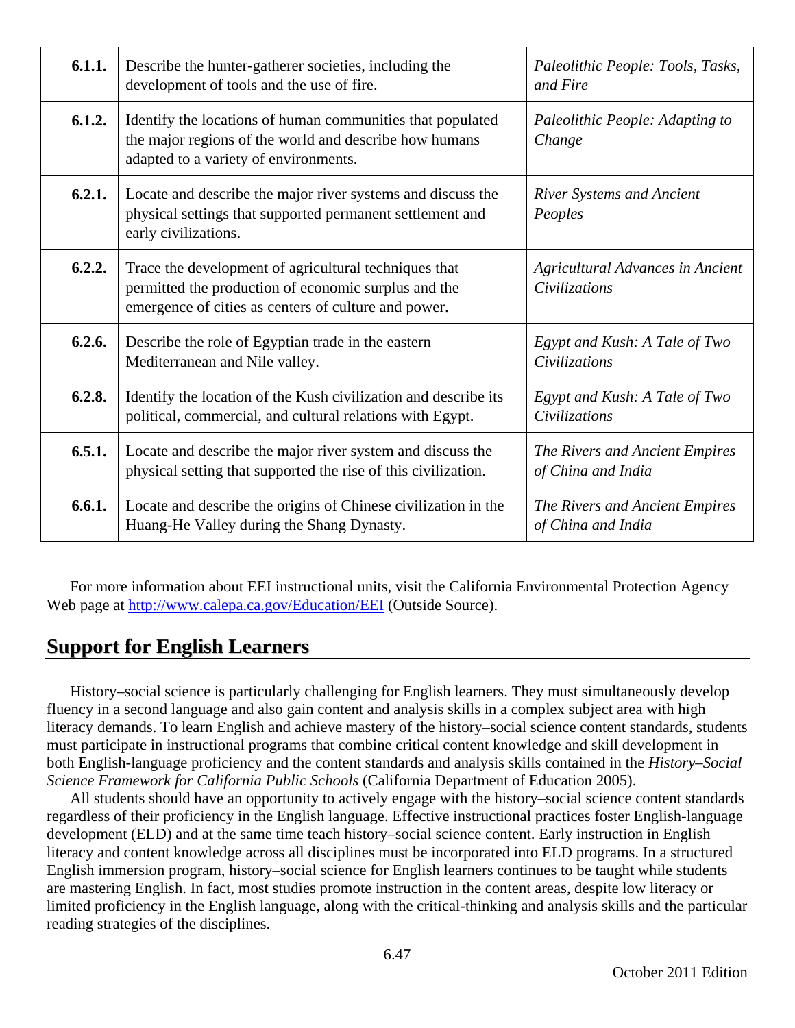| | | |
|---|---|---|
| **6.1.1.** | Describe the hunter-gatherer societies, including the development of tools and the use of fire. | *Paleolithic People: Tools, Tasks, and Fire* |
| **6.1.2.** | Identify the locations of human communities that populated the major regions of the world and describe how humans adapted to a variety of environments. | *Paleolithic People: Adapting to Change* |
| **6.2.1.** | Locate and describe the major river systems and discuss the physical settings that supported permanent settlement and early civilizations. | *River Systems and Ancient Peoples* |
| **6.2.2.** | Trace the development of agricultural techniques that permitted the production of economic surplus and the emergence of cities as centers of culture and power. | *Agricultural Advances in Ancient Civilizations* |
| **6.2.6.** | Describe the role of Egyptian trade in the eastern Mediterranean and Nile valley. | *Egypt and Kush: A Tale of Two Civilizations* |
| **6.2.8.** | Identify the location of the Kush civilization and describe its political, commercial, and cultural relations with Egypt. | *Egypt and Kush: A Tale of Two Civilizations* |
| **6.5.1.** | Locate and describe the major river system and discuss the physical setting that supported the rise of this civilization. | *The Rivers and Ancient Empires of China and India* |
| **6.6.1.** | Locate and describe the origins of Chinese civilization in the Huang-He Valley during the Shang Dynasty. | *The Rivers and Ancient Empires of China and India* |

For more information about EEI instructional units, visit the California Environmental Protection Agency Web page at http://www.calepa.ca.gov/Education/EEI (Outside Source).

## Support for English Learners

History–social science is particularly challenging for English learners. They must simultaneously develop fluency in a second language and also gain content and analysis skills in a complex subject area with high literacy demands. To learn English and achieve mastery of the history–social science content standards, students must participate in instructional programs that combine critical content knowledge and skill development in both English-language proficiency and the content standards and analysis skills contained in the *History–Social Science Framework for California Public Schools* (California Department of Education 2005).

All students should have an opportunity to actively engage with the history–social science content standards regardless of their proficiency in the English language. Effective instructional practices foster English-language development (ELD) and at the same time teach history–social science content. Early instruction in English literacy and content knowledge across all disciplines must be incorporated into ELD programs. In a structured English immersion program, history–social science for English learners continues to be taught while students are mastering English. In fact, most studies promote instruction in the content areas, despite low literacy or limited proficiency in the English language, along with the critical-thinking and analysis skills and the particular reading strategies of the disciplines.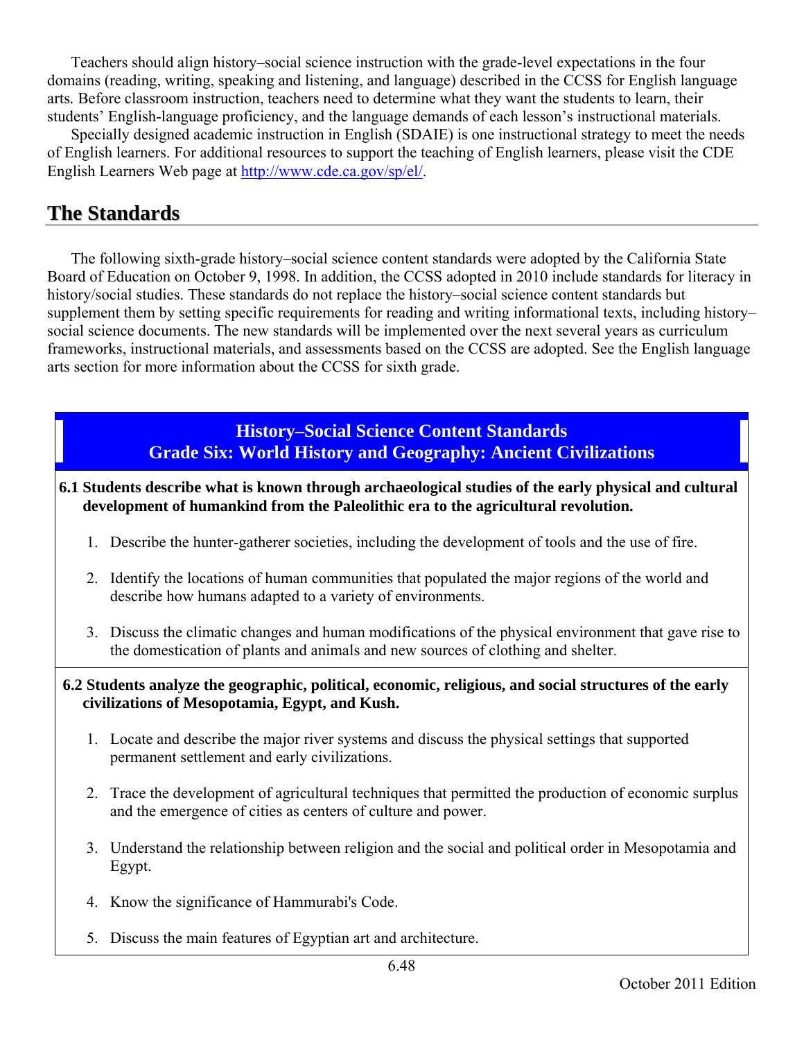Teachers should align history–social science instruction with the grade-level expectations in the four domains (reading, writing, speaking and listening, and language) described in the CCSS for English language arts. Before classroom instruction, teachers need to determine what they want the students to learn, their students' English-language proficiency, and the language demands of each lesson's instructional materials.

Specially designed academic instruction in English (SDAIE) is one instructional strategy to meet the needs of English learners. For additional resources to support the teaching of English learners, please visit the CDE English Learners Web page at http://www.cde.ca.gov/sp/el/.

## The Standards

The following sixth-grade history–social science content standards were adopted by the California State Board of Education on October 9, 1998. In addition, the CCSS adopted in 2010 include standards for literacy in history/social studies. These standards do not replace the history–social science content standards but supplement them by setting specific requirements for reading and writing informational texts, including history–social science documents. The new standards will be implemented over the next several years as curriculum frameworks, instructional materials, and assessments based on the CCSS are adopted. See the English language arts section for more information about the CCSS for sixth grade.

### History–Social Science Content Standards
### Grade Six: World History and Geography: Ancient Civilizations

**6.1 Students describe what is known through archaeological studies of the early physical and cultural development of humankind from the Paleolithic era to the agricultural revolution.**

1. Describe the hunter-gatherer societies, including the development of tools and the use of fire.
2. Identify the locations of human communities that populated the major regions of the world and describe how humans adapted to a variety of environments.
3. Discuss the climatic changes and human modifications of the physical environment that gave rise to the domestication of plants and animals and new sources of clothing and shelter.

**6.2 Students analyze the geographic, political, economic, religious, and social structures of the early civilizations of Mesopotamia, Egypt, and Kush.**

1. Locate and describe the major river systems and discuss the physical settings that supported permanent settlement and early civilizations.
2. Trace the development of agricultural techniques that permitted the production of economic surplus and the emergence of cities as centers of culture and power.
3. Understand the relationship between religion and the social and political order in Mesopotamia and Egypt.
4. Know the significance of Hammurabi's Code.
5. Discuss the main features of Egyptian art and architecture.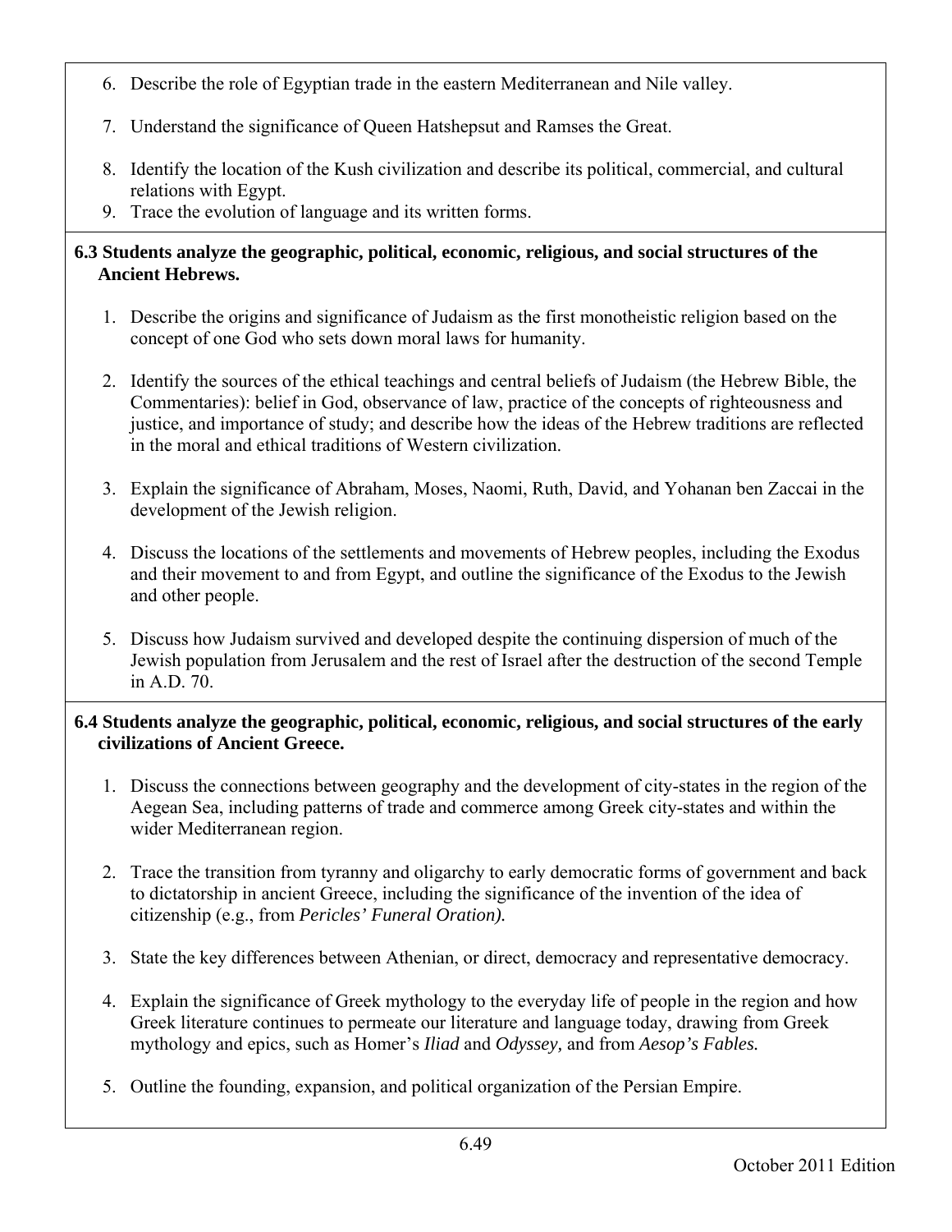6. Describe the role of Egyptian trade in the eastern Mediterranean and Nile valley.

7. Understand the significance of Queen Hatshepsut and Ramses the Great.

8. Identify the location of the Kush civilization and describe its political, commercial, and cultural relations with Egypt.
9. Trace the evolution of language and its written forms.

**6.3 Students analyze the geographic, political, economic, religious, and social structures of the Ancient Hebrews.**

1. Describe the origins and significance of Judaism as the first monotheistic religion based on the concept of one God who sets down moral laws for humanity.

2. Identify the sources of the ethical teachings and central beliefs of Judaism (the Hebrew Bible, the Commentaries): belief in God, observance of law, practice of the concepts of righteousness and justice, and importance of study; and describe how the ideas of the Hebrew traditions are reflected in the moral and ethical traditions of Western civilization.

3. Explain the significance of Abraham, Moses, Naomi, Ruth, David, and Yohanan ben Zaccai in the development of the Jewish religion.

4. Discuss the locations of the settlements and movements of Hebrew peoples, including the Exodus and their movement to and from Egypt, and outline the significance of the Exodus to the Jewish and other people.

5. Discuss how Judaism survived and developed despite the continuing dispersion of much of the Jewish population from Jerusalem and the rest of Israel after the destruction of the second Temple in A.D. 70.

**6.4 Students analyze the geographic, political, economic, religious, and social structures of the early civilizations of Ancient Greece.**

1. Discuss the connections between geography and the development of city-states in the region of the Aegean Sea, including patterns of trade and commerce among Greek city-states and within the wider Mediterranean region.

2. Trace the transition from tyranny and oligarchy to early democratic forms of government and back to dictatorship in ancient Greece, including the significance of the invention of the idea of citizenship (e.g., from *Pericles' Funeral Oration).*

3. State the key differences between Athenian, or direct, democracy and representative democracy.

4. Explain the significance of Greek mythology to the everyday life of people in the region and how Greek literature continues to permeate our literature and language today, drawing from Greek mythology and epics, such as Homer's *Iliad* and *Odyssey,* and from *Aesop's Fables.*

5. Outline the founding, expansion, and political organization of the Persian Empire.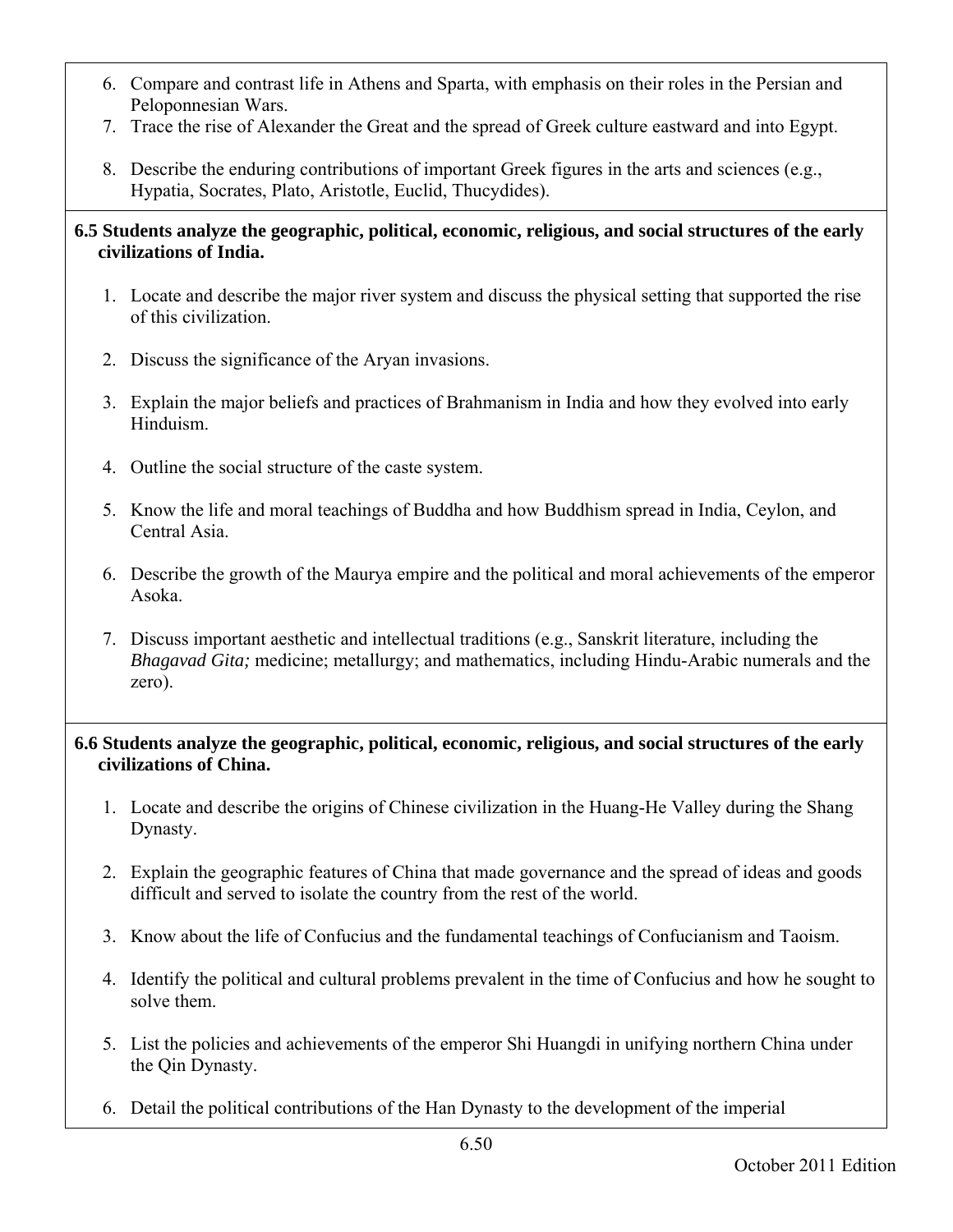6. Compare and contrast life in Athens and Sparta, with emphasis on their roles in the Persian and Peloponnesian Wars.
7. Trace the rise of Alexander the Great and the spread of Greek culture eastward and into Egypt.
8. Describe the enduring contributions of important Greek figures in the arts and sciences (e.g., Hypatia, Socrates, Plato, Aristotle, Euclid, Thucydides).

**6.5 Students analyze the geographic, political, economic, religious, and social structures of the early civilizations of India.**

1. Locate and describe the major river system and discuss the physical setting that supported the rise of this civilization.
2. Discuss the significance of the Aryan invasions.
3. Explain the major beliefs and practices of Brahmanism in India and how they evolved into early Hinduism.
4. Outline the social structure of the caste system.
5. Know the life and moral teachings of Buddha and how Buddhism spread in India, Ceylon, and Central Asia.
6. Describe the growth of the Maurya empire and the political and moral achievements of the emperor Asoka.
7. Discuss important aesthetic and intellectual traditions (e.g., Sanskrit literature, including the *Bhagavad Gita;* medicine; metallurgy; and mathematics, including Hindu-Arabic numerals and the zero).

**6.6 Students analyze the geographic, political, economic, religious, and social structures of the early civilizations of China.**

1. Locate and describe the origins of Chinese civilization in the Huang-He Valley during the Shang Dynasty.
2. Explain the geographic features of China that made governance and the spread of ideas and goods difficult and served to isolate the country from the rest of the world.
3. Know about the life of Confucius and the fundamental teachings of Confucianism and Taoism.
4. Identify the political and cultural problems prevalent in the time of Confucius and how he sought to solve them.
5. List the policies and achievements of the emperor Shi Huangdi in unifying northern China under the Qin Dynasty.
6. Detail the political contributions of the Han Dynasty to the development of the imperial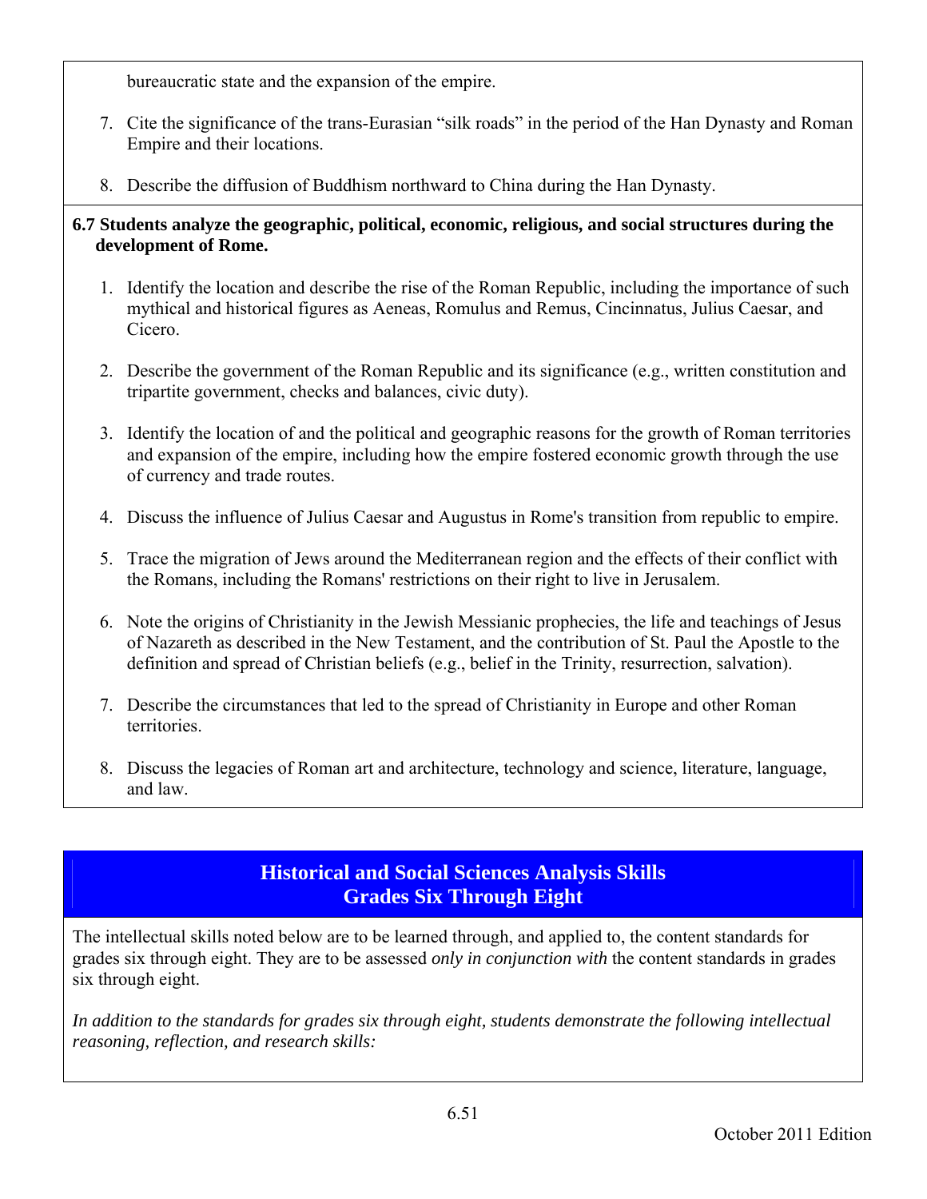bureaucratic state and the expansion of the empire.

7. Cite the significance of the trans-Eurasian "silk roads" in the period of the Han Dynasty and Roman Empire and their locations.
8. Describe the diffusion of Buddhism northward to China during the Han Dynasty.

**6.7 Students analyze the geographic, political, economic, religious, and social structures during the development of Rome.**

1. Identify the location and describe the rise of the Roman Republic, including the importance of such mythical and historical figures as Aeneas, Romulus and Remus, Cincinnatus, Julius Caesar, and Cicero.
2. Describe the government of the Roman Republic and its significance (e.g., written constitution and tripartite government, checks and balances, civic duty).
3. Identify the location of and the political and geographic reasons for the growth of Roman territories and expansion of the empire, including how the empire fostered economic growth through the use of currency and trade routes.
4. Discuss the influence of Julius Caesar and Augustus in Rome's transition from republic to empire.
5. Trace the migration of Jews around the Mediterranean region and the effects of their conflict with the Romans, including the Romans' restrictions on their right to live in Jerusalem.
6. Note the origins of Christianity in the Jewish Messianic prophecies, the life and teachings of Jesus of Nazareth as described in the New Testament, and the contribution of St. Paul the Apostle to the definition and spread of Christian beliefs (e.g., belief in the Trinity, resurrection, salvation).
7. Describe the circumstances that led to the spread of Christianity in Europe and other Roman territories.
8. Discuss the legacies of Roman art and architecture, technology and science, literature, language, and law.

## Historical and Social Sciences Analysis Skills
## Grades Six Through Eight

The intellectual skills noted below are to be learned through, and applied to, the content standards for grades six through eight. They are to be assessed *only in conjunction with* the content standards in grades six through eight.

*In addition to the standards for grades six through eight, students demonstrate the following intellectual reasoning, reflection, and research skills:*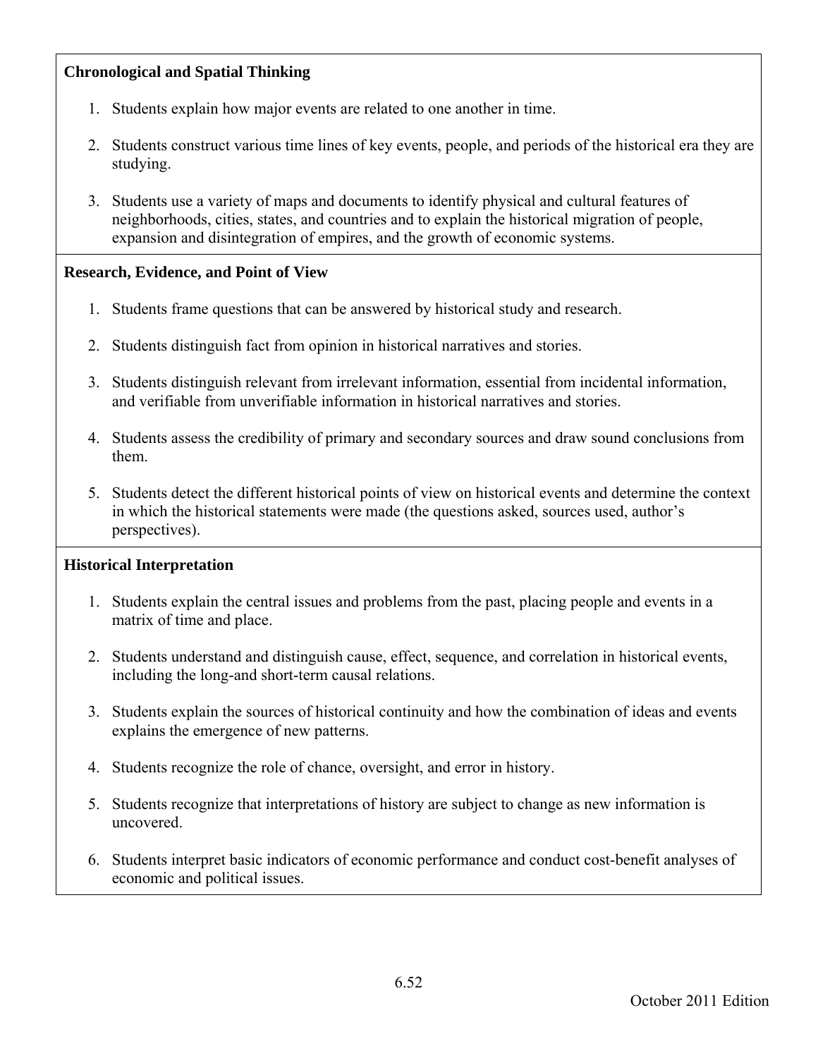**Chronological and Spatial Thinking**

1. Students explain how major events are related to one another in time.
2. Students construct various time lines of key events, people, and periods of the historical era they are studying.
3. Students use a variety of maps and documents to identify physical and cultural features of neighborhoods, cities, states, and countries and to explain the historical migration of people, expansion and disintegration of empires, and the growth of economic systems.

**Research, Evidence, and Point of View**

1. Students frame questions that can be answered by historical study and research.
2. Students distinguish fact from opinion in historical narratives and stories.
3. Students distinguish relevant from irrelevant information, essential from incidental information, and verifiable from unverifiable information in historical narratives and stories.
4. Students assess the credibility of primary and secondary sources and draw sound conclusions from them.
5. Students detect the different historical points of view on historical events and determine the context in which the historical statements were made (the questions asked, sources used, author's perspectives).

**Historical Interpretation**

1. Students explain the central issues and problems from the past, placing people and events in a matrix of time and place.
2. Students understand and distinguish cause, effect, sequence, and correlation in historical events, including the long-and short-term causal relations.
3. Students explain the sources of historical continuity and how the combination of ideas and events explains the emergence of new patterns.
4. Students recognize the role of chance, oversight, and error in history.
5. Students recognize that interpretations of history are subject to change as new information is uncovered.
6. Students interpret basic indicators of economic performance and conduct cost-benefit analyses of economic and political issues.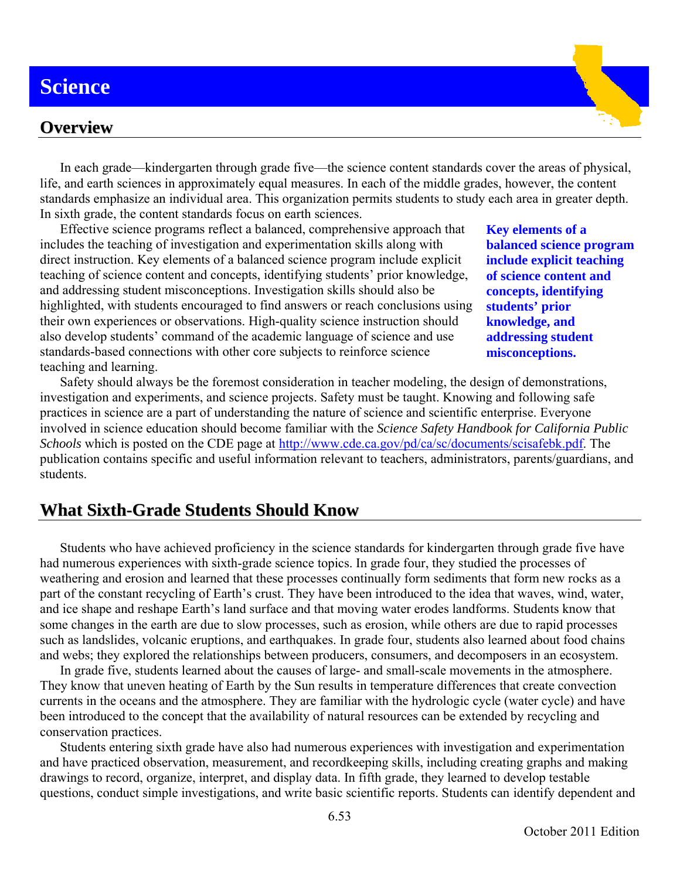# Science

## Overview

In each grade—kindergarten through grade five—the science content standards cover the areas of physical, life, and earth sciences in approximately equal measures. In each of the middle grades, however, the content standards emphasize an individual area. This organization permits students to study each area in greater depth. In sixth grade, the content standards focus on earth sciences.

Effective science programs reflect a balanced, comprehensive approach that includes the teaching of investigation and experimentation skills along with direct instruction. Key elements of a balanced science program include explicit teaching of science content and concepts, identifying students' prior knowledge, and addressing student misconceptions. Investigation skills should also be highlighted, with students encouraged to find answers or reach conclusions using their own experiences or observations. High-quality science instruction should also develop students' command of the academic language of science and use standards-based connections with other core subjects to reinforce science teaching and learning.

**Key elements of a balanced science program include explicit teaching of science content and concepts, identifying students' prior knowledge, and addressing student misconceptions.**

Safety should always be the foremost consideration in teacher modeling, the design of demonstrations, investigation and experiments, and science projects. Safety must be taught. Knowing and following safe practices in science are a part of understanding the nature of science and scientific enterprise. Everyone involved in science education should become familiar with the *Science Safety Handbook for California Public Schools* which is posted on the CDE page at http://www.cde.ca.gov/pd/ca/sc/documents/scisafebk.pdf. The publication contains specific and useful information relevant to teachers, administrators, parents/guardians, and students.

## What Sixth-Grade Students Should Know

Students who have achieved proficiency in the science standards for kindergarten through grade five have had numerous experiences with sixth-grade science topics. In grade four, they studied the processes of weathering and erosion and learned that these processes continually form sediments that form new rocks as a part of the constant recycling of Earth's crust. They have been introduced to the idea that waves, wind, water, and ice shape and reshape Earth's land surface and that moving water erodes landforms. Students know that some changes in the earth are due to slow processes, such as erosion, while others are due to rapid processes such as landslides, volcanic eruptions, and earthquakes. In grade four, students also learned about food chains and webs; they explored the relationships between producers, consumers, and decomposers in an ecosystem.

In grade five, students learned about the causes of large- and small-scale movements in the atmosphere. They know that uneven heating of Earth by the Sun results in temperature differences that create convection currents in the oceans and the atmosphere. They are familiar with the hydrologic cycle (water cycle) and have been introduced to the concept that the availability of natural resources can be extended by recycling and conservation practices.

Students entering sixth grade have also had numerous experiences with investigation and experimentation and have practiced observation, measurement, and recordkeeping skills, including creating graphs and making drawings to record, organize, interpret, and display data. In fifth grade, they learned to develop testable questions, conduct simple investigations, and write basic scientific reports. Students can identify dependent and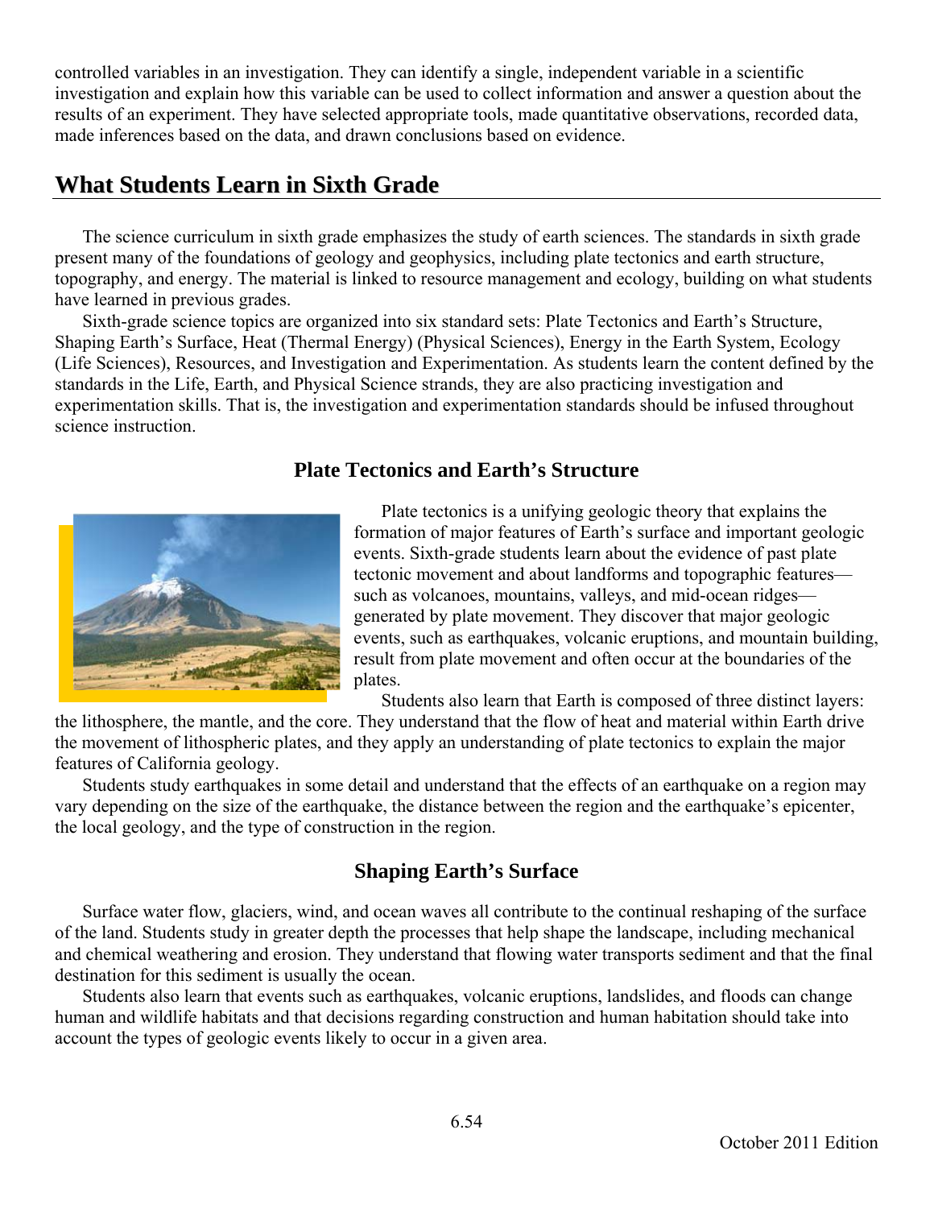controlled variables in an investigation. They can identify a single, independent variable in a scientific investigation and explain how this variable can be used to collect information and answer a question about the results of an experiment. They have selected appropriate tools, made quantitative observations, recorded data, made inferences based on the data, and drawn conclusions based on evidence.

## What Students Learn in Sixth Grade

The science curriculum in sixth grade emphasizes the study of earth sciences. The standards in sixth grade present many of the foundations of geology and geophysics, including plate tectonics and earth structure, topography, and energy. The material is linked to resource management and ecology, building on what students have learned in previous grades.

Sixth-grade science topics are organized into six standard sets: Plate Tectonics and Earth's Structure, Shaping Earth's Surface, Heat (Thermal Energy) (Physical Sciences), Energy in the Earth System, Ecology (Life Sciences), Resources, and Investigation and Experimentation. As students learn the content defined by the standards in the Life, Earth, and Physical Science strands, they are also practicing investigation and experimentation skills. That is, the investigation and experimentation standards should be infused throughout science instruction.

### Plate Tectonics and Earth's Structure

Plate tectonics is a unifying geologic theory that explains the formation of major features of Earth's surface and important geologic events. Sixth-grade students learn about the evidence of past plate tectonic movement and about landforms and topographic features—such as volcanoes, mountains, valleys, and mid-ocean ridges—generated by plate movement. They discover that major geologic events, such as earthquakes, volcanic eruptions, and mountain building, result from plate movement and often occur at the boundaries of the plates.

Students also learn that Earth is composed of three distinct layers: the lithosphere, the mantle, and the core. They understand that the flow of heat and material within Earth drive the movement of lithospheric plates, and they apply an understanding of plate tectonics to explain the major features of California geology.

Students study earthquakes in some detail and understand that the effects of an earthquake on a region may vary depending on the size of the earthquake, the distance between the region and the earthquake's epicenter, the local geology, and the type of construction in the region.

### Shaping Earth's Surface

Surface water flow, glaciers, wind, and ocean waves all contribute to the continual reshaping of the surface of the land. Students study in greater depth the processes that help shape the landscape, including mechanical and chemical weathering and erosion. They understand that flowing water transports sediment and that the final destination for this sediment is usually the ocean.

Students also learn that events such as earthquakes, volcanic eruptions, landslides, and floods can change human and wildlife habitats and that decisions regarding construction and human habitation should take into account the types of geologic events likely to occur in a given area.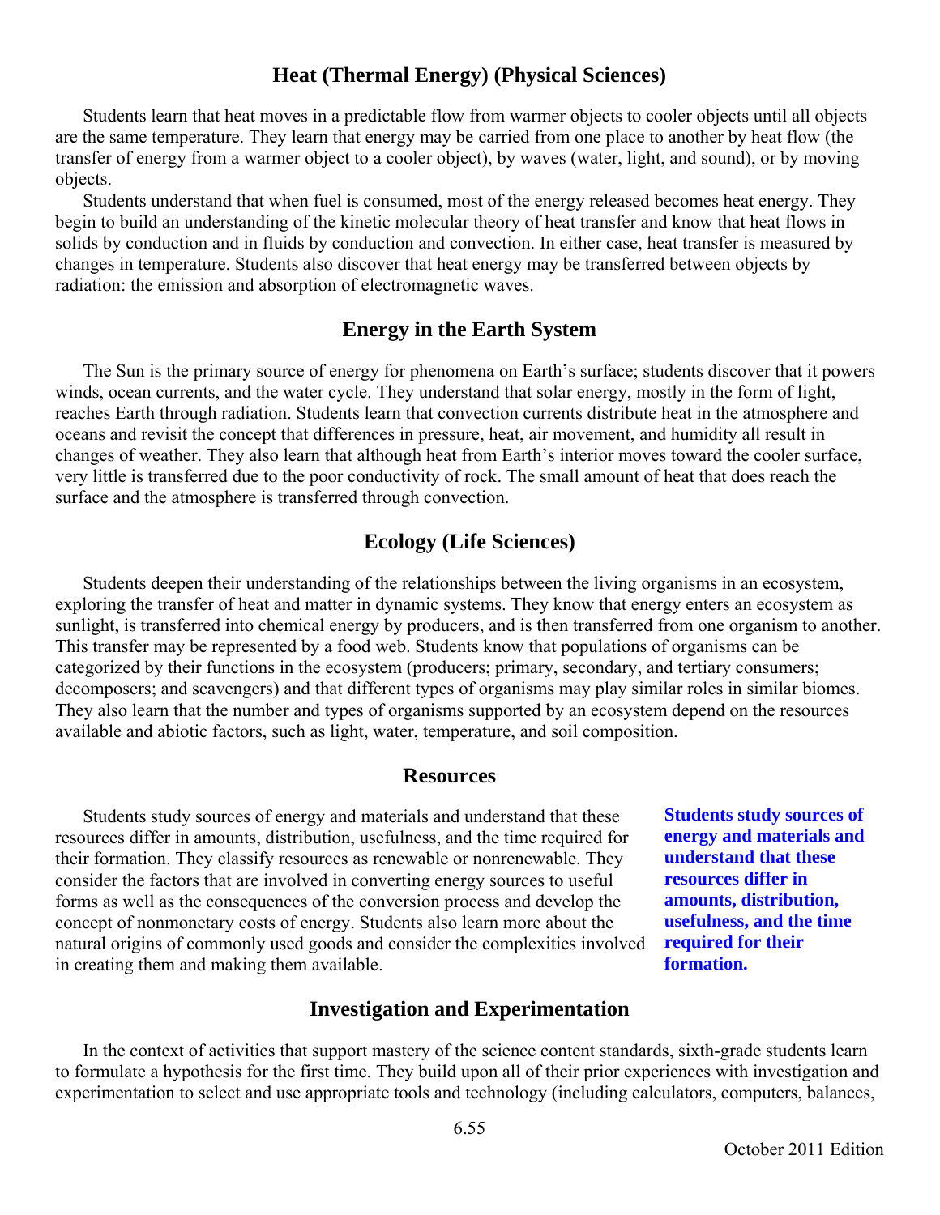### Heat (Thermal Energy) (Physical Sciences)

Students learn that heat moves in a predictable flow from warmer objects to cooler objects until all objects are the same temperature. They learn that energy may be carried from one place to another by heat flow (the transfer of energy from a warmer object to a cooler object), by waves (water, light, and sound), or by moving objects.

Students understand that when fuel is consumed, most of the energy released becomes heat energy. They begin to build an understanding of the kinetic molecular theory of heat transfer and know that heat flows in solids by conduction and in fluids by conduction and convection. In either case, heat transfer is measured by changes in temperature. Students also discover that heat energy may be transferred between objects by radiation: the emission and absorption of electromagnetic waves.

### Energy in the Earth System

The Sun is the primary source of energy for phenomena on Earth's surface; students discover that it powers winds, ocean currents, and the water cycle. They understand that solar energy, mostly in the form of light, reaches Earth through radiation. Students learn that convection currents distribute heat in the atmosphere and oceans and revisit the concept that differences in pressure, heat, air movement, and humidity all result in changes of weather. They also learn that although heat from Earth's interior moves toward the cooler surface, very little is transferred due to the poor conductivity of rock. The small amount of heat that does reach the surface and the atmosphere is transferred through convection.

### Ecology (Life Sciences)

Students deepen their understanding of the relationships between the living organisms in an ecosystem, exploring the transfer of heat and matter in dynamic systems. They know that energy enters an ecosystem as sunlight, is transferred into chemical energy by producers, and is then transferred from one organism to another. This transfer may be represented by a food web. Students know that populations of organisms can be categorized by their functions in the ecosystem (producers; primary, secondary, and tertiary consumers; decomposers; and scavengers) and that different types of organisms may play similar roles in similar biomes. They also learn that the number and types of organisms supported by an ecosystem depend on the resources available and abiotic factors, such as light, water, temperature, and soil composition.

### Resources

Students study sources of energy and materials and understand that these resources differ in amounts, distribution, usefulness, and the time required for their formation. They classify resources as renewable or nonrenewable. They consider the factors that are involved in converting energy sources to useful forms as well as the consequences of the conversion process and develop the concept of nonmonetary costs of energy. Students also learn more about the natural origins of commonly used goods and consider the complexities involved in creating them and making them available.

**Students study sources of energy and materials and understand that these resources differ in amounts, distribution, usefulness, and the time required for their formation.**

### Investigation and Experimentation

In the context of activities that support mastery of the science content standards, sixth-grade students learn to formulate a hypothesis for the first time. They build upon all of their prior experiences with investigation and experimentation to select and use appropriate tools and technology (including calculators, computers, balances,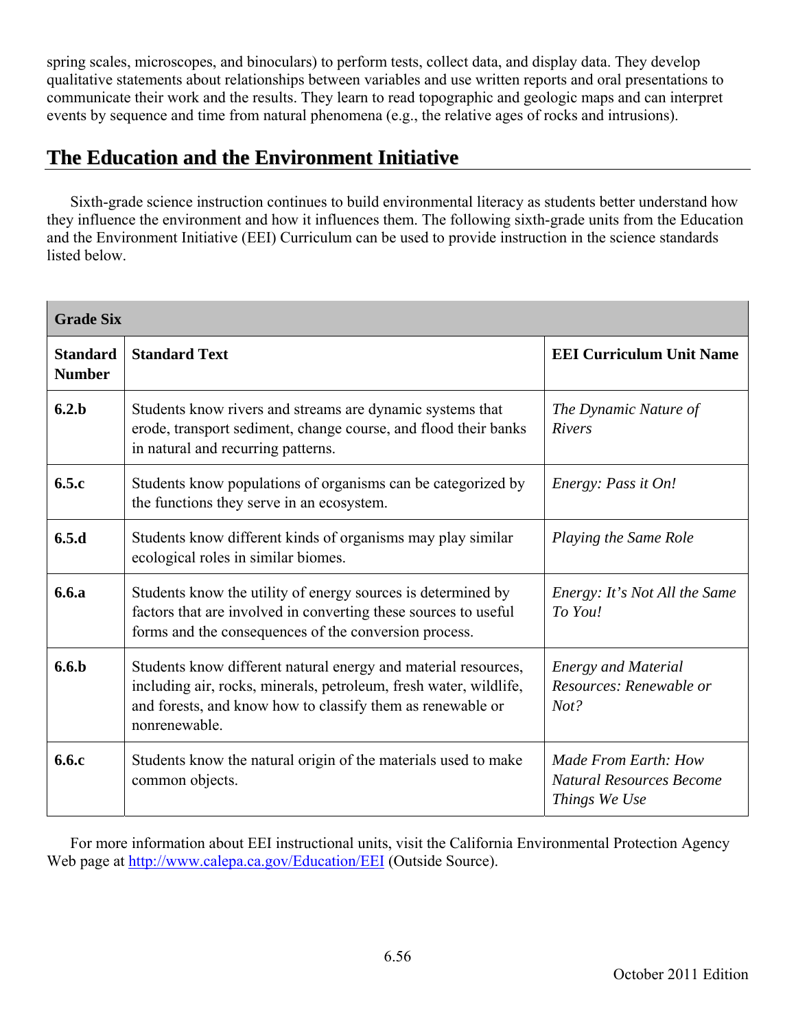spring scales, microscopes, and binoculars) to perform tests, collect data, and display data. They develop qualitative statements about relationships between variables and use written reports and oral presentations to communicate their work and the results. They learn to read topographic and geologic maps and can interpret events by sequence and time from natural phenomena (e.g., the relative ages of rocks and intrusions).

## The Education and the Environment Initiative

Sixth-grade science instruction continues to build environmental literacy as students better understand how they influence the environment and how it influences them. The following sixth-grade units from the Education and the Environment Initiative (EEI) Curriculum can be used to provide instruction in the science standards listed below.

| **Grade Six** | | |
|---|---|---|
| **Standard Number** | **Standard Text** | **EEI Curriculum Unit Name** |
| **6.2.b** | Students know rivers and streams are dynamic systems that erode, transport sediment, change course, and flood their banks in natural and recurring patterns. | *The Dynamic Nature of Rivers* |
| **6.5.c** | Students know populations of organisms can be categorized by the functions they serve in an ecosystem. | *Energy: Pass it On!* |
| **6.5.d** | Students know different kinds of organisms may play similar ecological roles in similar biomes. | *Playing the Same Role* |
| **6.6.a** | Students know the utility of energy sources is determined by factors that are involved in converting these sources to useful forms and the consequences of the conversion process. | *Energy: It's Not All the Same To You!* |
| **6.6.b** | Students know different natural energy and material resources, including air, rocks, minerals, petroleum, fresh water, wildlife, and forests, and know how to classify them as renewable or nonrenewable. | *Energy and Material Resources: Renewable or Not?* |
| **6.6.c** | Students know the natural origin of the materials used to make common objects. | *Made From Earth: How Natural Resources Become Things We Use* |

For more information about EEI instructional units, visit the California Environmental Protection Agency Web page at http://www.calepa.ca.gov/Education/EEI (Outside Source).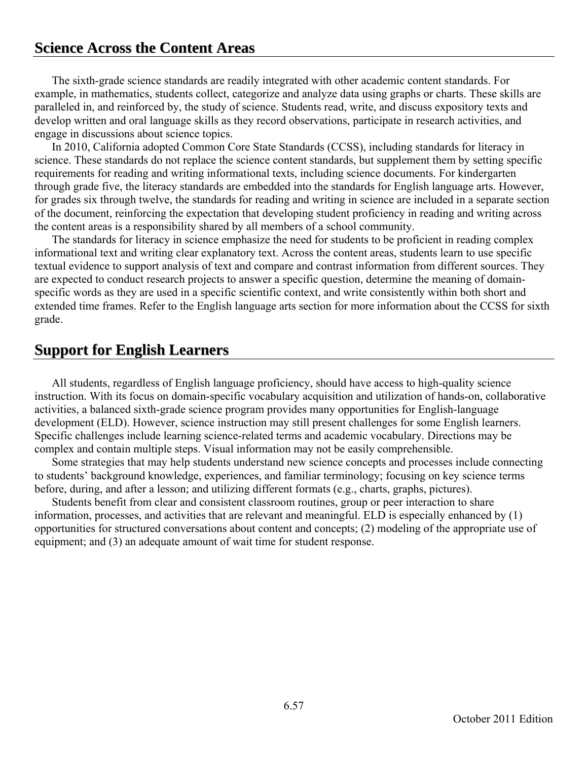## Science Across the Content Areas

The sixth-grade science standards are readily integrated with other academic content standards. For example, in mathematics, students collect, categorize and analyze data using graphs or charts. These skills are paralleled in, and reinforced by, the study of science. Students read, write, and discuss expository texts and develop written and oral language skills as they record observations, participate in research activities, and engage in discussions about science topics.

In 2010, California adopted Common Core State Standards (CCSS), including standards for literacy in science. These standards do not replace the science content standards, but supplement them by setting specific requirements for reading and writing informational texts, including science documents. For kindergarten through grade five, the literacy standards are embedded into the standards for English language arts. However, for grades six through twelve, the standards for reading and writing in science are included in a separate section of the document, reinforcing the expectation that developing student proficiency in reading and writing across the content areas is a responsibility shared by all members of a school community.

The standards for literacy in science emphasize the need for students to be proficient in reading complex informational text and writing clear explanatory text. Across the content areas, students learn to use specific textual evidence to support analysis of text and compare and contrast information from different sources. They are expected to conduct research projects to answer a specific question, determine the meaning of domain-specific words as they are used in a specific scientific context, and write consistently within both short and extended time frames. Refer to the English language arts section for more information about the CCSS for sixth grade.

## Support for English Learners

All students, regardless of English language proficiency, should have access to high-quality science instruction. With its focus on domain-specific vocabulary acquisition and utilization of hands-on, collaborative activities, a balanced sixth-grade science program provides many opportunities for English-language development (ELD). However, science instruction may still present challenges for some English learners. Specific challenges include learning science-related terms and academic vocabulary. Directions may be complex and contain multiple steps. Visual information may not be easily comprehensible.

Some strategies that may help students understand new science concepts and processes include connecting to students' background knowledge, experiences, and familiar terminology; focusing on key science terms before, during, and after a lesson; and utilizing different formats (e.g., charts, graphs, pictures).

Students benefit from clear and consistent classroom routines, group or peer interaction to share information, processes, and activities that are relevant and meaningful. ELD is especially enhanced by (1) opportunities for structured conversations about content and concepts; (2) modeling of the appropriate use of equipment; and (3) an adequate amount of wait time for student response.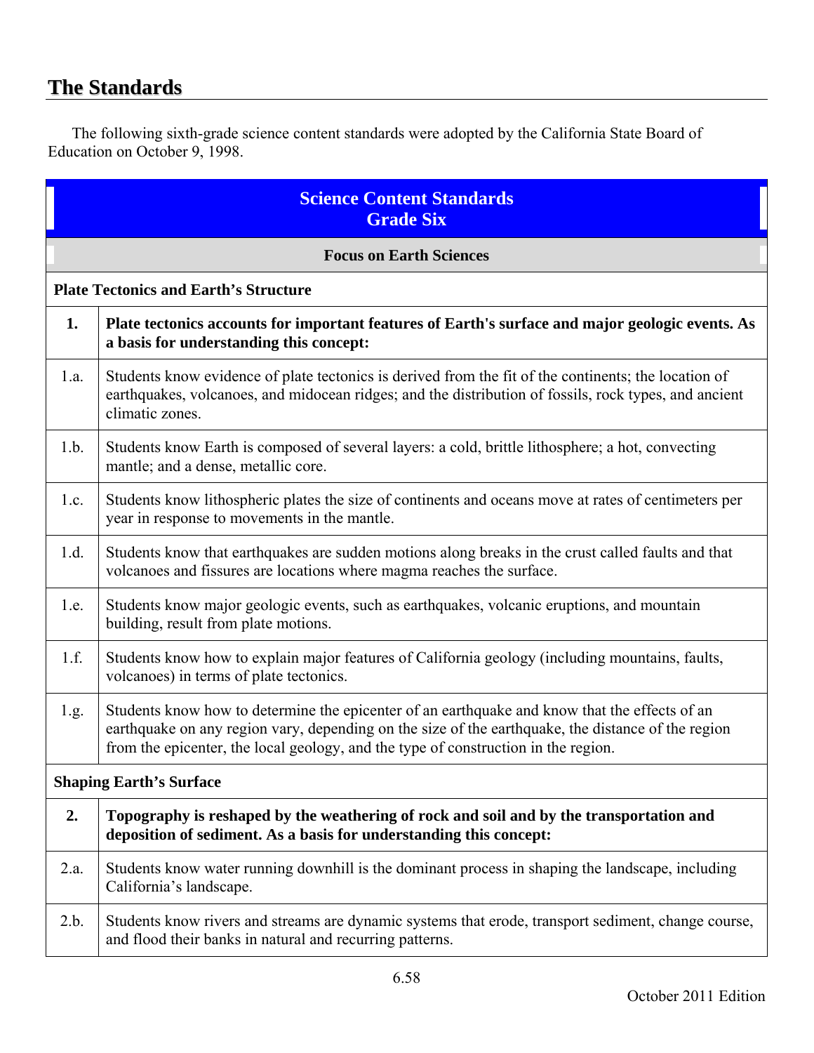## The Standards

The following sixth-grade science content standards were adopted by the California State Board of Education on October 9, 1998.

| Science Content Standards Grade Six | |
|---|---|
| **Focus on Earth Sciences** | |
| **Plate Tectonics and Earth's Structure** | |
| **1.** | **Plate tectonics accounts for important features of Earth's surface and major geologic events. As a basis for understanding this concept:** |
| 1.a. | Students know evidence of plate tectonics is derived from the fit of the continents; the location of earthquakes, volcanoes, and midocean ridges; and the distribution of fossils, rock types, and ancient climatic zones. |
| 1.b. | Students know Earth is composed of several layers: a cold, brittle lithosphere; a hot, convecting mantle; and a dense, metallic core. |
| 1.c. | Students know lithospheric plates the size of continents and oceans move at rates of centimeters per year in response to movements in the mantle. |
| 1.d. | Students know that earthquakes are sudden motions along breaks in the crust called faults and that volcanoes and fissures are locations where magma reaches the surface. |
| 1.e. | Students know major geologic events, such as earthquakes, volcanic eruptions, and mountain building, result from plate motions. |
| 1.f. | Students know how to explain major features of California geology (including mountains, faults, volcanoes) in terms of plate tectonics. |
| 1.g. | Students know how to determine the epicenter of an earthquake and know that the effects of an earthquake on any region vary, depending on the size of the earthquake, the distance of the region from the epicenter, the local geology, and the type of construction in the region. |
| **Shaping Earth's Surface** | |
| **2.** | **Topography is reshaped by the weathering of rock and soil and by the transportation and deposition of sediment. As a basis for understanding this concept:** |
| 2.a. | Students know water running downhill is the dominant process in shaping the landscape, including California's landscape. |
| 2.b. | Students know rivers and streams are dynamic systems that erode, transport sediment, change course, and flood their banks in natural and recurring patterns. |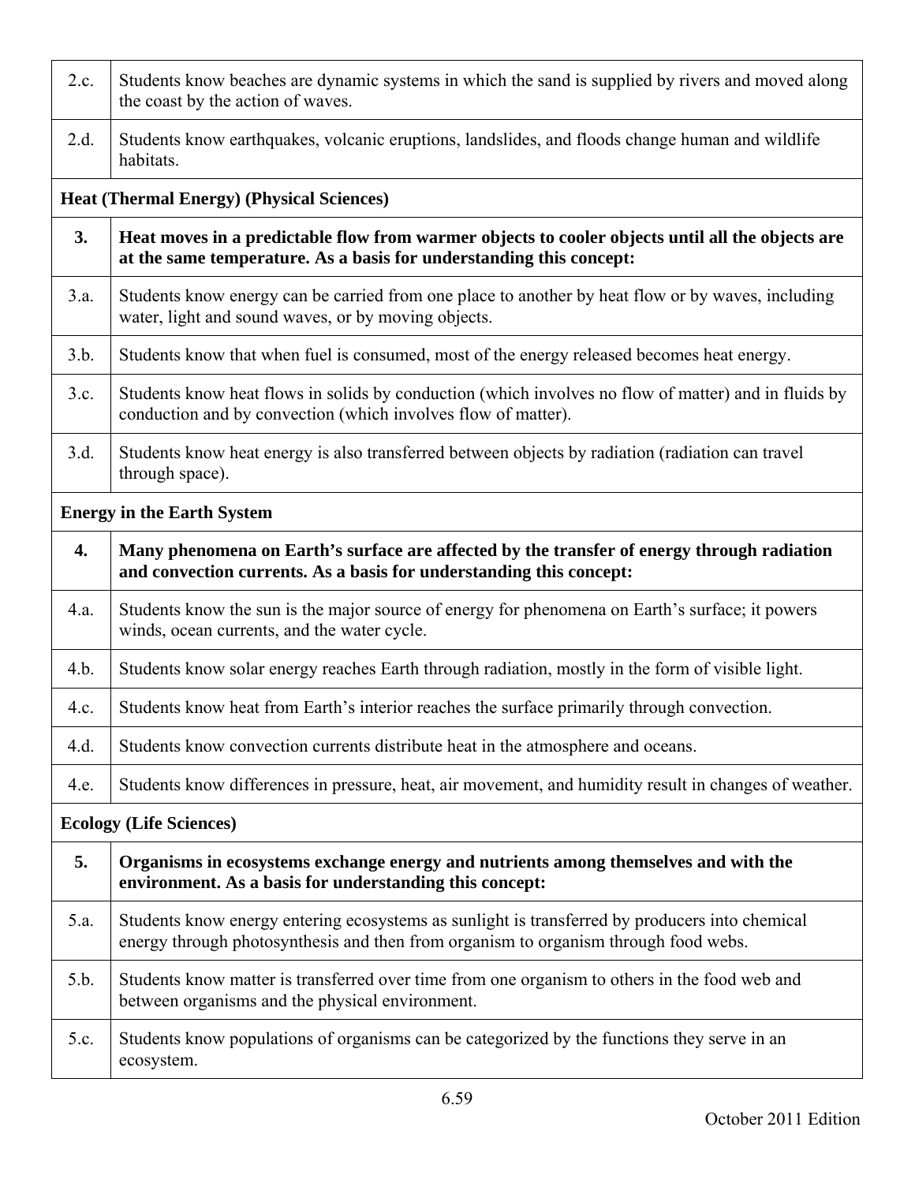| | |
|---|---|
| 2.c. | Students know beaches are dynamic systems in which the sand is supplied by rivers and moved along the coast by the action of waves. |
| 2.d. | Students know earthquakes, volcanic eruptions, landslides, and floods change human and wildlife habitats. |
| **Heat (Thermal Energy) (Physical Sciences)** | |
| **3.** | **Heat moves in a predictable flow from warmer objects to cooler objects until all the objects are at the same temperature. As a basis for understanding this concept:** |
| 3.a. | Students know energy can be carried from one place to another by heat flow or by waves, including water, light and sound waves, or by moving objects. |
| 3.b. | Students know that when fuel is consumed, most of the energy released becomes heat energy. |
| 3.c. | Students know heat flows in solids by conduction (which involves no flow of matter) and in fluids by conduction and by convection (which involves flow of matter). |
| 3.d. | Students know heat energy is also transferred between objects by radiation (radiation can travel through space). |
| **Energy in the Earth System** | |
| **4.** | **Many phenomena on Earth's surface are affected by the transfer of energy through radiation and convection currents. As a basis for understanding this concept:** |
| 4.a. | Students know the sun is the major source of energy for phenomena on Earth's surface; it powers winds, ocean currents, and the water cycle. |
| 4.b. | Students know solar energy reaches Earth through radiation, mostly in the form of visible light. |
| 4.c. | Students know heat from Earth's interior reaches the surface primarily through convection. |
| 4.d. | Students know convection currents distribute heat in the atmosphere and oceans. |
| 4.e. | Students know differences in pressure, heat, air movement, and humidity result in changes of weather. |
| **Ecology (Life Sciences)** | |
| **5.** | **Organisms in ecosystems exchange energy and nutrients among themselves and with the environment. As a basis for understanding this concept:** |
| 5.a. | Students know energy entering ecosystems as sunlight is transferred by producers into chemical energy through photosynthesis and then from organism to organism through food webs. |
| 5.b. | Students know matter is transferred over time from one organism to others in the food web and between organisms and the physical environment. |
| 5.c. | Students know populations of organisms can be categorized by the functions they serve in an ecosystem. |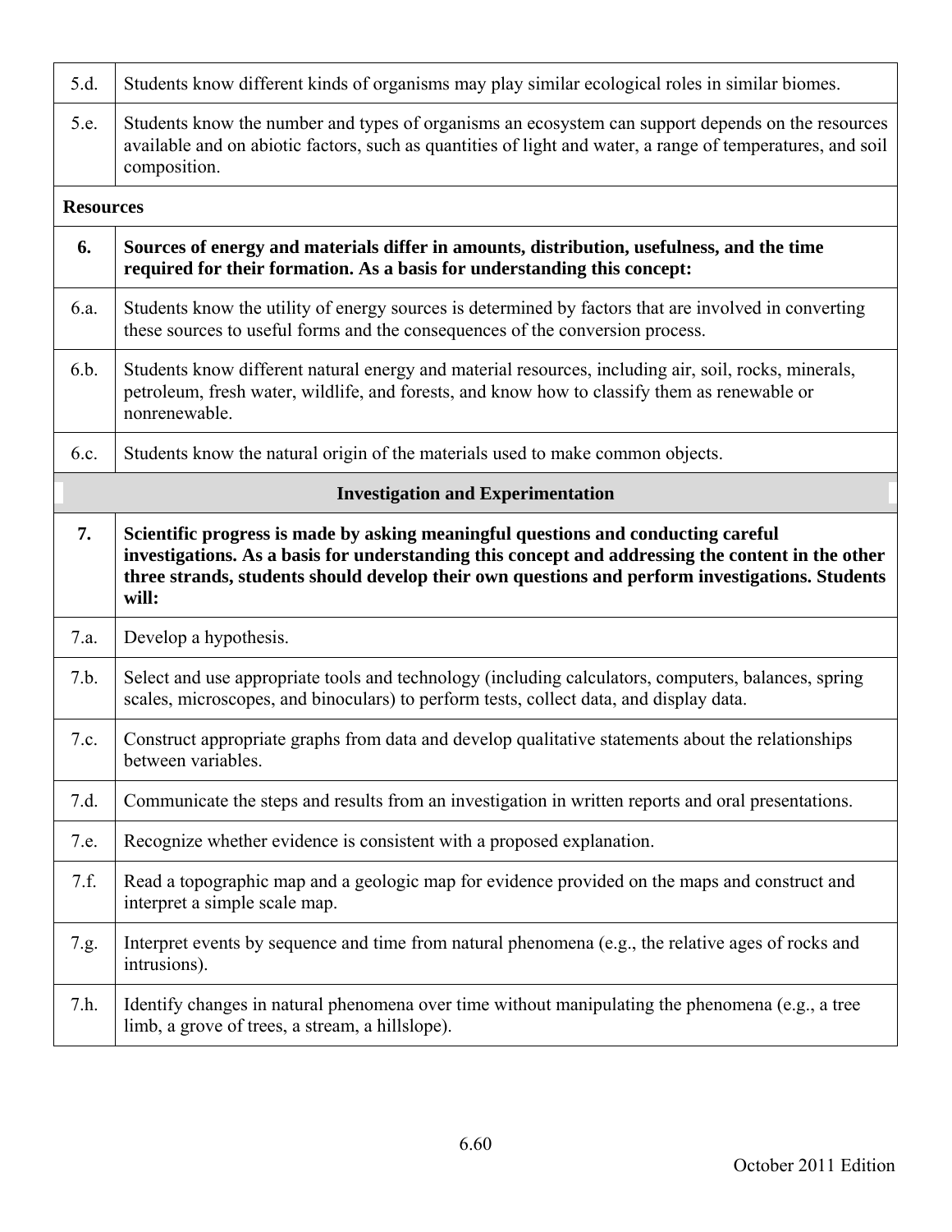| | |
|---|---|
| 5.d. | Students know different kinds of organisms may play similar ecological roles in similar biomes. |
| 5.e. | Students know the number and types of organisms an ecosystem can support depends on the resources available and on abiotic factors, such as quantities of light and water, a range of temperatures, and soil composition. |
| **Resources** | |
| **6.** | **Sources of energy and materials differ in amounts, distribution, usefulness, and the time required for their formation. As a basis for understanding this concept:** |
| 6.a. | Students know the utility of energy sources is determined by factors that are involved in converting these sources to useful forms and the consequences of the conversion process. |
| 6.b. | Students know different natural energy and material resources, including air, soil, rocks, minerals, petroleum, fresh water, wildlife, and forests, and know how to classify them as renewable or nonrenewable. |
| 6.c. | Students know the natural origin of the materials used to make common objects. |
| **Investigation and Experimentation** | |
| **7.** | **Scientific progress is made by asking meaningful questions and conducting careful investigations. As a basis for understanding this concept and addressing the content in the other three strands, students should develop their own questions and perform investigations. Students will:** |
| 7.a. | Develop a hypothesis. |
| 7.b. | Select and use appropriate tools and technology (including calculators, computers, balances, spring scales, microscopes, and binoculars) to perform tests, collect data, and display data. |
| 7.c. | Construct appropriate graphs from data and develop qualitative statements about the relationships between variables. |
| 7.d. | Communicate the steps and results from an investigation in written reports and oral presentations. |
| 7.e. | Recognize whether evidence is consistent with a proposed explanation. |
| 7.f. | Read a topographic map and a geologic map for evidence provided on the maps and construct and interpret a simple scale map. |
| 7.g. | Interpret events by sequence and time from natural phenomena (e.g., the relative ages of rocks and intrusions). |
| 7.h. | Identify changes in natural phenomena over time without manipulating the phenomena (e.g., a tree limb, a grove of trees, a stream, a hillslope). |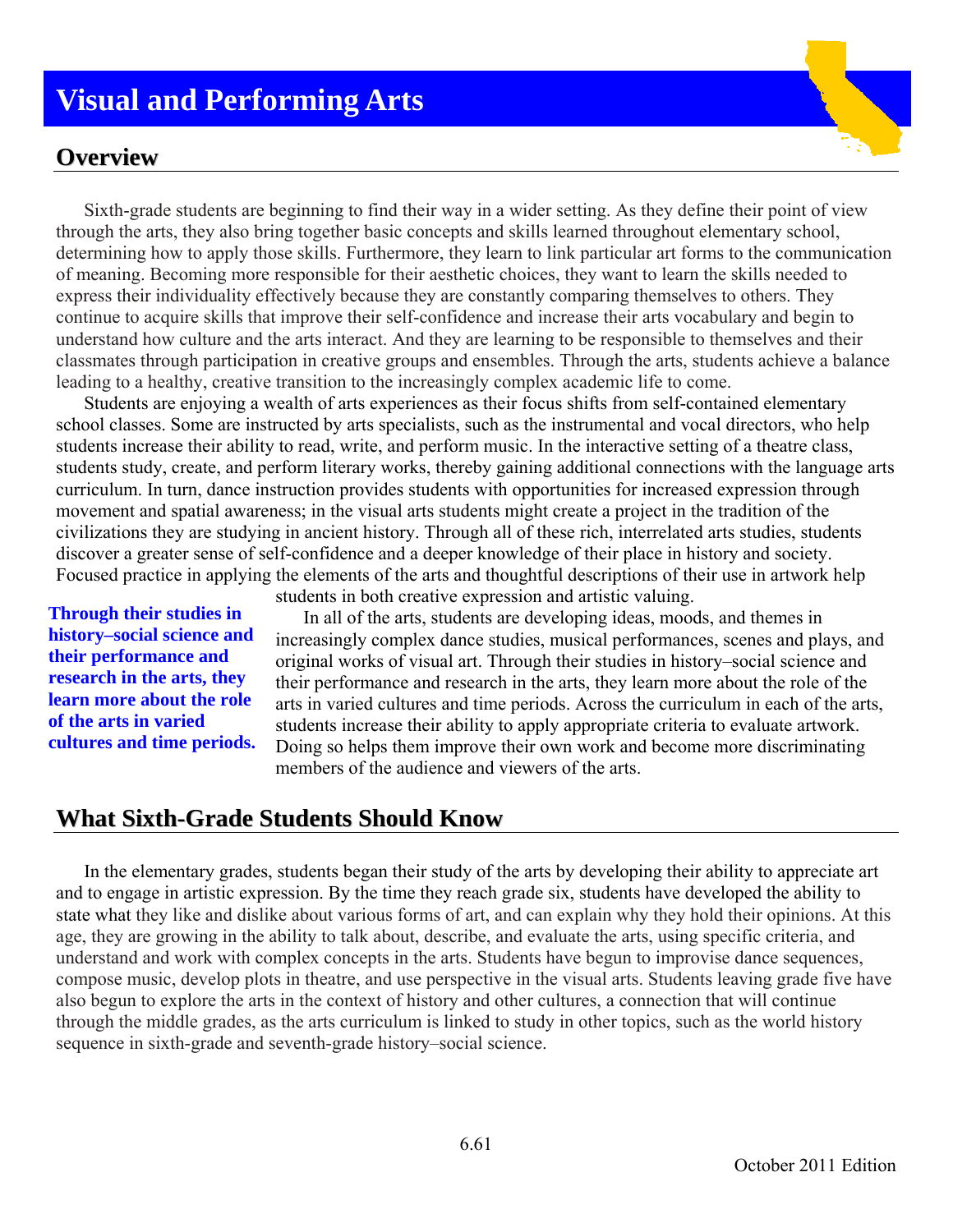# Visual and Performing Arts

## Overview

Sixth-grade students are beginning to find their way in a wider setting. As they define their point of view through the arts, they also bring together basic concepts and skills learned throughout elementary school, determining how to apply those skills. Furthermore, they learn to link particular art forms to the communication of meaning. Becoming more responsible for their aesthetic choices, they want to learn the skills needed to express their individuality effectively because they are constantly comparing themselves to others. They continue to acquire skills that improve their self-confidence and increase their arts vocabulary and begin to understand how culture and the arts interact. And they are learning to be responsible to themselves and their classmates through participation in creative groups and ensembles. Through the arts, students achieve a balance leading to a healthy, creative transition to the increasingly complex academic life to come.

Students are enjoying a wealth of arts experiences as their focus shifts from self-contained elementary school classes. Some are instructed by arts specialists, such as the instrumental and vocal directors, who help students increase their ability to read, write, and perform music. In the interactive setting of a theatre class, students study, create, and perform literary works, thereby gaining additional connections with the language arts curriculum. In turn, dance instruction provides students with opportunities for increased expression through movement and spatial awareness; in the visual arts students might create a project in the tradition of the civilizations they are studying in ancient history. Through all of these rich, interrelated arts studies, students discover a greater sense of self-confidence and a deeper knowledge of their place in history and society. Focused practice in applying the elements of the arts and thoughtful descriptions of their use in artwork help students in both creative expression and artistic valuing.

**Through their studies in history–social science and their performance and research in the arts, they learn more about the role of the arts in varied cultures and time periods.**

In all of the arts, students are developing ideas, moods, and themes in increasingly complex dance studies, musical performances, scenes and plays, and original works of visual art. Through their studies in history–social science and their performance and research in the arts, they learn more about the role of the arts in varied cultures and time periods. Across the curriculum in each of the arts, students increase their ability to apply appropriate criteria to evaluate artwork. Doing so helps them improve their own work and become more discriminating members of the audience and viewers of the arts.

## What Sixth-Grade Students Should Know

In the elementary grades, students began their study of the arts by developing their ability to appreciate art and to engage in artistic expression. By the time they reach grade six, students have developed the ability to state what they like and dislike about various forms of art, and can explain why they hold their opinions. At this age, they are growing in the ability to talk about, describe, and evaluate the arts, using specific criteria, and understand and work with complex concepts in the arts. Students have begun to improvise dance sequences, compose music, develop plots in theatre, and use perspective in the visual arts. Students leaving grade five have also begun to explore the arts in the context of history and other cultures, a connection that will continue through the middle grades, as the arts curriculum is linked to study in other topics, such as the world history sequence in sixth-grade and seventh-grade history–social science.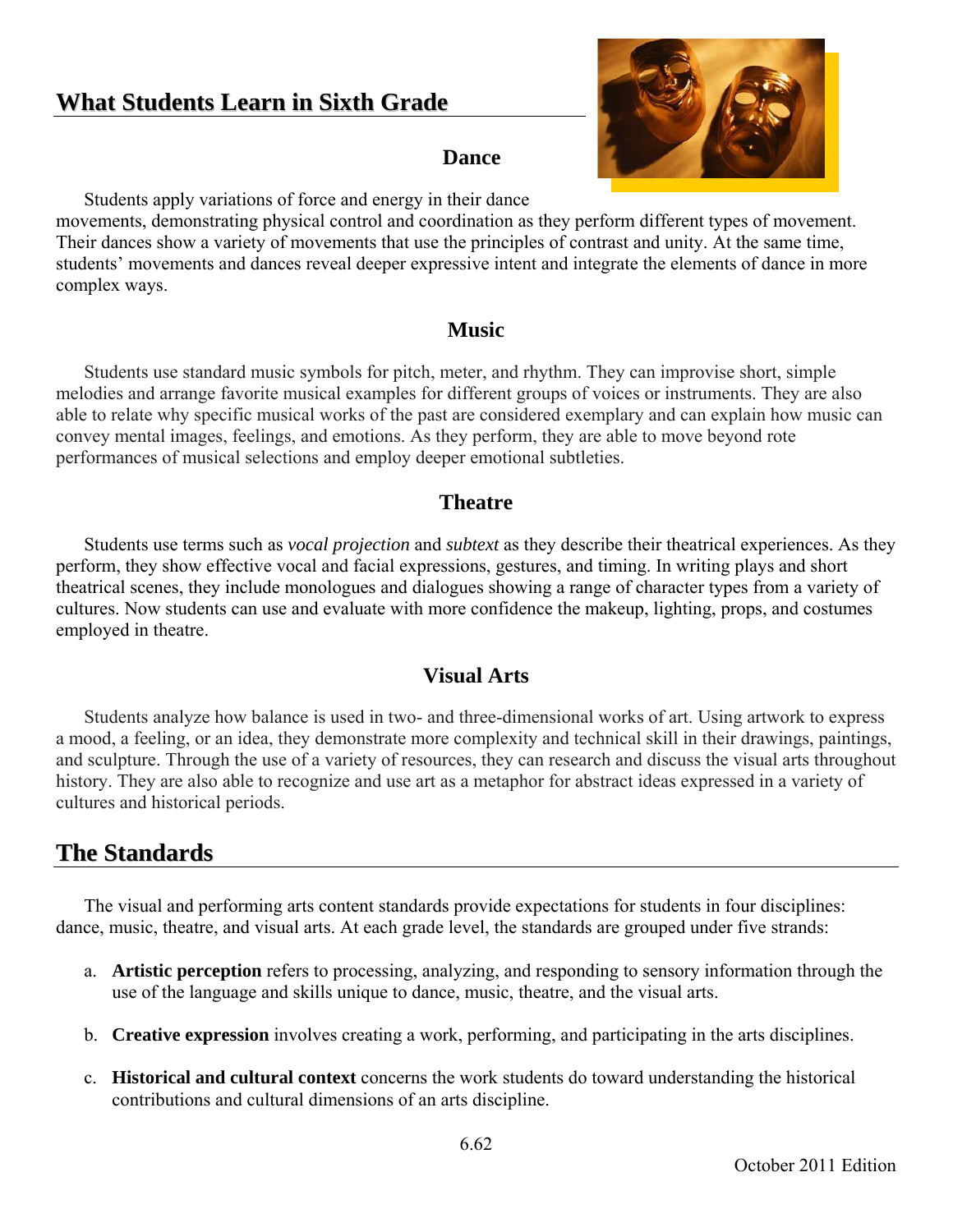## What Students Learn in Sixth Grade

### Dance

Students apply variations of force and energy in their dance movements, demonstrating physical control and coordination as they perform different types of movement. Their dances show a variety of movements that use the principles of contrast and unity. At the same time, students' movements and dances reveal deeper expressive intent and integrate the elements of dance in more complex ways.

### Music

Students use standard music symbols for pitch, meter, and rhythm. They can improvise short, simple melodies and arrange favorite musical examples for different groups of voices or instruments. They are also able to relate why specific musical works of the past are considered exemplary and can explain how music can convey mental images, feelings, and emotions. As they perform, they are able to move beyond rote performances of musical selections and employ deeper emotional subtleties.

### Theatre

Students use terms such as *vocal projection* and *subtext* as they describe their theatrical experiences. As they perform, they show effective vocal and facial expressions, gestures, and timing. In writing plays and short theatrical scenes, they include monologues and dialogues showing a range of character types from a variety of cultures. Now students can use and evaluate with more confidence the makeup, lighting, props, and costumes employed in theatre.

### Visual Arts

Students analyze how balance is used in two- and three-dimensional works of art. Using artwork to express a mood, a feeling, or an idea, they demonstrate more complexity and technical skill in their drawings, paintings, and sculpture. Through the use of a variety of resources, they can research and discuss the visual arts throughout history. They are also able to recognize and use art as a metaphor for abstract ideas expressed in a variety of cultures and historical periods.

## The Standards

The visual and performing arts content standards provide expectations for students in four disciplines: dance, music, theatre, and visual arts. At each grade level, the standards are grouped under five strands:

a. **Artistic perception** refers to processing, analyzing, and responding to sensory information through the use of the language and skills unique to dance, music, theatre, and the visual arts.

b. **Creative expression** involves creating a work, performing, and participating in the arts disciplines.

c. **Historical and cultural context** concerns the work students do toward understanding the historical contributions and cultural dimensions of an arts discipline.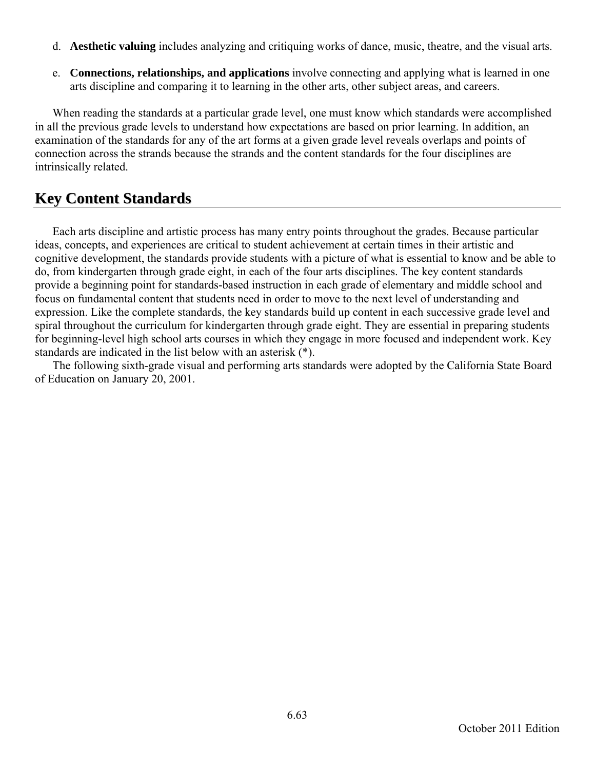d. **Aesthetic valuing** includes analyzing and critiquing works of dance, music, theatre, and the visual arts.

e. **Connections, relationships, and applications** involve connecting and applying what is learned in one arts discipline and comparing it to learning in the other arts, other subject areas, and careers.

When reading the standards at a particular grade level, one must know which standards were accomplished in all the previous grade levels to understand how expectations are based on prior learning. In addition, an examination of the standards for any of the art forms at a given grade level reveals overlaps and points of connection across the strands because the strands and the content standards for the four disciplines are intrinsically related.

## Key Content Standards

Each arts discipline and artistic process has many entry points throughout the grades. Because particular ideas, concepts, and experiences are critical to student achievement at certain times in their artistic and cognitive development, the standards provide students with a picture of what is essential to know and be able to do, from kindergarten through grade eight, in each of the four arts disciplines. The key content standards provide a beginning point for standards-based instruction in each grade of elementary and middle school and focus on fundamental content that students need in order to move to the next level of understanding and expression. Like the complete standards, the key standards build up content in each successive grade level and spiral throughout the curriculum for kindergarten through grade eight. They are essential in preparing students for beginning-level high school arts courses in which they engage in more focused and independent work. Key standards are indicated in the list below with an asterisk (*).

The following sixth-grade visual and performing arts standards were adopted by the California State Board of Education on January 20, 2001.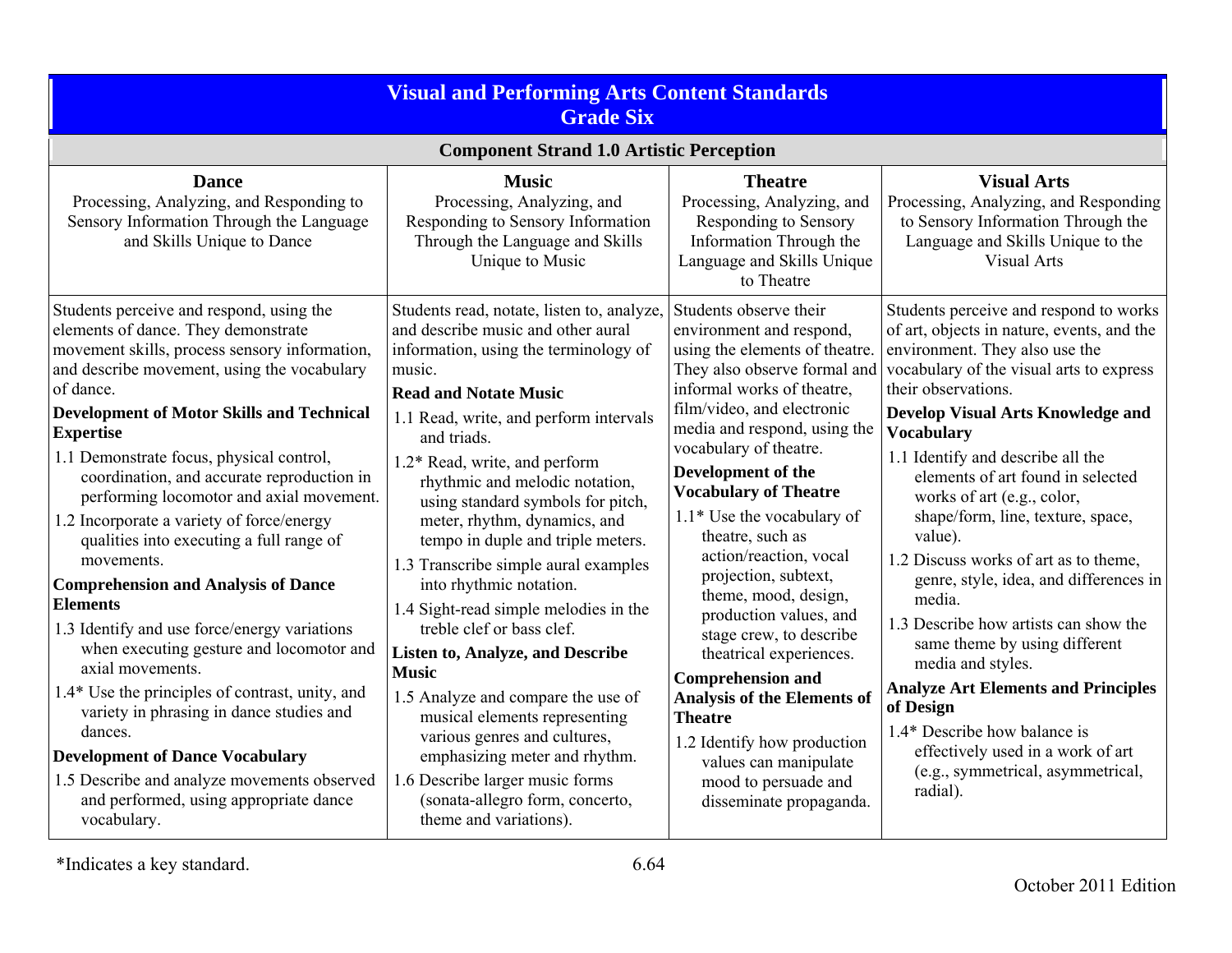# Visual and Performing Arts Content Standards
# Grade Six

## Component Strand 1.0 Artistic Perception

| Dance | Music | Theatre | Visual Arts |
|---|---|---|---|
| **Dance**<br>Processing, Analyzing, and Responding to Sensory Information Through the Language and Skills Unique to Dance | **Music**<br>Processing, Analyzing, and Responding to Sensory Information Through the Language and Skills Unique to Music | **Theatre**<br>Processing, Analyzing, and Responding to Sensory Information Through the Language and Skills Unique to Theatre | **Visual Arts**<br>Processing, Analyzing, and Responding to Sensory Information Through the Language and Skills Unique to the Visual Arts |
| Students perceive and respond, using the elements of dance. They demonstrate movement skills, process sensory information, and describe movement, using the vocabulary of dance.<br>**Development of Motor Skills and Technical Expertise**<br>1.1 Demonstrate focus, physical control, coordination, and accurate reproduction in performing locomotor and axial movement.<br>1.2 Incorporate a variety of force/energy qualities into executing a full range of movements.<br>**Comprehension and Analysis of Dance Elements**<br>1.3 Identify and use force/energy variations when executing gesture and locomotor and axial movements.<br>1.4* Use the principles of contrast, unity, and variety in phrasing in dance studies and dances.<br>**Development of Dance Vocabulary**<br>1.5 Describe and analyze movements observed and performed, using appropriate dance vocabulary. | Students read, notate, listen to, analyze, and describe music and other aural information, using the terminology of music.<br>**Read and Notate Music**<br>1.1 Read, write, and perform intervals and triads.<br>1.2* Read, write, and perform rhythmic and melodic notation, using standard symbols for pitch, meter, rhythm, dynamics, and tempo in duple and triple meters.<br>1.3 Transcribe simple aural examples into rhythmic notation.<br>1.4 Sight-read simple melodies in the treble clef or bass clef.<br>**Listen to, Analyze, and Describe Music**<br>1.5 Analyze and compare the use of musical elements representing various genres and cultures, emphasizing meter and rhythm.<br>1.6 Describe larger music forms (sonata-allegro form, concerto, theme and variations). | Students observe their environment and respond, using the elements of theatre. They also observe formal and informal works of theatre, film/video, and electronic media and respond, using the vocabulary of theatre.<br>**Development of the Vocabulary of Theatre**<br>1.1* Use the vocabulary of theatre, such as action/reaction, vocal projection, subtext, theme, mood, design, production values, and stage crew, to describe theatrical experiences.<br>**Comprehension and Analysis of the Elements of Theatre**<br>1.2 Identify how production values can manipulate mood to persuade and disseminate propaganda. | Students perceive and respond to works of art, objects in nature, events, and the environment. They also use the vocabulary of the visual arts to express their observations.<br>**Develop Visual Arts Knowledge and Vocabulary**<br>1.1 Identify and describe all the elements of art found in selected works of art (e.g., color, shape/form, line, texture, space, value).<br>1.2 Discuss works of art as to theme, genre, style, idea, and differences in media.<br>1.3 Describe how artists can show the same theme by using different media and styles.<br>**Analyze Art Elements and Principles of Design**<br>1.4* Describe how balance is effectively used in a work of art (e.g., symmetrical, asymmetrical, radial). |

*Indicates a key standard.

October 2011 Edition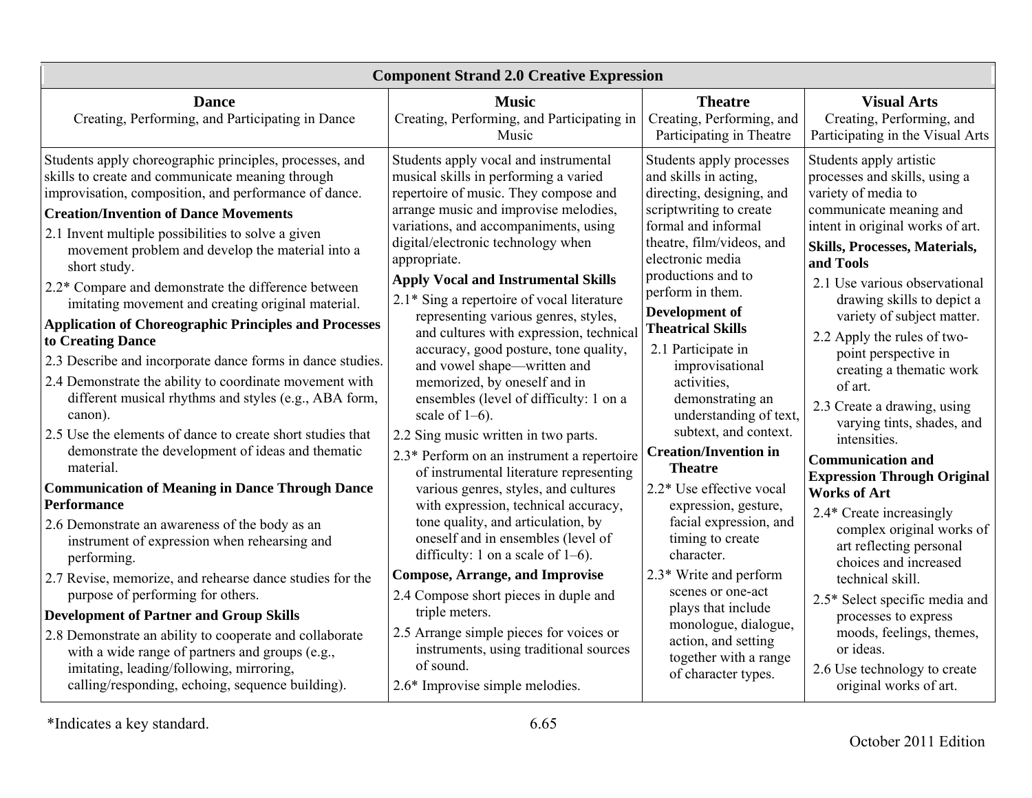## Component Strand 2.0 Creative Expression

| Dance<br>Creating, Performing, and Participating in Dance | Music<br>Creating, Performing, and Participating in Music | Theatre<br>Creating, Performing, and Participating in Theatre | Visual Arts<br>Creating, Performing, and Participating in the Visual Arts |
|---|---|---|---|
| Students apply choreographic principles, processes, and skills to create and communicate meaning through improvisation, composition, and performance of dance.<br>**Creation/Invention of Dance Movements**<br>2.1 Invent multiple possibilities to solve a given movement problem and develop the material into a short study.<br>2.2* Compare and demonstrate the difference between imitating movement and creating original material.<br>**Application of Choreographic Principles and Processes to Creating Dance**<br>2.3 Describe and incorporate dance forms in dance studies.<br>2.4 Demonstrate the ability to coordinate movement with different musical rhythms and styles (e.g., ABA form, canon).<br>2.5 Use the elements of dance to create short studies that demonstrate the development of ideas and thematic material.<br>**Communication of Meaning in Dance Through Dance Performance**<br>2.6 Demonstrate an awareness of the body as an instrument of expression when rehearsing and performing.<br>2.7 Revise, memorize, and rehearse dance studies for the purpose of performing for others.<br>**Development of Partner and Group Skills**<br>2.8 Demonstrate an ability to cooperate and collaborate with a wide range of partners and groups (e.g., imitating, leading/following, mirroring, calling/responding, echoing, sequence building). | Students apply vocal and instrumental musical skills in performing a varied repertoire of music. They compose and arrange music and improvise melodies, variations, and accompaniments, using digital/electronic technology when appropriate.<br>**Apply Vocal and Instrumental Skills**<br>2.1* Sing a repertoire of vocal literature representing various genres, styles, and cultures with expression, technical accuracy, good posture, tone quality, and vowel shape—written and memorized, by oneself and in ensembles (level of difficulty: 1 on a scale of 1–6).<br>2.2 Sing music written in two parts.<br>2.3* Perform on an instrument a repertoire of instrumental literature representing various genres, styles, and cultures with expression, technical accuracy, tone quality, and articulation, by oneself and in ensembles (level of difficulty: 1 on a scale of 1–6).<br>**Compose, Arrange, and Improvise**<br>2.4 Compose short pieces in duple and triple meters.<br>2.5 Arrange simple pieces for voices or instruments, using traditional sources of sound.<br>2.6* Improvise simple melodies. | Students apply processes and skills in acting, directing, designing, and scriptwriting to create formal and informal theatre, film/videos, and electronic media productions and to perform in them.<br>**Development of Theatrical Skills**<br>2.1 Participate in improvisational activities, demonstrating an understanding of text, subtext, and context.<br>**Creation/Invention in Theatre**<br>2.2* Use effective vocal expression, gesture, facial expression, and timing to create character.<br>2.3* Write and perform scenes or one-act plays that include monologue, dialogue, action, and setting together with a range of character types. | Students apply artistic processes and skills, using a variety of media to communicate meaning and intent in original works of art.<br>**Skills, Processes, Materials, and Tools**<br>2.1 Use various observational drawing skills to depict a variety of subject matter.<br>2.2 Apply the rules of two-point perspective in creating a thematic work of art.<br>2.3 Create a drawing, using varying tints, shades, and intensities.<br>**Communication and Expression Through Original Works of Art**<br>2.4* Create increasingly complex original works of art reflecting personal choices and increased technical skill.<br>2.5* Select specific media and processes to express moods, feelings, themes, or ideas.<br>2.6 Use technology to create original works of art. |

*Indicates a key standard.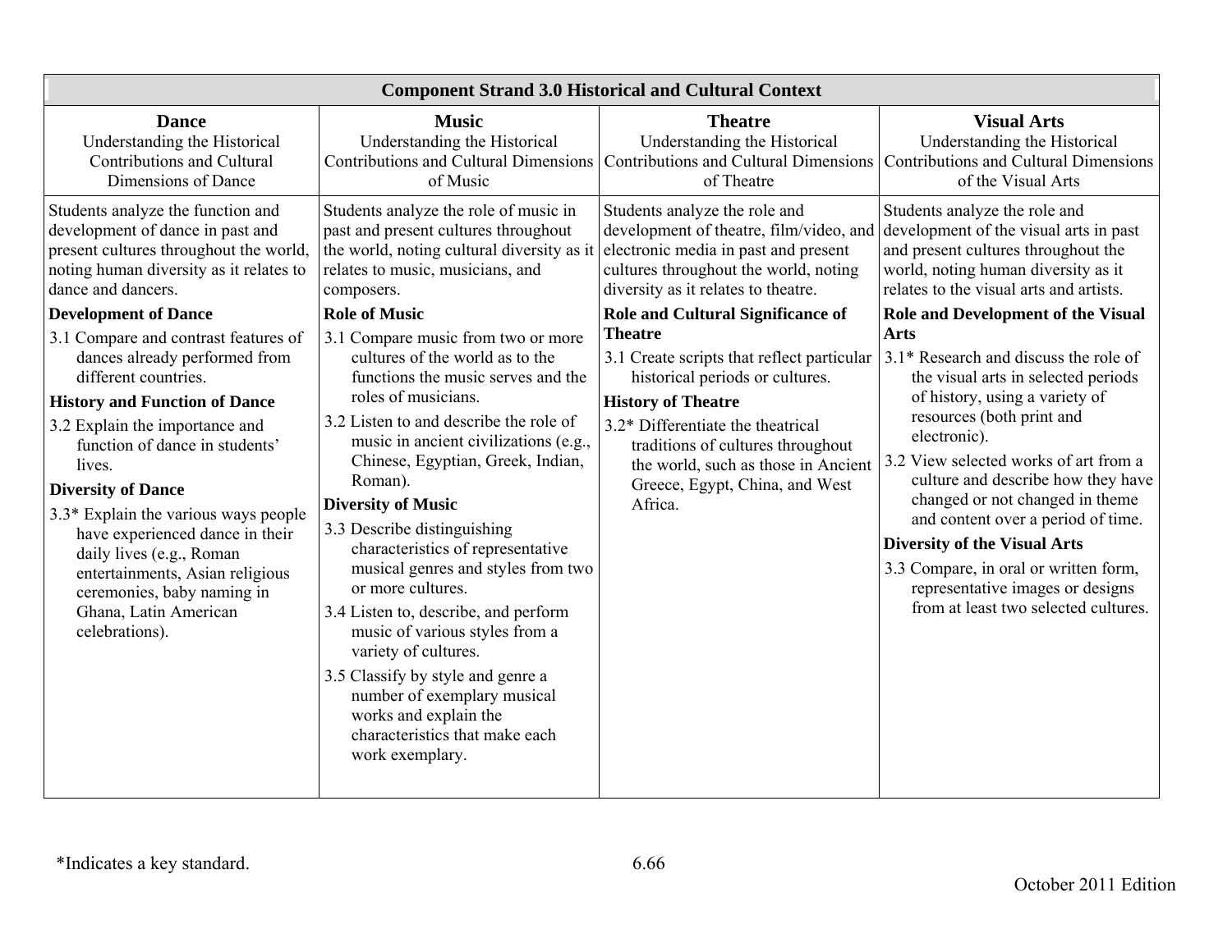| Component Strand 3.0 Historical and Cultural Context | | | |
|---|---|---|---|
| **Dance**<br>Understanding the Historical Contributions and Cultural Dimensions of Dance | **Music**<br>Understanding the Historical Contributions and Cultural Dimensions of Music | **Theatre**<br>Understanding the Historical Contributions and Cultural Dimensions of Theatre | **Visual Arts**<br>Understanding the Historical Contributions and Cultural Dimensions of the Visual Arts |
| Students analyze the function and development of dance in past and present cultures throughout the world, noting human diversity as it relates to dance and dancers.<br><br>**Development of Dance**<br><br>3.1 Compare and contrast features of dances already performed from different countries.<br><br>**History and Function of Dance**<br><br>3.2 Explain the importance and function of dance in students' lives.<br><br>**Diversity of Dance**<br><br>3.3* Explain the various ways people have experienced dance in their daily lives (e.g., Roman entertainments, Asian religious ceremonies, baby naming in Ghana, Latin American celebrations). | Students analyze the role of music in past and present cultures throughout the world, noting cultural diversity as it relates to music, musicians, and composers.<br><br>**Role of Music**<br><br>3.1 Compare music from two or more cultures of the world as to the functions the music serves and the roles of musicians.<br><br>3.2 Listen to and describe the role of music in ancient civilizations (e.g., Chinese, Egyptian, Greek, Indian, Roman).<br><br>**Diversity of Music**<br><br>3.3 Describe distinguishing characteristics of representative musical genres and styles from two or more cultures.<br><br>3.4 Listen to, describe, and perform music of various styles from a variety of cultures.<br><br>3.5 Classify by style and genre a number of exemplary musical works and explain the characteristics that make each work exemplary. | Students analyze the role and development of theatre, film/video, and electronic media in past and present cultures throughout the world, noting diversity as it relates to theatre.<br><br>**Role and Cultural Significance of Theatre**<br><br>3.1 Create scripts that reflect particular historical periods or cultures.<br><br>**History of Theatre**<br><br>3.2* Differentiate the theatrical traditions of cultures throughout the world, such as those in Ancient Greece, Egypt, China, and West Africa. | Students analyze the role and development of the visual arts in past and present cultures throughout the world, noting human diversity as it relates to the visual arts and artists.<br><br>**Role and Development of the Visual Arts**<br><br>3.1* Research and discuss the role of the visual arts in selected periods of history, using a variety of resources (both print and electronic).<br><br>3.2 View selected works of art from a culture and describe how they have changed or not changed in theme and content over a period of time.<br><br>**Diversity of the Visual Arts**<br><br>3.3 Compare, in oral or written form, representative images or designs from at least two selected cultures. |

*Indicates a key standard.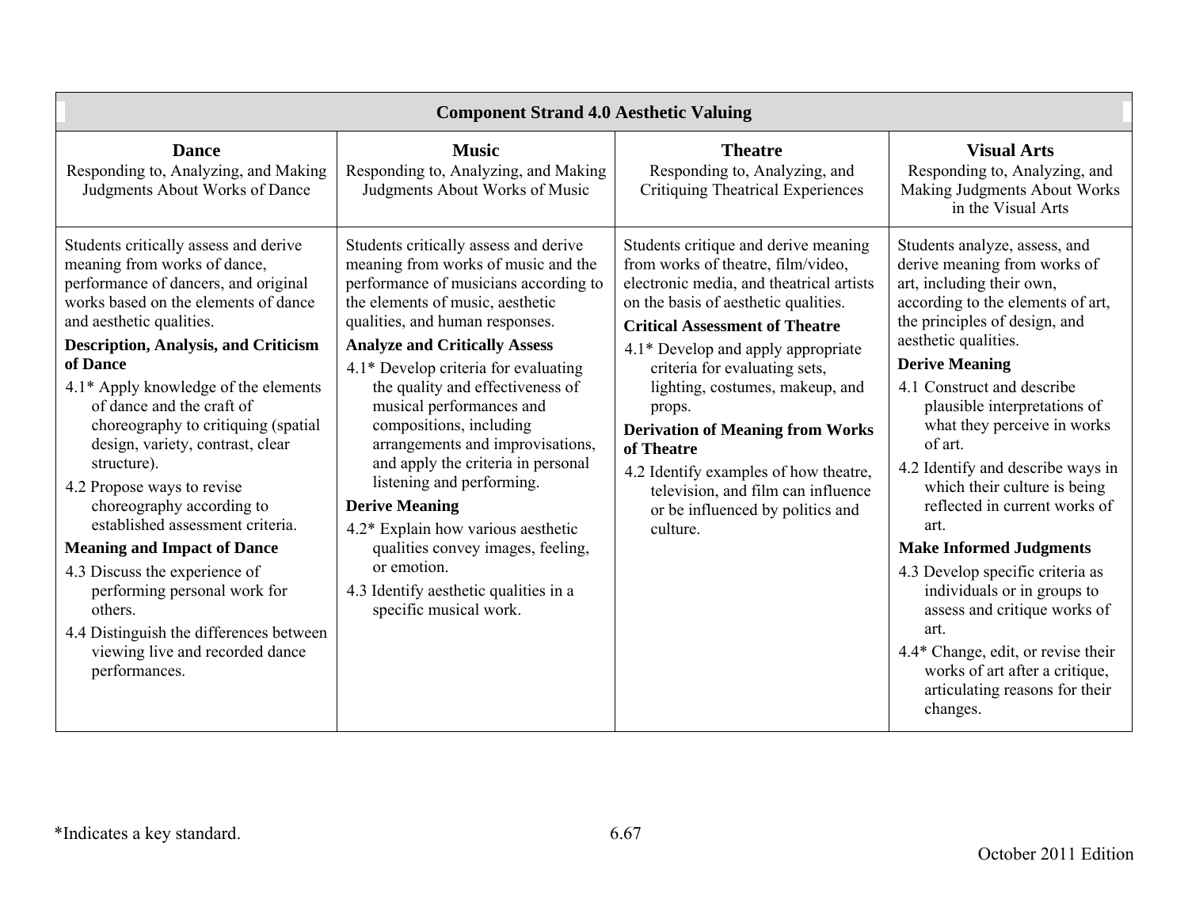| Component Strand 4.0 Aesthetic Valuing | | | |
|---|---|---|---|
| **Dance**<br>Responding to, Analyzing, and Making Judgments About Works of Dance | **Music**<br>Responding to, Analyzing, and Making Judgments About Works of Music | **Theatre**<br>Responding to, Analyzing, and Critiquing Theatrical Experiences | **Visual Arts**<br>Responding to, Analyzing, and Making Judgments About Works in the Visual Arts |
| Students critically assess and derive meaning from works of dance, performance of dancers, and original works based on the elements of dance and aesthetic qualities.<br>**Description, Analysis, and Criticism of Dance**<br>4.1* Apply knowledge of the elements of dance and the craft of choreography to critiquing (spatial design, variety, contrast, clear structure).<br>4.2 Propose ways to revise choreography according to established assessment criteria.<br>**Meaning and Impact of Dance**<br>4.3 Discuss the experience of performing personal work for others.<br>4.4 Distinguish the differences between viewing live and recorded dance performances. | Students critically assess and derive meaning from works of music and the performance of musicians according to the elements of music, aesthetic qualities, and human responses.<br>**Analyze and Critically Assess**<br>4.1* Develop criteria for evaluating the quality and effectiveness of musical performances and compositions, including arrangements and improvisations, and apply the criteria in personal listening and performing.<br>**Derive Meaning**<br>4.2* Explain how various aesthetic qualities convey images, feeling, or emotion.<br>4.3 Identify aesthetic qualities in a specific musical work. | Students critique and derive meaning from works of theatre, film/video, electronic media, and theatrical artists on the basis of aesthetic qualities.<br>**Critical Assessment of Theatre**<br>4.1* Develop and apply appropriate criteria for evaluating sets, lighting, costumes, makeup, and props.<br>**Derivation of Meaning from Works of Theatre**<br>4.2 Identify examples of how theatre, television, and film can influence or be influenced by politics and culture. | Students analyze, assess, and derive meaning from works of art, including their own, according to the elements of art, the principles of design, and aesthetic qualities.<br>**Derive Meaning**<br>4.1 Construct and describe plausible interpretations of what they perceive in works of art.<br>4.2 Identify and describe ways in which their culture is being reflected in current works of art.<br>**Make Informed Judgments**<br>4.3 Develop specific criteria as individuals or in groups to assess and critique works of art.<br>4.4* Change, edit, or revise their works of art after a critique, articulating reasons for their changes. |

*Indicates a key standard.

October 2011 Edition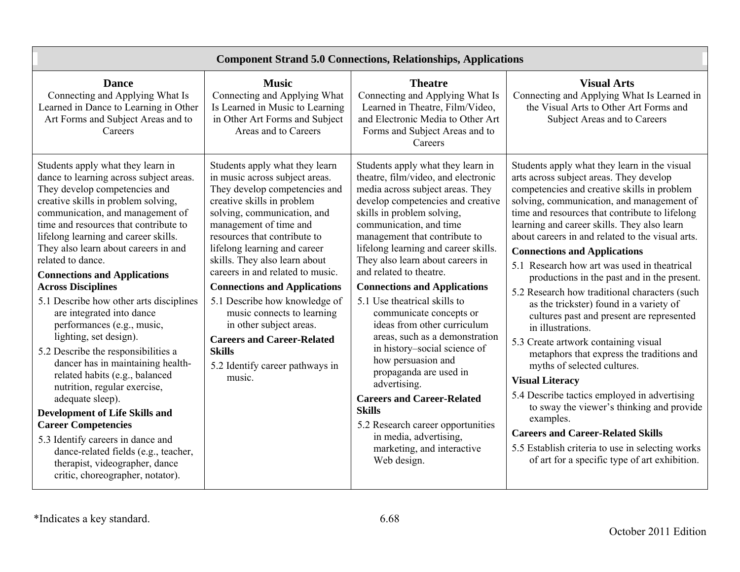| Component Strand 5.0 Connections, Relationships, Applications | | | |
|---|---|---|---|
| **Dance**<br>Connecting and Applying What Is Learned in Dance to Learning in Other Art Forms and Subject Areas and to Careers | **Music**<br>Connecting and Applying What Is Learned in Music to Learning in Other Art Forms and Subject Areas and to Careers | **Theatre**<br>Connecting and Applying What Is Learned in Theatre, Film/Video, and Electronic Media to Other Art Forms and Subject Areas and to Careers | **Visual Arts**<br>Connecting and Applying What Is Learned in the Visual Arts to Other Art Forms and Subject Areas and to Careers |
| Students apply what they learn in dance to learning across subject areas. They develop competencies and creative skills in problem solving, communication, and management of time and resources that contribute to lifelong learning and career skills. They also learn about careers in and related to dance.<br>**Connections and Applications Across Disciplines**<br>5.1 Describe how other arts disciplines are integrated into dance performances (e.g., music, lighting, set design).<br>5.2 Describe the responsibilities a dancer has in maintaining health-related habits (e.g., balanced nutrition, regular exercise, adequate sleep).<br>**Development of Life Skills and Career Competencies**<br>5.3 Identify careers in dance and dance-related fields (e.g., teacher, therapist, videographer, dance critic, choreographer, notator). | Students apply what they learn in music across subject areas. They develop competencies and creative skills in problem solving, communication, and management of time and resources that contribute to lifelong learning and career skills. They also learn about careers in and related to music.<br>**Connections and Applications**<br>5.1 Describe how knowledge of music connects to learning in other subject areas.<br>**Careers and Career-Related Skills**<br>5.2 Identify career pathways in music. | Students apply what they learn in theatre, film/video, and electronic media across subject areas. They develop competencies and creative skills in problem solving, communication, and time management that contribute to lifelong learning and career skills. They also learn about careers in and related to theatre.<br>**Connections and Applications**<br>5.1 Use theatrical skills to communicate concepts or ideas from other curriculum areas, such as a demonstration in history–social science of how persuasion and propaganda are used in advertising.<br>**Careers and Career-Related Skills**<br>5.2 Research career opportunities in media, advertising, marketing, and interactive Web design. | Students apply what they learn in the visual arts across subject areas. They develop competencies and creative skills in problem solving, communication, and management of time and resources that contribute to lifelong learning and career skills. They also learn about careers in and related to the visual arts.<br>**Connections and Applications**<br>5.1 Research how art was used in theatrical productions in the past and in the present.<br>5.2 Research how traditional characters (such as the trickster) found in a variety of cultures past and present are represented in illustrations.<br>5.3 Create artwork containing visual metaphors that express the traditions and myths of selected cultures.<br>**Visual Literacy**<br>5.4 Describe tactics employed in advertising to sway the viewer's thinking and provide examples.<br>**Careers and Career-Related Skills**<br>5.5 Establish criteria to use in selecting works of art for a specific type of art exhibition. |

*Indicates a key standard.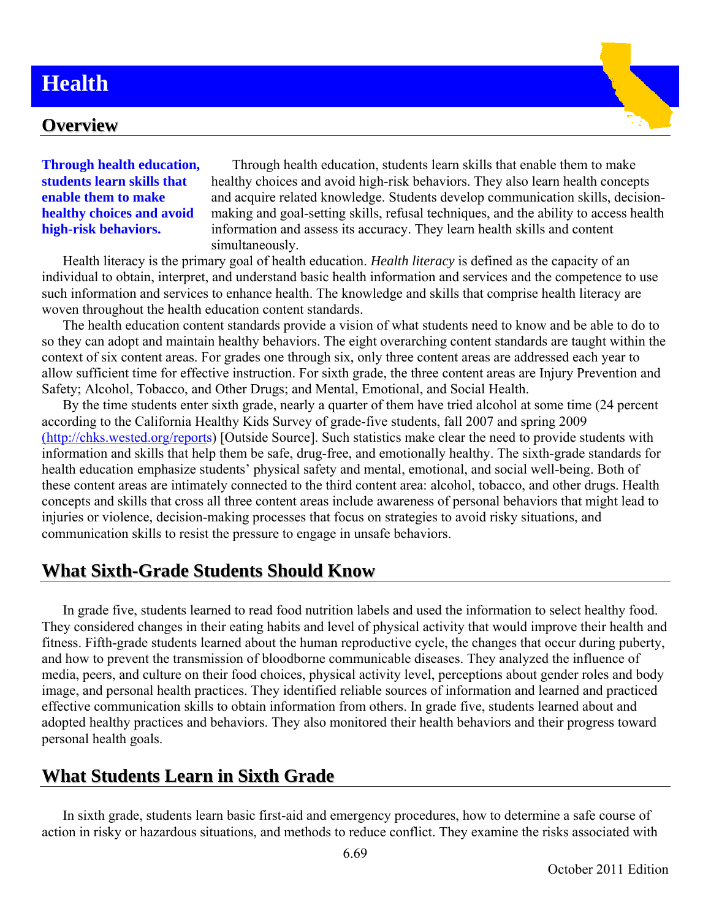# Health

## Overview

**Through health education, students learn skills that enable them to make healthy choices and avoid high-risk behaviors.**

Through health education, students learn skills that enable them to make healthy choices and avoid high-risk behaviors. They also learn health concepts and acquire related knowledge. Students develop communication skills, decision-making and goal-setting skills, refusal techniques, and the ability to access health information and assess its accuracy. They learn health skills and content simultaneously.

Health literacy is the primary goal of health education. *Health literacy* is defined as the capacity of an individual to obtain, interpret, and understand basic health information and services and the competence to use such information and services to enhance health. The knowledge and skills that comprise health literacy are woven throughout the health education content standards.

The health education content standards provide a vision of what students need to know and be able to do to so they can adopt and maintain healthy behaviors. The eight overarching content standards are taught within the context of six content areas. For grades one through six, only three content areas are addressed each year to allow sufficient time for effective instruction. For sixth grade, the three content areas are Injury Prevention and Safety; Alcohol, Tobacco, and Other Drugs; and Mental, Emotional, and Social Health.

By the time students enter sixth grade, nearly a quarter of them have tried alcohol at some time (24 percent according to the California Healthy Kids Survey of grade-five students, fall 2007 and spring 2009 (http://chks.wested.org/reports) [Outside Source]. Such statistics make clear the need to provide students with information and skills that help them be safe, drug-free, and emotionally healthy. The sixth-grade standards for health education emphasize students' physical safety and mental, emotional, and social well-being. Both of these content areas are intimately connected to the third content area: alcohol, tobacco, and other drugs. Health concepts and skills that cross all three content areas include awareness of personal behaviors that might lead to injuries or violence, decision-making processes that focus on strategies to avoid risky situations, and communication skills to resist the pressure to engage in unsafe behaviors.

## What Sixth-Grade Students Should Know

In grade five, students learned to read food nutrition labels and used the information to select healthy food. They considered changes in their eating habits and level of physical activity that would improve their health and fitness. Fifth-grade students learned about the human reproductive cycle, the changes that occur during puberty, and how to prevent the transmission of bloodborne communicable diseases. They analyzed the influence of media, peers, and culture on their food choices, physical activity level, perceptions about gender roles and body image, and personal health practices. They identified reliable sources of information and learned and practiced effective communication skills to obtain information from others. In grade five, students learned about and adopted healthy practices and behaviors. They also monitored their health behaviors and their progress toward personal health goals.

## What Students Learn in Sixth Grade

In sixth grade, students learn basic first-aid and emergency procedures, how to determine a safe course of action in risky or hazardous situations, and methods to reduce conflict. They examine the risks associated with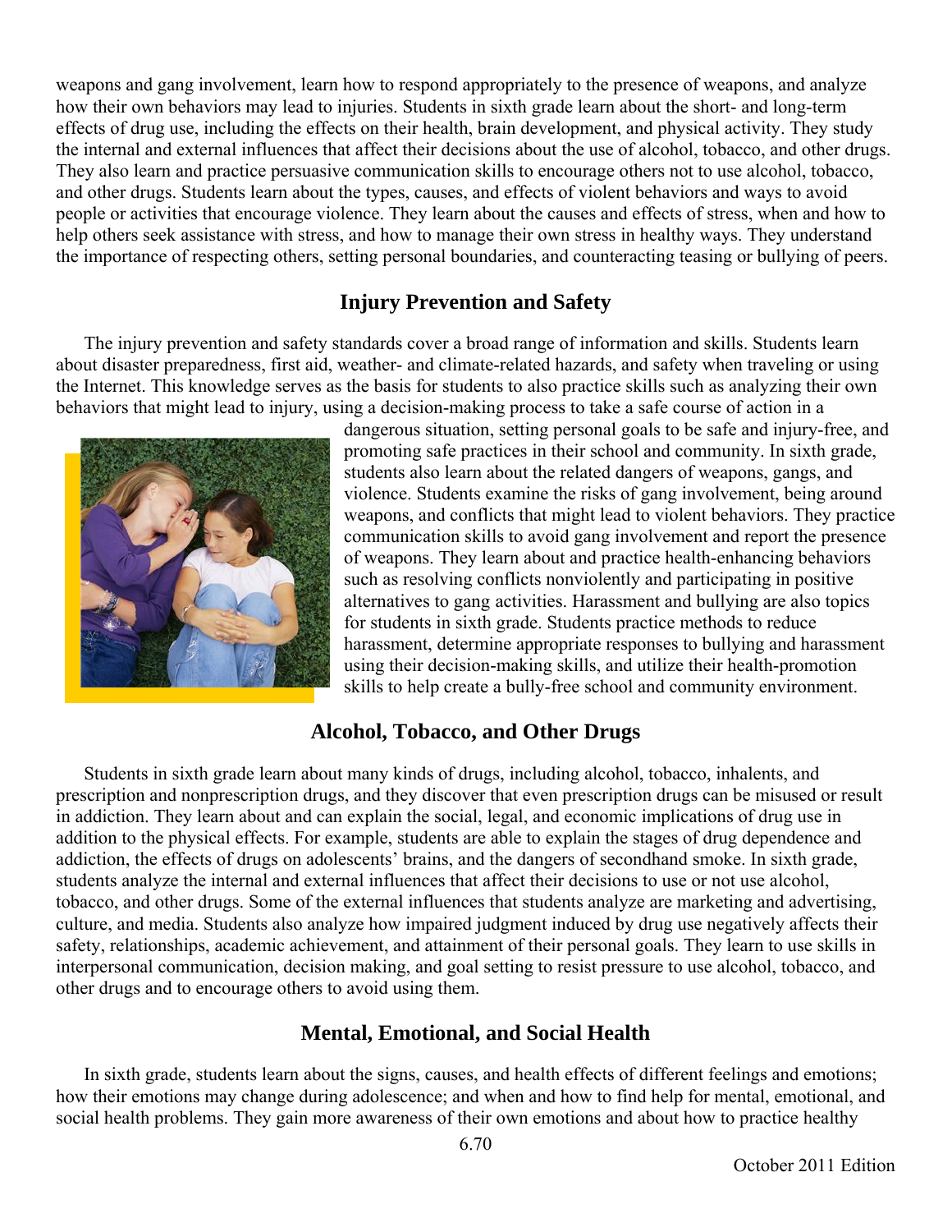weapons and gang involvement, learn how to respond appropriately to the presence of weapons, and analyze how their own behaviors may lead to injuries. Students in sixth grade learn about the short- and long-term effects of drug use, including the effects on their health, brain development, and physical activity. They study the internal and external influences that affect their decisions about the use of alcohol, tobacco, and other drugs. They also learn and practice persuasive communication skills to encourage others not to use alcohol, tobacco, and other drugs. Students learn about the types, causes, and effects of violent behaviors and ways to avoid people or activities that encourage violence. They learn about the causes and effects of stress, when and how to help others seek assistance with stress, and how to manage their own stress in healthy ways. They understand the importance of respecting others, setting personal boundaries, and counteracting teasing or bullying of peers.

## Injury Prevention and Safety

The injury prevention and safety standards cover a broad range of information and skills. Students learn about disaster preparedness, first aid, weather- and climate-related hazards, and safety when traveling or using the Internet. This knowledge serves as the basis for students to also practice skills such as analyzing their own behaviors that might lead to injury, using a decision-making process to take a safe course of action in a dangerous situation, setting personal goals to be safe and injury-free, and promoting safe practices in their school and community. In sixth grade, students also learn about the related dangers of weapons, gangs, and violence. Students examine the risks of gang involvement, being around weapons, and conflicts that might lead to violent behaviors. They practice communication skills to avoid gang involvement and report the presence of weapons. They learn about and practice health-enhancing behaviors such as resolving conflicts nonviolently and participating in positive alternatives to gang activities. Harassment and bullying are also topics for students in sixth grade. Students practice methods to reduce harassment, determine appropriate responses to bullying and harassment using their decision-making skills, and utilize their health-promotion skills to help create a bully-free school and community environment.

## Alcohol, Tobacco, and Other Drugs

Students in sixth grade learn about many kinds of drugs, including alcohol, tobacco, inhalents, and prescription and nonprescription drugs, and they discover that even prescription drugs can be misused or result in addiction. They learn about and can explain the social, legal, and economic implications of drug use in addition to the physical effects. For example, students are able to explain the stages of drug dependence and addiction, the effects of drugs on adolescents' brains, and the dangers of secondhand smoke. In sixth grade, students analyze the internal and external influences that affect their decisions to use or not use alcohol, tobacco, and other drugs. Some of the external influences that students analyze are marketing and advertising, culture, and media. Students also analyze how impaired judgment induced by drug use negatively affects their safety, relationships, academic achievement, and attainment of their personal goals. They learn to use skills in interpersonal communication, decision making, and goal setting to resist pressure to use alcohol, tobacco, and other drugs and to encourage others to avoid using them.

## Mental, Emotional, and Social Health

In sixth grade, students learn about the signs, causes, and health effects of different feelings and emotions; how their emotions may change during adolescence; and when and how to find help for mental, emotional, and social health problems. They gain more awareness of their own emotions and about how to practice healthy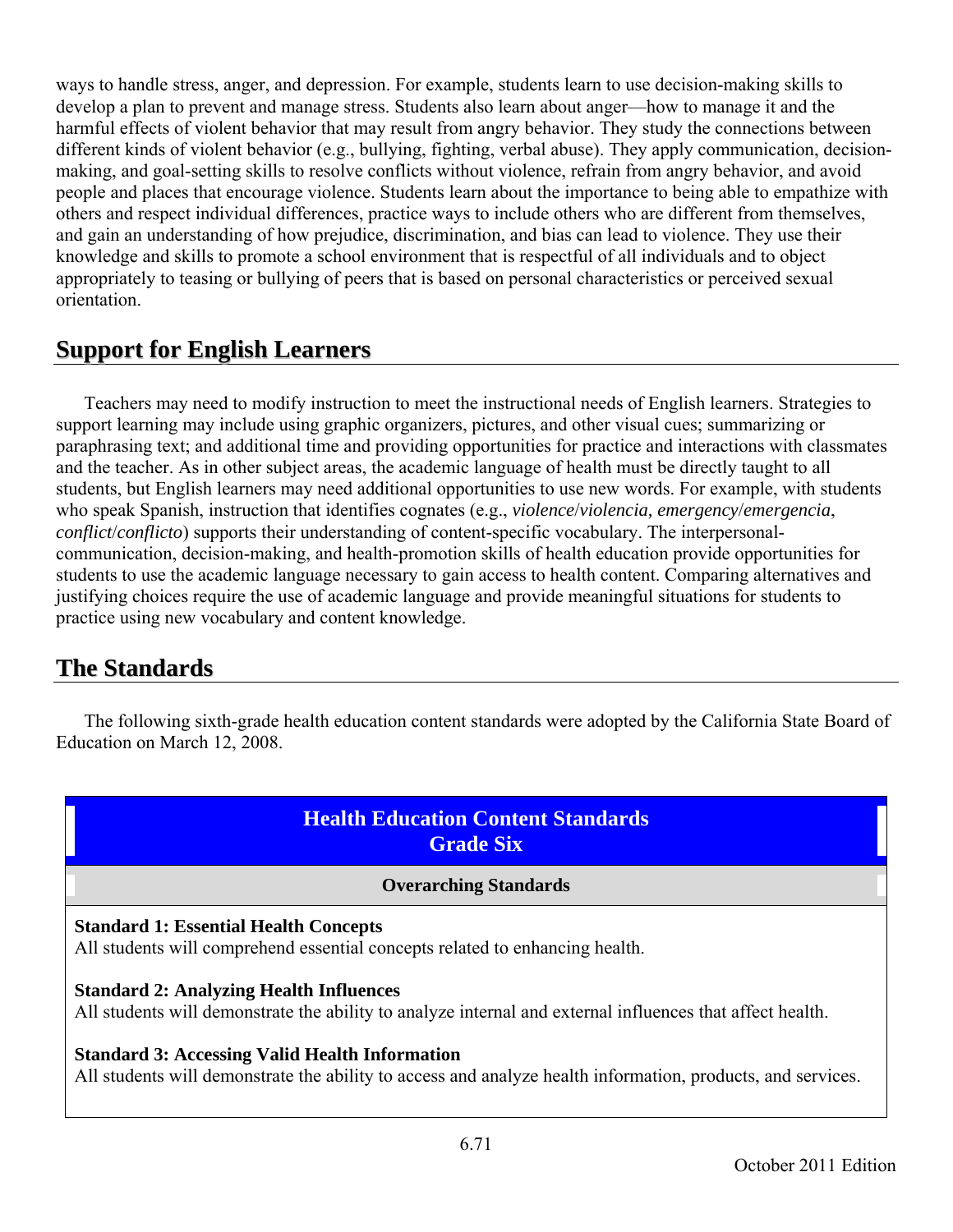ways to handle stress, anger, and depression. For example, students learn to use decision-making skills to develop a plan to prevent and manage stress. Students also learn about anger—how to manage it and the harmful effects of violent behavior that may result from angry behavior. They study the connections between different kinds of violent behavior (e.g., bullying, fighting, verbal abuse). They apply communication, decision-making, and goal-setting skills to resolve conflicts without violence, refrain from angry behavior, and avoid people and places that encourage violence. Students learn about the importance to being able to empathize with others and respect individual differences, practice ways to include others who are different from themselves, and gain an understanding of how prejudice, discrimination, and bias can lead to violence. They use their knowledge and skills to promote a school environment that is respectful of all individuals and to object appropriately to teasing or bullying of peers that is based on personal characteristics or perceived sexual orientation.

## Support for English Learners

Teachers may need to modify instruction to meet the instructional needs of English learners. Strategies to support learning may include using graphic organizers, pictures, and other visual cues; summarizing or paraphrasing text; and additional time and providing opportunities for practice and interactions with classmates and the teacher. As in other subject areas, the academic language of health must be directly taught to all students, but English learners may need additional opportunities to use new words. For example, with students who speak Spanish, instruction that identifies cognates (e.g., *violence*/*violencia, emergency*/*emergencia*, *conflict*/*conflicto*) supports their understanding of content-specific vocabulary. The interpersonal-communication, decision-making, and health-promotion skills of health education provide opportunities for students to use the academic language necessary to gain access to health content. Comparing alternatives and justifying choices require the use of academic language and provide meaningful situations for students to practice using new vocabulary and content knowledge.

## The Standards

The following sixth-grade health education content standards were adopted by the California State Board of Education on March 12, 2008.

### Health Education Content Standards Grade Six

#### Overarching Standards

**Standard 1: Essential Health Concepts**
All students will comprehend essential concepts related to enhancing health.

**Standard 2: Analyzing Health Influences**
All students will demonstrate the ability to analyze internal and external influences that affect health.

**Standard 3: Accessing Valid Health Information**
All students will demonstrate the ability to access and analyze health information, products, and services.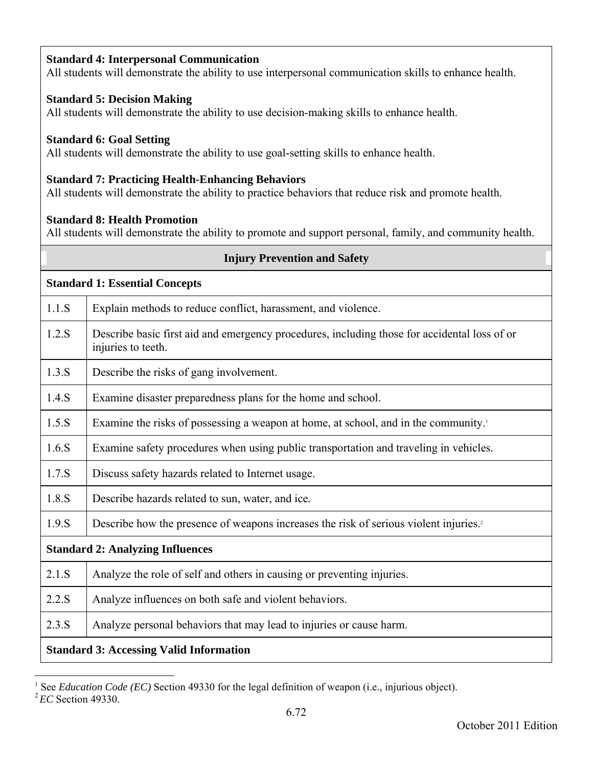**Standard 4: Interpersonal Communication**
All students will demonstrate the ability to use interpersonal communication skills to enhance health.

**Standard 5: Decision Making**
All students will demonstrate the ability to use decision-making skills to enhance health.

**Standard 6: Goal Setting**
All students will demonstrate the ability to use goal-setting skills to enhance health.

**Standard 7: Practicing Health-Enhancing Behaviors**
All students will demonstrate the ability to practice behaviors that reduce risk and promote health.

**Standard 8: Health Promotion**
All students will demonstrate the ability to promote and support personal, family, and community health.

## Injury Prevention and Safety

| **Standard 1: Essential Concepts** | |
|---|---|
| 1.1.S | Explain methods to reduce conflict, harassment, and violence. |
| 1.2.S | Describe basic first aid and emergency procedures, including those for accidental loss of or injuries to teeth. |
| 1.3.S | Describe the risks of gang involvement. |
| 1.4.S | Examine disaster preparedness plans for the home and school. |
| 1.5.S | Examine the risks of possessing a weapon at home, at school, and in the community.[1] |
| 1.6.S | Examine safety procedures when using public transportation and traveling in vehicles. |
| 1.7.S | Discuss safety hazards related to Internet usage. |
| 1.8.S | Describe hazards related to sun, water, and ice. |
| 1.9.S | Describe how the presence of weapons increases the risk of serious violent injuries.[2] |
| **Standard 2: Analyzing Influences** | |
| 2.1.S | Analyze the role of self and others in causing or preventing injuries. |
| 2.2.S | Analyze influences on both safe and violent behaviors. |
| 2.3.S | Analyze personal behaviors that may lead to injuries or cause harm. |
| **Standard 3: Accessing Valid Information** | |

[1] See *Education Code (EC)* Section 49330 for the legal definition of weapon (i.e., injurious object).
[2] *EC* Section 49330.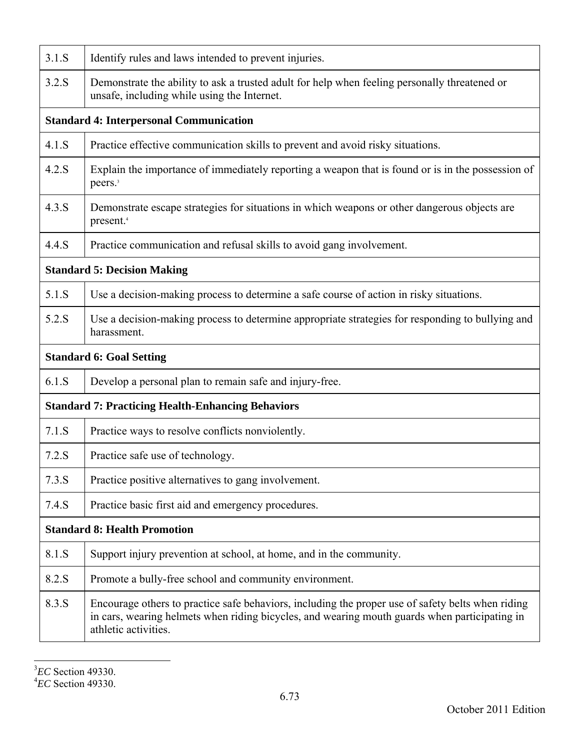| | |
|---|---|
| 3.1.S | Identify rules and laws intended to prevent injuries. |
| 3.2.S | Demonstrate the ability to ask a trusted adult for help when feeling personally threatened or unsafe, including while using the Internet. |
| **Standard 4: Interpersonal Communication** | |
| 4.1.S | Practice effective communication skills to prevent and avoid risky situations. |
| 4.2.S | Explain the importance of immediately reporting a weapon that is found or is in the possession of peers.[3] |
| 4.3.S | Demonstrate escape strategies for situations in which weapons or other dangerous objects are present.[4] |
| 4.4.S | Practice communication and refusal skills to avoid gang involvement. |
| **Standard 5: Decision Making** | |
| 5.1.S | Use a decision-making process to determine a safe course of action in risky situations. |
| 5.2.S | Use a decision-making process to determine appropriate strategies for responding to bullying and harassment. |
| **Standard 6: Goal Setting** | |
| 6.1.S | Develop a personal plan to remain safe and injury-free. |
| **Standard 7: Practicing Health-Enhancing Behaviors** | |
| 7.1.S | Practice ways to resolve conflicts nonviolently. |
| 7.2.S | Practice safe use of technology. |
| 7.3.S | Practice positive alternatives to gang involvement. |
| 7.4.S | Practice basic first aid and emergency procedures. |
| **Standard 8: Health Promotion** | |
| 8.1.S | Support injury prevention at school, at home, and in the community. |
| 8.2.S | Promote a bully-free school and community environment. |
| 8.3.S | Encourage others to practice safe behaviors, including the proper use of safety belts when riding in cars, wearing helmets when riding bicycles, and wearing mouth guards when participating in athletic activities. |

[3] *EC* Section 49330.
[4] *EC* Section 49330.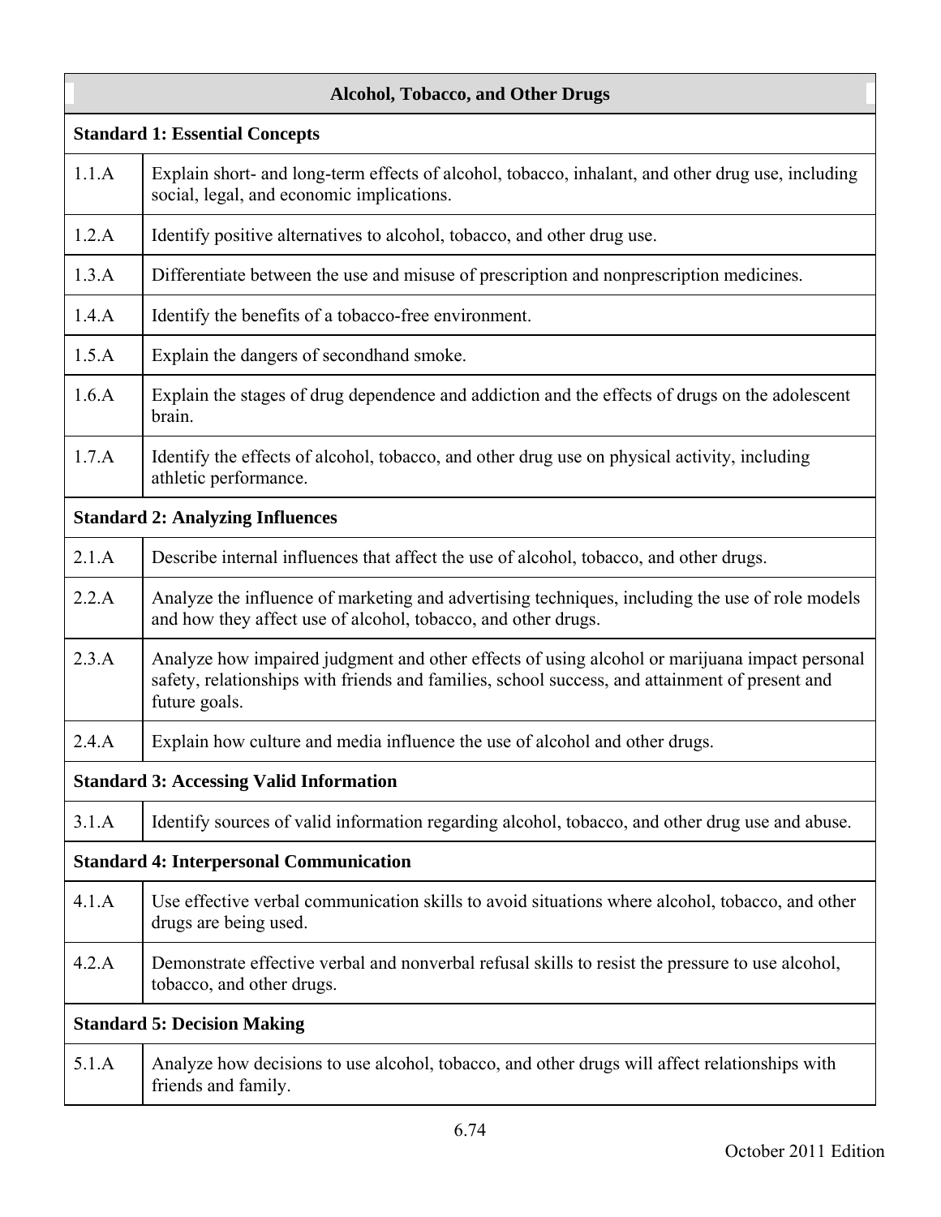| Alcohol, Tobacco, and Other Drugs | |
|---|---|
| **Standard 1: Essential Concepts** | |
| 1.1.A | Explain short- and long-term effects of alcohol, tobacco, inhalant, and other drug use, including social, legal, and economic implications. |
| 1.2.A | Identify positive alternatives to alcohol, tobacco, and other drug use. |
| 1.3.A | Differentiate between the use and misuse of prescription and nonprescription medicines. |
| 1.4.A | Identify the benefits of a tobacco-free environment. |
| 1.5.A | Explain the dangers of secondhand smoke. |
| 1.6.A | Explain the stages of drug dependence and addiction and the effects of drugs on the adolescent brain. |
| 1.7.A | Identify the effects of alcohol, tobacco, and other drug use on physical activity, including athletic performance. |
| **Standard 2: Analyzing Influences** | |
| 2.1.A | Describe internal influences that affect the use of alcohol, tobacco, and other drugs. |
| 2.2.A | Analyze the influence of marketing and advertising techniques, including the use of role models and how they affect use of alcohol, tobacco, and other drugs. |
| 2.3.A | Analyze how impaired judgment and other effects of using alcohol or marijuana impact personal safety, relationships with friends and families, school success, and attainment of present and future goals. |
| 2.4.A | Explain how culture and media influence the use of alcohol and other drugs. |
| **Standard 3: Accessing Valid Information** | |
| 3.1.A | Identify sources of valid information regarding alcohol, tobacco, and other drug use and abuse. |
| **Standard 4: Interpersonal Communication** | |
| 4.1.A | Use effective verbal communication skills to avoid situations where alcohol, tobacco, and other drugs are being used. |
| 4.2.A | Demonstrate effective verbal and nonverbal refusal skills to resist the pressure to use alcohol, tobacco, and other drugs. |
| **Standard 5: Decision Making** | |
| 5.1.A | Analyze how decisions to use alcohol, tobacco, and other drugs will affect relationships with friends and family. |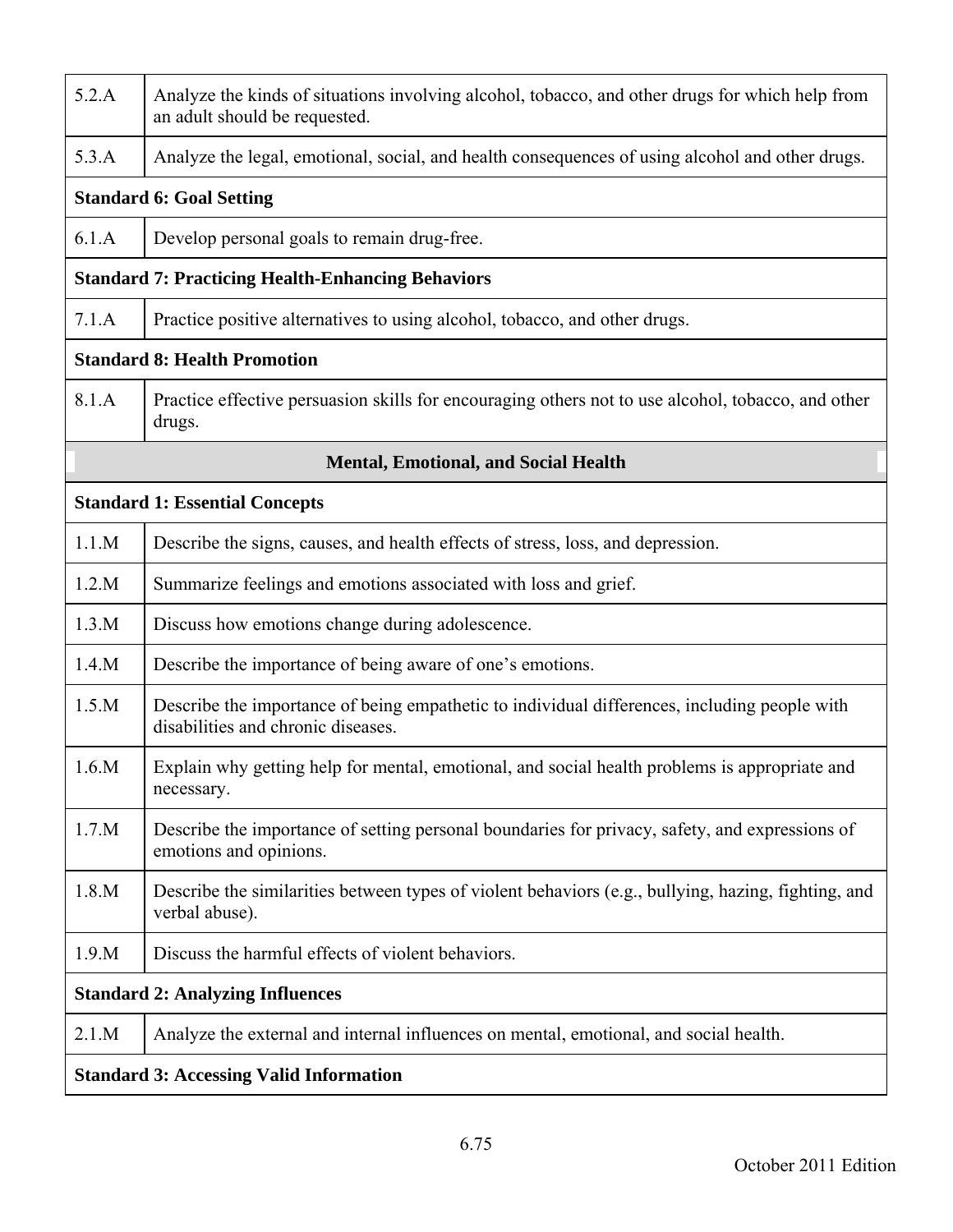| | |
|---|---|
| 5.2.A | Analyze the kinds of situations involving alcohol, tobacco, and other drugs for which help from an adult should be requested. |
| 5.3.A | Analyze the legal, emotional, social, and health consequences of using alcohol and other drugs. |
| **Standard 6: Goal Setting** | |
| 6.1.A | Develop personal goals to remain drug-free. |
| **Standard 7: Practicing Health-Enhancing Behaviors** | |
| 7.1.A | Practice positive alternatives to using alcohol, tobacco, and other drugs. |
| **Standard 8: Health Promotion** | |
| 8.1.A | Practice effective persuasion skills for encouraging others not to use alcohol, tobacco, and other drugs. |
| **Mental, Emotional, and Social Health** | |
| **Standard 1: Essential Concepts** | |
| 1.1.M | Describe the signs, causes, and health effects of stress, loss, and depression. |
| 1.2.M | Summarize feelings and emotions associated with loss and grief. |
| 1.3.M | Discuss how emotions change during adolescence. |
| 1.4.M | Describe the importance of being aware of one's emotions. |
| 1.5.M | Describe the importance of being empathetic to individual differences, including people with disabilities and chronic diseases. |
| 1.6.M | Explain why getting help for mental, emotional, and social health problems is appropriate and necessary. |
| 1.7.M | Describe the importance of setting personal boundaries for privacy, safety, and expressions of emotions and opinions. |
| 1.8.M | Describe the similarities between types of violent behaviors (e.g., bullying, hazing, fighting, and verbal abuse). |
| 1.9.M | Discuss the harmful effects of violent behaviors. |
| **Standard 2: Analyzing Influences** | |
| 2.1.M | Analyze the external and internal influences on mental, emotional, and social health. |
| **Standard 3: Accessing Valid Information** | |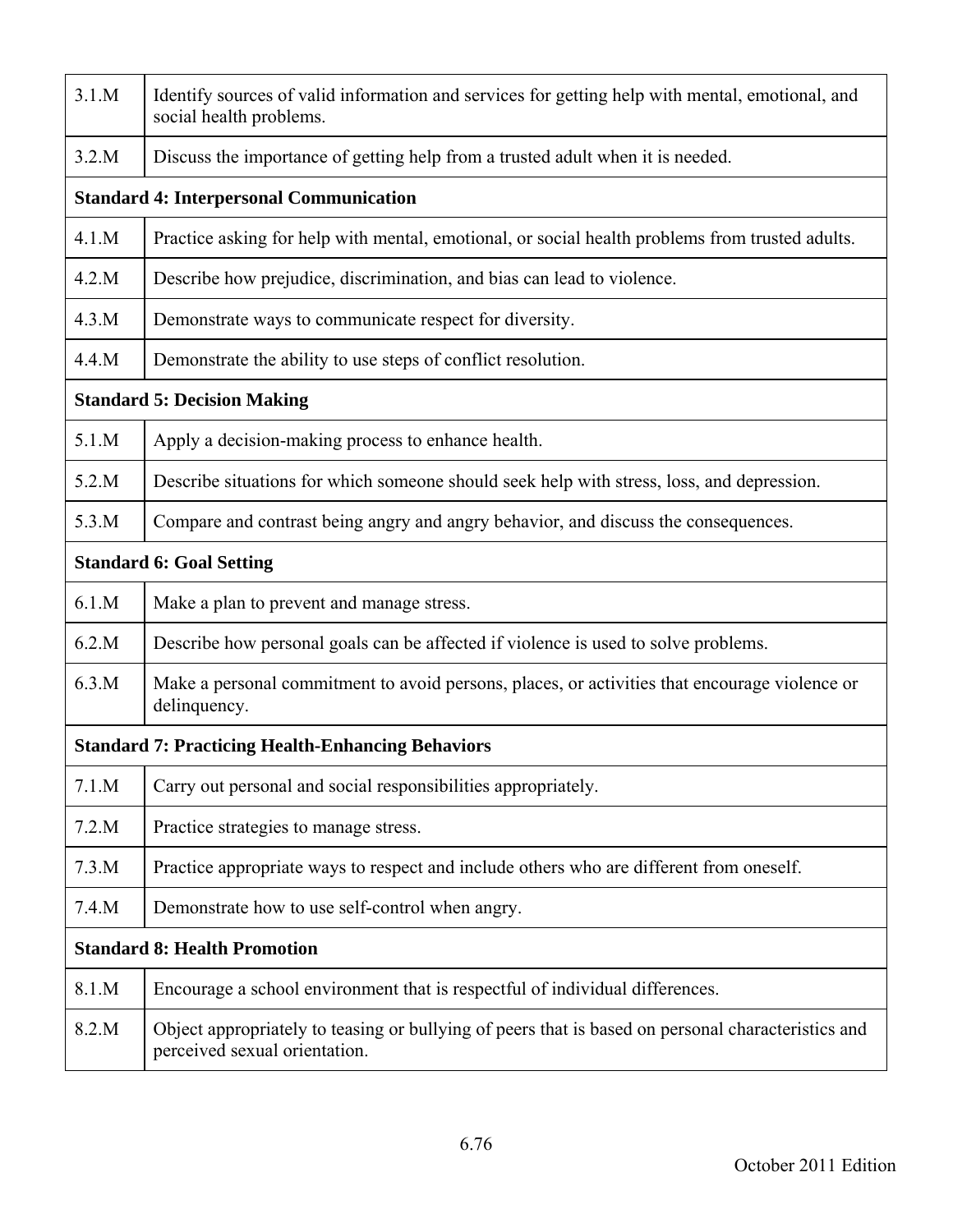| | |
|---|---|
| 3.1.M | Identify sources of valid information and services for getting help with mental, emotional, and social health problems. |
| 3.2.M | Discuss the importance of getting help from a trusted adult when it is needed. |
| **Standard 4: Interpersonal Communication** | |
| 4.1.M | Practice asking for help with mental, emotional, or social health problems from trusted adults. |
| 4.2.M | Describe how prejudice, discrimination, and bias can lead to violence. |
| 4.3.M | Demonstrate ways to communicate respect for diversity. |
| 4.4.M | Demonstrate the ability to use steps of conflict resolution. |
| **Standard 5: Decision Making** | |
| 5.1.M | Apply a decision-making process to enhance health. |
| 5.2.M | Describe situations for which someone should seek help with stress, loss, and depression. |
| 5.3.M | Compare and contrast being angry and angry behavior, and discuss the consequences. |
| **Standard 6: Goal Setting** | |
| 6.1.M | Make a plan to prevent and manage stress. |
| 6.2.M | Describe how personal goals can be affected if violence is used to solve problems. |
| 6.3.M | Make a personal commitment to avoid persons, places, or activities that encourage violence or delinquency. |
| **Standard 7: Practicing Health-Enhancing Behaviors** | |
| 7.1.M | Carry out personal and social responsibilities appropriately. |
| 7.2.M | Practice strategies to manage stress. |
| 7.3.M | Practice appropriate ways to respect and include others who are different from oneself. |
| 7.4.M | Demonstrate how to use self-control when angry. |
| **Standard 8: Health Promotion** | |
| 8.1.M | Encourage a school environment that is respectful of individual differences. |
| 8.2.M | Object appropriately to teasing or bullying of peers that is based on personal characteristics and perceived sexual orientation. |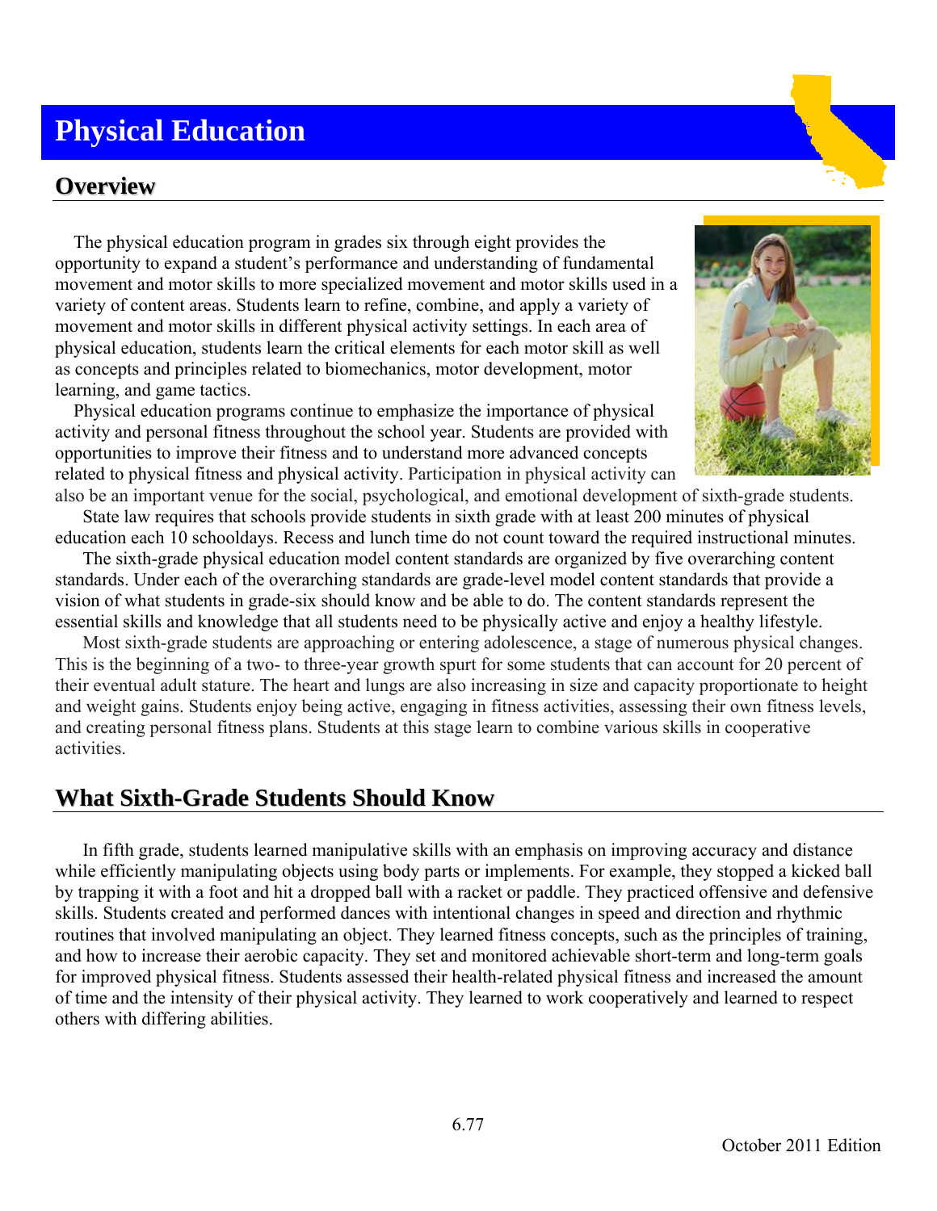# Physical Education

## Overview

The physical education program in grades six through eight provides the opportunity to expand a student's performance and understanding of fundamental movement and motor skills to more specialized movement and motor skills used in a variety of content areas. Students learn to refine, combine, and apply a variety of movement and motor skills in different physical activity settings. In each area of physical education, students learn the critical elements for each motor skill as well as concepts and principles related to biomechanics, motor development, motor learning, and game tactics.

Physical education programs continue to emphasize the importance of physical activity and personal fitness throughout the school year. Students are provided with opportunities to improve their fitness and to understand more advanced concepts related to physical fitness and physical activity. Participation in physical activity can also be an important venue for the social, psychological, and emotional development of sixth-grade students.

State law requires that schools provide students in sixth grade with at least 200 minutes of physical education each 10 schooldays. Recess and lunch time do not count toward the required instructional minutes.

The sixth-grade physical education model content standards are organized by five overarching content standards. Under each of the overarching standards are grade-level model content standards that provide a vision of what students in grade-six should know and be able to do. The content standards represent the essential skills and knowledge that all students need to be physically active and enjoy a healthy lifestyle.

Most sixth-grade students are approaching or entering adolescence, a stage of numerous physical changes. This is the beginning of a two- to three-year growth spurt for some students that can account for 20 percent of their eventual adult stature. The heart and lungs are also increasing in size and capacity proportionate to height and weight gains. Students enjoy being active, engaging in fitness activities, assessing their own fitness levels, and creating personal fitness plans. Students at this stage learn to combine various skills in cooperative activities.

## What Sixth-Grade Students Should Know

In fifth grade, students learned manipulative skills with an emphasis on improving accuracy and distance while efficiently manipulating objects using body parts or implements. For example, they stopped a kicked ball by trapping it with a foot and hit a dropped ball with a racket or paddle. They practiced offensive and defensive skills. Students created and performed dances with intentional changes in speed and direction and rhythmic routines that involved manipulating an object. They learned fitness concepts, such as the principles of training, and how to increase their aerobic capacity. They set and monitored achievable short-term and long-term goals for improved physical fitness. Students assessed their health-related physical fitness and increased the amount of time and the intensity of their physical activity. They learned to work cooperatively and learned to respect others with differing abilities.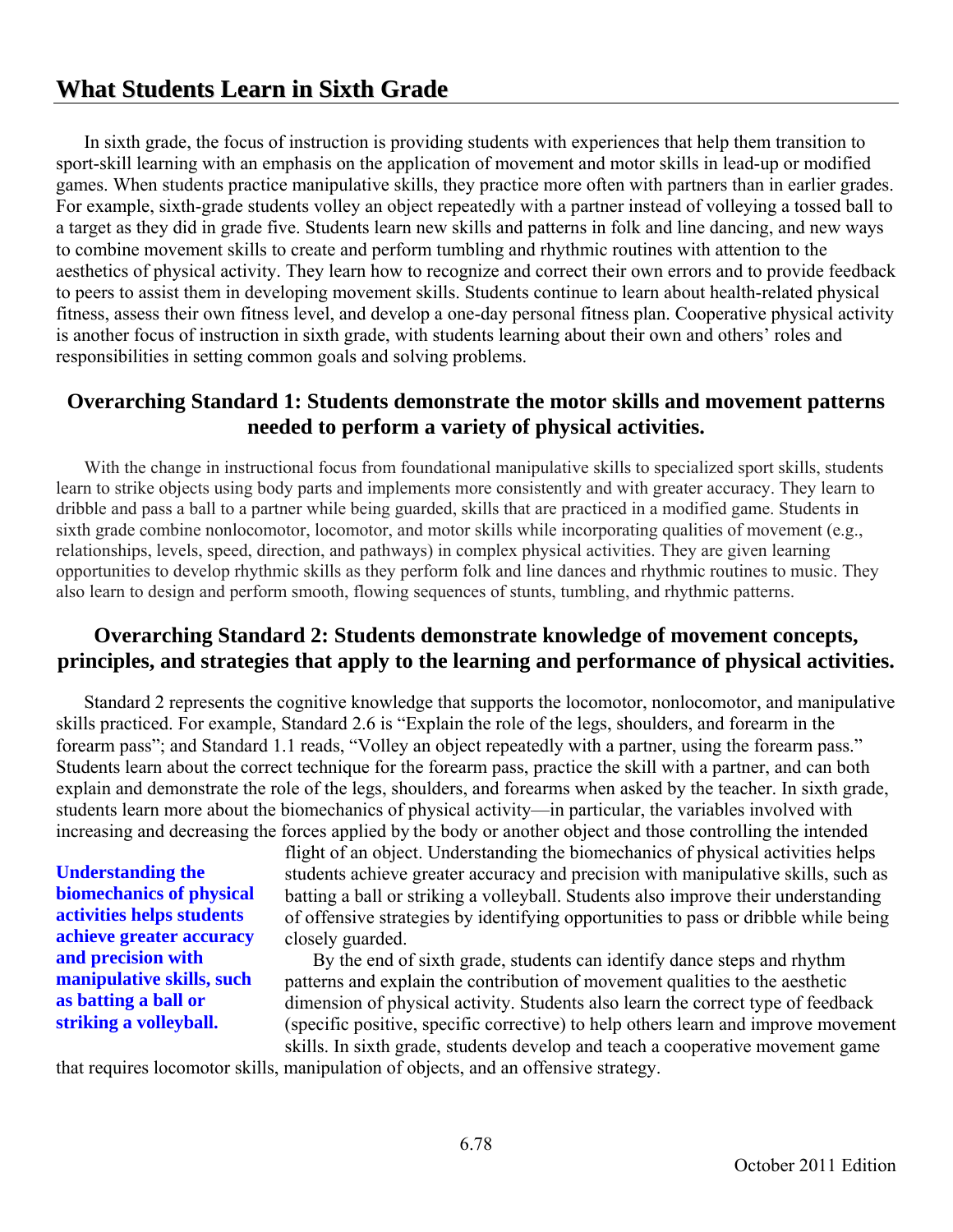## What Students Learn in Sixth Grade

In sixth grade, the focus of instruction is providing students with experiences that help them transition to sport-skill learning with an emphasis on the application of movement and motor skills in lead-up or modified games. When students practice manipulative skills, they practice more often with partners than in earlier grades. For example, sixth-grade students volley an object repeatedly with a partner instead of volleying a tossed ball to a target as they did in grade five. Students learn new skills and patterns in folk and line dancing, and new ways to combine movement skills to create and perform tumbling and rhythmic routines with attention to the aesthetics of physical activity. They learn how to recognize and correct their own errors and to provide feedback to peers to assist them in developing movement skills. Students continue to learn about health-related physical fitness, assess their own fitness level, and develop a one-day personal fitness plan. Cooperative physical activity is another focus of instruction in sixth grade, with students learning about their own and others' roles and responsibilities in setting common goals and solving problems.

### Overarching Standard 1: Students demonstrate the motor skills and movement patterns needed to perform a variety of physical activities.

With the change in instructional focus from foundational manipulative skills to specialized sport skills, students learn to strike objects using body parts and implements more consistently and with greater accuracy. They learn to dribble and pass a ball to a partner while being guarded, skills that are practiced in a modified game. Students in sixth grade combine nonlocomotor, locomotor, and motor skills while incorporating qualities of movement (e.g., relationships, levels, speed, direction, and pathways) in complex physical activities. They are given learning opportunities to develop rhythmic skills as they perform folk and line dances and rhythmic routines to music. They also learn to design and perform smooth, flowing sequences of stunts, tumbling, and rhythmic patterns.

### Overarching Standard 2: Students demonstrate knowledge of movement concepts, principles, and strategies that apply to the learning and performance of physical activities.

Standard 2 represents the cognitive knowledge that supports the locomotor, nonlocomotor, and manipulative skills practiced. For example, Standard 2.6 is "Explain the role of the legs, shoulders, and forearm in the forearm pass"; and Standard 1.1 reads, "Volley an object repeatedly with a partner, using the forearm pass." Students learn about the correct technique for the forearm pass, practice the skill with a partner, and can both explain and demonstrate the role of the legs, shoulders, and forearms when asked by the teacher. In sixth grade, students learn more about the biomechanics of physical activity—in particular, the variables involved with increasing and decreasing the forces applied by the body or another object and those controlling the intended flight of an object. Understanding the biomechanics of physical activities helps students achieve greater accuracy and precision with manipulative skills, such as batting a ball or striking a volleyball. Students also improve their understanding of offensive strategies by identifying opportunities to pass or dribble while being closely guarded.

**Understanding the biomechanics of physical activities helps students achieve greater accuracy and precision with manipulative skills, such as batting a ball or striking a volleyball.**

By the end of sixth grade, students can identify dance steps and rhythm patterns and explain the contribution of movement qualities to the aesthetic dimension of physical activity. Students also learn the correct type of feedback (specific positive, specific corrective) to help others learn and improve movement skills. In sixth grade, students develop and teach a cooperative movement game that requires locomotor skills, manipulation of objects, and an offensive strategy.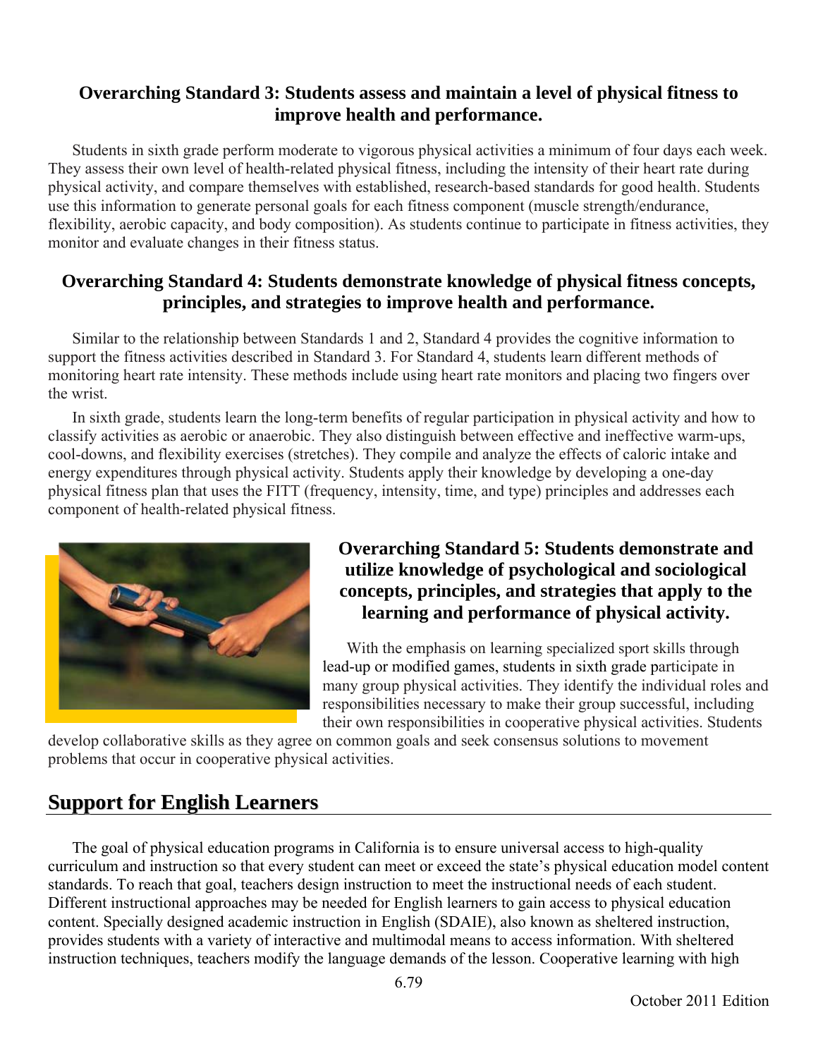### Overarching Standard 3: Students assess and maintain a level of physical fitness to improve health and performance.

Students in sixth grade perform moderate to vigorous physical activities a minimum of four days each week. They assess their own level of health-related physical fitness, including the intensity of their heart rate during physical activity, and compare themselves with established, research-based standards for good health. Students use this information to generate personal goals for each fitness component (muscle strength/endurance, flexibility, aerobic capacity, and body composition). As students continue to participate in fitness activities, they monitor and evaluate changes in their fitness status.

### Overarching Standard 4: Students demonstrate knowledge of physical fitness concepts, principles, and strategies to improve health and performance.

Similar to the relationship between Standards 1 and 2, Standard 4 provides the cognitive information to support the fitness activities described in Standard 3. For Standard 4, students learn different methods of monitoring heart rate intensity. These methods include using heart rate monitors and placing two fingers over the wrist.

In sixth grade, students learn the long-term benefits of regular participation in physical activity and how to classify activities as aerobic or anaerobic. They also distinguish between effective and ineffective warm-ups, cool-downs, and flexibility exercises (stretches). They compile and analyze the effects of caloric intake and energy expenditures through physical activity. Students apply their knowledge by developing a one-day physical fitness plan that uses the FITT (frequency, intensity, time, and type) principles and addresses each component of health-related physical fitness.

### Overarching Standard 5: Students demonstrate and utilize knowledge of psychological and sociological concepts, principles, and strategies that apply to the learning and performance of physical activity.

With the emphasis on learning specialized sport skills through lead-up or modified games, students in sixth grade participate in many group physical activities. They identify the individual roles and responsibilities necessary to make their group successful, including their own responsibilities in cooperative physical activities. Students develop collaborative skills as they agree on common goals and seek consensus solutions to movement problems that occur in cooperative physical activities.

## Support for English Learners

The goal of physical education programs in California is to ensure universal access to high-quality curriculum and instruction so that every student can meet or exceed the state's physical education model content standards. To reach that goal, teachers design instruction to meet the instructional needs of each student. Different instructional approaches may be needed for English learners to gain access to physical education content. Specially designed academic instruction in English (SDAIE), also known as sheltered instruction, provides students with a variety of interactive and multimodal means to access information. With sheltered instruction techniques, teachers modify the language demands of the lesson. Cooperative learning with high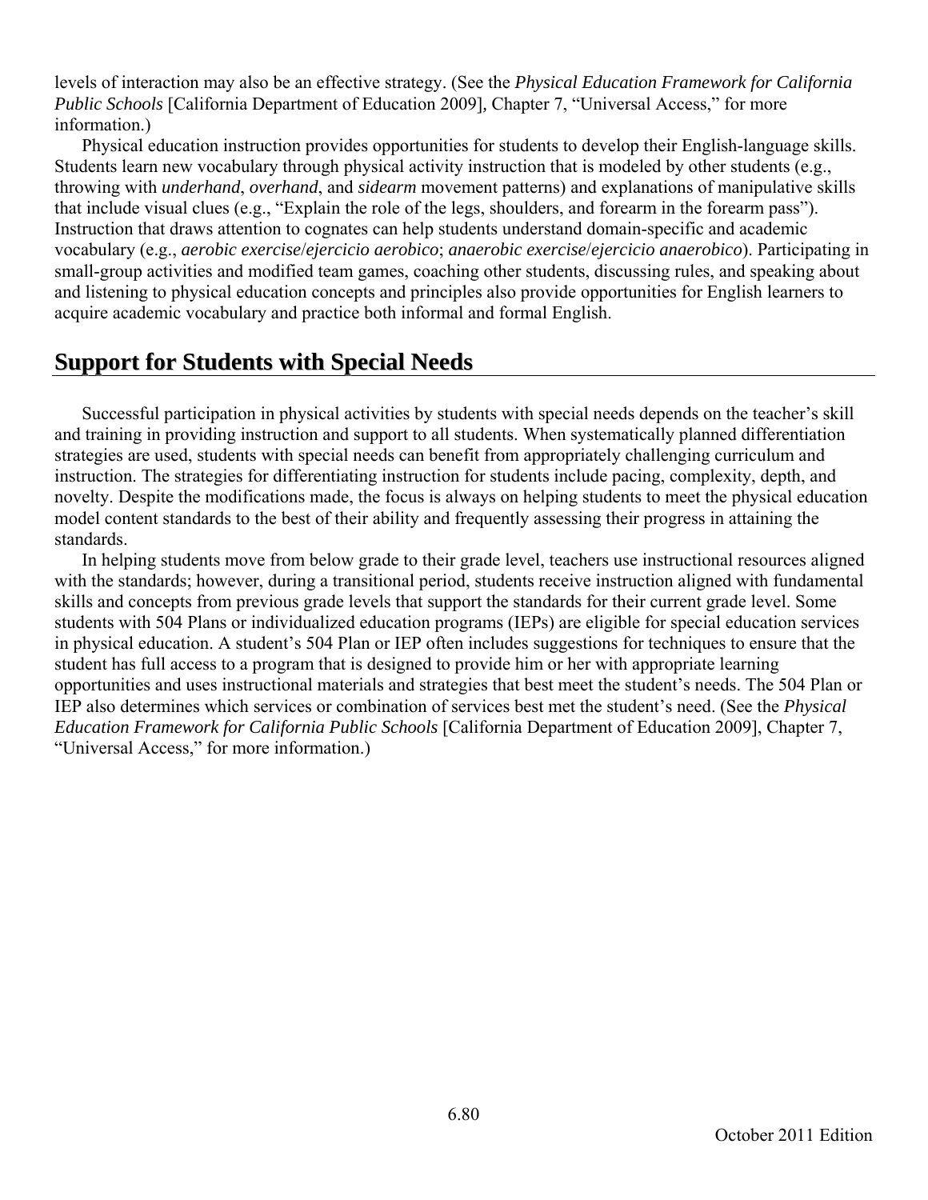levels of interaction may also be an effective strategy. (See the *Physical Education Framework for California Public Schools* [California Department of Education 2009], Chapter 7, "Universal Access," for more information.)

Physical education instruction provides opportunities for students to develop their English-language skills. Students learn new vocabulary through physical activity instruction that is modeled by other students (e.g., throwing with *underhand*, *overhand*, and *sidearm* movement patterns) and explanations of manipulative skills that include visual clues (e.g., "Explain the role of the legs, shoulders, and forearm in the forearm pass"). Instruction that draws attention to cognates can help students understand domain-specific and academic vocabulary (e.g., *aerobic exercise*/*ejercicio aerobico*; *anaerobic exercise*/*ejercicio anaerobico*). Participating in small-group activities and modified team games, coaching other students, discussing rules, and speaking about and listening to physical education concepts and principles also provide opportunities for English learners to acquire academic vocabulary and practice both informal and formal English.

## Support for Students with Special Needs

Successful participation in physical activities by students with special needs depends on the teacher's skill and training in providing instruction and support to all students. When systematically planned differentiation strategies are used, students with special needs can benefit from appropriately challenging curriculum and instruction. The strategies for differentiating instruction for students include pacing, complexity, depth, and novelty. Despite the modifications made, the focus is always on helping students to meet the physical education model content standards to the best of their ability and frequently assessing their progress in attaining the standards.

In helping students move from below grade to their grade level, teachers use instructional resources aligned with the standards; however, during a transitional period, students receive instruction aligned with fundamental skills and concepts from previous grade levels that support the standards for their current grade level. Some students with 504 Plans or individualized education programs (IEPs) are eligible for special education services in physical education. A student's 504 Plan or IEP often includes suggestions for techniques to ensure that the student has full access to a program that is designed to provide him or her with appropriate learning opportunities and uses instructional materials and strategies that best meet the student's needs. The 504 Plan or IEP also determines which services or combination of services best met the student's need. (See the *Physical Education Framework for California Public Schools* [California Department of Education 2009], Chapter 7, "Universal Access," for more information.)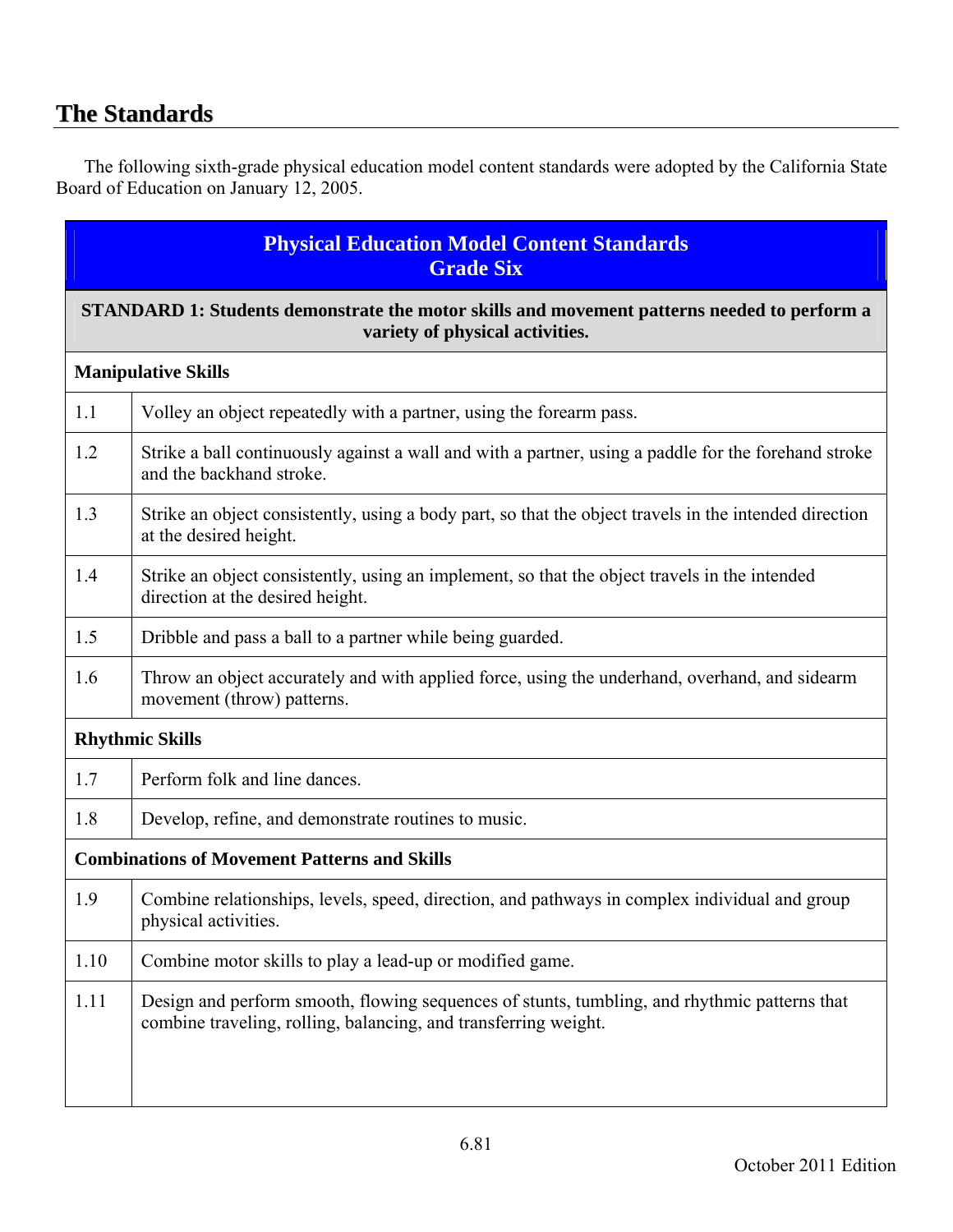## The Standards

The following sixth-grade physical education model content standards were adopted by the California State Board of Education on January 12, 2005.

| Physical Education Model Content Standards<br>Grade Six | |
|---|---|
| **STANDARD 1: Students demonstrate the motor skills and movement patterns needed to perform a variety of physical activities.** | |
| **Manipulative Skills** | |
| 1.1 | Volley an object repeatedly with a partner, using the forearm pass. |
| 1.2 | Strike a ball continuously against a wall and with a partner, using a paddle for the forehand stroke and the backhand stroke. |
| 1.3 | Strike an object consistently, using a body part, so that the object travels in the intended direction at the desired height. |
| 1.4 | Strike an object consistently, using an implement, so that the object travels in the intended direction at the desired height. |
| 1.5 | Dribble and pass a ball to a partner while being guarded. |
| 1.6 | Throw an object accurately and with applied force, using the underhand, overhand, and sidearm movement (throw) patterns. |
| **Rhythmic Skills** | |
| 1.7 | Perform folk and line dances. |
| 1.8 | Develop, refine, and demonstrate routines to music. |
| **Combinations of Movement Patterns and Skills** | |
| 1.9 | Combine relationships, levels, speed, direction, and pathways in complex individual and group physical activities. |
| 1.10 | Combine motor skills to play a lead-up or modified game. |
| 1.11 | Design and perform smooth, flowing sequences of stunts, tumbling, and rhythmic patterns that combine traveling, rolling, balancing, and transferring weight. |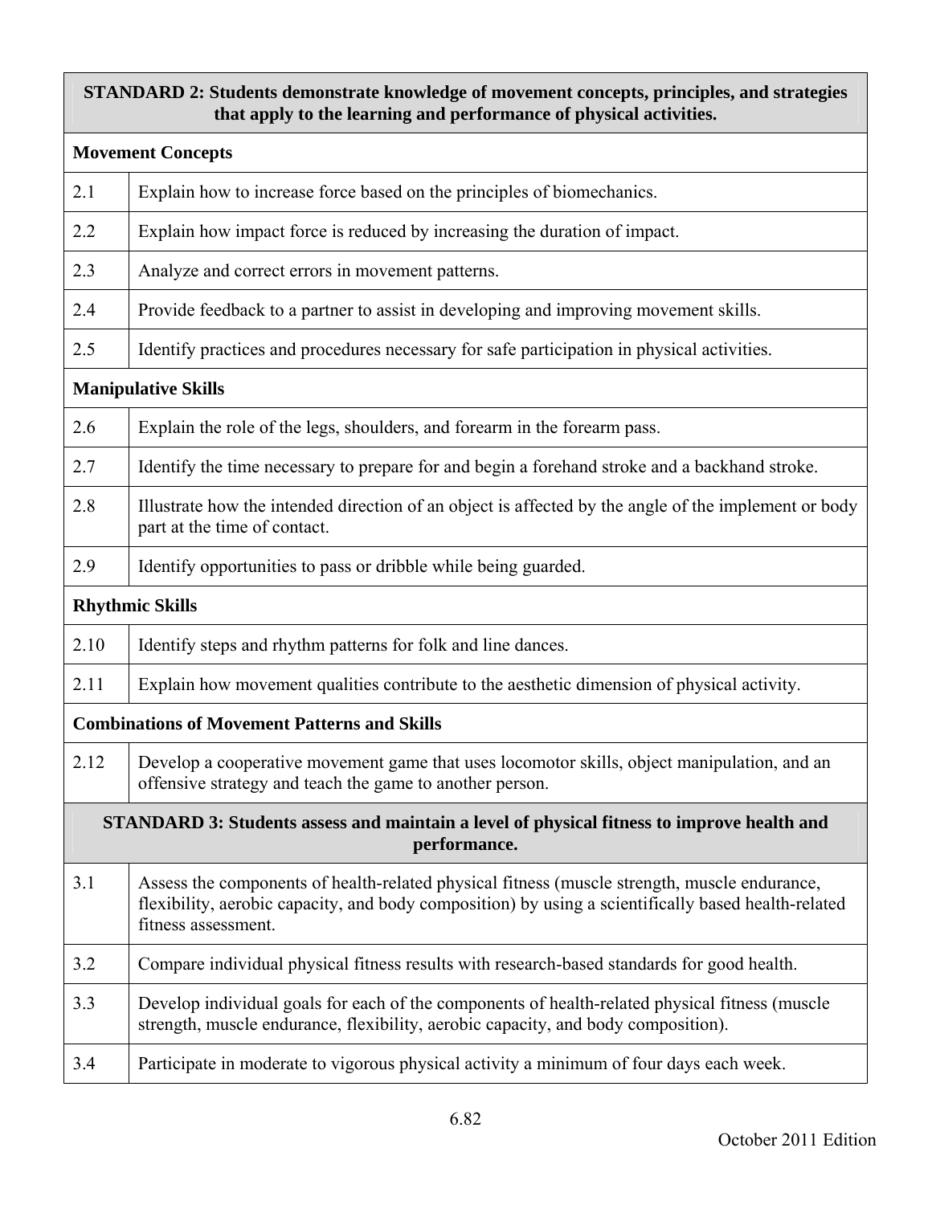| STANDARD 2: Students demonstrate knowledge of movement concepts, principles, and strategies that apply to the learning and performance of physical activities. | |
|---|---|
| **Movement Concepts** | |
| 2.1 | Explain how to increase force based on the principles of biomechanics. |
| 2.2 | Explain how impact force is reduced by increasing the duration of impact. |
| 2.3 | Analyze and correct errors in movement patterns. |
| 2.4 | Provide feedback to a partner to assist in developing and improving movement skills. |
| 2.5 | Identify practices and procedures necessary for safe participation in physical activities. |
| **Manipulative Skills** | |
| 2.6 | Explain the role of the legs, shoulders, and forearm in the forearm pass. |
| 2.7 | Identify the time necessary to prepare for and begin a forehand stroke and a backhand stroke. |
| 2.8 | Illustrate how the intended direction of an object is affected by the angle of the implement or body part at the time of contact. |
| 2.9 | Identify opportunities to pass or dribble while being guarded. |
| **Rhythmic Skills** | |
| 2.10 | Identify steps and rhythm patterns for folk and line dances. |
| 2.11 | Explain how movement qualities contribute to the aesthetic dimension of physical activity. |
| **Combinations of Movement Patterns and Skills** | |
| 2.12 | Develop a cooperative movement game that uses locomotor skills, object manipulation, and an offensive strategy and teach the game to another person. |

| STANDARD 3: Students assess and maintain a level of physical fitness to improve health and performance. | |
|---|---|
| 3.1 | Assess the components of health-related physical fitness (muscle strength, muscle endurance, flexibility, aerobic capacity, and body composition) by using a scientifically based health-related fitness assessment. |
| 3.2 | Compare individual physical fitness results with research-based standards for good health. |
| 3.3 | Develop individual goals for each of the components of health-related physical fitness (muscle strength, muscle endurance, flexibility, aerobic capacity, and body composition). |
| 3.4 | Participate in moderate to vigorous physical activity a minimum of four days each week. |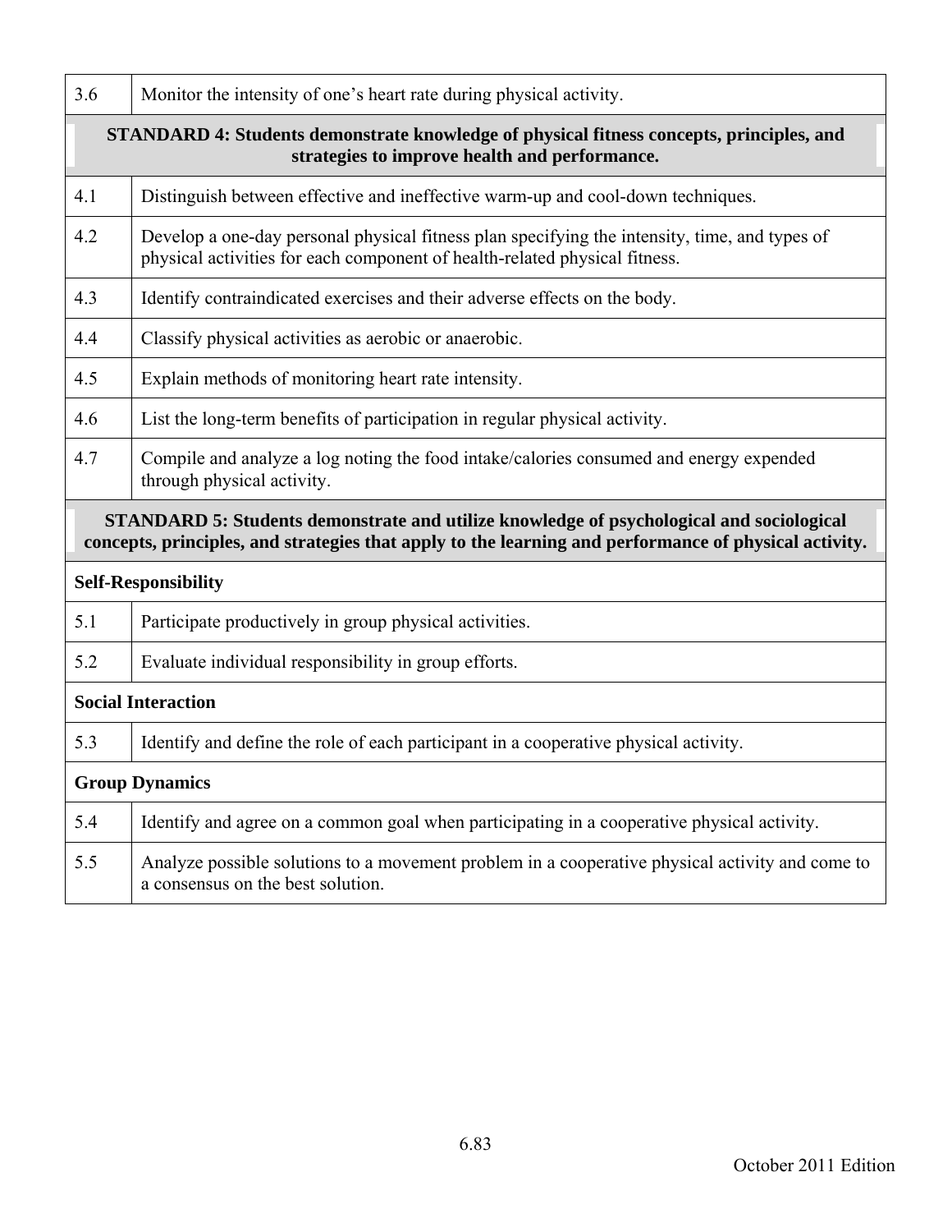| | |
|---|---|
| 3.6 | Monitor the intensity of one's heart rate during physical activity. |
| **STANDARD 4: Students demonstrate knowledge of physical fitness concepts, principles, and strategies to improve health and performance.** | |
| 4.1 | Distinguish between effective and ineffective warm-up and cool-down techniques. |
| 4.2 | Develop a one-day personal physical fitness plan specifying the intensity, time, and types of physical activities for each component of health-related physical fitness. |
| 4.3 | Identify contraindicated exercises and their adverse effects on the body. |
| 4.4 | Classify physical activities as aerobic or anaerobic. |
| 4.5 | Explain methods of monitoring heart rate intensity. |
| 4.6 | List the long-term benefits of participation in regular physical activity. |
| 4.7 | Compile and analyze a log noting the food intake/calories consumed and energy expended through physical activity. |
| **STANDARD 5: Students demonstrate and utilize knowledge of psychological and sociological concepts, principles, and strategies that apply to the learning and performance of physical activity.** | |
| **Self-Responsibility** | |
| 5.1 | Participate productively in group physical activities. |
| 5.2 | Evaluate individual responsibility in group efforts. |
| **Social Interaction** | |
| 5.3 | Identify and define the role of each participant in a cooperative physical activity. |
| **Group Dynamics** | |
| 5.4 | Identify and agree on a common goal when participating in a cooperative physical activity. |
| 5.5 | Analyze possible solutions to a movement problem in a cooperative physical activity and come to a consensus on the best solution. |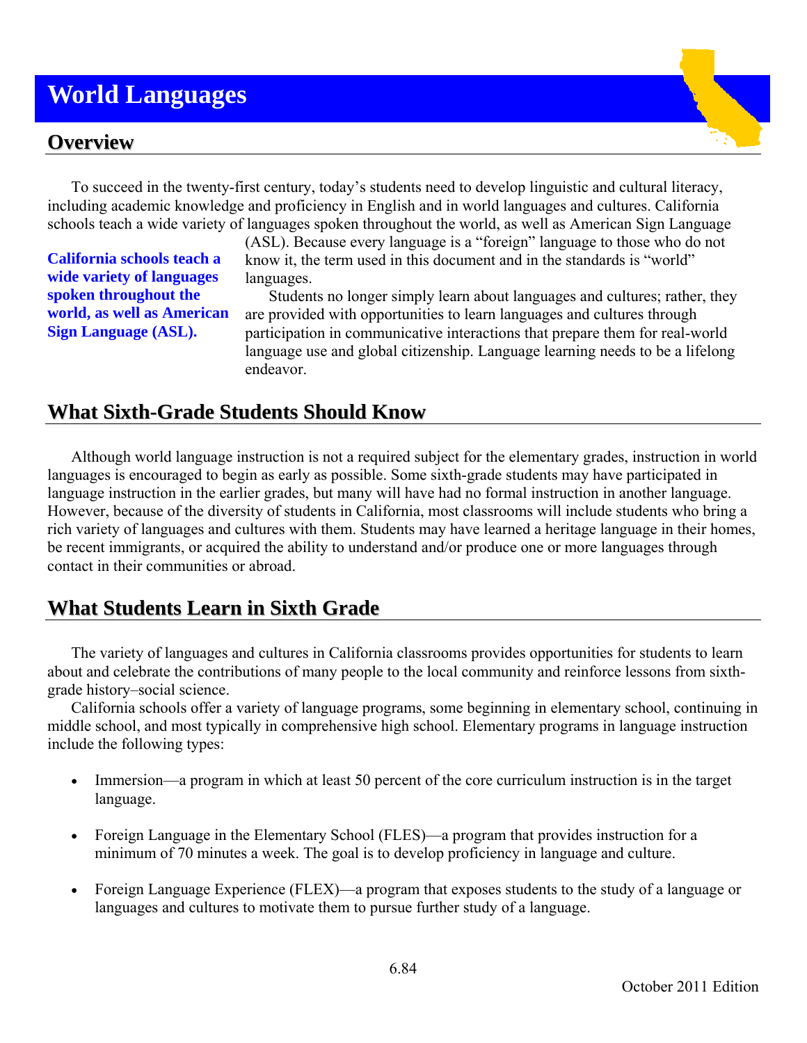# World Languages

## Overview

To succeed in the twenty-first century, today's students need to develop linguistic and cultural literacy, including academic knowledge and proficiency in English and in world languages and cultures. California schools teach a wide variety of languages spoken throughout the world, as well as American Sign Language (ASL). Because every language is a "foreign" language to those who do not know it, the term used in this document and in the standards is "world" languages.

**California schools teach a wide variety of languages spoken throughout the world, as well as American Sign Language (ASL).**

Students no longer simply learn about languages and cultures; rather, they are provided with opportunities to learn languages and cultures through participation in communicative interactions that prepare them for real-world language use and global citizenship. Language learning needs to be a lifelong endeavor.

## What Sixth-Grade Students Should Know

Although world language instruction is not a required subject for the elementary grades, instruction in world languages is encouraged to begin as early as possible. Some sixth-grade students may have participated in language instruction in the earlier grades, but many will have had no formal instruction in another language. However, because of the diversity of students in California, most classrooms will include students who bring a rich variety of languages and cultures with them. Students may have learned a heritage language in their homes, be recent immigrants, or acquired the ability to understand and/or produce one or more languages through contact in their communities or abroad.

## What Students Learn in Sixth Grade

The variety of languages and cultures in California classrooms provides opportunities for students to learn about and celebrate the contributions of many people to the local community and reinforce lessons from sixth-grade history–social science.

California schools offer a variety of language programs, some beginning in elementary school, continuing in middle school, and most typically in comprehensive high school. Elementary programs in language instruction include the following types:

- Immersion—a program in which at least 50 percent of the core curriculum instruction is in the target language.
- Foreign Language in the Elementary School (FLES)—a program that provides instruction for a minimum of 70 minutes a week. The goal is to develop proficiency in language and culture.
- Foreign Language Experience (FLEX)—a program that exposes students to the study of a language or languages and cultures to motivate them to pursue further study of a language.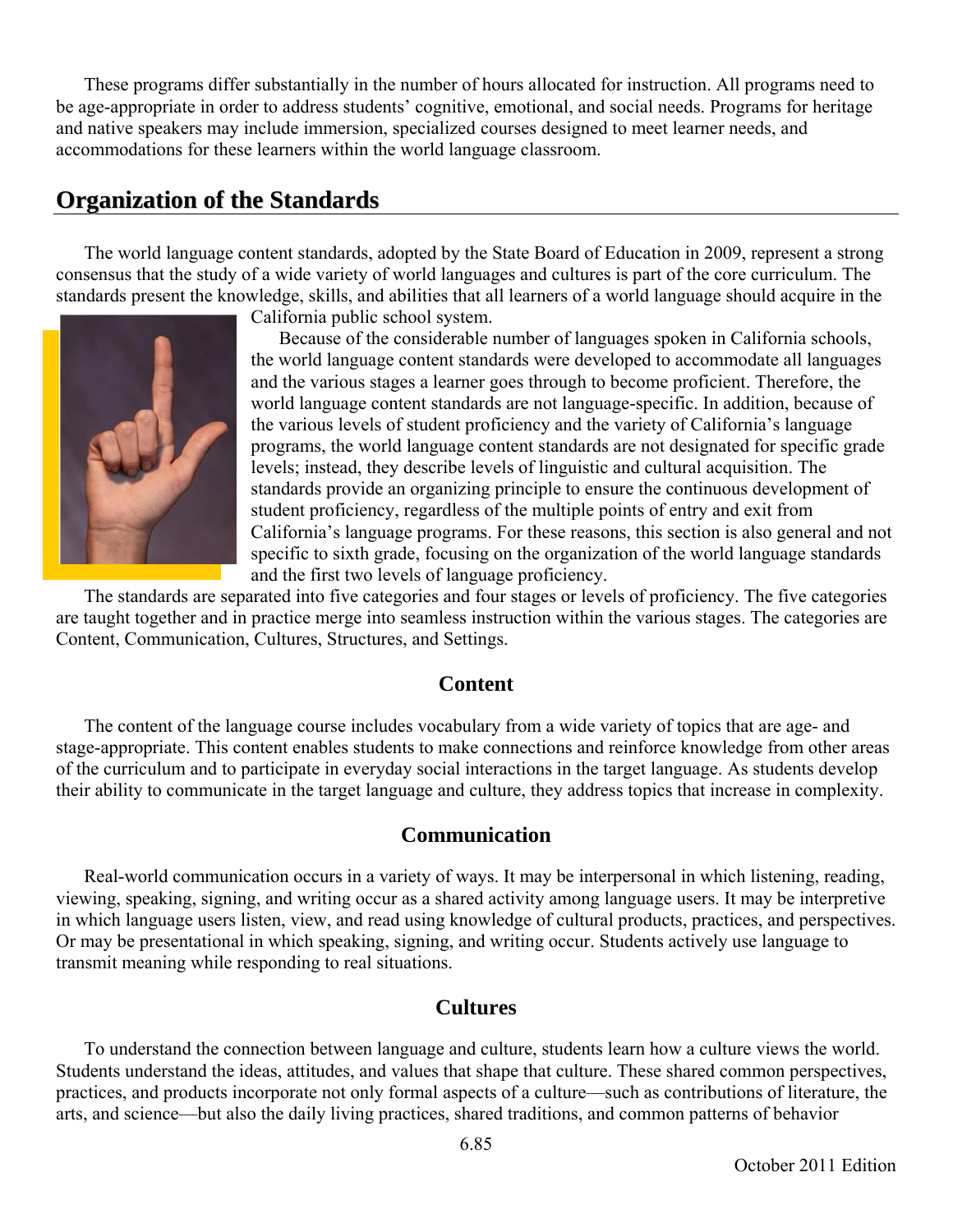These programs differ substantially in the number of hours allocated for instruction. All programs need to be age-appropriate in order to address students' cognitive, emotional, and social needs. Programs for heritage and native speakers may include immersion, specialized courses designed to meet learner needs, and accommodations for these learners within the world language classroom.

## Organization of the Standards

The world language content standards, adopted by the State Board of Education in 2009, represent a strong consensus that the study of a wide variety of world languages and cultures is part of the core curriculum. The standards present the knowledge, skills, and abilities that all learners of a world language should acquire in the California public school system.

Because of the considerable number of languages spoken in California schools, the world language content standards were developed to accommodate all languages and the various stages a learner goes through to become proficient. Therefore, the world language content standards are not language-specific. In addition, because of the various levels of student proficiency and the variety of California's language programs, the world language content standards are not designated for specific grade levels; instead, they describe levels of linguistic and cultural acquisition. The standards provide an organizing principle to ensure the continuous development of student proficiency, regardless of the multiple points of entry and exit from California's language programs. For these reasons, this section is also general and not specific to sixth grade, focusing on the organization of the world language standards and the first two levels of language proficiency.

The standards are separated into five categories and four stages or levels of proficiency. The five categories are taught together and in practice merge into seamless instruction within the various stages. The categories are Content, Communication, Cultures, Structures, and Settings.

### Content

The content of the language course includes vocabulary from a wide variety of topics that are age- and stage-appropriate. This content enables students to make connections and reinforce knowledge from other areas of the curriculum and to participate in everyday social interactions in the target language. As students develop their ability to communicate in the target language and culture, they address topics that increase in complexity.

### Communication

Real-world communication occurs in a variety of ways. It may be interpersonal in which listening, reading, viewing, speaking, signing, and writing occur as a shared activity among language users. It may be interpretive in which language users listen, view, and read using knowledge of cultural products, practices, and perspectives. Or may be presentational in which speaking, signing, and writing occur. Students actively use language to transmit meaning while responding to real situations.

### Cultures

To understand the connection between language and culture, students learn how a culture views the world. Students understand the ideas, attitudes, and values that shape that culture. These shared common perspectives, practices, and products incorporate not only formal aspects of a culture—such as contributions of literature, the arts, and science—but also the daily living practices, shared traditions, and common patterns of behavior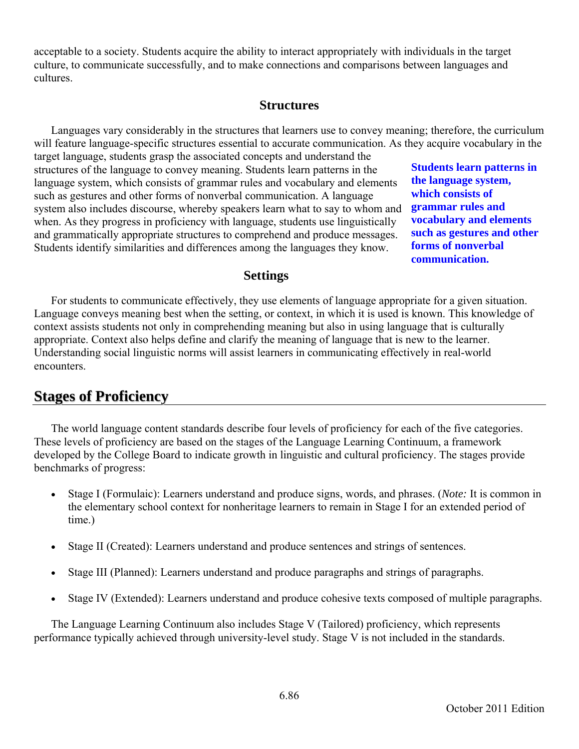acceptable to a society. Students acquire the ability to interact appropriately with individuals in the target culture, to communicate successfully, and to make connections and comparisons between languages and cultures.

### Structures

Languages vary considerably in the structures that learners use to convey meaning; therefore, the curriculum will feature language-specific structures essential to accurate communication. As they acquire vocabulary in the target language, students grasp the associated concepts and understand the structures of the language to convey meaning. Students learn patterns in the language system, which consists of grammar rules and vocabulary and elements such as gestures and other forms of nonverbal communication. A language system also includes discourse, whereby speakers learn what to say to whom and when. As they progress in proficiency with language, students use linguistically and grammatically appropriate structures to comprehend and produce messages. Students identify similarities and differences among the languages they know.

**Students learn patterns in the language system, which consists of grammar rules and vocabulary and elements such as gestures and other forms of nonverbal communication.**

### Settings

For students to communicate effectively, they use elements of language appropriate for a given situation. Language conveys meaning best when the setting, or context, in which it is used is known. This knowledge of context assists students not only in comprehending meaning but also in using language that is culturally appropriate. Context also helps define and clarify the meaning of language that is new to the learner. Understanding social linguistic norms will assist learners in communicating effectively in real-world encounters.

## Stages of Proficiency

The world language content standards describe four levels of proficiency for each of the five categories. These levels of proficiency are based on the stages of the Language Learning Continuum, a framework developed by the College Board to indicate growth in linguistic and cultural proficiency. The stages provide benchmarks of progress:

- Stage I (Formulaic): Learners understand and produce signs, words, and phrases. (*Note:* It is common in the elementary school context for nonheritage learners to remain in Stage I for an extended period of time.)
- Stage II (Created): Learners understand and produce sentences and strings of sentences.
- Stage III (Planned): Learners understand and produce paragraphs and strings of paragraphs.
- Stage IV (Extended): Learners understand and produce cohesive texts composed of multiple paragraphs.

The Language Learning Continuum also includes Stage V (Tailored) proficiency, which represents performance typically achieved through university-level study. Stage V is not included in the standards.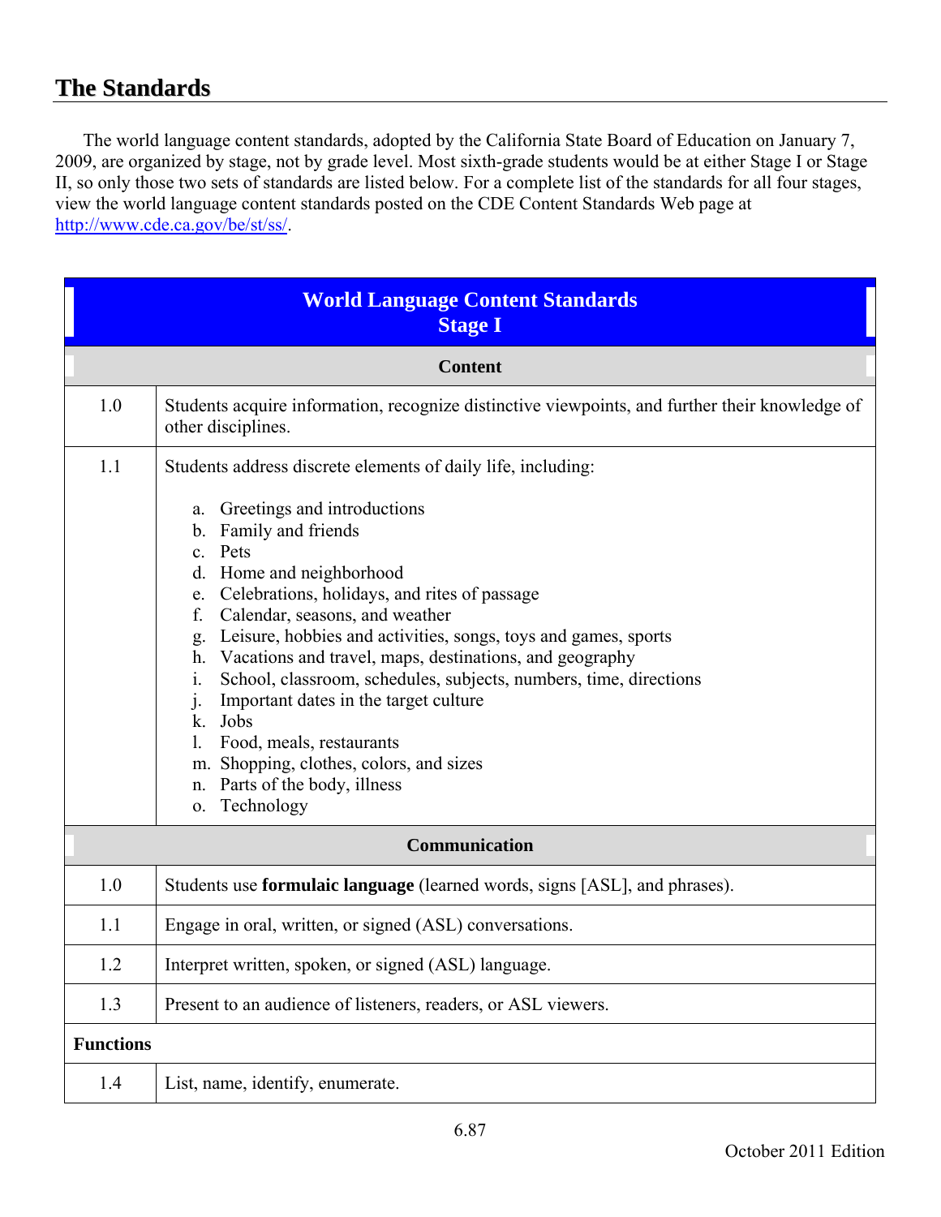## The Standards

The world language content standards, adopted by the California State Board of Education on January 7, 2009, are organized by stage, not by grade level. Most sixth-grade students would be at either Stage I or Stage II, so only those two sets of standards are listed below. For a complete list of the standards for all four stages, view the world language content standards posted on the CDE Content Standards Web page at http://www.cde.ca.gov/be/st/ss/.

| World Language Content Standards Stage I | |
|---|---|
| **Content** | |
| 1.0 | Students acquire information, recognize distinctive viewpoints, and further their knowledge of other disciplines. |
| 1.1 | Students address discrete elements of daily life, including:<br><br>a. Greetings and introductions<br>b. Family and friends<br>c. Pets<br>d. Home and neighborhood<br>e. Celebrations, holidays, and rites of passage<br>f. Calendar, seasons, and weather<br>g. Leisure, hobbies and activities, songs, toys and games, sports<br>h. Vacations and travel, maps, destinations, and geography<br>i. School, classroom, schedules, subjects, numbers, time, directions<br>j. Important dates in the target culture<br>k. Jobs<br>l. Food, meals, restaurants<br>m. Shopping, clothes, colors, and sizes<br>n. Parts of the body, illness<br>o. Technology |
| **Communication** | |
| 1.0 | Students use **formulaic language** (learned words, signs [ASL], and phrases). |
| 1.1 | Engage in oral, written, or signed (ASL) conversations. |
| 1.2 | Interpret written, spoken, or signed (ASL) language. |
| 1.3 | Present to an audience of listeners, readers, or ASL viewers. |
| **Functions** | |
| 1.4 | List, name, identify, enumerate. |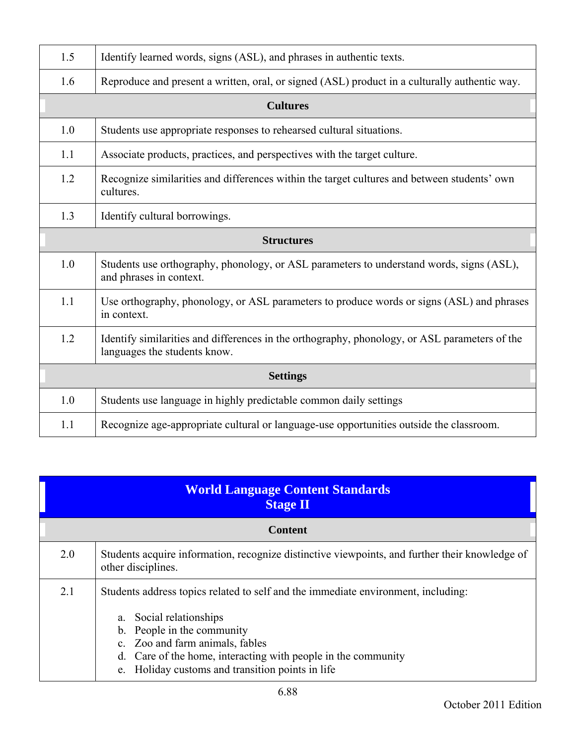| | |
|---|---|
| 1.5 | Identify learned words, signs (ASL), and phrases in authentic texts. |
| 1.6 | Reproduce and present a written, oral, or signed (ASL) product in a culturally authentic way. |
| **Cultures** | |
| 1.0 | Students use appropriate responses to rehearsed cultural situations. |
| 1.1 | Associate products, practices, and perspectives with the target culture. |
| 1.2 | Recognize similarities and differences within the target cultures and between students' own cultures. |
| 1.3 | Identify cultural borrowings. |
| **Structures** | |
| 1.0 | Students use orthography, phonology, or ASL parameters to understand words, signs (ASL), and phrases in context. |
| 1.1 | Use orthography, phonology, or ASL parameters to produce words or signs (ASL) and phrases in context. |
| 1.2 | Identify similarities and differences in the orthography, phonology, or ASL parameters of the languages the students know. |
| **Settings** | |
| 1.0 | Students use language in highly predictable common daily settings |
| 1.1 | Recognize age-appropriate cultural or language-use opportunities outside the classroom. |

## World Language Content Standards
## Stage II

| | |
|---|---|
| **Content** | |
| 2.0 | Students acquire information, recognize distinctive viewpoints, and further their knowledge of other disciplines. |
| 2.1 | Students address topics related to self and the immediate environment, including:<br><br>a. Social relationships<br>b. People in the community<br>c. Zoo and farm animals, fables<br>d. Care of the home, interacting with people in the community<br>e. Holiday customs and transition points in life |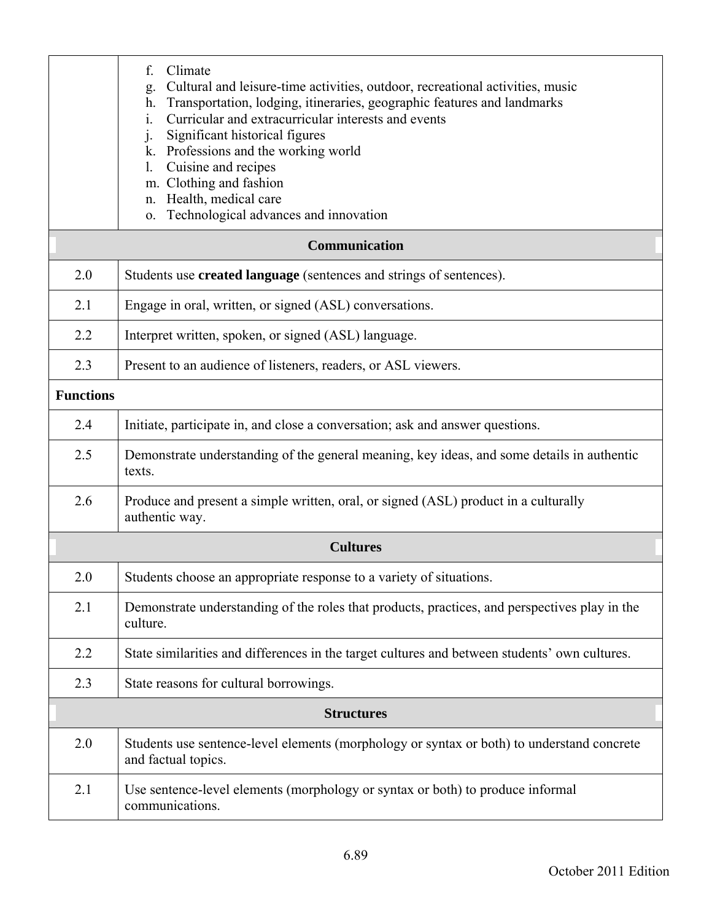| | |
|---|---|
| | f. Climate<br>g. Cultural and leisure-time activities, outdoor, recreational activities, music<br>h. Transportation, lodging, itineraries, geographic features and landmarks<br>i. Curricular and extracurricular interests and events<br>j. Significant historical figures<br>k. Professions and the working world<br>l. Cuisine and recipes<br>m. Clothing and fashion<br>n. Health, medical care<br>o. Technological advances and innovation |
| **Communication** | |
| 2.0 | Students use **created language** (sentences and strings of sentences). |
| 2.1 | Engage in oral, written, or signed (ASL) conversations. |
| 2.2 | Interpret written, spoken, or signed (ASL) language. |
| 2.3 | Present to an audience of listeners, readers, or ASL viewers. |
| **Functions** | |
| 2.4 | Initiate, participate in, and close a conversation; ask and answer questions. |
| 2.5 | Demonstrate understanding of the general meaning, key ideas, and some details in authentic texts. |
| 2.6 | Produce and present a simple written, oral, or signed (ASL) product in a culturally authentic way. |
| **Cultures** | |
| 2.0 | Students choose an appropriate response to a variety of situations. |
| 2.1 | Demonstrate understanding of the roles that products, practices, and perspectives play in the culture. |
| 2.2 | State similarities and differences in the target cultures and between students' own cultures. |
| 2.3 | State reasons for cultural borrowings. |
| **Structures** | |
| 2.0 | Students use sentence-level elements (morphology or syntax or both) to understand concrete and factual topics. |
| 2.1 | Use sentence-level elements (morphology or syntax or both) to produce informal communications. |

October 2011 Edition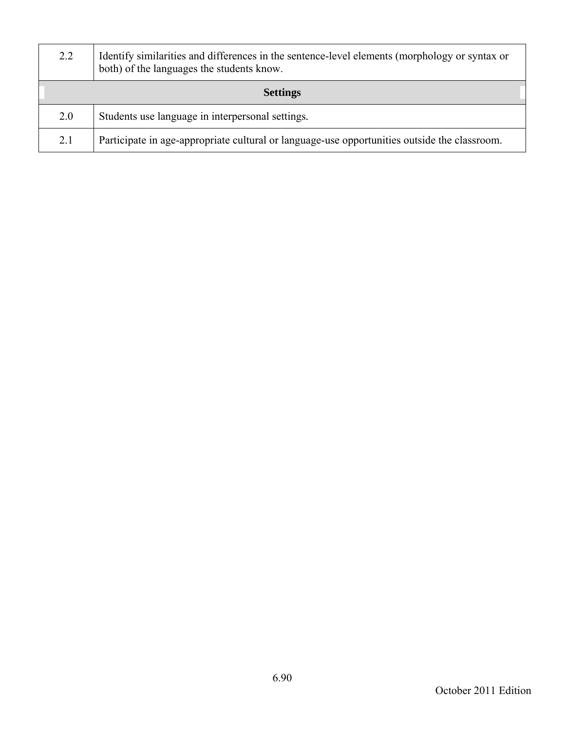| | |
|---|---|
| 2.2 | Identify similarities and differences in the sentence-level elements (morphology or syntax or both) of the languages the students know. |
| **Settings** | |
| 2.0 | Students use language in interpersonal settings. |
| 2.1 | Participate in age-appropriate cultural or language-use opportunities outside the classroom. |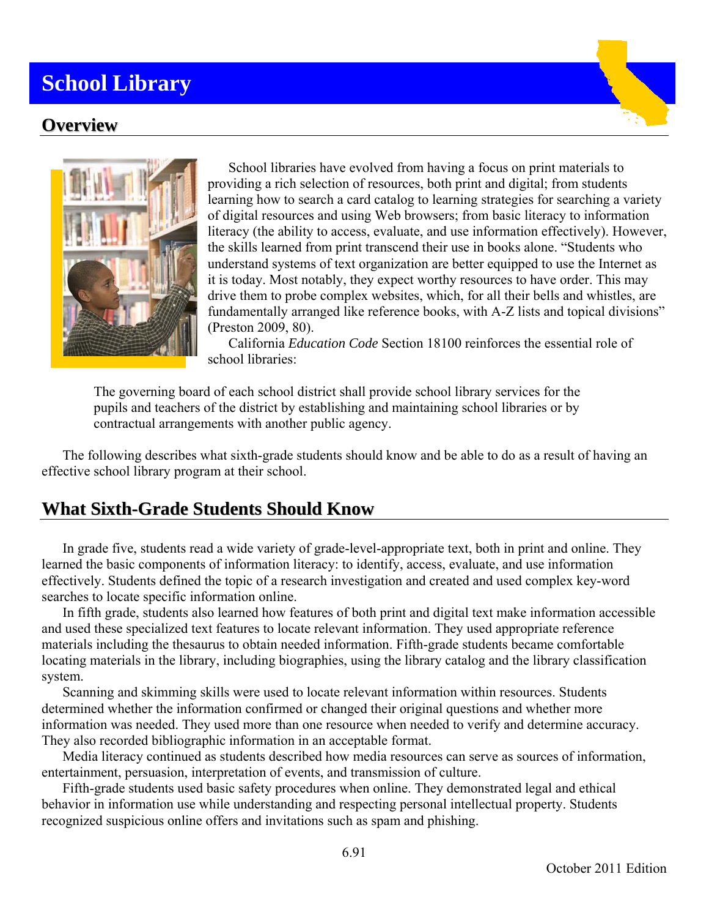# School Library

## Overview

School libraries have evolved from having a focus on print materials to providing a rich selection of resources, both print and digital; from students learning how to search a card catalog to learning strategies for searching a variety of digital resources and using Web browsers; from basic literacy to information literacy (the ability to access, evaluate, and use information effectively). However, the skills learned from print transcend their use in books alone. "Students who understand systems of text organization are better equipped to use the Internet as it is today. Most notably, they expect worthy resources to have order. This may drive them to probe complex websites, which, for all their bells and whistles, are fundamentally arranged like reference books, with A-Z lists and topical divisions" (Preston 2009, 80).

California *Education Code* Section 18100 reinforces the essential role of school libraries:

> The governing board of each school district shall provide school library services for the pupils and teachers of the district by establishing and maintaining school libraries or by contractual arrangements with another public agency.

The following describes what sixth-grade students should know and be able to do as a result of having an effective school library program at their school.

## What Sixth-Grade Students Should Know

In grade five, students read a wide variety of grade-level-appropriate text, both in print and online. They learned the basic components of information literacy: to identify, access, evaluate, and use information effectively. Students defined the topic of a research investigation and created and used complex key-word searches to locate specific information online.

In fifth grade, students also learned how features of both print and digital text make information accessible and used these specialized text features to locate relevant information. They used appropriate reference materials including the thesaurus to obtain needed information. Fifth-grade students became comfortable locating materials in the library, including biographies, using the library catalog and the library classification system.

Scanning and skimming skills were used to locate relevant information within resources. Students determined whether the information confirmed or changed their original questions and whether more information was needed. They used more than one resource when needed to verify and determine accuracy. They also recorded bibliographic information in an acceptable format.

Media literacy continued as students described how media resources can serve as sources of information, entertainment, persuasion, interpretation of events, and transmission of culture.

Fifth-grade students used basic safety procedures when online. They demonstrated legal and ethical behavior in information use while understanding and respecting personal intellectual property. Students recognized suspicious online offers and invitations such as spam and phishing.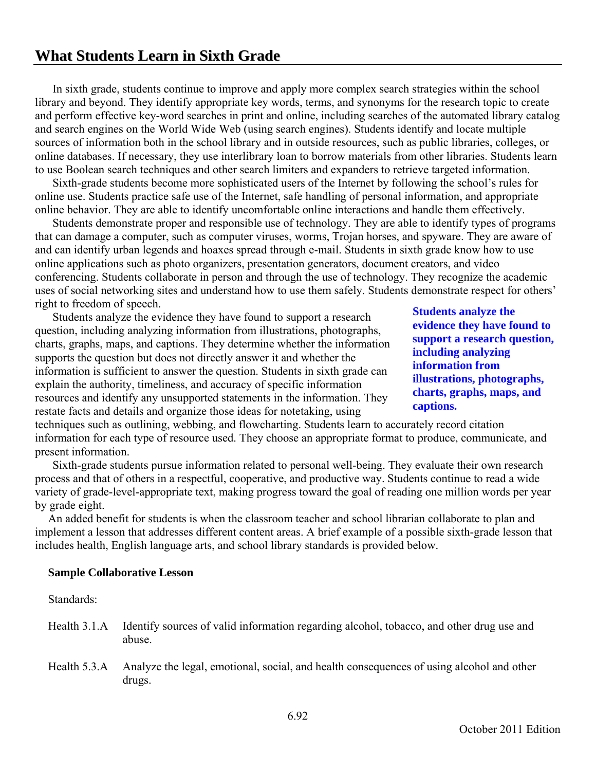## What Students Learn in Sixth Grade

In sixth grade, students continue to improve and apply more complex search strategies within the school library and beyond. They identify appropriate key words, terms, and synonyms for the research topic to create and perform effective key-word searches in print and online, including searches of the automated library catalog and search engines on the World Wide Web (using search engines). Students identify and locate multiple sources of information both in the school library and in outside resources, such as public libraries, colleges, or online databases. If necessary, they use interlibrary loan to borrow materials from other libraries. Students learn to use Boolean search techniques and other search limiters and expanders to retrieve targeted information.

Sixth-grade students become more sophisticated users of the Internet by following the school's rules for online use. Students practice safe use of the Internet, safe handling of personal information, and appropriate online behavior. They are able to identify uncomfortable online interactions and handle them effectively.

Students demonstrate proper and responsible use of technology. They are able to identify types of programs that can damage a computer, such as computer viruses, worms, Trojan horses, and spyware. They are aware of and can identify urban legends and hoaxes spread through e-mail. Students in sixth grade know how to use online applications such as photo organizers, presentation generators, document creators, and video conferencing. Students collaborate in person and through the use of technology. They recognize the academic uses of social networking sites and understand how to use them safely. Students demonstrate respect for others' right to freedom of speech.

Students analyze the evidence they have found to support a research question, including analyzing information from illustrations, photographs, charts, graphs, maps, and captions. They determine whether the information supports the question but does not directly answer it and whether the information is sufficient to answer the question. Students in sixth grade can explain the authority, timeliness, and accuracy of specific information resources and identify any unsupported statements in the information. They restate facts and details and organize those ideas for notetaking, using techniques such as outlining, webbing, and flowcharting. Students learn to accurately record citation information for each type of resource used. They choose an appropriate format to produce, communicate, and present information.

**Students analyze the evidence they have found to support a research question, including analyzing information from illustrations, photographs, charts, graphs, maps, and captions.**

Sixth-grade students pursue information related to personal well-being. They evaluate their own research process and that of others in a respectful, cooperative, and productive way. Students continue to read a wide variety of grade-level-appropriate text, making progress toward the goal of reading one million words per year by grade eight.

An added benefit for students is when the classroom teacher and school librarian collaborate to plan and implement a lesson that addresses different content areas. A brief example of a possible sixth-grade lesson that includes health, English language arts, and school library standards is provided below.

**Sample Collaborative Lesson**

Standards:

Health 3.1.A Identify sources of valid information regarding alcohol, tobacco, and other drug use and abuse.

Health 5.3.A Analyze the legal, emotional, social, and health consequences of using alcohol and other drugs.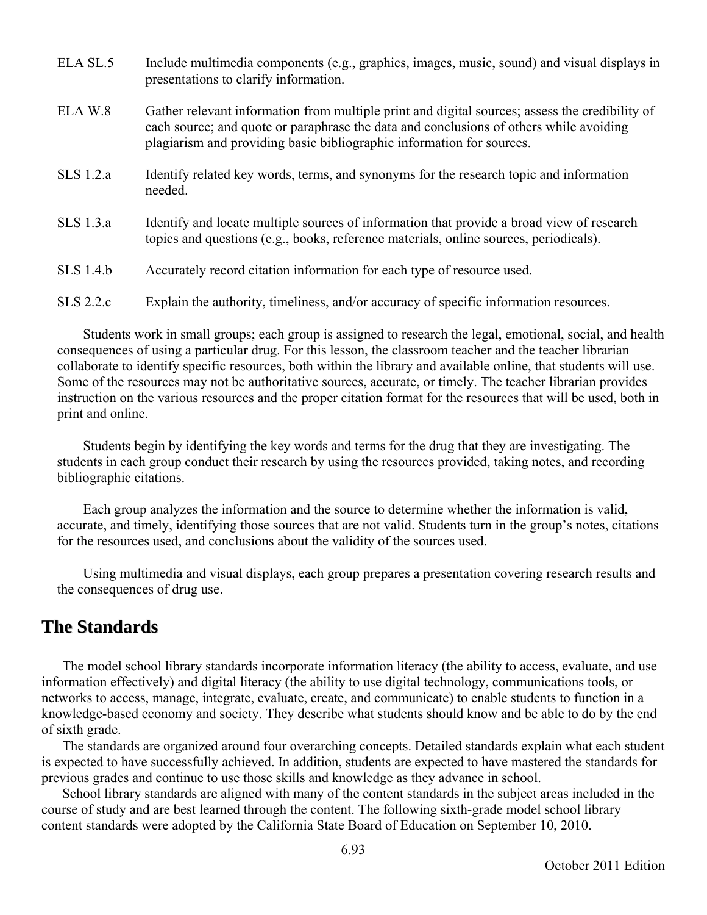| | |
|---|---|
| ELA SL.5 | Include multimedia components (e.g., graphics, images, music, sound) and visual displays in presentations to clarify information. |
| ELA W.8 | Gather relevant information from multiple print and digital sources; assess the credibility of each source; and quote or paraphrase the data and conclusions of others while avoiding plagiarism and providing basic bibliographic information for sources. |
| SLS 1.2.a | Identify related key words, terms, and synonyms for the research topic and information needed. |
| SLS 1.3.a | Identify and locate multiple sources of information that provide a broad view of research topics and questions (e.g., books, reference materials, online sources, periodicals). |
| SLS 1.4.b | Accurately record citation information for each type of resource used. |
| SLS 2.2.c | Explain the authority, timeliness, and/or accuracy of specific information resources. |

Students work in small groups; each group is assigned to research the legal, emotional, social, and health consequences of using a particular drug. For this lesson, the classroom teacher and the teacher librarian collaborate to identify specific resources, both within the library and available online, that students will use. Some of the resources may not be authoritative sources, accurate, or timely. The teacher librarian provides instruction on the various resources and the proper citation format for the resources that will be used, both in print and online.

Students begin by identifying the key words and terms for the drug that they are investigating. The students in each group conduct their research by using the resources provided, taking notes, and recording bibliographic citations.

Each group analyzes the information and the source to determine whether the information is valid, accurate, and timely, identifying those sources that are not valid. Students turn in the group's notes, citations for the resources used, and conclusions about the validity of the sources used.

Using multimedia and visual displays, each group prepares a presentation covering research results and the consequences of drug use.

## The Standards

The model school library standards incorporate information literacy (the ability to access, evaluate, and use information effectively) and digital literacy (the ability to use digital technology, communications tools, or networks to access, manage, integrate, evaluate, create, and communicate) to enable students to function in a knowledge-based economy and society. They describe what students should know and be able to do by the end of sixth grade.

The standards are organized around four overarching concepts. Detailed standards explain what each student is expected to have successfully achieved. In addition, students are expected to have mastered the standards for previous grades and continue to use those skills and knowledge as they advance in school.

School library standards are aligned with many of the content standards in the subject areas included in the course of study and are best learned through the content. The following sixth-grade model school library content standards were adopted by the California State Board of Education on September 10, 2010.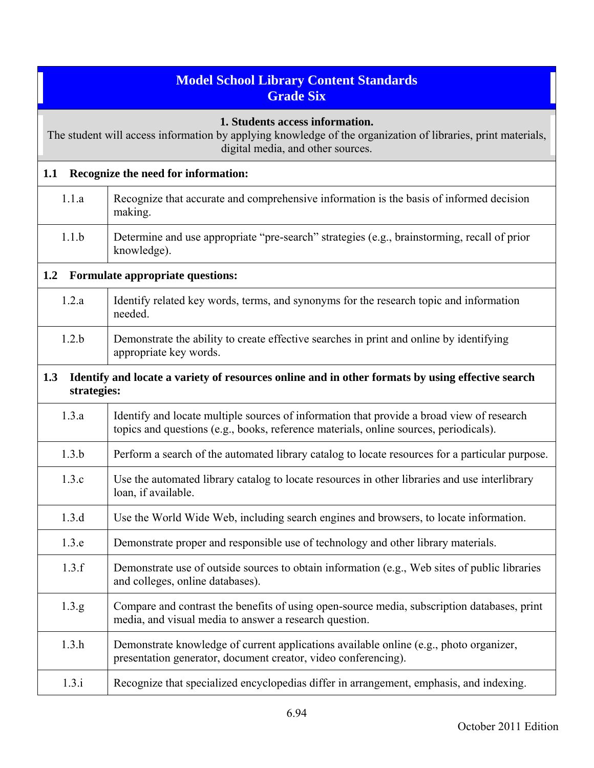## Model School Library Content Standards
## Grade Six

**1. Students access information.**
The student will access information by applying knowledge of the organization of libraries, print materials, digital media, and other sources.

| | |
|---|---|
| **1.1** | **Recognize the need for information:** |
| 1.1.a | Recognize that accurate and comprehensive information is the basis of informed decision making. |
| 1.1.b | Determine and use appropriate "pre-search" strategies (e.g., brainstorming, recall of prior knowledge). |
| **1.2** | **Formulate appropriate questions:** |
| 1.2.a | Identify related key words, terms, and synonyms for the research topic and information needed. |
| 1.2.b | Demonstrate the ability to create effective searches in print and online by identifying appropriate key words. |
| **1.3** | **Identify and locate a variety of resources online and in other formats by using effective search strategies:** |
| 1.3.a | Identify and locate multiple sources of information that provide a broad view of research topics and questions (e.g., books, reference materials, online sources, periodicals). |
| 1.3.b | Perform a search of the automated library catalog to locate resources for a particular purpose. |
| 1.3.c | Use the automated library catalog to locate resources in other libraries and use interlibrary loan, if available. |
| 1.3.d | Use the World Wide Web, including search engines and browsers, to locate information. |
| 1.3.e | Demonstrate proper and responsible use of technology and other library materials. |
| 1.3.f | Demonstrate use of outside sources to obtain information (e.g., Web sites of public libraries and colleges, online databases). |
| 1.3.g | Compare and contrast the benefits of using open-source media, subscription databases, print media, and visual media to answer a research question. |
| 1.3.h | Demonstrate knowledge of current applications available online (e.g., photo organizer, presentation generator, document creator, video conferencing). |
| 1.3.i | Recognize that specialized encyclopedias differ in arrangement, emphasis, and indexing. |

October 2011 Edition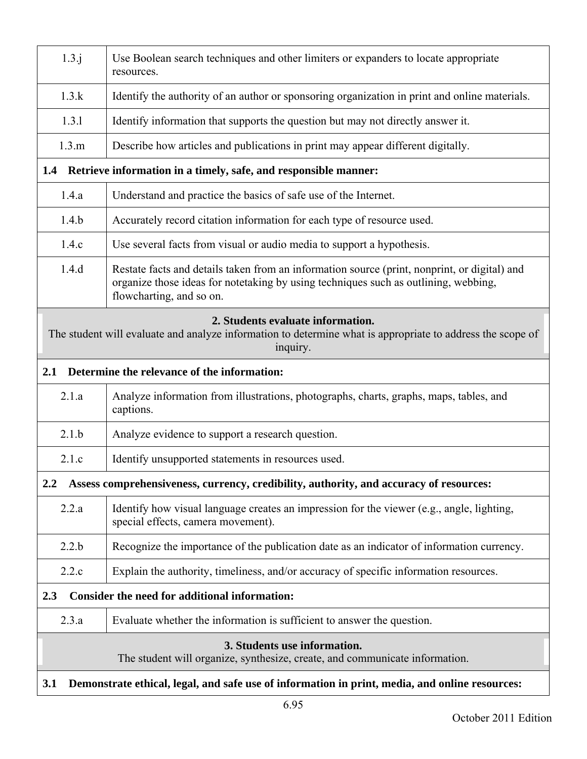| | |
|---|---|
| 1.3.j | Use Boolean search techniques and other limiters or expanders to locate appropriate resources. |
| 1.3.k | Identify the authority of an author or sponsoring organization in print and online materials. |
| 1.3.l | Identify information that supports the question but may not directly answer it. |
| 1.3.m | Describe how articles and publications in print may appear different digitally. |
| **1.4 Retrieve information in a timely, safe, and responsible manner:** | |
| 1.4.a | Understand and practice the basics of safe use of the Internet. |
| 1.4.b | Accurately record citation information for each type of resource used. |
| 1.4.c | Use several facts from visual or audio media to support a hypothesis. |
| 1.4.d | Restate facts and details taken from an information source (print, nonprint, or digital) and organize those ideas for notetaking by using techniques such as outlining, webbing, flowcharting, and so on. |
| **2. Students evaluate information.** The student will evaluate and analyze information to determine what is appropriate to address the scope of inquiry. | |
| **2.1 Determine the relevance of the information:** | |
| 2.1.a | Analyze information from illustrations, photographs, charts, graphs, maps, tables, and captions. |
| 2.1.b | Analyze evidence to support a research question. |
| 2.1.c | Identify unsupported statements in resources used. |
| **2.2 Assess comprehensiveness, currency, credibility, authority, and accuracy of resources:** | |
| 2.2.a | Identify how visual language creates an impression for the viewer (e.g., angle, lighting, special effects, camera movement). |
| 2.2.b | Recognize the importance of the publication date as an indicator of information currency. |
| 2.2.c | Explain the authority, timeliness, and/or accuracy of specific information resources. |
| **2.3 Consider the need for additional information:** | |
| 2.3.a | Evaluate whether the information is sufficient to answer the question. |
| **3. Students use information.** The student will organize, synthesize, create, and communicate information. | |
| **3.1 Demonstrate ethical, legal, and safe use of information in print, media, and online resources:** | |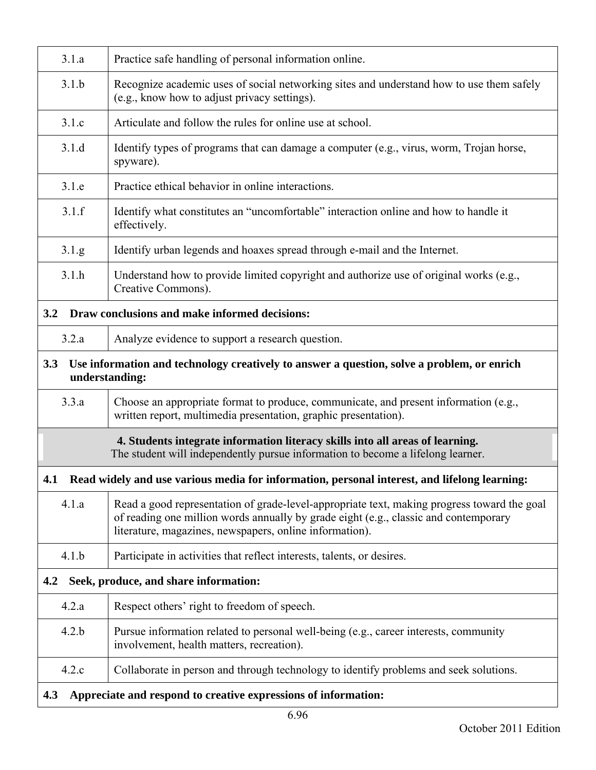| | |
|---|---|
| 3.1.a | Practice safe handling of personal information online. |
| 3.1.b | Recognize academic uses of social networking sites and understand how to use them safely (e.g., know how to adjust privacy settings). |
| 3.1.c | Articulate and follow the rules for online use at school. |
| 3.1.d | Identify types of programs that can damage a computer (e.g., virus, worm, Trojan horse, spyware). |
| 3.1.e | Practice ethical behavior in online interactions. |
| 3.1.f | Identify what constitutes an "uncomfortable" interaction online and how to handle it effectively. |
| 3.1.g | Identify urban legends and hoaxes spread through e-mail and the Internet. |
| 3.1.h | Understand how to provide limited copyright and authorize use of original works (e.g., Creative Commons). |
| **3.2 Draw conclusions and make informed decisions:** | |
| 3.2.a | Analyze evidence to support a research question. |
| **3.3 Use information and technology creatively to answer a question, solve a problem, or enrich understanding:** | |
| 3.3.a | Choose an appropriate format to produce, communicate, and present information (e.g., written report, multimedia presentation, graphic presentation). |
| **4. Students integrate information literacy skills into all areas of learning.** The student will independently pursue information to become a lifelong learner. | |
| **4.1 Read widely and use various media for information, personal interest, and lifelong learning:** | |
| 4.1.a | Read a good representation of grade-level-appropriate text, making progress toward the goal of reading one million words annually by grade eight (e.g., classic and contemporary literature, magazines, newspapers, online information). |
| 4.1.b | Participate in activities that reflect interests, talents, or desires. |
| **4.2 Seek, produce, and share information:** | |
| 4.2.a | Respect others' right to freedom of speech. |
| 4.2.b | Pursue information related to personal well-being (e.g., career interests, community involvement, health matters, recreation). |
| 4.2.c | Collaborate in person and through technology to identify problems and seek solutions. |
| **4.3 Appreciate and respond to creative expressions of information:** | |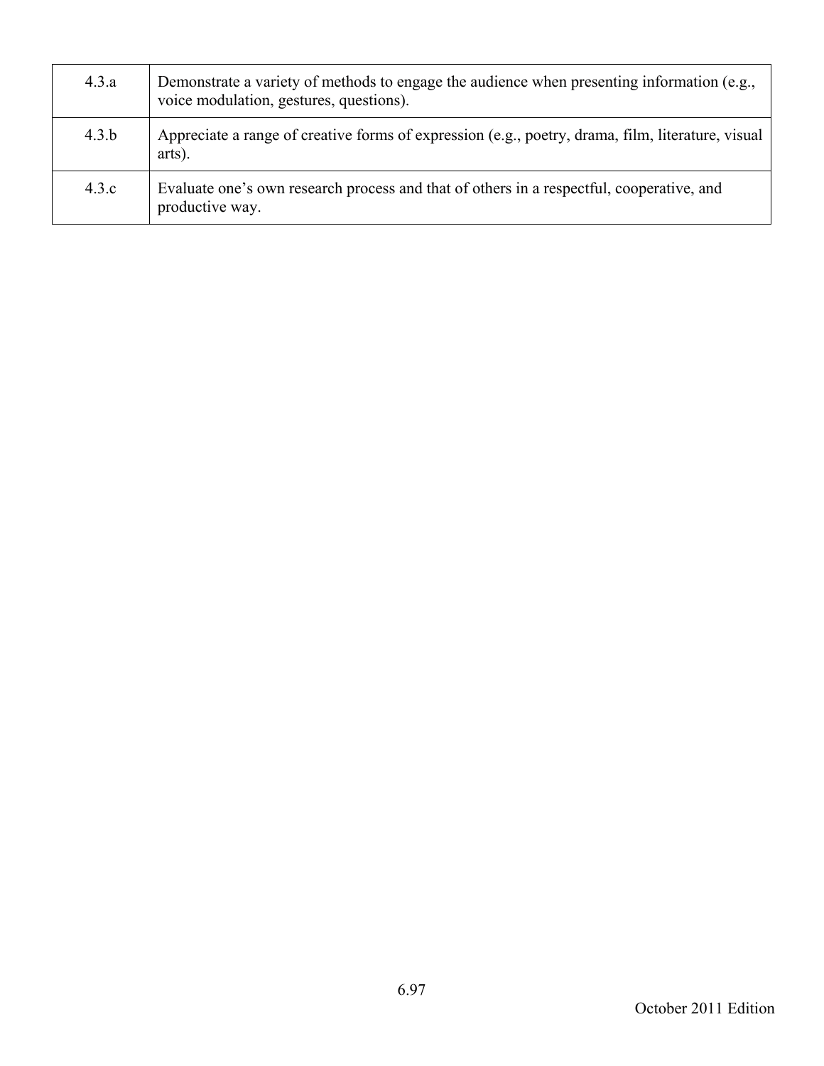| | |
|---|---|
| 4.3.a | Demonstrate a variety of methods to engage the audience when presenting information (e.g., voice modulation, gestures, questions). |
| 4.3.b | Appreciate a range of creative forms of expression (e.g., poetry, drama, film, literature, visual arts). |
| 4.3.c | Evaluate one's own research process and that of others in a respectful, cooperative, and productive way. |